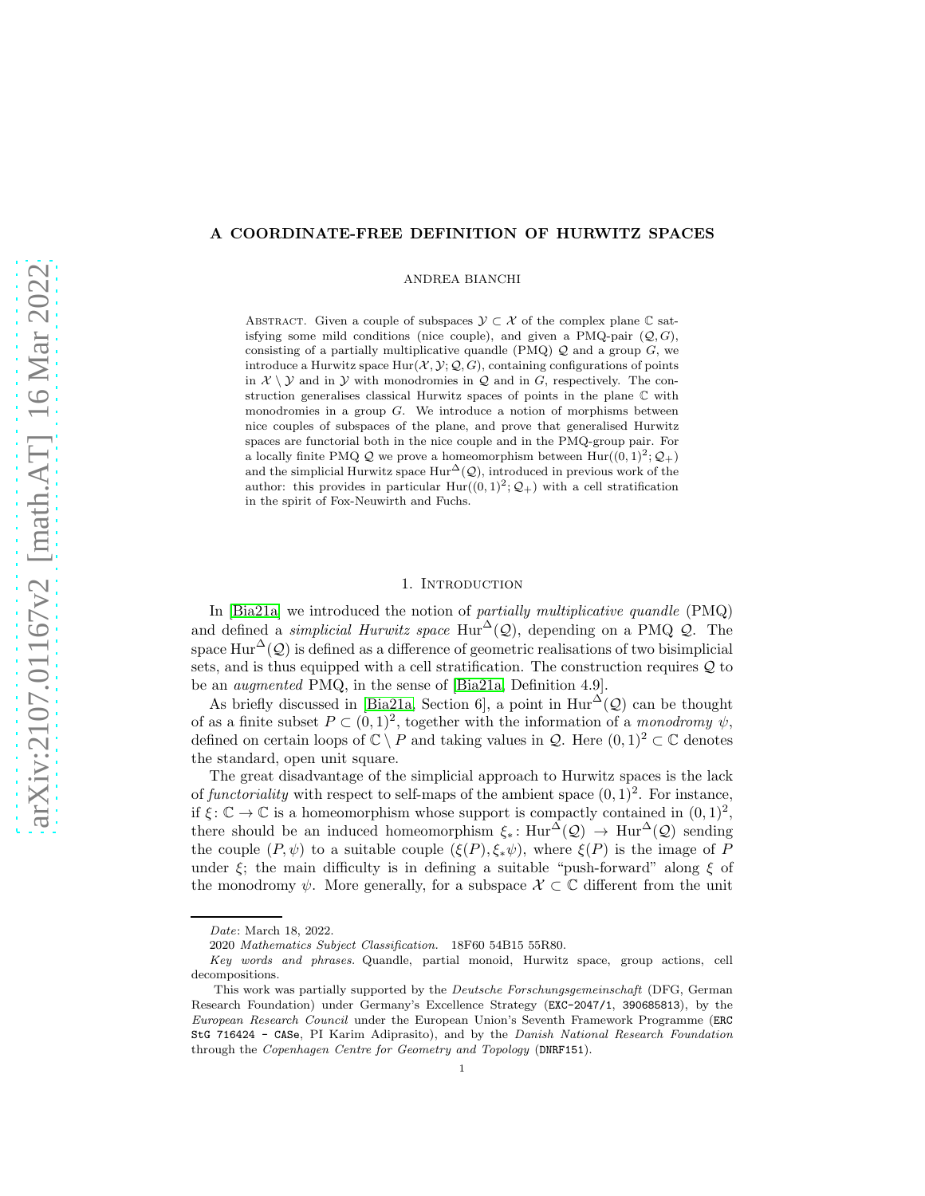# A COORDINATE-FREE DEFINITION OF HURWITZ SPACES

ANDREA BIANCHI

Abstract. Given a couple of subspaces $\mathcal{Y} \subset \mathcal{X}$ of the complex plane $\mathbb{C}$ satisfying some mild conditions (nice couple), and given a PMQ-pair $(\mathcal{Q}, G)$, consisting of a partially multiplicative quandle (PMQ) $\mathcal{Q}$ and a group $G$, we introduce a Hurwitz space $\mathrm{Hur}(\mathcal{X}, \mathcal{Y}; \mathcal{Q}, G)$, containing configurations of points in $\mathcal{X} \setminus \mathcal{Y}$ and in $\mathcal{Y}$ with monodromies in $\mathcal{Q}$ and in $G$, respectively. The construction generalises classical Hurwitz spaces of points in the plane $\mathbb{C}$ with monodromies in a group $G$. We introduce a notion of morphisms between nice couples of subspaces of the plane, and prove that generalised Hurwitz spaces are functorial both in the nice couple and in the PMQ-group pair. For a locally finite PMQ $\mathcal{Q}$ we prove a homeomorphism between $\mathrm{Hur}((0,1)^2; \mathcal{Q}_+)$ and the simplicial Hurwitz space $\mathrm{Hur}^{\Delta}(\mathcal{Q})$, introduced in previous work of the author: this provides in particular $\mathrm{Hur}((0,1)^2; \mathcal{Q}_+)$ with a cell stratification in the spirit of Fox-Neuwirth and Fuchs.

## 1. Introduction

In [Bia21a] we introduced the notion of *partially multiplicative quandle* (PMQ) and defined a *simplicial Hurwitz space* $\mathrm{Hur}^{\Delta}(\mathcal{Q})$, depending on a PMQ $\mathcal{Q}$. The space $\mathrm{Hur}^{\Delta}(\mathcal{Q})$ is defined as a difference of geometric realisations of two bisimplicial sets, and is thus equipped with a cell stratification. The construction requires $\mathcal{Q}$ to be an *augmented* PMQ, in the sense of [Bia21a, Definition 4.9].

As briefly discussed in [Bia21a, Section 6], a point in $\mathrm{Hur}^{\Delta}(\mathcal{Q})$ can be thought of as a finite subset $P \subset (0,1)^2$, together with the information of a *monodromy* $\psi$, defined on certain loops of $\mathbb{C} \setminus P$ and taking values in $\mathcal{Q}$. Here $(0,1)^2 \subset \mathbb{C}$ denotes the standard, open unit square.

The great disadvantage of the simplicial approach to Hurwitz spaces is the lack of *functoriality* with respect to self-maps of the ambient space $(0,1)^2$. For instance, if $\xi\colon \mathbb{C} \to \mathbb{C}$ is a homeomorphism whose support is compactly contained in $(0,1)^2$, there should be an induced homeomorphism $\xi_*\colon \mathrm{Hur}^{\Delta}(\mathcal{Q}) \to \mathrm{Hur}^{\Delta}(\mathcal{Q})$ sending the couple $(P, \psi)$ to a suitable couple $(\xi(P), \xi_*\psi)$, where $\xi(P)$ is the image of $P$ under $\xi$; the main difficulty is in defining a suitable "push-forward" along $\xi$ of the monodromy $\psi$. More generally, for a subspace $\mathcal{X} \subset \mathbb{C}$ different from the unit

---

*Date*: March 18, 2022.

2020 *Mathematics Subject Classification.* 18F60 54B15 55R80.

*Key words and phrases.* Quandle, partial monoid, Hurwitz space, group actions, cell decompositions.

This work was partially supported by the *Deutsche Forschungsgemeinschaft* (DFG, German Research Foundation) under Germany's Excellence Strategy (EXC-2047/1, 390685813), by the *European Research Council* under the European Union's Seventh Framework Programme (ERC StG 716424 - CASe, PI Karim Adiprasito), and by the *Danish National Research Foundation* through the *Copenhagen Centre for Geometry and Topology* (DNRF151).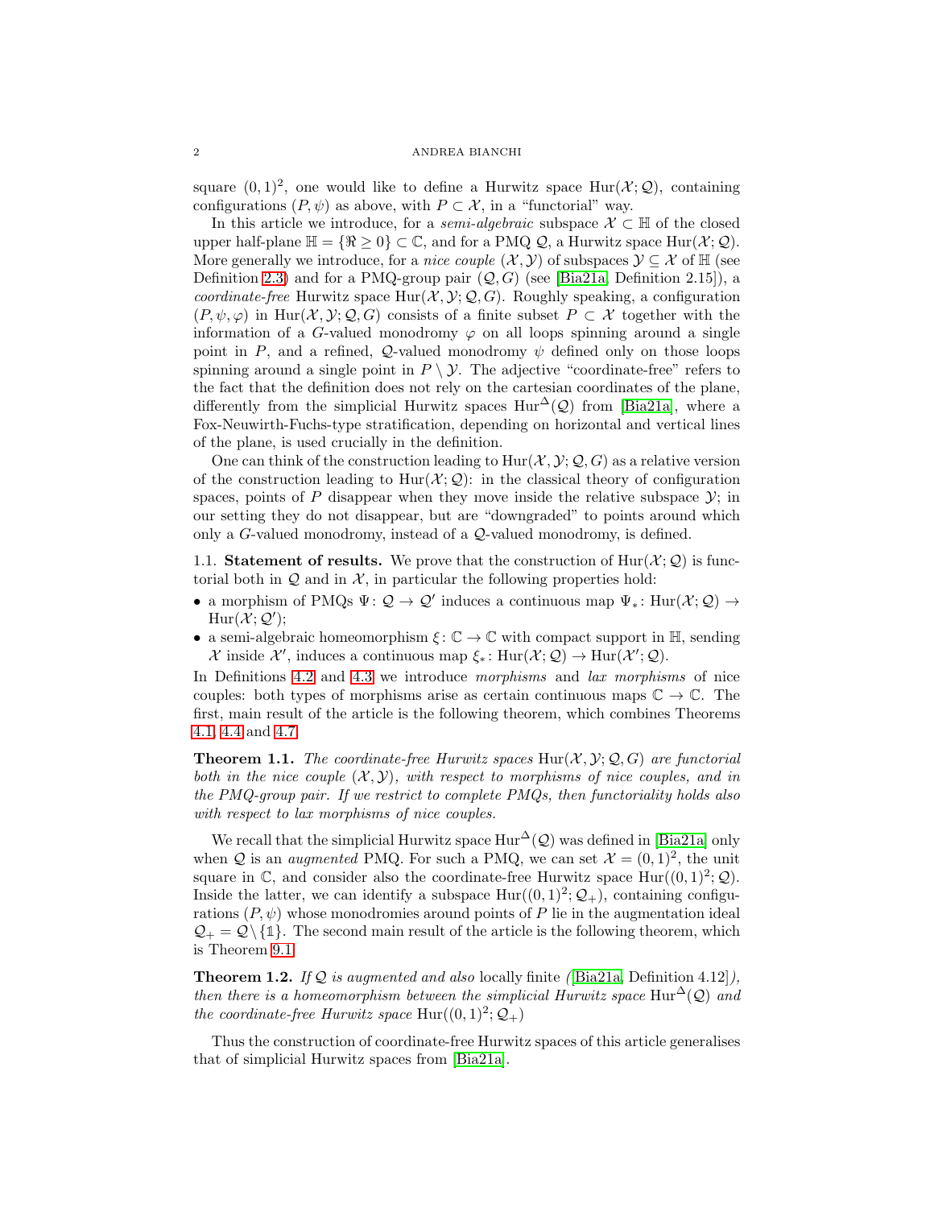square $(0,1)^2$, one would like to define a Hurwitz space $\mathrm{Hur}(\mathcal{X};\mathcal{Q})$, containing configurations $(P,\psi)$ as above, with $P\subset\mathcal{X}$, in a "functorial" way.

In this article we introduce, for a *semi-algebraic* subspace $\mathcal{X}\subset\mathbb{H}$ of the closed upper half-plane $\mathbb{H}=\{\Re\geq 0\}\subset\mathbb{C}$, and for a PMQ $\mathcal{Q}$, a Hurwitz space $\mathrm{Hur}(\mathcal{X};\mathcal{Q})$. More generally we introduce, for a *nice couple* $(\mathcal{X},\mathcal{Y})$ of subspaces $\mathcal{Y}\subseteq\mathcal{X}$ of $\mathbb{H}$ (see Definition 2.3) and for a PMQ-group pair $(\mathcal{Q},G)$ (see [Bia21a, Definition 2.15]), a *coordinate-free* Hurwitz space $\mathrm{Hur}(\mathcal{X},\mathcal{Y};\mathcal{Q},G)$. Roughly speaking, a configuration $(P,\psi,\varphi)$ in $\mathrm{Hur}(\mathcal{X},\mathcal{Y};\mathcal{Q},G)$ consists of a finite subset $P\subset\mathcal{X}$ together with the information of a $G$-valued monodromy $\varphi$ on all loops spinning around a single point in $P$, and a refined, $\mathcal{Q}$-valued monodromy $\psi$ defined only on those loops spinning around a single point in $P\setminus\mathcal{Y}$. The adjective "coordinate-free" refers to the fact that the definition does not rely on the cartesian coordinates of the plane, differently from the simplicial Hurwitz spaces $\mathrm{Hur}^{\Delta}(\mathcal{Q})$ from [Bia21a], where a Fox-Neuwirth-Fuchs-type stratification, depending on horizontal and vertical lines of the plane, is used crucially in the definition.

One can think of the construction leading to $\mathrm{Hur}(\mathcal{X},\mathcal{Y};\mathcal{Q},G)$ as a relative version of the construction leading to $\mathrm{Hur}(\mathcal{X};\mathcal{Q})$: in the classical theory of configuration spaces, points of $P$ disappear when they move inside the relative subspace $\mathcal{Y}$; in our setting they do not disappear, but are "downgraded" to points around which only a $G$-valued monodromy, instead of a $\mathcal{Q}$-valued monodromy, is defined.

## 1.1. Statement of results.

We prove that the construction of $\mathrm{Hur}(\mathcal{X};\mathcal{Q})$ is functorial both in $\mathcal{Q}$ and in $\mathcal{X}$, in particular the following properties hold:

- a morphism of PMQs $\Psi\colon\mathcal{Q}\to\mathcal{Q}'$ induces a continuous map $\Psi_*\colon\mathrm{Hur}(\mathcal{X};\mathcal{Q})\to\mathrm{Hur}(\mathcal{X};\mathcal{Q}')$;
- a semi-algebraic homeomorphism $\xi\colon\mathbb{C}\to\mathbb{C}$ with compact support in $\mathbb{H}$, sending $\mathcal{X}$ inside $\mathcal{X}'$, induces a continuous map $\xi_*\colon\mathrm{Hur}(\mathcal{X};\mathcal{Q})\to\mathrm{Hur}(\mathcal{X}';\mathcal{Q})$.

In Definitions 4.2 and 4.3 we introduce *morphisms* and *lax morphisms* of nice couples: both types of morphisms arise as certain continuous maps $\mathbb{C}\to\mathbb{C}$. The first, main result of the article is the following theorem, which combines Theorems 4.1, 4.4 and 4.7.

**Theorem 1.1.** *The coordinate-free Hurwitz spaces $\mathrm{Hur}(\mathcal{X},\mathcal{Y};\mathcal{Q},G)$ are functorial both in the nice couple $(\mathcal{X},\mathcal{Y})$, with respect to morphisms of nice couples, and in the PMQ-group pair. If we restrict to complete PMQs, then functoriality holds also with respect to lax morphisms of nice couples.*

We recall that the simplicial Hurwitz space $\mathrm{Hur}^{\Delta}(\mathcal{Q})$ was defined in [Bia21a] only when $\mathcal{Q}$ is an *augmented* PMQ. For such a PMQ, we can set $\mathcal{X}=(0,1)^2$, the unit square in $\mathbb{C}$, and consider also the coordinate-free Hurwitz space $\mathrm{Hur}((0,1)^2;\mathcal{Q})$. Inside the latter, we can identify a subspace $\mathrm{Hur}((0,1)^2;\mathcal{Q}_+)$, containing configurations $(P,\psi)$ whose monodromies around points of $P$ lie in the augmentation ideal $\mathcal{Q}_+=\mathcal{Q}\setminus\{\mathbb{1}\}$. The second main result of the article is the following theorem, which is Theorem 9.1.

**Theorem 1.2.** *If $\mathcal{Q}$ is augmented and also* locally finite *([Bia21a, Definition 4.12]), then there is a homeomorphism between the simplicial Hurwitz space $\mathrm{Hur}^{\Delta}(\mathcal{Q})$ and the coordinate-free Hurwitz space $\mathrm{Hur}((0,1)^2;\mathcal{Q}_+)$*

Thus the construction of coordinate-free Hurwitz spaces of this article generalises that of simplicial Hurwitz spaces from [Bia21a].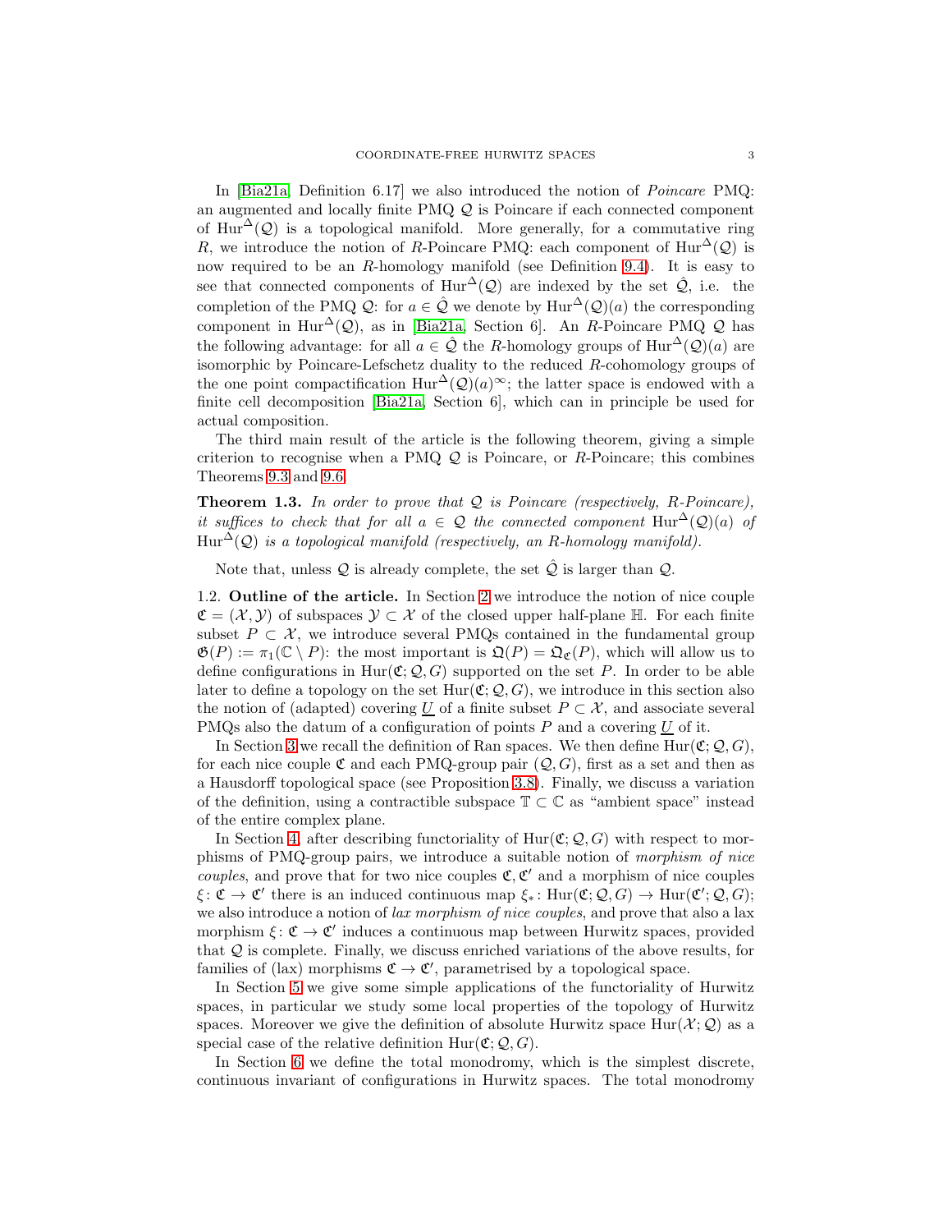In [Bia21a, Definition 6.17] we also introduced the notion of *Poincare* PMQ: an augmented and locally finite PMQ $\mathcal{Q}$ is Poincare if each connected component of $\mathrm{Hur}^{\Delta}(\mathcal{Q})$ is a topological manifold. More generally, for a commutative ring $R$, we introduce the notion of $R$-Poincare PMQ: each component of $\mathrm{Hur}^{\Delta}(\mathcal{Q})$ is now required to be an $R$-homology manifold (see Definition 9.4). It is easy to see that connected components of $\mathrm{Hur}^{\Delta}(\mathcal{Q})$ are indexed by the set $\hat{\mathcal{Q}}$, i.e. the completion of the PMQ $\mathcal{Q}$: for $a \in \hat{\mathcal{Q}}$ we denote by $\mathrm{Hur}^{\Delta}(\mathcal{Q})(a)$ the corresponding component in $\mathrm{Hur}^{\Delta}(\mathcal{Q})$, as in [Bia21a, Section 6]. An $R$-Poincare PMQ $\mathcal{Q}$ has the following advantage: for all $a \in \hat{\mathcal{Q}}$ the $R$-homology groups of $\mathrm{Hur}^{\Delta}(\mathcal{Q})(a)$ are isomorphic by Poincare-Lefschetz duality to the reduced $R$-cohomology groups of the one point compactification $\mathrm{Hur}^{\Delta}(\mathcal{Q})(a)^{\infty}$; the latter space is endowed with a finite cell decomposition [Bia21a, Section 6], which can in principle be used for actual composition.

The third main result of the article is the following theorem, giving a simple criterion to recognise when a PMQ $\mathcal{Q}$ is Poincare, or $R$-Poincare; this combines Theorems 9.3 and 9.6.

**Theorem 1.3.** *In order to prove that $\mathcal{Q}$ is Poincare (respectively, $R$-Poincare), it suffices to check that for all $a \in \mathcal{Q}$ the connected component $\mathrm{Hur}^{\Delta}(\mathcal{Q})(a)$ of $\mathrm{Hur}^{\Delta}(\mathcal{Q})$ is a topological manifold (respectively, an $R$-homology manifold).*

Note that, unless $\mathcal{Q}$ is already complete, the set $\hat{\mathcal{Q}}$ is larger than $\mathcal{Q}$.

1.2. **Outline of the article.** In Section 2 we introduce the notion of nice couple $\mathfrak{C} = (\mathcal{X}, \mathcal{Y})$ of subspaces $\mathcal{Y} \subset \mathcal{X}$ of the closed upper half-plane $\mathbb{H}$. For each finite subset $P \subset \mathcal{X}$, we introduce several PMQs contained in the fundamental group $\mathfrak{G}(P) := \pi_1(\mathbb{C} \setminus P)$: the most important is $\mathfrak{Q}(P) = \mathfrak{Q}_{\mathfrak{C}}(P)$, which will allow us to define configurations in $\mathrm{Hur}(\mathfrak{C}; \mathcal{Q}, G)$ supported on the set $P$. In order to be able later to define a topology on the set $\mathrm{Hur}(\mathfrak{C}; \mathcal{Q}, G)$, we introduce in this section also the notion of (adapted) covering $\underline{U}$ of a finite subset $P \subset \mathcal{X}$, and associate several PMQs also the datum of a configuration of points $P$ and a covering $\underline{U}$ of it.

In Section 3 we recall the definition of Ran spaces. We then define $\mathrm{Hur}(\mathfrak{C}; \mathcal{Q}, G)$, for each nice couple $\mathfrak{C}$ and each PMQ-group pair $(\mathcal{Q}, G)$, first as a set and then as a Hausdorff topological space (see Proposition 3.8). Finally, we discuss a variation of the definition, using a contractible subspace $\mathbb{T} \subset \mathbb{C}$ as "ambient space" instead of the entire complex plane.

In Section 4, after describing functoriality of $\mathrm{Hur}(\mathfrak{C}; \mathcal{Q}, G)$ with respect to morphisms of PMQ-group pairs, we introduce a suitable notion of *morphism of nice couples*, and prove that for two nice couples $\mathfrak{C}, \mathfrak{C}'$ and a morphism of nice couples $\xi \colon \mathfrak{C} \to \mathfrak{C}'$ there is an induced continuous map $\xi_* \colon \mathrm{Hur}(\mathfrak{C}; \mathcal{Q}, G) \to \mathrm{Hur}(\mathfrak{C}'; \mathcal{Q}, G)$; we also introduce a notion of *lax morphism of nice couples*, and prove that also a lax morphism $\xi \colon \mathfrak{C} \to \mathfrak{C}'$ induces a continuous map between Hurwitz spaces, provided that $\mathcal{Q}$ is complete. Finally, we discuss enriched variations of the above results, for families of (lax) morphisms $\mathfrak{C} \to \mathfrak{C}'$, parametrised by a topological space.

In Section 5 we give some simple applications of the functoriality of Hurwitz spaces, in particular we study some local properties of the topology of Hurwitz spaces. Moreover we give the definition of absolute Hurwitz space $\mathrm{Hur}(\mathcal{X}; \mathcal{Q})$ as a special case of the relative definition $\mathrm{Hur}(\mathfrak{C}; \mathcal{Q}, G)$.

In Section 6 we define the total monodromy, which is the simplest discrete, continuous invariant of configurations in Hurwitz spaces. The total monodromy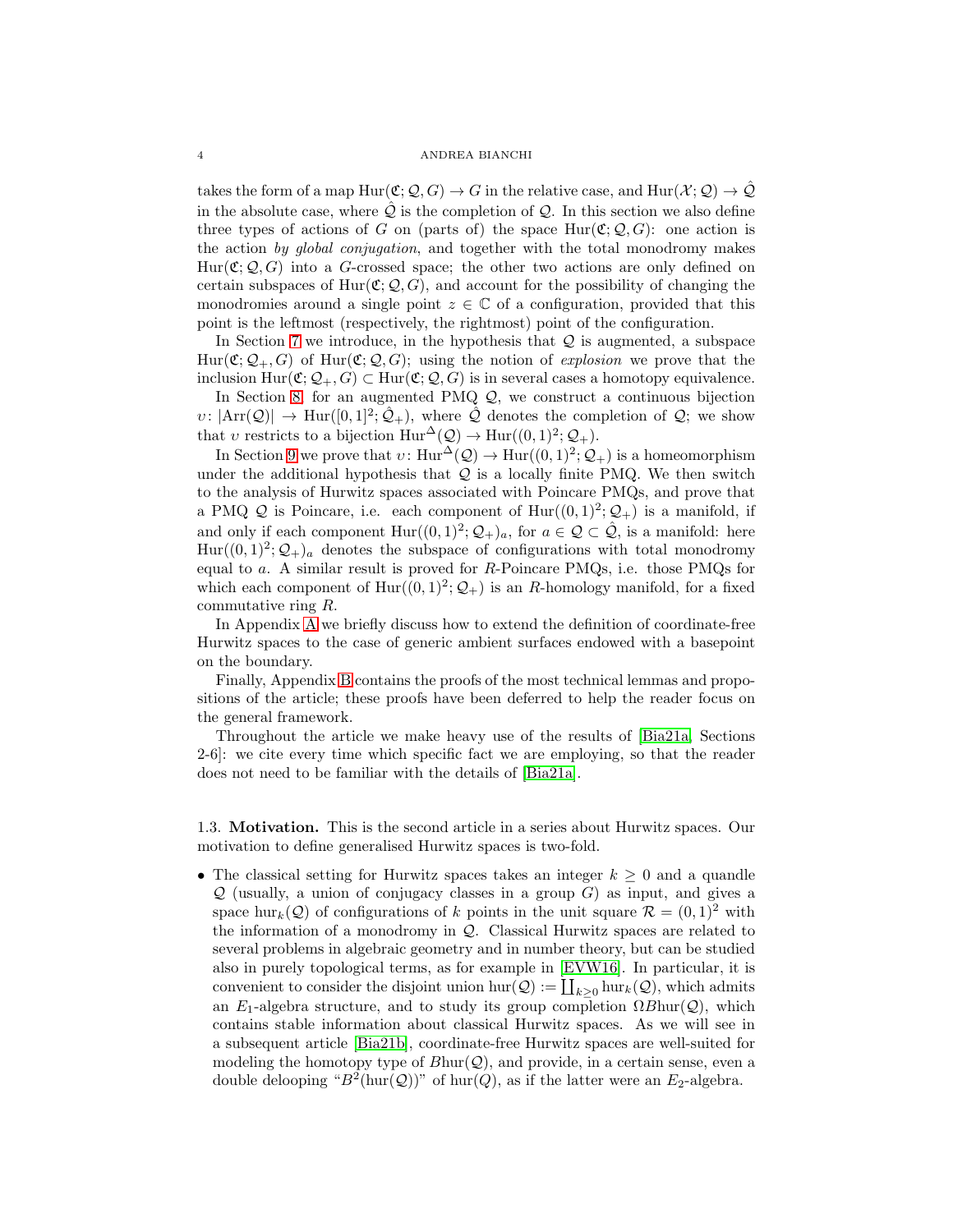takes the form of a map $\mathrm{Hur}(\mathfrak{C};\mathcal{Q},G)\to G$ in the relative case, and $\mathrm{Hur}(\mathcal{X};\mathcal{Q})\to\hat{\mathcal{Q}}$ in the absolute case, where $\hat{\mathcal{Q}}$ is the completion of $\mathcal{Q}$. In this section we also define three types of actions of $G$ on (parts of) the space $\mathrm{Hur}(\mathfrak{C};\mathcal{Q},G)$: one action is the action *by global conjugation*, and together with the total monodromy makes $\mathrm{Hur}(\mathfrak{C};\mathcal{Q},G)$ into a $G$-crossed space; the other two actions are only defined on certain subspaces of $\mathrm{Hur}(\mathfrak{C};\mathcal{Q},G)$, and account for the possibility of changing the monodromies around a single point $z\in\mathbb{C}$ of a configuration, provided that this point is the leftmost (respectively, the rightmost) point of the configuration.

In Section 7 we introduce, in the hypothesis that $\mathcal{Q}$ is augmented, a subspace $\mathrm{Hur}(\mathfrak{C};\mathcal{Q}_+,G)$ of $\mathrm{Hur}(\mathfrak{C};\mathcal{Q},G)$; using the notion of *explosion* we prove that the inclusion $\mathrm{Hur}(\mathfrak{C};\mathcal{Q}_+,G)\subset\mathrm{Hur}(\mathfrak{C};\mathcal{Q},G)$ is in several cases a homotopy equivalence.

In Section 8, for an augmented PMQ $\mathcal{Q}$, we construct a continuous bijection $\upsilon\colon|\mathrm{Arr}(\mathcal{Q})|\to\mathrm{Hur}([0,1]^2;\hat{\mathcal{Q}}_+)$, where $\hat{\mathcal{Q}}$ denotes the completion of $\mathcal{Q}$; we show that $\upsilon$ restricts to a bijection $\mathrm{Hur}^{\Delta}(\mathcal{Q})\to\mathrm{Hur}((0,1)^2;\mathcal{Q}_+)$.

In Section 9 we prove that $\upsilon\colon\mathrm{Hur}^{\Delta}(\mathcal{Q})\to\mathrm{Hur}((0,1)^2;\mathcal{Q}_+)$ is a homeomorphism under the additional hypothesis that $\mathcal{Q}$ is a locally finite PMQ. We then switch to the analysis of Hurwitz spaces associated with Poincare PMQs, and prove that a PMQ $\mathcal{Q}$ is Poincare, i.e. each component of $\mathrm{Hur}((0,1)^2;\mathcal{Q}_+)$ is a manifold, if and only if each component $\mathrm{Hur}((0,1)^2;\mathcal{Q}_+)_a$, for $a\in\mathcal{Q}\subset\hat{\mathcal{Q}}$, is a manifold: here $\mathrm{Hur}((0,1)^2;\mathcal{Q}_+)_a$ denotes the subspace of configurations with total monodromy equal to $a$. A similar result is proved for $R$-Poincare PMQs, i.e. those PMQs for which each component of $\mathrm{Hur}((0,1)^2;\mathcal{Q}_+)$ is an $R$-homology manifold, for a fixed commutative ring $R$.

In Appendix A we briefly discuss how to extend the definition of coordinate-free Hurwitz spaces to the case of generic ambient surfaces endowed with a basepoint on the boundary.

Finally, Appendix B contains the proofs of the most technical lemmas and propositions of the article; these proofs have been deferred to help the reader focus on the general framework.

Throughout the article we make heavy use of the results of [Bia21a, Sections 2-6]: we cite every time which specific fact we are employing, so that the reader does not need to be familiar with the details of [Bia21a].

### 1.3. Motivation.

This is the second article in a series about Hurwitz spaces. Our motivation to define generalised Hurwitz spaces is two-fold.

- The classical setting for Hurwitz spaces takes an integer $k\geq 0$ and a quandle $\mathcal{Q}$ (usually, a union of conjugacy classes in a group $G$) as input, and gives a space $\mathrm{hur}_k(\mathcal{Q})$ of configurations of $k$ points in the unit square $\mathcal{R}=(0,1)^2$ with the information of a monodromy in $\mathcal{Q}$. Classical Hurwitz spaces are related to several problems in algebraic geometry and in number theory, but can be studied also in purely topological terms, as for example in [EVW16]. In particular, it is convenient to consider the disjoint union $\mathrm{hur}(\mathcal{Q}):=\coprod_{k\geq 0}\mathrm{hur}_k(\mathcal{Q})$, which admits an $E_1$-algebra structure, and to study its group completion $\Omega B\mathrm{hur}(\mathcal{Q})$, which contains stable information about classical Hurwitz spaces. As we will see in a subsequent article [Bia21b], coordinate-free Hurwitz spaces are well-suited for modeling the homotopy type of $B\mathrm{hur}(\mathcal{Q})$, and provide, in a certain sense, even a double delooping "$B^2(\mathrm{hur}(\mathcal{Q}))$" of $\mathrm{hur}(Q)$, as if the latter were an $E_2$-algebra.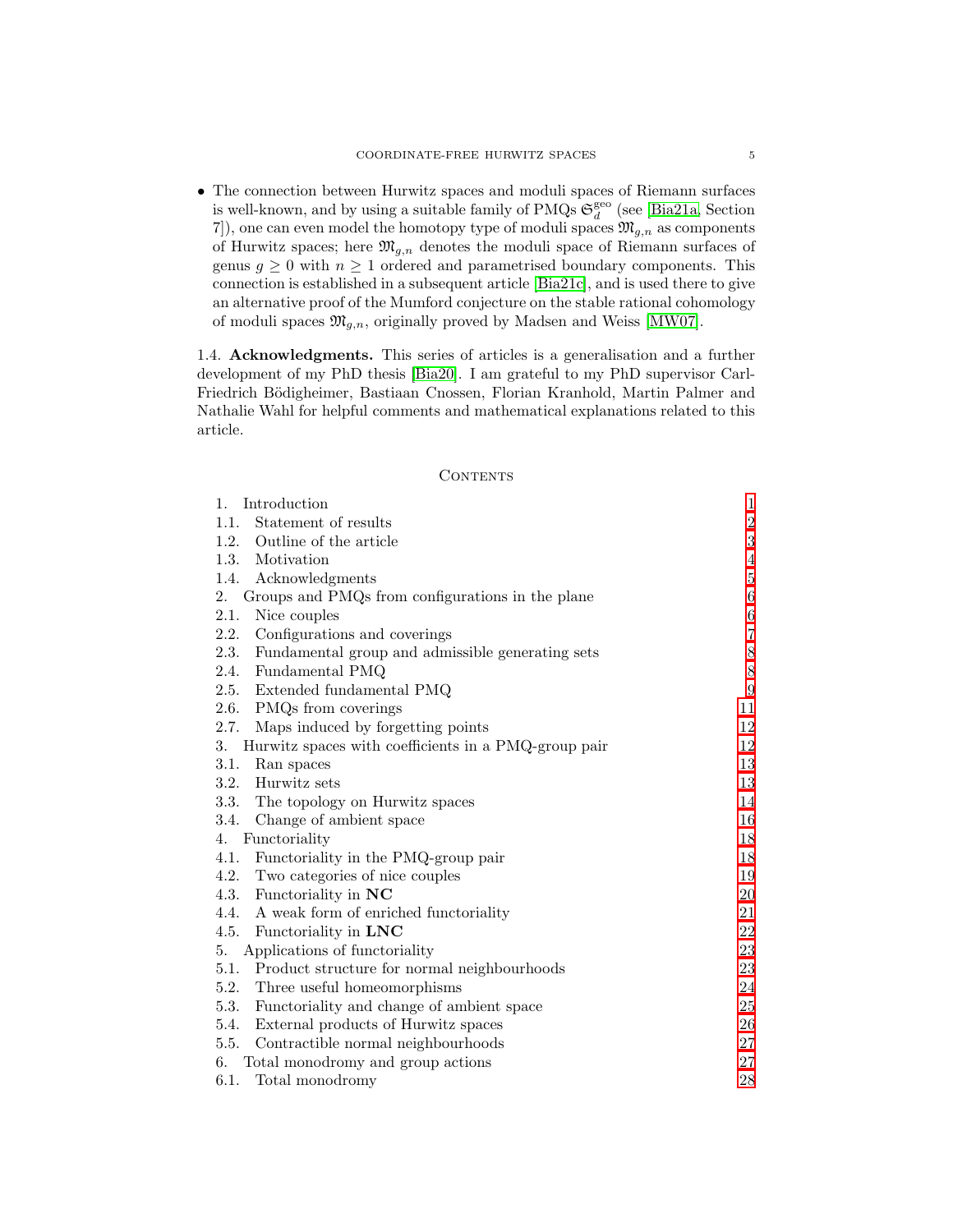- The connection between Hurwitz spaces and moduli spaces of Riemann surfaces is well-known, and by using a suitable family of PMQs $\mathfrak{S}_d^{\mathrm{geo}}$ (see [Bia21a, Section 7]), one can even model the homotopy type of moduli spaces $\mathfrak{M}_{g,n}$ as components of Hurwitz spaces; here $\mathfrak{M}_{g,n}$ denotes the moduli space of Riemann surfaces of genus $g \geq 0$ with $n \geq 1$ ordered and parametrised boundary components. This connection is established in a subsequent article [Bia21c], and is used there to give an alternative proof of the Mumford conjecture on the stable rational cohomology of moduli spaces $\mathfrak{M}_{g,n}$, originally proved by Madsen and Weiss [MW07].

1.4. **Acknowledgments.** This series of articles is a generalisation and a further development of my PhD thesis [Bia20]. I am grateful to my PhD supervisor Carl-Friedrich Bödigheimer, Bastiaan Cnossen, Florian Kranhold, Martin Palmer and Nathalie Wahl for helpful comments and mathematical explanations related to this article.

## Contents

| | |
|---|---|
| 1. Introduction | 1 |
| 1.1. Statement of results | 2 |
| 1.2. Outline of the article | 3 |
| 1.3. Motivation | 4 |
| 1.4. Acknowledgments | 5 |
| 2. Groups and PMQs from configurations in the plane | 6 |
| 2.1. Nice couples | 6 |
| 2.2. Configurations and coverings | 7 |
| 2.3. Fundamental group and admissible generating sets | 8 |
| 2.4. Fundamental PMQ | 8 |
| 2.5. Extended fundamental PMQ | 9 |
| 2.6. PMQs from coverings | 11 |
| 2.7. Maps induced by forgetting points | 12 |
| 3. Hurwitz spaces with coefficients in a PMQ-group pair | 12 |
| 3.1. Ran spaces | 13 |
| 3.2. Hurwitz sets | 13 |
| 3.3. The topology on Hurwitz spaces | 14 |
| 3.4. Change of ambient space | 16 |
| 4. Functoriality | 18 |
| 4.1. Functoriality in the PMQ-group pair | 18 |
| 4.2. Two categories of nice couples | 19 |
| 4.3. Functoriality in **NC** | 20 |
| 4.4. A weak form of enriched functoriality | 21 |
| 4.5. Functoriality in **LNC** | 22 |
| 5. Applications of functoriality | 23 |
| 5.1. Product structure for normal neighbourhoods | 23 |
| 5.2. Three useful homeomorphisms | 24 |
| 5.3. Functoriality and change of ambient space | 25 |
| 5.4. External products of Hurwitz spaces | 26 |
| 5.5. Contractible normal neighbourhoods | 27 |
| 6. Total monodromy and group actions | 27 |
| 6.1. Total monodromy | 28 |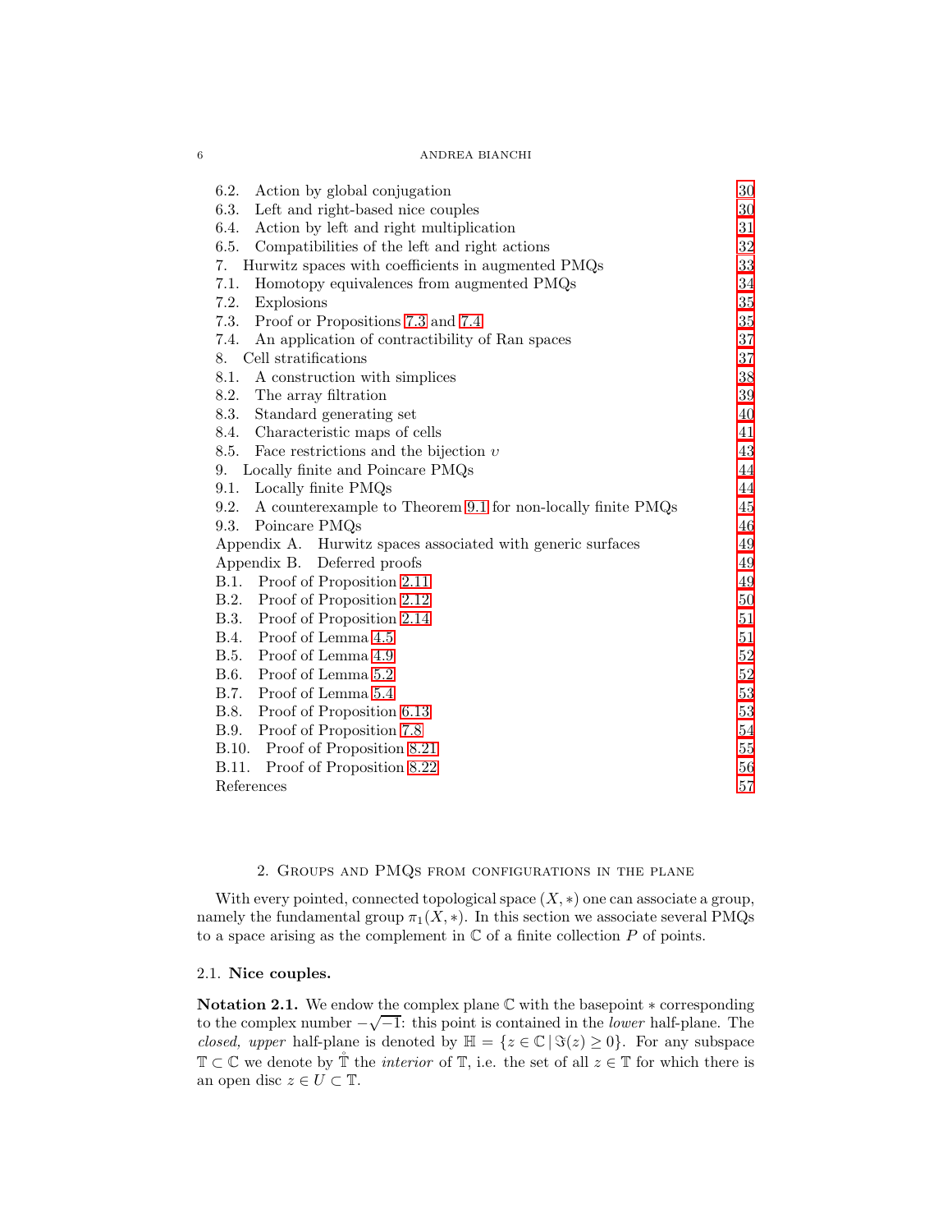6.2. Action by global conjugation 30
6.3. Left and right-based nice couples 30
6.4. Action by left and right multiplication 31
6.5. Compatibilities of the left and right actions 32
7. Hurwitz spaces with coefficients in augmented PMQs 33
7.1. Homotopy equivalences from augmented PMQs 34
7.2. Explosions 35
7.3. Proof or Propositions 7.3 and 7.4 35
7.4. An application of contractibility of Ran spaces 37
8. Cell stratifications 37
8.1. A construction with simplices 38
8.2. The array filtration 39
8.3. Standard generating set 40
8.4. Characteristic maps of cells 41
8.5. Face restrictions and the bijection $\upsilon$ 43
9. Locally finite and Poincare PMQs 44
9.1. Locally finite PMQs 44
9.2. A counterexample to Theorem 9.1 for non-locally finite PMQs 45
9.3. Poincare PMQs 46
Appendix A. Hurwitz spaces associated with generic surfaces 49
Appendix B. Deferred proofs 49
B.1. Proof of Proposition 2.11 49
B.2. Proof of Proposition 2.12 50
B.3. Proof of Proposition 2.14 51
B.4. Proof of Lemma 4.5 51
B.5. Proof of Lemma 4.9 52
B.6. Proof of Lemma 5.2 52
B.7. Proof of Lemma 5.4 53
B.8. Proof of Proposition 6.13 53
B.9. Proof of Proposition 7.8 54
B.10. Proof of Proposition 8.21 55
B.11. Proof of Proposition 8.22 56
References 57

## 2. Groups and PMQs from configurations in the plane

With every pointed, connected topological space $(X, *)$ one can associate a group, namely the fundamental group $\pi_1(X, *)$. In this section we associate several PMQs to a space arising as the complement in $\mathbb{C}$ of a finite collection $P$ of points.

### 2.1. Nice couples.

**Notation 2.1.** We endow the complex plane $\mathbb{C}$ with the basepoint $*$ corresponding to the complex number $-\sqrt{-1}$: this point is contained in the *lower* half-plane. The *closed, upper* half-plane is denoted by $\mathbb{H} = \{z \in \mathbb{C} \,|\, \Im(z) \geq 0\}$. For any subspace $\mathbb{T} \subset \mathbb{C}$ we denote by $\mathring{\mathbb{T}}$ the *interior* of $\mathbb{T}$, i.e. the set of all $z \in \mathbb{T}$ for which there is an open disc $z \in U \subset \mathbb{T}$.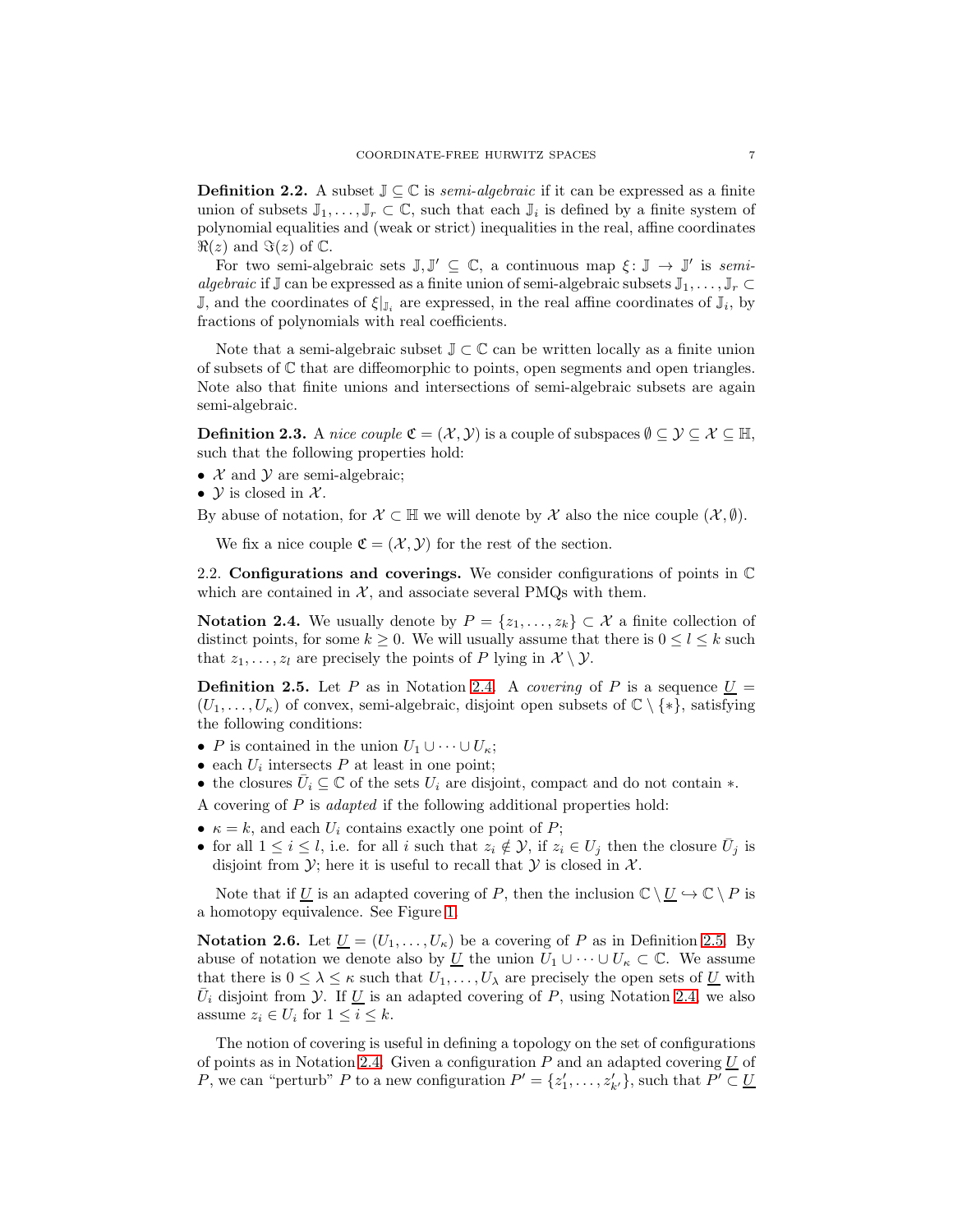**Definition 2.2.** A subset $\mathbb{J} \subseteq \mathbb{C}$ is *semi-algebraic* if it can be expressed as a finite union of subsets $\mathbb{J}_1, \dots, \mathbb{J}_r \subset \mathbb{C}$, such that each $\mathbb{J}_i$ is defined by a finite system of polynomial equalities and (weak or strict) inequalities in the real, affine coordinates $\Re(z)$ and $\Im(z)$ of $\mathbb{C}$.

For two semi-algebraic sets $\mathbb{J}, \mathbb{J}' \subseteq \mathbb{C}$, a continuous map $\xi \colon \mathbb{J} \to \mathbb{J}'$ is *semi-algebraic* if $\mathbb{J}$ can be expressed as a finite union of semi-algebraic subsets $\mathbb{J}_1, \dots, \mathbb{J}_r \subset \mathbb{J}$, and the coordinates of $\xi|_{\mathbb{J}_i}$ are expressed, in the real affine coordinates of $\mathbb{J}_i$, by fractions of polynomials with real coefficients.

Note that a semi-algebraic subset $\mathbb{J} \subset \mathbb{C}$ can be written locally as a finite union of subsets of $\mathbb{C}$ that are diffeomorphic to points, open segments and open triangles. Note also that finite unions and intersections of semi-algebraic subsets are again semi-algebraic.

**Definition 2.3.** A *nice couple* $\mathfrak{C} = (\mathcal{X}, \mathcal{Y})$ is a couple of subspaces $\emptyset \subseteq \mathcal{Y} \subseteq \mathcal{X} \subseteq \mathbb{H}$, such that the following properties hold:

- $\mathcal{X}$ and $\mathcal{Y}$ are semi-algebraic;
- $\mathcal{Y}$ is closed in $\mathcal{X}$.

By abuse of notation, for $\mathcal{X} \subset \mathbb{H}$ we will denote by $\mathcal{X}$ also the nice couple $(\mathcal{X}, \emptyset)$.

We fix a nice couple $\mathfrak{C} = (\mathcal{X}, \mathcal{Y})$ for the rest of the section.

## 2.2. Configurations and coverings.

We consider configurations of points in $\mathbb{C}$ which are contained in $\mathcal{X}$, and associate several PMQs with them.

**Notation 2.4.** We usually denote by $P = \{z_1, \dots, z_k\} \subset \mathcal{X}$ a finite collection of distinct points, for some $k \geq 0$. We will usually assume that there is $0 \leq l \leq k$ such that $z_1, \dots, z_l$ are precisely the points of $P$ lying in $\mathcal{X} \setminus \mathcal{Y}$.

**Definition 2.5.** Let $P$ as in Notation 2.4. A *covering* of $P$ is a sequence $\underline{U} = (U_1, \dots, U_\kappa)$ of convex, semi-algebraic, disjoint open subsets of $\mathbb{C} \setminus \{*\}$, satisfying the following conditions:

- $P$ is contained in the union $U_1 \cup \dots \cup U_\kappa$;
- each $U_i$ intersects $P$ at least in one point;
- the closures $\bar{U}_i \subseteq \mathbb{C}$ of the sets $U_i$ are disjoint, compact and do not contain $*$.

A covering of $P$ is *adapted* if the following additional properties hold:

- $\kappa = k$, and each $U_i$ contains exactly one point of $P$;
- for all $1 \leq i \leq l$, i.e. for all $i$ such that $z_i \notin \mathcal{Y}$, if $z_i \in U_j$ then the closure $\bar{U}_j$ is disjoint from $\mathcal{Y}$; here it is useful to recall that $\mathcal{Y}$ is closed in $\mathcal{X}$.

Note that if $\underline{U}$ is an adapted covering of $P$, then the inclusion $\mathbb{C} \setminus \underline{U} \hookrightarrow \mathbb{C} \setminus P$ is a homotopy equivalence. See Figure 1.

**Notation 2.6.** Let $\underline{U} = (U_1, \dots, U_\kappa)$ be a covering of $P$ as in Definition 2.5. By abuse of notation we denote also by $\underline{U}$ the union $U_1 \cup \dots \cup U_\kappa \subset \mathbb{C}$. We assume that there is $0 \leq \lambda \leq \kappa$ such that $U_1, \dots, U_\lambda$ are precisely the open sets of $\underline{U}$ with $\bar{U}_i$ disjoint from $\mathcal{Y}$. If $\underline{U}$ is an adapted covering of $P$, using Notation 2.4, we also assume $z_i \in U_i$ for $1 \leq i \leq k$.

The notion of covering is useful in defining a topology on the set of configurations of points as in Notation 2.4. Given a configuration $P$ and an adapted covering $\underline{U}$ of $P$, we can "perturb" $P$ to a new configuration $P' = \{z'_1, \dots, z'_{k'}\}$, such that $P' \subset \underline{U}$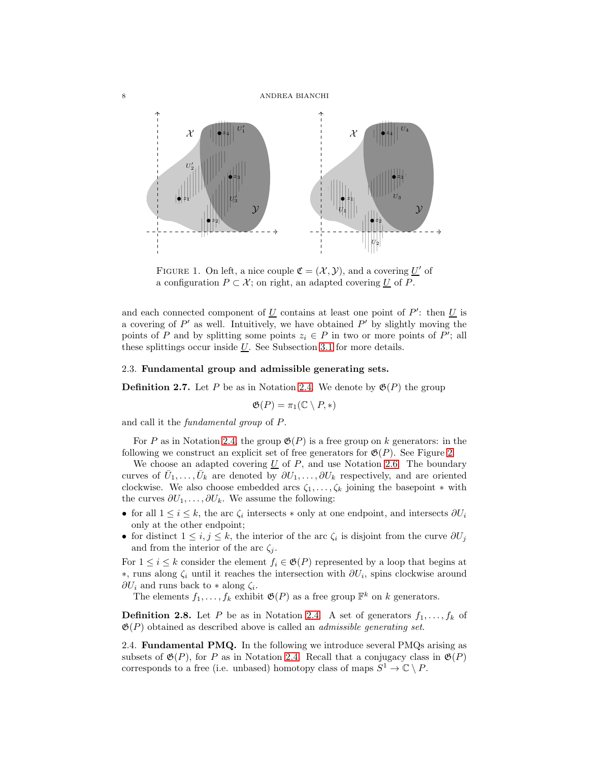FIGURE 1. On left, a nice couple $\mathfrak{C} = (\mathcal{X}, \mathcal{Y})$, and a covering $\underline{U}'$ of a configuration $P \subset \mathcal{X}$; on right, an adapted covering $\underline{U}$ of $P$.

and each connected component of $\underline{U}$ contains at least one point of $P'$: then $\underline{U}$ is a covering of $P'$ as well. Intuitively, we have obtained $P'$ by slightly moving the points of $P$ and by splitting some points $z_i \in P$ in two or more points of $P'$; all these splittings occur inside $\underline{U}$. See Subsection 3.1 for more details.

### 2.3. Fundamental group and admissible generating sets.

**Definition 2.7.** Let $P$ be as in Notation 2.4. We denote by $\mathfrak{G}(P)$ the group

$$\mathfrak{G}(P) = \pi_1(\mathbb{C} \setminus P, *)$$

and call it the *fundamental group* of $P$.

For $P$ as in Notation 2.4, the group $\mathfrak{G}(P)$ is a free group on $k$ generators: in the following we construct an explicit set of free generators for $\mathfrak{G}(P)$. See Figure 2.

We choose an adapted covering $\underline{U}$ of $P$, and use Notation 2.6. The boundary curves of $\bar{U}_1, \dots, \bar{U}_k$ are denoted by $\partial U_1, \dots, \partial U_k$ respectively, and are oriented clockwise. We also choose embedded arcs $\zeta_1, \dots, \zeta_k$ joining the basepoint $*$ with the curves $\partial U_1, \dots, \partial U_k$. We assume the following:

- for all $1 \le i \le k$, the arc $\zeta_i$ intersects $*$ only at one endpoint, and intersects $\partial U_i$ only at the other endpoint;
- for distinct $1 \le i, j \le k$, the interior of the arc $\zeta_i$ is disjoint from the curve $\partial U_j$ and from the interior of the arc $\zeta_j$.

For $1 \le i \le k$ consider the element $f_i \in \mathfrak{G}(P)$ represented by a loop that begins at $*$, runs along $\zeta_i$ until it reaches the intersection with $\partial U_i$, spins clockwise around $\partial U_i$ and runs back to $*$ along $\zeta_i$.

The elements $f_1, \dots, f_k$ exhibit $\mathfrak{G}(P)$ as a free group $\mathbb{F}^k$ on $k$ generators.

**Definition 2.8.** Let $P$ be as in Notation 2.4. A set of generators $f_1, \dots, f_k$ of $\mathfrak{G}(P)$ obtained as described above is called an *admissible generating set*.

### 2.4. Fundamental PMQ.

In the following we introduce several PMQs arising as subsets of $\mathfrak{G}(P)$, for $P$ as in Notation 2.4. Recall that a conjugacy class in $\mathfrak{G}(P)$ corresponds to a free (i.e. unbased) homotopy class of maps $S^1 \to \mathbb{C} \setminus P$.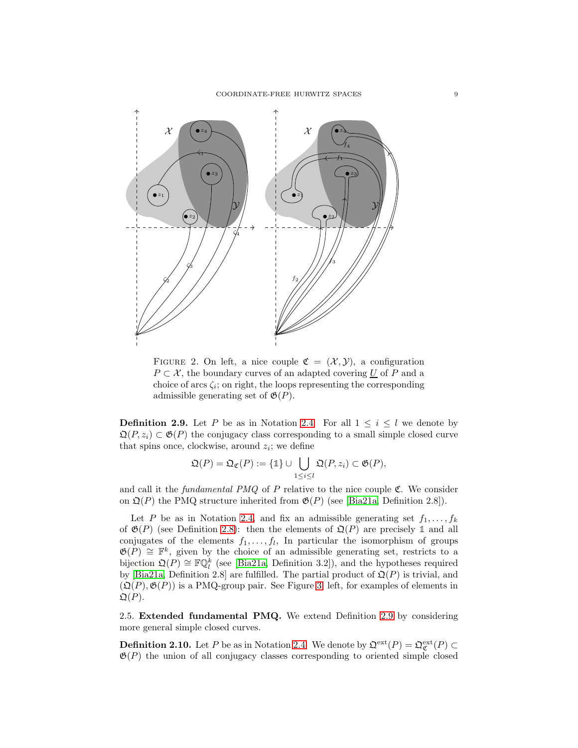FIGURE 2. On left, a nice couple $\mathfrak{C} = (\mathcal{X}, \mathcal{Y})$, a configuration $P \subset \mathcal{X}$, the boundary curves of an adapted covering $\underline{U}$ of $P$ and a choice of arcs $\zeta_i$; on right, the loops representing the corresponding admissible generating set of $\mathfrak{G}(P)$.

**Definition 2.9.** Let $P$ be as in Notation 2.4. For all $1 \le i \le l$ we denote by $\mathfrak{Q}(P, z_i) \subset \mathfrak{G}(P)$ the conjugacy class corresponding to a small simple closed curve that spins once, clockwise, around $z_i$; we define

$$\mathfrak{Q}(P) = \mathfrak{Q}_{\mathfrak{C}}(P) := \{\mathbb{1}\} \cup \bigcup_{1 \le i \le l} \mathfrak{Q}(P, z_i) \subset \mathfrak{G}(P),$$

and call it the *fundamental PMQ* of $P$ relative to the nice couple $\mathfrak{C}$. We consider on $\mathfrak{Q}(P)$ the PMQ structure inherited from $\mathfrak{G}(P)$ (see [Bia21a, Definition 2.8]).

Let $P$ be as in Notation 2.4, and fix an admissible generating set $f_1, \dots, f_k$ of $\mathfrak{G}(P)$ (see Definition 2.8): then the elements of $\mathfrak{Q}(P)$ are precisely $\mathbb{1}$ and all conjugates of the elements $f_1, \dots, f_l$, In particular the isomorphism of groups $\mathfrak{G}(P) \cong \mathbb{F}^k$, given by the choice of an admissible generating set, restricts to a bijection $\mathfrak{Q}(P) \cong \mathbb{FQ}^k_l$ (see [Bia21a, Definition 3.2]), and the hypotheses required by [Bia21a, Definition 2.8] are fulfilled. The partial product of $\mathfrak{Q}(P)$ is trivial, and $(\mathfrak{Q}(P), \mathfrak{G}(P))$ is a PMQ-group pair. See Figure 3, left, for examples of elements in $\mathfrak{Q}(P)$.

## 2.5. Extended fundamental PMQ.

We extend Definition 2.9 by considering more general simple closed curves.

**Definition 2.10.** Let $P$ be as in Notation 2.4. We denote by $\mathfrak{Q}^{\mathrm{ext}}(P) = \mathfrak{Q}^{\mathrm{ext}}_{\mathfrak{C}}(P) \subset \mathfrak{G}(P)$ the union of all conjugacy classes corresponding to oriented simple closed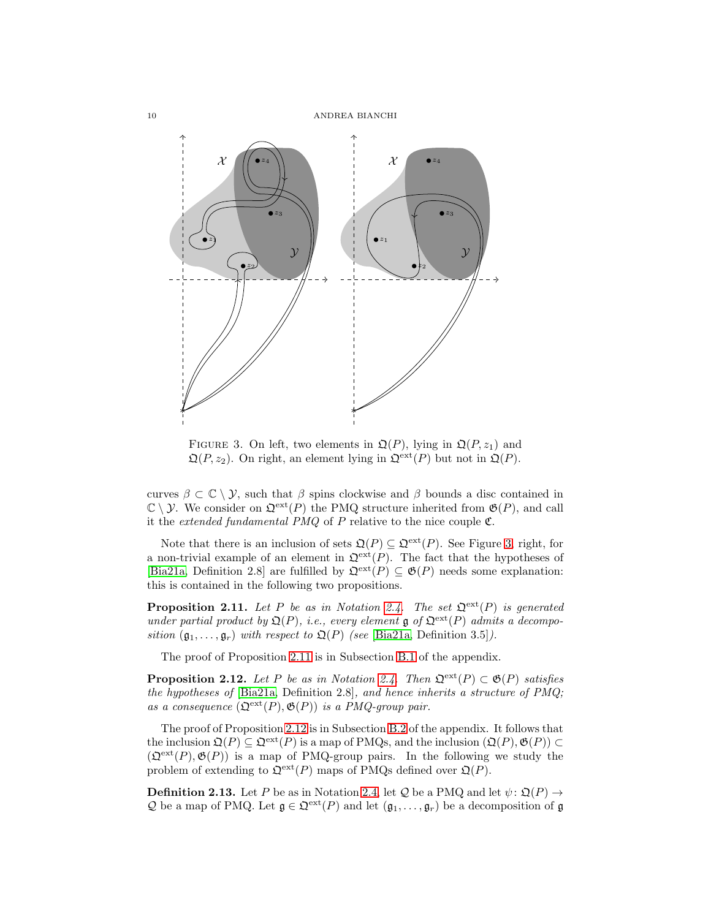FIGURE 3. On left, two elements in $\mathfrak{Q}(P)$, lying in $\mathfrak{Q}(P, z_1)$ and $\mathfrak{Q}(P, z_2)$. On right, an element lying in $\mathfrak{Q}^{\mathrm{ext}}(P)$ but not in $\mathfrak{Q}(P)$.

curves $\beta \subset \mathbb{C} \setminus \mathcal{Y}$, such that $\beta$ spins clockwise and $\beta$ bounds a disc contained in $\mathbb{C} \setminus \mathcal{Y}$. We consider on $\mathfrak{Q}^{\mathrm{ext}}(P)$ the PMQ structure inherited from $\mathfrak{G}(P)$, and call it the *extended fundamental PMQ* of $P$ relative to the nice couple $\mathfrak{C}$.

Note that there is an inclusion of sets $\mathfrak{Q}(P) \subseteq \mathfrak{Q}^{\mathrm{ext}}(P)$. See Figure 3, right, for a non-trivial example of an element in $\mathfrak{Q}^{\mathrm{ext}}(P)$. The fact that the hypotheses of [Bia21a, Definition 2.8] are fulfilled by $\mathfrak{Q}^{\mathrm{ext}}(P) \subseteq \mathfrak{G}(P)$ needs some explanation: this is contained in the following two propositions.

**Proposition 2.11.** *Let $P$ be as in Notation 2.4. The set $\mathfrak{Q}^{\mathrm{ext}}(P)$ is generated under partial product by $\mathfrak{Q}(P)$, i.e., every element $\mathfrak{g}$ of $\mathfrak{Q}^{\mathrm{ext}}(P)$ admits a decomposition $(\mathfrak{g}_1, \dots, \mathfrak{g}_r)$ with respect to $\mathfrak{Q}(P)$ (see* [Bia21a, Definition 3.5]*).*

The proof of Proposition 2.11 is in Subsection B.1 of the appendix.

**Proposition 2.12.** *Let $P$ be as in Notation 2.4. Then $\mathfrak{Q}^{\mathrm{ext}}(P) \subset \mathfrak{G}(P)$ satisfies the hypotheses of* [Bia21a, Definition 2.8]*, and hence inherits a structure of PMQ; as a consequence $(\mathfrak{Q}^{\mathrm{ext}}(P), \mathfrak{G}(P))$ is a PMQ-group pair.*

The proof of Proposition 2.12 is in Subsection B.2 of the appendix. It follows that the inclusion $\mathfrak{Q}(P) \subseteq \mathfrak{Q}^{\mathrm{ext}}(P)$ is a map of PMQs, and the inclusion $(\mathfrak{Q}(P), \mathfrak{G}(P)) \subset (\mathfrak{Q}^{\mathrm{ext}}(P), \mathfrak{G}(P))$ is a map of PMQ-group pairs. In the following we study the problem of extending to $\mathfrak{Q}^{\mathrm{ext}}(P)$ maps of PMQs defined over $\mathfrak{Q}(P)$.

**Definition 2.13.** Let $P$ be as in Notation 2.4, let $\mathcal{Q}$ be a PMQ and let $\psi \colon \mathfrak{Q}(P) \to \mathcal{Q}$ be a map of PMQ. Let $\mathfrak{g} \in \mathfrak{Q}^{\mathrm{ext}}(P)$ and let $(\mathfrak{g}_1, \dots, \mathfrak{g}_r)$ be a decomposition of $\mathfrak{g}$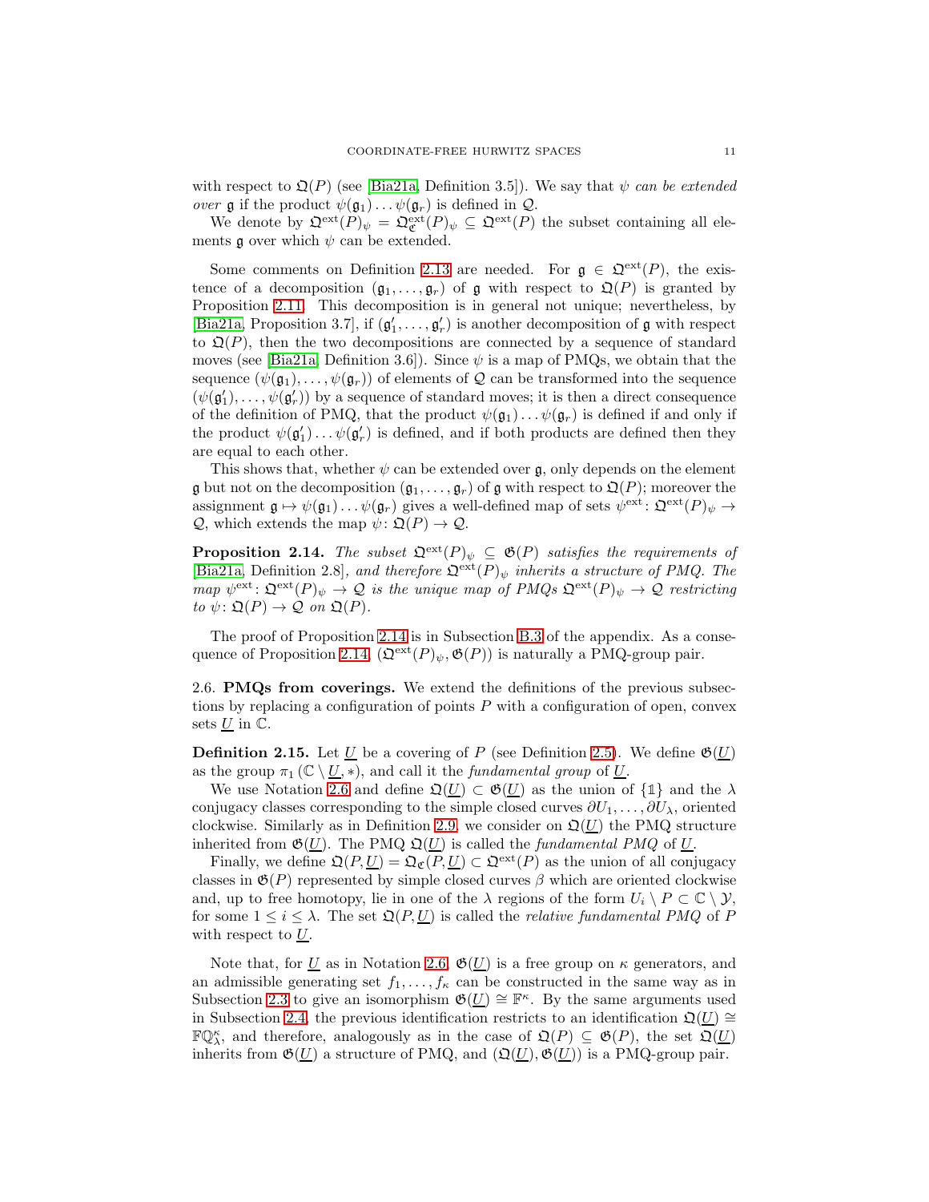with respect to $\mathfrak{Q}(P)$ (see [Bia21a, Definition 3.5]). We say that $\psi$ *can be extended over* $\mathfrak{g}$ if the product $\psi(\mathfrak{g}_1)\dots\psi(\mathfrak{g}_r)$ is defined in $\mathcal{Q}$.

We denote by $\mathfrak{Q}^{\mathrm{ext}}(P)_\psi = \mathfrak{Q}^{\mathrm{ext}}_{\mathfrak{C}}(P)_\psi \subseteq \mathfrak{Q}^{\mathrm{ext}}(P)$ the subset containing all elements $\mathfrak{g}$ over which $\psi$ can be extended.

Some comments on Definition 2.13 are needed. For $\mathfrak{g} \in \mathfrak{Q}^{\mathrm{ext}}(P)$, the existence of a decomposition $(\mathfrak{g}_1, \dots, \mathfrak{g}_r)$ of $\mathfrak{g}$ with respect to $\mathfrak{Q}(P)$ is granted by Proposition 2.11. This decomposition is in general not unique; nevertheless, by [Bia21a, Proposition 3.7], if $(\mathfrak{g}'_1, \dots, \mathfrak{g}'_r)$ is another decomposition of $\mathfrak{g}$ with respect to $\mathfrak{Q}(P)$, then the two decompositions are connected by a sequence of standard moves (see [Bia21a, Definition 3.6]). Since $\psi$ is a map of PMQs, we obtain that the sequence $(\psi(\mathfrak{g}_1), \dots, \psi(\mathfrak{g}_r))$ of elements of $\mathcal{Q}$ can be transformed into the sequence $(\psi(\mathfrak{g}'_1), \dots, \psi(\mathfrak{g}'_r))$ by a sequence of standard moves; it is then a direct consequence of the definition of PMQ, that the product $\psi(\mathfrak{g}_1)\dots\psi(\mathfrak{g}_r)$ is defined if and only if the product $\psi(\mathfrak{g}'_1)\dots\psi(\mathfrak{g}'_r)$ is defined, and if both products are defined then they are equal to each other.

This shows that, whether $\psi$ can be extended over $\mathfrak{g}$, only depends on the element $\mathfrak{g}$ but not on the decomposition $(\mathfrak{g}_1, \dots, \mathfrak{g}_r)$ of $\mathfrak{g}$ with respect to $\mathfrak{Q}(P)$; moreover the assignment $\mathfrak{g} \mapsto \psi(\mathfrak{g}_1)\dots\psi(\mathfrak{g}_r)$ gives a well-defined map of sets $\psi^{\mathrm{ext}} \colon \mathfrak{Q}^{\mathrm{ext}}(P)_\psi \to \mathcal{Q}$, which extends the map $\psi \colon \mathfrak{Q}(P) \to \mathcal{Q}$.

**Proposition 2.14.** *The subset $\mathfrak{Q}^{\mathrm{ext}}(P)_\psi \subseteq \mathfrak{G}(P)$ satisfies the requirements of [Bia21a, Definition 2.8], and therefore $\mathfrak{Q}^{\mathrm{ext}}(P)_\psi$ inherits a structure of PMQ. The map $\psi^{\mathrm{ext}} \colon \mathfrak{Q}^{\mathrm{ext}}(P)_\psi \to \mathcal{Q}$ is the unique map of PMQs $\mathfrak{Q}^{\mathrm{ext}}(P)_\psi \to \mathcal{Q}$ restricting to $\psi \colon \mathfrak{Q}(P) \to \mathcal{Q}$ on $\mathfrak{Q}(P)$.*

The proof of Proposition 2.14 is in Subsection B.3 of the appendix. As a consequence of Proposition 2.14, $(\mathfrak{Q}^{\mathrm{ext}}(P)_\psi, \mathfrak{G}(P))$ is naturally a PMQ-group pair.

2.6. **PMQs from coverings.** We extend the definitions of the previous subsections by replacing a configuration of points $P$ with a configuration of open, convex sets $\underline{U}$ in $\mathbb{C}$.

**Definition 2.15.** Let $\underline{U}$ be a covering of $P$ (see Definition 2.5). We define $\mathfrak{G}(\underline{U})$ as the group $\pi_1(\mathbb{C} \setminus \underline{U}, *)$, and call it the *fundamental group* of $\underline{U}$.

We use Notation 2.6 and define $\mathfrak{Q}(\underline{U}) \subset \mathfrak{G}(\underline{U})$ as the union of $\{\mathbb{1}\}$ and the $\lambda$ conjugacy classes corresponding to the simple closed curves $\partial U_1, \dots, \partial U_\lambda$, oriented clockwise. Similarly as in Definition 2.9, we consider on $\mathfrak{Q}(\underline{U})$ the PMQ structure inherited from $\mathfrak{G}(\underline{U})$. The PMQ $\mathfrak{Q}(\underline{U})$ is called the *fundamental PMQ* of $\underline{U}$.

Finally, we define $\mathfrak{Q}(P, \underline{U}) = \mathfrak{Q}_{\mathfrak{C}}(P, \underline{U}) \subset \mathfrak{Q}^{\mathrm{ext}}(P)$ as the union of all conjugacy classes in $\mathfrak{G}(P)$ represented by simple closed curves $\beta$ which are oriented clockwise and, up to free homotopy, lie in one of the $\lambda$ regions of the form $U_i \setminus P \subset \mathbb{C} \setminus \mathcal{Y}$, for some $1 \le i \le \lambda$. The set $\mathfrak{Q}(P, \underline{U})$ is called the *relative fundamental PMQ* of $P$ with respect to $\underline{U}$.

Note that, for $\underline{U}$ as in Notation 2.6, $\mathfrak{G}(\underline{U})$ is a free group on $\kappa$ generators, and an admissible generating set $f_1, \dots, f_\kappa$ can be constructed in the same way as in Subsection 2.3 to give an isomorphism $\mathfrak{G}(\underline{U}) \cong \mathbb{F}^\kappa$. By the same arguments used in Subsection 2.4, the previous identification restricts to an identification $\mathfrak{Q}(\underline{U}) \cong \mathbb{FQ}^\kappa_\lambda$, and therefore, analogously as in the case of $\mathfrak{Q}(P) \subseteq \mathfrak{G}(P)$, the set $\mathfrak{Q}(\underline{U})$ inherits from $\mathfrak{G}(\underline{U})$ a structure of PMQ, and $(\mathfrak{Q}(\underline{U}), \mathfrak{G}(\underline{U}))$ is a PMQ-group pair.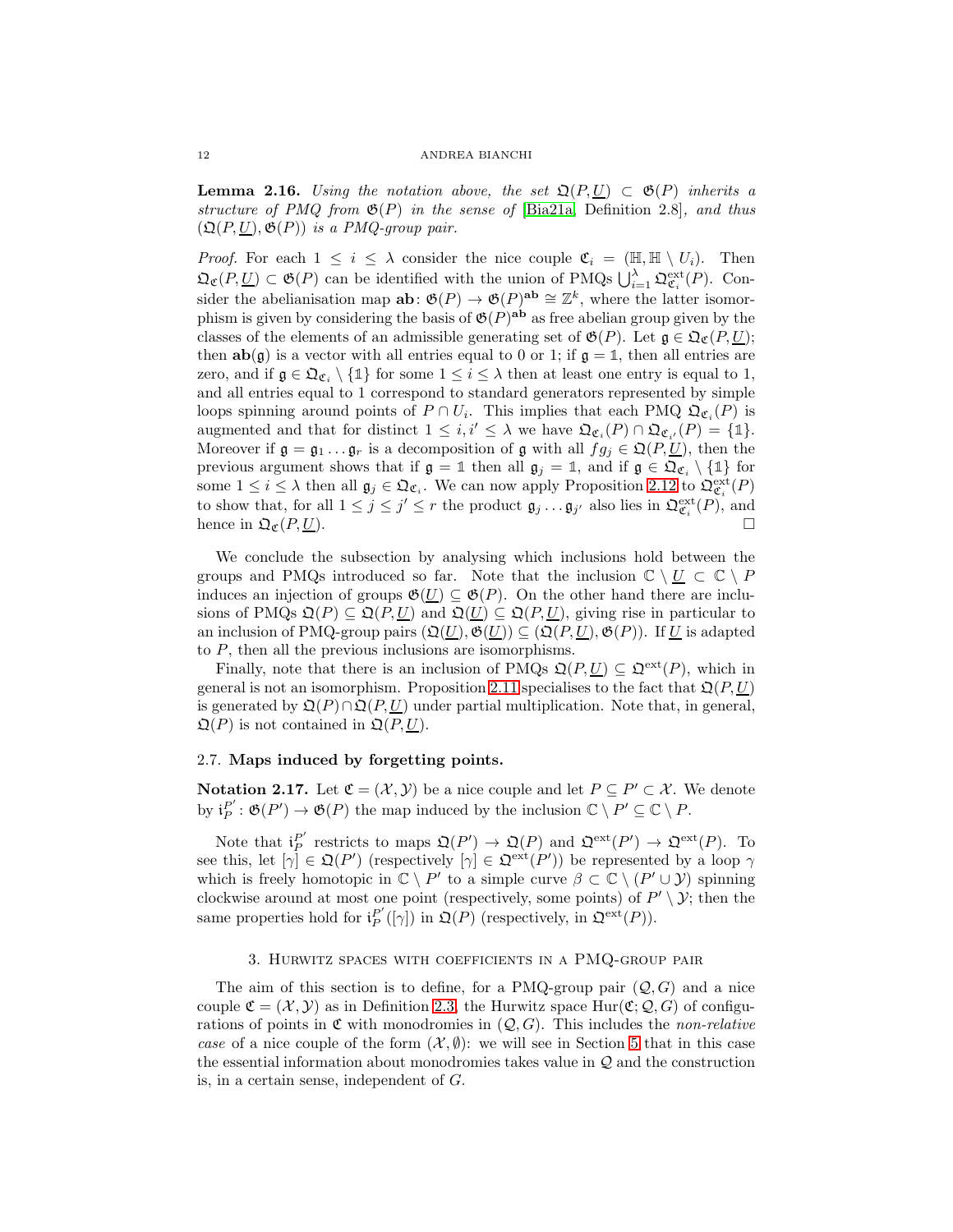**Lemma 2.16.** *Using the notation above, the set $\mathfrak{Q}(P,\underline{U}) \subset \mathfrak{G}(P)$ inherits a structure of PMQ from $\mathfrak{G}(P)$ in the sense of* [Bia21a, Definition 2.8], *and thus $(\mathfrak{Q}(P,\underline{U}), \mathfrak{G}(P))$ is a PMQ-group pair.*

*Proof.* For each $1 \le i \le \lambda$ consider the nice couple $\mathfrak{C}_i = (\mathbb{H}, \mathbb{H} \setminus U_i)$. Then $\mathfrak{Q}_{\mathfrak{C}}(P,\underline{U}) \subset \mathfrak{G}(P)$ can be identified with the union of PMQs $\bigcup_{i=1}^{\lambda} \mathfrak{Q}^{\mathrm{ext}}_{\mathfrak{C}_i}(P)$. Consider the abelianisation map $\mathbf{ab}\colon \mathfrak{G}(P) \to \mathfrak{G}(P)^{\mathbf{ab}} \cong \mathbb{Z}^k$, where the latter isomorphism is given by considering the basis of $\mathfrak{G}(P)^{\mathbf{ab}}$ as free abelian group given by the classes of the elements of an admissible generating set of $\mathfrak{G}(P)$. Let $\mathfrak{g} \in \mathfrak{Q}_{\mathfrak{C}}(P,\underline{U})$; then $\mathbf{ab}(\mathfrak{g})$ is a vector with all entries equal to 0 or 1; if $\mathfrak{g} = \mathbb{1}$, then all entries are zero, and if $\mathfrak{g} \in \mathfrak{Q}_{\mathfrak{C}_i} \setminus \{\mathbb{1}\}$ for some $1 \le i \le \lambda$ then at least one entry is equal to 1, and all entries equal to 1 correspond to standard generators represented by simple loops spinning around points of $P \cap U_i$. This implies that each PMQ $\mathfrak{Q}_{\mathfrak{C}_i}(P)$ is augmented and that for distinct $1 \le i, i' \le \lambda$ we have $\mathfrak{Q}_{\mathfrak{C}_i}(P) \cap \mathfrak{Q}_{\mathfrak{C}_{i'}}(P) = \{\mathbb{1}\}$. Moreover if $\mathfrak{g} = \mathfrak{g}_1 \dots \mathfrak{g}_r$ is a decomposition of $\mathfrak{g}$ with all $fg_j \in \mathfrak{Q}(P,\underline{U})$, then the previous argument shows that if $\mathfrak{g} = \mathbb{1}$ then all $\mathfrak{g}_j = \mathbb{1}$, and if $\mathfrak{g} \in \mathfrak{Q}_{\mathfrak{C}_i} \setminus \{\mathbb{1}\}$ for some $1 \le i \le \lambda$ then all $\mathfrak{g}_j \in \mathfrak{Q}_{\mathfrak{C}_i}$. We can now apply Proposition 2.12 to $\mathfrak{Q}^{\mathrm{ext}}_{\mathfrak{C}_i}(P)$ to show that, for all $1 \le j \le j' \le r$ the product $\mathfrak{g}_j \dots \mathfrak{g}_{j'}$ also lies in $\mathfrak{Q}^{\mathrm{ext}}_{\mathfrak{C}_i}(P)$, and hence in $\mathfrak{Q}_{\mathfrak{C}}(P,\underline{U})$. $\square$

We conclude the subsection by analysing which inclusions hold between the groups and PMQs introduced so far. Note that the inclusion $\mathbb{C} \setminus \underline{U} \subset \mathbb{C} \setminus P$ induces an injection of groups $\mathfrak{G}(\underline{U}) \subseteq \mathfrak{G}(P)$. On the other hand there are inclusions of PMQs $\mathfrak{Q}(P) \subseteq \mathfrak{Q}(P,\underline{U})$ and $\mathfrak{Q}(\underline{U}) \subseteq \mathfrak{Q}(P,\underline{U})$, giving rise in particular to an inclusion of PMQ-group pairs $(\mathfrak{Q}(\underline{U}), \mathfrak{G}(\underline{U})) \subseteq (\mathfrak{Q}(P,\underline{U}), \mathfrak{G}(P))$. If $\underline{U}$ is adapted to $P$, then all the previous inclusions are isomorphisms.

Finally, note that there is an inclusion of PMQs $\mathfrak{Q}(P,\underline{U}) \subseteq \mathfrak{Q}^{\mathrm{ext}}(P)$, which in general is not an isomorphism. Proposition 2.11 specialises to the fact that $\mathfrak{Q}(P,\underline{U})$ is generated by $\mathfrak{Q}(P) \cap \mathfrak{Q}(P,\underline{U})$ under partial multiplication. Note that, in general, $\mathfrak{Q}(P)$ is not contained in $\mathfrak{Q}(P,\underline{U})$.

### 2.7. Maps induced by forgetting points.

**Notation 2.17.** Let $\mathfrak{C} = (\mathcal{X}, \mathcal{Y})$ be a nice couple and let $P \subseteq P' \subset \mathcal{X}$. We denote by $\mathfrak{i}_P^{P'}\colon \mathfrak{G}(P') \to \mathfrak{G}(P)$ the map induced by the inclusion $\mathbb{C} \setminus P' \subseteq \mathbb{C} \setminus P$.

Note that $\mathfrak{i}_P^{P'}$ restricts to maps $\mathfrak{Q}(P') \to \mathfrak{Q}(P)$ and $\mathfrak{Q}^{\mathrm{ext}}(P') \to \mathfrak{Q}^{\mathrm{ext}}(P)$. To see this, let $[\gamma] \in \mathfrak{Q}(P')$ (respectively $[\gamma] \in \mathfrak{Q}^{\mathrm{ext}}(P')$) be represented by a loop $\gamma$ which is freely homotopic in $\mathbb{C} \setminus P'$ to a simple curve $\beta \subset \mathbb{C} \setminus (P' \cup \mathcal{Y})$ spinning clockwise around at most one point (respectively, some points) of $P' \setminus \mathcal{Y}$; then the same properties hold for $\mathfrak{i}_P^{P'}([\gamma])$ in $\mathfrak{Q}(P)$ (respectively, in $\mathfrak{Q}^{\mathrm{ext}}(P)$).

## 3. Hurwitz spaces with coefficients in a PMQ-group pair

The aim of this section is to define, for a PMQ-group pair $(\mathcal{Q}, G)$ and a nice couple $\mathfrak{C} = (\mathcal{X}, \mathcal{Y})$ as in Definition 2.3, the Hurwitz space $\mathrm{Hur}(\mathfrak{C}; \mathcal{Q}, G)$ of configurations of points in $\mathfrak{C}$ with monodromies in $(\mathcal{Q}, G)$. This includes the *non-relative case* of a nice couple of the form $(\mathcal{X}, \emptyset)$: we will see in Section 5 that in this case the essential information about monodromies takes value in $\mathcal{Q}$ and the construction is, in a certain sense, independent of $G$.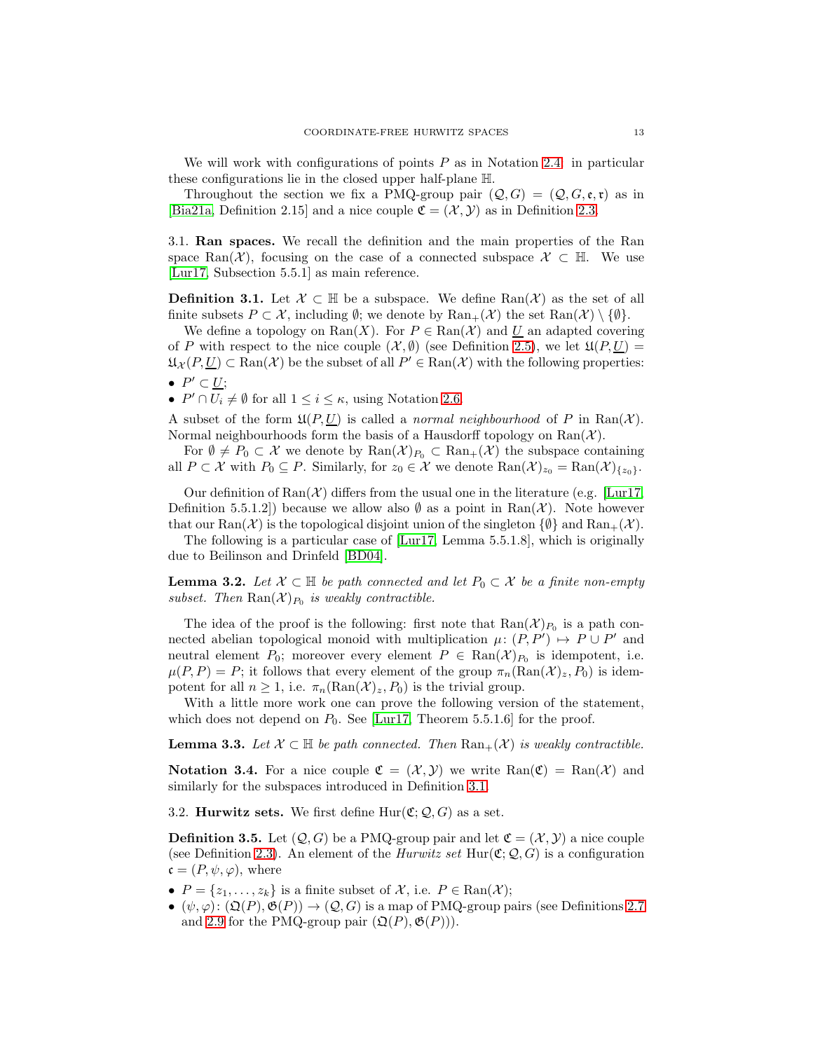We will work with configurations of points $P$ as in Notation 2.4: in particular these configurations lie in the closed upper half-plane $\mathbb{H}$.

Throughout the section we fix a PMQ-group pair $(\mathcal{Q}, G) = (\mathcal{Q}, G, \mathfrak{e}, \mathfrak{r})$ as in [Bia21a, Definition 2.15] and a nice couple $\mathfrak{C} = (\mathcal{X}, \mathcal{Y})$ as in Definition 2.3.

## 3.1. Ran spaces.

We recall the definition and the main properties of the Ran space $\mathrm{Ran}(\mathcal{X})$, focusing on the case of a connected subspace $\mathcal{X} \subset \mathbb{H}$. We use [Lur17, Subsection 5.5.1] as main reference.

**Definition 3.1.** Let $\mathcal{X} \subset \mathbb{H}$ be a subspace. We define $\mathrm{Ran}(\mathcal{X})$ as the set of all finite subsets $P \subset \mathcal{X}$, including $\emptyset$; we denote by $\mathrm{Ran}_+(\mathcal{X})$ the set $\mathrm{Ran}(\mathcal{X}) \setminus \{\emptyset\}$.

We define a topology on $\mathrm{Ran}(X)$. For $P \in \mathrm{Ran}(\mathcal{X})$ and $\underline{U}$ an adapted covering of $P$ with respect to the nice couple $(\mathcal{X}, \emptyset)$ (see Definition 2.5), we let $\mathfrak{U}(P, \underline{U}) = \mathfrak{U}_{\mathcal{X}}(P, \underline{U}) \subset \mathrm{Ran}(\mathcal{X})$ be the subset of all $P' \in \mathrm{Ran}(\mathcal{X})$ with the following properties:

- $P' \subset \underline{U}$;
- $P' \cap U_i \neq \emptyset$ for all $1 \leq i \leq \kappa$, using Notation 2.6.

A subset of the form $\mathfrak{U}(P, \underline{U})$ is called a *normal neighbourhood* of $P$ in $\mathrm{Ran}(\mathcal{X})$. Normal neighbourhoods form the basis of a Hausdorff topology on $\mathrm{Ran}(\mathcal{X})$.

For $\emptyset \neq P_0 \subset \mathcal{X}$ we denote by $\mathrm{Ran}(\mathcal{X})_{P_0} \subset \mathrm{Ran}_+(\mathcal{X})$ the subspace containing all $P \subset \mathcal{X}$ with $P_0 \subseteq P$. Similarly, for $z_0 \in \mathcal{X}$ we denote $\mathrm{Ran}(\mathcal{X})_{z_0} = \mathrm{Ran}(\mathcal{X})_{\{z_0\}}$.

Our definition of $\mathrm{Ran}(\mathcal{X})$ differs from the usual one in the literature (e.g. [Lur17, Definition 5.5.1.2]) because we allow also $\emptyset$ as a point in $\mathrm{Ran}(\mathcal{X})$. Note however that our $\mathrm{Ran}(\mathcal{X})$ is the topological disjoint union of the singleton $\{\emptyset\}$ and $\mathrm{Ran}_+(\mathcal{X})$.

The following is a particular case of [Lur17, Lemma 5.5.1.8], which is originally due to Beilinson and Drinfeld [BD04].

**Lemma 3.2.** *Let $\mathcal{X} \subset \mathbb{H}$ be path connected and let $P_0 \subset \mathcal{X}$ be a finite non-empty subset. Then $\mathrm{Ran}(\mathcal{X})_{P_0}$ is weakly contractible.*

The idea of the proof is the following: first note that $\mathrm{Ran}(\mathcal{X})_{P_0}$ is a path connected abelian topological monoid with multiplication $\mu\colon (P, P') \mapsto P \cup P'$ and neutral element $P_0$; moreover every element $P \in \mathrm{Ran}(\mathcal{X})_{P_0}$ is idempotent, i.e. $\mu(P, P) = P$; it follows that every element of the group $\pi_n(\mathrm{Ran}(\mathcal{X})_z, P_0)$ is idempotent for all $n \geq 1$, i.e. $\pi_n(\mathrm{Ran}(\mathcal{X})_z, P_0)$ is the trivial group.

With a little more work one can prove the following version of the statement, which does not depend on $P_0$. See [Lur17, Theorem 5.5.1.6] for the proof.

**Lemma 3.3.** *Let $\mathcal{X} \subset \mathbb{H}$ be path connected. Then $\mathrm{Ran}_+(\mathcal{X})$ is weakly contractible.*

**Notation 3.4.** For a nice couple $\mathfrak{C} = (\mathcal{X}, \mathcal{Y})$ we write $\mathrm{Ran}(\mathfrak{C}) = \mathrm{Ran}(\mathcal{X})$ and similarly for the subspaces introduced in Definition 3.1.

## 3.2. Hurwitz sets.

We first define $\mathrm{Hur}(\mathfrak{C}; \mathcal{Q}, G)$ as a set.

**Definition 3.5.** Let $(\mathcal{Q}, G)$ be a PMQ-group pair and let $\mathfrak{C} = (\mathcal{X}, \mathcal{Y})$ a nice couple (see Definition 2.3). An element of the *Hurwitz set* $\mathrm{Hur}(\mathfrak{C}; \mathcal{Q}, G)$ is a configuration $\mathfrak{c} = (P, \psi, \varphi)$, where

- $P = \{z_1, \dots, z_k\}$ is a finite subset of $\mathcal{X}$, i.e. $P \in \mathrm{Ran}(\mathcal{X})$;
- $(\psi, \varphi)\colon (\mathfrak{Q}(P), \mathfrak{G}(P)) \to (\mathcal{Q}, G)$ is a map of PMQ-group pairs (see Definitions 2.7 and 2.9 for the PMQ-group pair $(\mathfrak{Q}(P), \mathfrak{G}(P))$).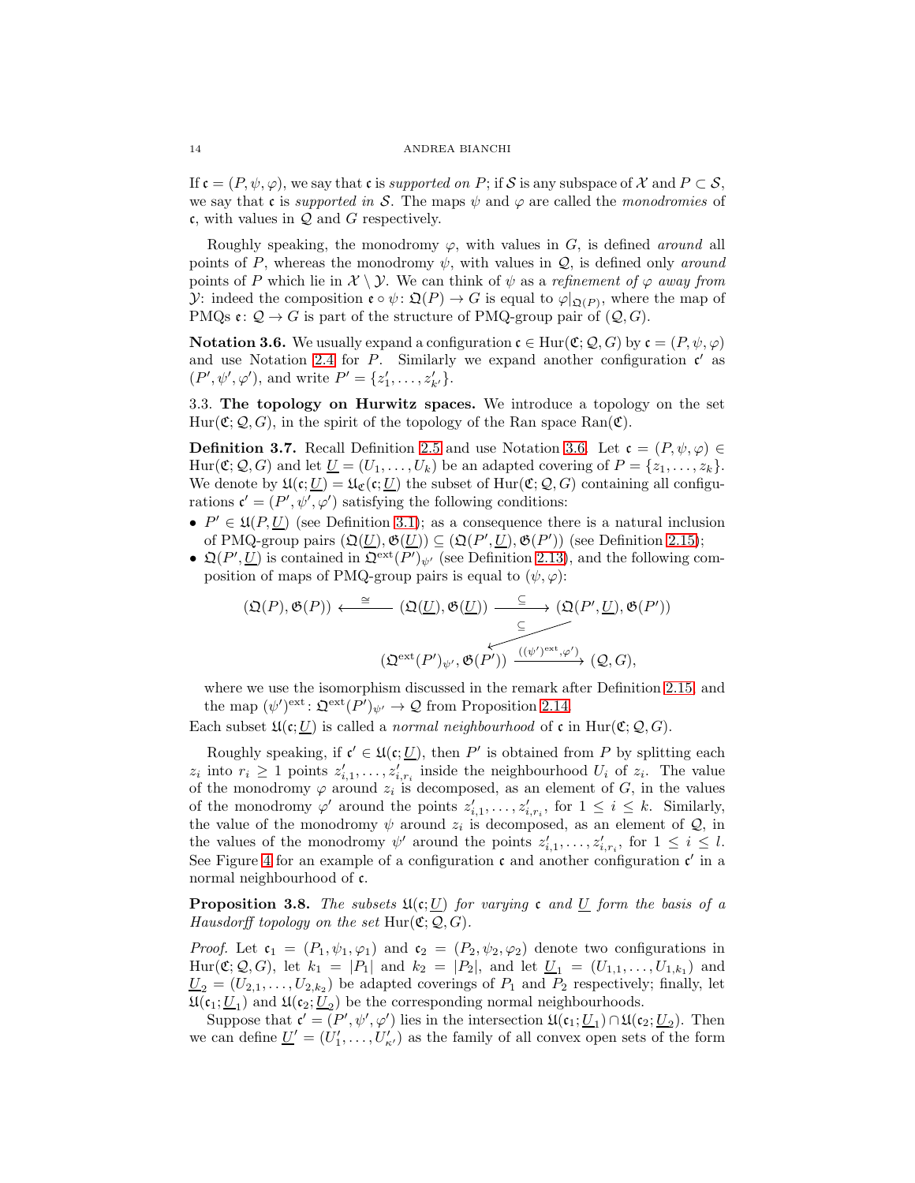If $\mathfrak{c} = (P, \psi, \varphi)$, we say that $\mathfrak{c}$ is *supported on* $P$; if $\mathcal{S}$ is any subspace of $\mathcal{X}$ and $P \subset \mathcal{S}$, we say that $\mathfrak{c}$ is *supported in* $\mathcal{S}$. The maps $\psi$ and $\varphi$ are called the *monodromies* of $\mathfrak{c}$, with values in $\mathcal{Q}$ and $G$ respectively.

Roughly speaking, the monodromy $\varphi$, with values in $G$, is defined *around* all points of $P$, whereas the monodromy $\psi$, with values in $\mathcal{Q}$, is defined only *around* points of $P$ which lie in $\mathcal{X} \setminus \mathcal{Y}$. We can think of $\psi$ as a *refinement of* $\varphi$ *away from* $\mathcal{Y}$: indeed the composition $\mathfrak{e} \circ \psi \colon \mathfrak{Q}(P) \to G$ is equal to $\varphi|_{\mathfrak{Q}(P)}$, where the map of PMQs $\mathfrak{e} \colon \mathcal{Q} \to G$ is part of the structure of PMQ-group pair of $(\mathcal{Q}, G)$.

**Notation 3.6.** We usually expand a configuration $\mathfrak{c} \in \mathrm{Hur}(\mathfrak{C}; \mathcal{Q}, G)$ by $\mathfrak{c} = (P, \psi, \varphi)$ and use Notation 2.4 for $P$. Similarly we expand another configuration $\mathfrak{c}'$ as $(P', \psi', \varphi')$, and write $P' = \{z'_1, \dots, z'_{k'}\}$.

3.3. **The topology on Hurwitz spaces.** We introduce a topology on the set $\mathrm{Hur}(\mathfrak{C}; \mathcal{Q}, G)$, in the spirit of the topology of the Ran space $\mathrm{Ran}(\mathfrak{C})$.

**Definition 3.7.** Recall Definition 2.5 and use Notation 3.6. Let $\mathfrak{c} = (P, \psi, \varphi) \in \mathrm{Hur}(\mathfrak{C}; \mathcal{Q}, G)$ and let $\underline{U} = (U_1, \dots, U_k)$ be an adapted covering of $P = \{z_1, \dots, z_k\}$. We denote by $\mathfrak{U}(\mathfrak{c}; \underline{U}) = \mathfrak{U}_{\mathfrak{C}}(\mathfrak{c}; \underline{U})$ the subset of $\mathrm{Hur}(\mathfrak{C}; \mathcal{Q}, G)$ containing all configurations $\mathfrak{c}' = (P', \psi', \varphi')$ satisfying the following conditions:

- $P' \in \mathfrak{U}(P, \underline{U})$ (see Definition 3.1); as a consequence there is a natural inclusion of PMQ-group pairs $(\mathfrak{Q}(\underline{U}), \mathfrak{G}(\underline{U})) \subseteq (\mathfrak{Q}(P', \underline{U}), \mathfrak{G}(P'))$ (see Definition 2.15);
- $\mathfrak{Q}(P', \underline{U})$ is contained in $\mathfrak{Q}^{\mathrm{ext}}(P')_{\psi'}$ (see Definition 2.13), and the following composition of maps of PMQ-group pairs is equal to $(\psi, \varphi)$:

$$
\begin{array}{ccccc}
(\mathfrak{Q}(P), \mathfrak{G}(P)) & \xleftarrow{\;\cong\;} & (\mathfrak{Q}(\underline{U}), \mathfrak{G}(\underline{U})) & \xrightarrow{\;\subseteq\;} & (\mathfrak{Q}(P', \underline{U}), \mathfrak{G}(P')) \\
& & & \swarrow_{\subseteq} & \\
& & (\mathfrak{Q}^{\mathrm{ext}}(P')_{\psi'}, \mathfrak{G}(P')) & \xrightarrow{((\psi')^{\mathrm{ext}}, \varphi')} & (\mathcal{Q}, G),
\end{array}
$$

where we use the isomorphism discussed in the remark after Definition 2.15, and the map $(\psi')^{\mathrm{ext}} \colon \mathfrak{Q}^{\mathrm{ext}}(P')_{\psi'} \to \mathcal{Q}$ from Proposition 2.14.

Each subset $\mathfrak{U}(\mathfrak{c}; \underline{U})$ is called a *normal neighbourhood* of $\mathfrak{c}$ in $\mathrm{Hur}(\mathfrak{C}; \mathcal{Q}, G)$.

Roughly speaking, if $\mathfrak{c}' \in \mathfrak{U}(\mathfrak{c}; \underline{U})$, then $P'$ is obtained from $P$ by splitting each $z_i$ into $r_i \geq 1$ points $z'_{i,1}, \dots, z'_{i,r_i}$ inside the neighbourhood $U_i$ of $z_i$. The value of the monodromy $\varphi$ around $z_i$ is decomposed, as an element of $G$, in the values of the monodromy $\varphi'$ around the points $z'_{i,1}, \dots, z'_{i,r_i}$, for $1 \leq i \leq k$. Similarly, the value of the monodromy $\psi$ around $z_i$ is decomposed, as an element of $\mathcal{Q}$, in the values of the monodromy $\psi'$ around the points $z'_{i,1}, \dots, z'_{i,r_i}$, for $1 \leq i \leq l$. See Figure 4 for an example of a configuration $\mathfrak{c}$ and another configuration $\mathfrak{c}'$ in a normal neighbourhood of $\mathfrak{c}$.

**Proposition 3.8.** *The subsets $\mathfrak{U}(\mathfrak{c}; \underline{U})$ for varying $\mathfrak{c}$ and $\underline{U}$ form the basis of a Hausdorff topology on the set $\mathrm{Hur}(\mathfrak{C}; \mathcal{Q}, G)$.*

*Proof.* Let $\mathfrak{c}_1 = (P_1, \psi_1, \varphi_1)$ and $\mathfrak{c}_2 = (P_2, \psi_2, \varphi_2)$ denote two configurations in $\mathrm{Hur}(\mathfrak{C}; \mathcal{Q}, G)$, let $k_1 = |P_1|$ and $k_2 = |P_2|$, and let $\underline{U}_1 = (U_{1,1}, \dots, U_{1,k_1})$ and $\underline{U}_2 = (U_{2,1}, \dots, U_{2,k_2})$ be adapted coverings of $P_1$ and $P_2$ respectively; finally, let $\mathfrak{U}(\mathfrak{c}_1; \underline{U}_1)$ and $\mathfrak{U}(\mathfrak{c}_2; \underline{U}_2)$ be the corresponding normal neighbourhoods.

Suppose that $\mathfrak{c}' = (P', \psi', \varphi')$ lies in the intersection $\mathfrak{U}(\mathfrak{c}_1; \underline{U}_1) \cap \mathfrak{U}(\mathfrak{c}_2; \underline{U}_2)$. Then we can define $\underline{U}' = (U'_1, \dots, U'_{\kappa'})$ as the family of all convex open sets of the form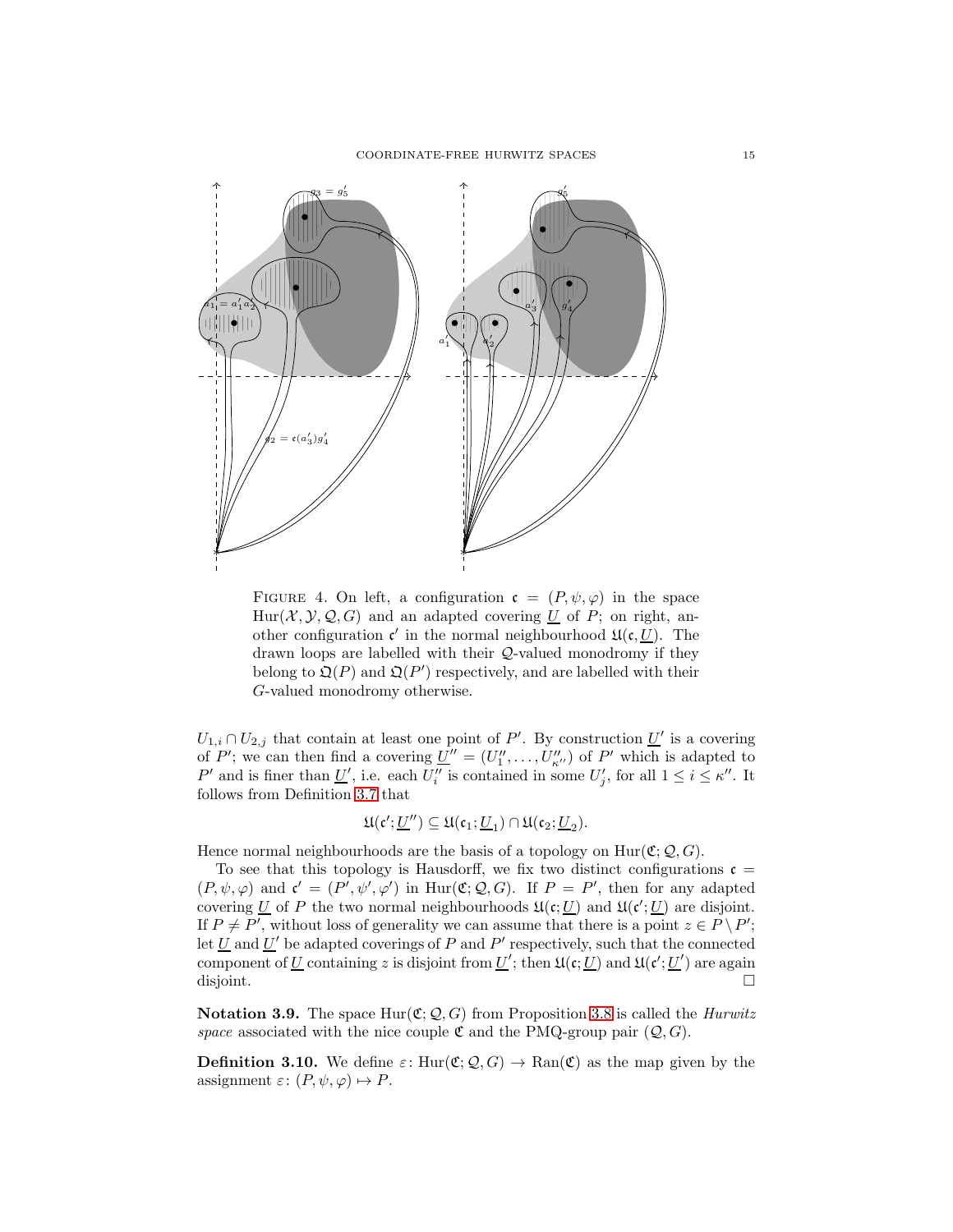FIGURE 4. On left, a configuration $\mathfrak{c} = (P, \psi, \varphi)$ in the space $\mathrm{Hur}(\mathcal{X}, \mathcal{Y}, \mathcal{Q}, G)$ and an adapted covering $\underline{U}$ of $P$; on right, another configuration $\mathfrak{c}'$ in the normal neighbourhood $\mathfrak{U}(\mathfrak{c}, \underline{U})$. The drawn loops are labelled with their $\mathcal{Q}$-valued monodromy if they belong to $\mathfrak{Q}(P)$ and $\mathfrak{Q}(P')$ respectively, and are labelled with their $G$-valued monodromy otherwise.

$U_{1,i} \cap U_{2,j}$ that contain at least one point of $P'$. By construction $\underline{U}'$ is a covering of $P'$; we can then find a covering $\underline{U}'' = (U''_1, \ldots, U''_{\kappa''})$ of $P'$ which is adapted to $P'$ and is finer than $\underline{U}'$, i.e. each $U''_i$ is contained in some $U'_j$, for all $1 \le i \le \kappa''$. It follows from Definition 3.7 that

$$\mathfrak{U}(\mathfrak{c}'; \underline{U}'') \subseteq \mathfrak{U}(\mathfrak{c}_1; \underline{U}_1) \cap \mathfrak{U}(\mathfrak{c}_2; \underline{U}_2).$$

Hence normal neighbourhoods are the basis of a topology on $\mathrm{Hur}(\mathfrak{C}; \mathcal{Q}, G)$.

To see that this topology is Hausdorff, we fix two distinct configurations $\mathfrak{c} = (P, \psi, \varphi)$ and $\mathfrak{c}' = (P', \psi', \varphi')$ in $\mathrm{Hur}(\mathfrak{C}; \mathcal{Q}, G)$. If $P = P'$, then for any adapted covering $\underline{U}$ of $P$ the two normal neighbourhoods $\mathfrak{U}(\mathfrak{c}; \underline{U})$ and $\mathfrak{U}(\mathfrak{c}'; \underline{U})$ are disjoint. If $P \neq P'$, without loss of generality we can assume that there is a point $z \in P \setminus P'$; let $\underline{U}$ and $\underline{U}'$ be adapted coverings of $P$ and $P'$ respectively, such that the connected component of $\underline{U}$ containing $z$ is disjoint from $\underline{U}'$; then $\mathfrak{U}(\mathfrak{c}; \underline{U})$ and $\mathfrak{U}(\mathfrak{c}'; \underline{U}')$ are again disjoint. $\square$

**Notation 3.9.** The space $\mathrm{Hur}(\mathfrak{C}; \mathcal{Q}, G)$ from Proposition 3.8 is called the *Hurwitz space* associated with the nice couple $\mathfrak{C}$ and the PMQ-group pair $(\mathcal{Q}, G)$.

**Definition 3.10.** We define $\varepsilon\colon \mathrm{Hur}(\mathfrak{C}; \mathcal{Q}, G) \to \mathrm{Ran}(\mathfrak{C})$ as the map given by the assignment $\varepsilon\colon (P, \psi, \varphi) \mapsto P$.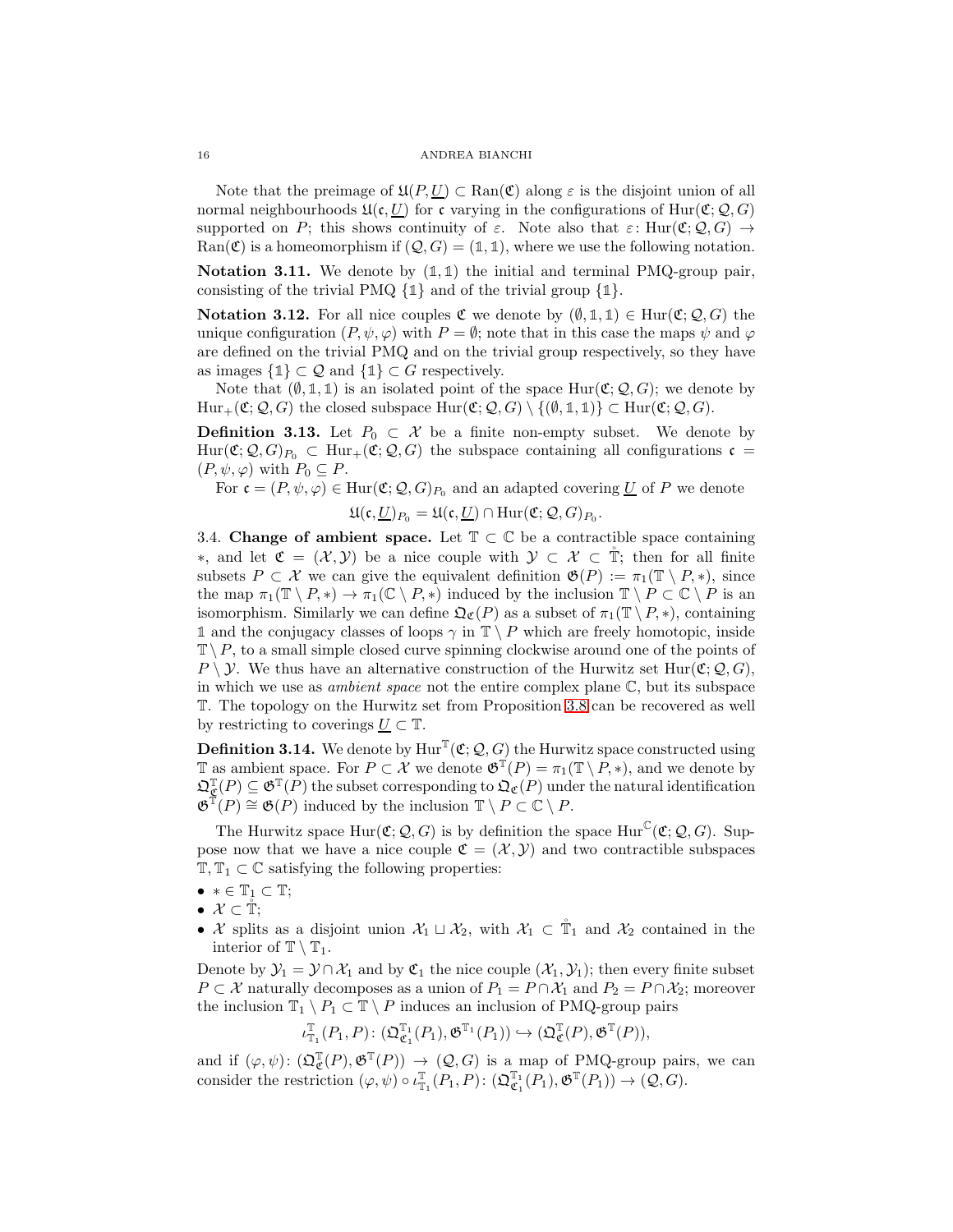Note that the preimage of $\mathfrak{U}(P,\underline{U}) \subset \mathrm{Ran}(\mathfrak{C})$ along $\varepsilon$ is the disjoint union of all normal neighbourhoods $\mathfrak{U}(\mathfrak{c},\underline{U})$ for $\mathfrak{c}$ varying in the configurations of $\mathrm{Hur}(\mathfrak{C};\mathcal{Q},G)$ supported on $P$; this shows continuity of $\varepsilon$. Note also that $\varepsilon\colon \mathrm{Hur}(\mathfrak{C};\mathcal{Q},G) \to \mathrm{Ran}(\mathfrak{C})$ is a homeomorphism if $(\mathcal{Q},G) = (\mathbb{1},\mathbb{1})$, where we use the following notation.

**Notation 3.11.** We denote by $(\mathbb{1},\mathbb{1})$ the initial and terminal PMQ-group pair, consisting of the trivial PMQ $\{\mathbb{1}\}$ and of the trivial group $\{\mathbb{1}\}$.

**Notation 3.12.** For all nice couples $\mathfrak{C}$ we denote by $(\emptyset,\mathbb{1},\mathbb{1}) \in \mathrm{Hur}(\mathfrak{C};\mathcal{Q},G)$ the unique configuration $(P,\psi,\varphi)$ with $P = \emptyset$; note that in this case the maps $\psi$ and $\varphi$ are defined on the trivial PMQ and on the trivial group respectively, so they have as images $\{\mathbb{1}\} \subset \mathcal{Q}$ and $\{\mathbb{1}\} \subset G$ respectively.

Note that $(\emptyset,\mathbb{1},\mathbb{1})$ is an isolated point of the space $\mathrm{Hur}(\mathfrak{C};\mathcal{Q},G)$; we denote by $\mathrm{Hur}_+(\mathfrak{C};\mathcal{Q},G)$ the closed subspace $\mathrm{Hur}(\mathfrak{C};\mathcal{Q},G) \setminus \{(\emptyset,\mathbb{1},\mathbb{1})\} \subset \mathrm{Hur}(\mathfrak{C};\mathcal{Q},G)$.

**Definition 3.13.** Let $P_0 \subset \mathcal{X}$ be a finite non-empty subset. We denote by $\mathrm{Hur}(\mathfrak{C};\mathcal{Q},G)_{P_0} \subset \mathrm{Hur}_+(\mathfrak{C};\mathcal{Q},G)$ the subspace containing all configurations $\mathfrak{c} = (P,\psi,\varphi)$ with $P_0 \subseteq P$.

For $\mathfrak{c} = (P,\psi,\varphi) \in \mathrm{Hur}(\mathfrak{C};\mathcal{Q},G)_{P_0}$ and an adapted covering $\underline{U}$ of $P$ we denote

$$\mathfrak{U}(\mathfrak{c},\underline{U})_{P_0} = \mathfrak{U}(\mathfrak{c},\underline{U}) \cap \mathrm{Hur}(\mathfrak{C};\mathcal{Q},G)_{P_0}.$$

3.4. **Change of ambient space.** Let $\mathbb{T} \subset \mathbb{C}$ be a contractible space containing $*$, and let $\mathfrak{C} = (\mathcal{X},\mathcal{Y})$ be a nice couple with $\mathcal{Y} \subset \mathcal{X} \subset \mathring{\mathbb{T}}$; then for all finite subsets $P \subset \mathcal{X}$ we can give the equivalent definition $\mathfrak{G}(P) := \pi_1(\mathbb{T} \setminus P, *)$, since the map $\pi_1(\mathbb{T} \setminus P, *) \to \pi_1(\mathbb{C} \setminus P, *)$ induced by the inclusion $\mathbb{T} \setminus P \subset \mathbb{C} \setminus P$ is an isomorphism. Similarly we can define $\mathfrak{Q}_{\mathfrak{C}}(P)$ as a subset of $\pi_1(\mathbb{T} \setminus P, *)$, containing $\mathbb{1}$ and the conjugacy classes of loops $\gamma$ in $\mathbb{T} \setminus P$ which are freely homotopic, inside $\mathbb{T} \setminus P$, to a small simple closed curve spinning clockwise around one of the points of $P \setminus \mathcal{Y}$. We thus have an alternative construction of the Hurwitz set $\mathrm{Hur}(\mathfrak{C};\mathcal{Q},G)$, in which we use as *ambient space* not the entire complex plane $\mathbb{C}$, but its subspace $\mathbb{T}$. The topology on the Hurwitz set from Proposition 3.8 can be recovered as well by restricting to coverings $\underline{U} \subset \mathbb{T}$.

**Definition 3.14.** We denote by $\mathrm{Hur}^{\mathbb{T}}(\mathfrak{C};\mathcal{Q},G)$ the Hurwitz space constructed using $\mathbb{T}$ as ambient space. For $P \subset \mathcal{X}$ we denote $\mathfrak{G}^{\mathbb{T}}(P) = \pi_1(\mathbb{T} \setminus P, *)$, and we denote by $\mathfrak{Q}^{\mathbb{T}}_{\mathfrak{C}}(P) \subseteq \mathfrak{G}^{\mathbb{T}}(P)$ the subset corresponding to $\mathfrak{Q}_{\mathfrak{C}}(P)$ under the natural identification $\mathfrak{G}^{\mathbb{T}}(P) \cong \mathfrak{G}(P)$ induced by the inclusion $\mathbb{T} \setminus P \subset \mathbb{C} \setminus P$.

The Hurwitz space $\mathrm{Hur}(\mathfrak{C};\mathcal{Q},G)$ is by definition the space $\mathrm{Hur}^{\mathbb{C}}(\mathfrak{C};\mathcal{Q},G)$. Suppose now that we have a nice couple $\mathfrak{C} = (\mathcal{X},\mathcal{Y})$ and two contractible subspaces $\mathbb{T}, \mathbb{T}_1 \subset \mathbb{C}$ satisfying the following properties:

- $* \in \mathbb{T}_1 \subset \mathbb{T}$;
- $\mathcal{X} \subset \mathring{\mathbb{T}}$;
- $\mathcal{X}$ splits as a disjoint union $\mathcal{X}_1 \sqcup \mathcal{X}_2$, with $\mathcal{X}_1 \subset \mathring{\mathbb{T}}_1$ and $\mathcal{X}_2$ contained in the interior of $\mathbb{T} \setminus \mathbb{T}_1$.

Denote by $\mathcal{Y}_1 = \mathcal{Y} \cap \mathcal{X}_1$ and by $\mathfrak{C}_1$ the nice couple $(\mathcal{X}_1,\mathcal{Y}_1)$; then every finite subset $P \subset \mathcal{X}$ naturally decomposes as a union of $P_1 = P \cap \mathcal{X}_1$ and $P_2 = P \cap \mathcal{X}_2$; moreover the inclusion $\mathbb{T}_1 \setminus P_1 \subset \mathbb{T} \setminus P$ induces an inclusion of PMQ-group pairs

$$\iota^{\mathbb{T}}_{\mathbb{T}_1}(P_1,P)\colon (\mathfrak{Q}^{\mathbb{T}_1}_{\mathfrak{C}_1}(P_1), \mathfrak{G}^{\mathbb{T}_1}(P_1)) \hookrightarrow (\mathfrak{Q}^{\mathbb{T}}_{\mathfrak{C}}(P), \mathfrak{G}^{\mathbb{T}}(P)),$$

and if $(\varphi,\psi)\colon (\mathfrak{Q}^{\mathbb{T}}_{\mathfrak{C}}(P), \mathfrak{G}^{\mathbb{T}}(P)) \to (\mathcal{Q},G)$ is a map of PMQ-group pairs, we can consider the restriction $(\varphi,\psi) \circ \iota^{\mathbb{T}}_{\mathbb{T}_1}(P_1,P)\colon (\mathfrak{Q}^{\mathbb{T}_1}_{\mathfrak{C}_1}(P_1), \mathfrak{G}^{\mathbb{T}}(P_1)) \to (\mathcal{Q},G)$.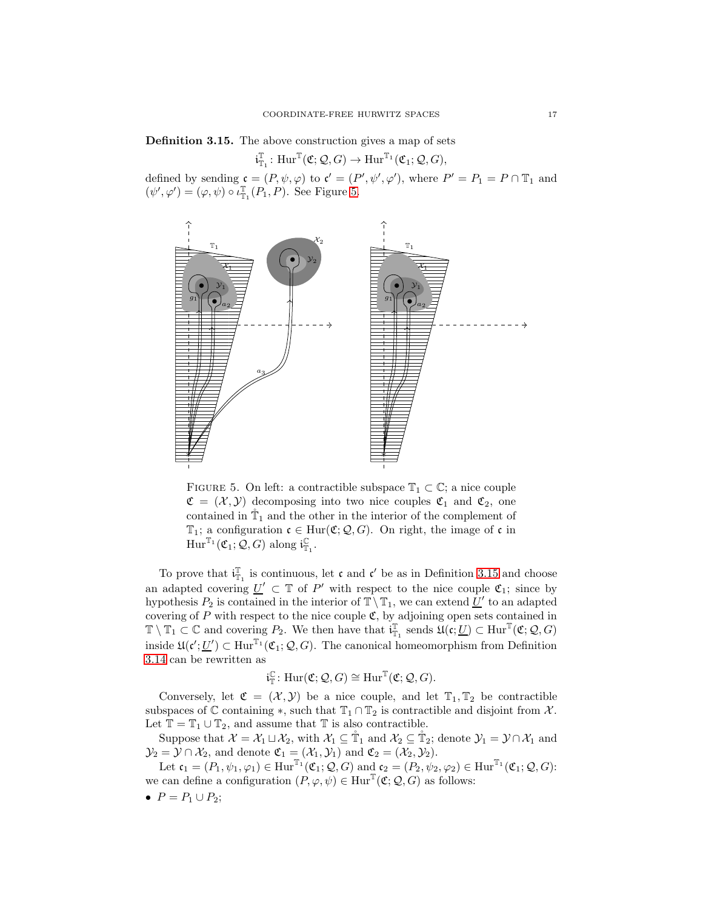**Definition 3.15.** The above construction gives a map of sets

$$\mathfrak{i}^{\mathbb{T}}_{\mathbb{T}_1} \colon \mathrm{Hur}^{\mathbb{T}}(\mathfrak{C}; \mathcal{Q}, G) \to \mathrm{Hur}^{\mathbb{T}_1}(\mathfrak{C}_1; \mathcal{Q}, G),$$

defined by sending $\mathfrak{c} = (P, \psi, \varphi)$ to $\mathfrak{c}' = (P', \psi', \varphi')$, where $P' = P_1 = P \cap \mathbb{T}_1$ and $(\psi', \varphi') = (\varphi, \psi) \circ \iota^{\mathbb{T}}_{\mathbb{T}_1}(P_1, P)$. See Figure 5.

FIGURE 5. On left: a contractible subspace $\mathbb{T}_1 \subset \mathbb{C}$; a nice couple $\mathfrak{C} = (\mathcal{X}, \mathcal{Y})$ decomposing into two nice couples $\mathfrak{C}_1$ and $\mathfrak{C}_2$, one contained in $\mathring{\mathbb{T}}_1$ and the other in the interior of the complement of $\mathbb{T}_1$; a configuration $\mathfrak{c} \in \mathrm{Hur}(\mathfrak{C}; \mathcal{Q}, G)$. On right, the image of $\mathfrak{c}$ in $\mathrm{Hur}^{\mathbb{T}_1}(\mathfrak{C}_1; \mathcal{Q}, G)$ along $\mathfrak{i}^{\mathbb{C}}_{\mathbb{T}_1}$.

To prove that $\mathfrak{i}^{\mathbb{T}}_{\mathbb{T}_1}$ is continuous, let $\mathfrak{c}$ and $\mathfrak{c}'$ be as in Definition 3.15 and choose an adapted covering $\underline{U}' \subset \mathbb{T}$ of $P'$ with respect to the nice couple $\mathfrak{C}_1$; since by hypothesis $P_2$ is contained in the interior of $\mathbb{T} \setminus \mathbb{T}_1$, we can extend $\underline{U}'$ to an adapted covering of $P$ with respect to the nice couple $\mathfrak{C}$, by adjoining open sets contained in $\mathbb{T} \setminus \mathbb{T}_1 \subset \mathbb{C}$ and covering $P_2$. We then have that $\mathfrak{i}^{\mathbb{T}}_{\mathbb{T}_1}$ sends $\mathfrak{U}(\mathfrak{c}; \underline{U}) \subset \mathrm{Hur}^{\mathbb{T}}(\mathfrak{C}; \mathcal{Q}, G)$ inside $\mathfrak{U}(\mathfrak{c}'; \underline{U}') \subset \mathrm{Hur}^{\mathbb{T}_1}(\mathfrak{C}_1; \mathcal{Q}, G)$. The canonical homeomorphism from Definition 3.14 can be rewritten as

$$\mathfrak{i}^{\mathbb{C}}_{\mathbb{T}} \colon \mathrm{Hur}(\mathfrak{C}; \mathcal{Q}, G) \cong \mathrm{Hur}^{\mathbb{T}}(\mathfrak{C}; \mathcal{Q}, G).$$

Conversely, let $\mathfrak{C} = (\mathcal{X}, \mathcal{Y})$ be a nice couple, and let $\mathbb{T}_1, \mathbb{T}_2$ be contractible subspaces of $\mathbb{C}$ containing $*$, such that $\mathbb{T}_1 \cap \mathbb{T}_2$ is contractible and disjoint from $\mathcal{X}$. Let $\mathbb{T} = \mathbb{T}_1 \cup \mathbb{T}_2$, and assume that $\mathbb{T}$ is also contractible.

Suppose that $\mathcal{X} = \mathcal{X}_1 \sqcup \mathcal{X}_2$, with $\mathcal{X}_1 \subseteq \mathring{\mathbb{T}}_1$ and $\mathcal{X}_2 \subseteq \mathring{\mathbb{T}}_2$; denote $\mathcal{Y}_1 = \mathcal{Y} \cap \mathcal{X}_1$ and $\mathcal{Y}_2 = \mathcal{Y} \cap \mathcal{X}_2$, and denote $\mathfrak{C}_1 = (\mathcal{X}_1, \mathcal{Y}_1)$ and $\mathfrak{C}_2 = (\mathcal{X}_2, \mathcal{Y}_2)$.

Let $\mathfrak{c}_1 = (P_1, \psi_1, \varphi_1) \in \mathrm{Hur}^{\mathbb{T}_1}(\mathfrak{C}_1; \mathcal{Q}, G)$ and $\mathfrak{c}_2 = (P_2, \psi_2, \varphi_2) \in \mathrm{Hur}^{\mathbb{T}_1}(\mathfrak{C}_1; \mathcal{Q}, G)$: we can define a configuration $(P, \varphi, \psi) \in \mathrm{Hur}^{\mathbb{T}}(\mathfrak{C}; \mathcal{Q}, G)$ as follows:

- $P = P_1 \cup P_2$;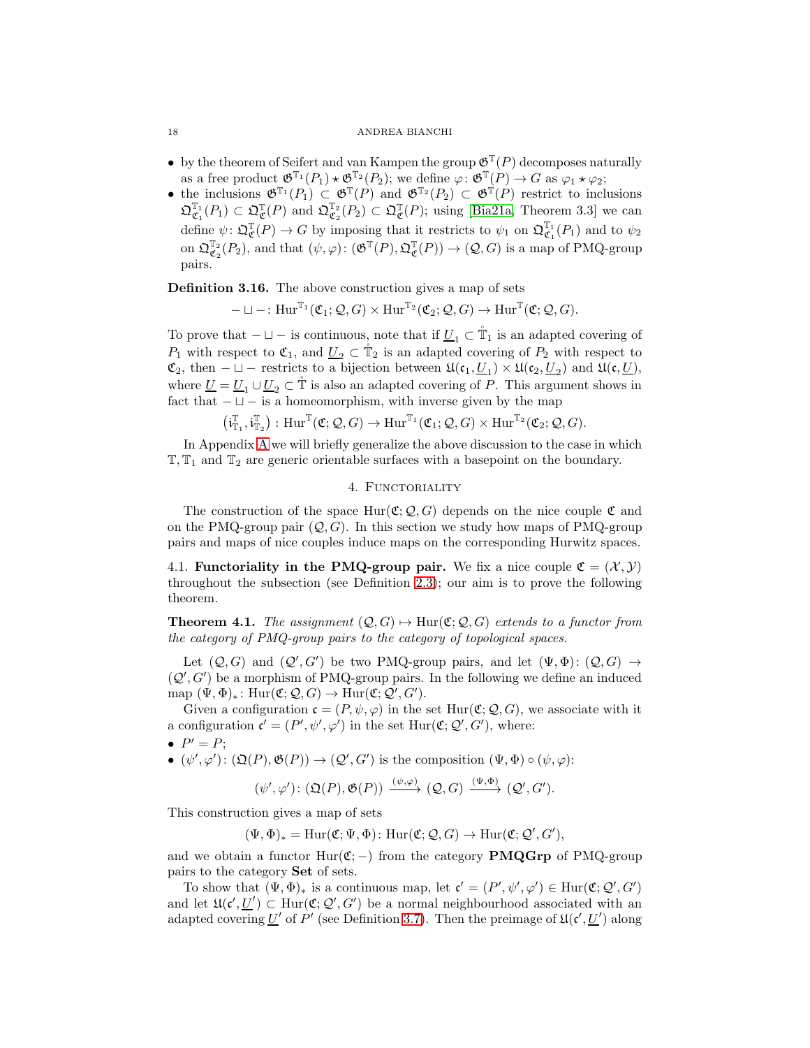- by the theorem of Seifert and van Kampen the group $\mathfrak{G}^{\mathbb{T}}(P)$ decomposes naturally as a free product $\mathfrak{G}^{\mathbb{T}_1}(P_1) \star \mathfrak{G}^{\mathbb{T}_2}(P_2)$; we define $\varphi\colon \mathfrak{G}^{\mathbb{T}}(P) \to G$ as $\varphi_1 \star \varphi_2$;
- the inclusions $\mathfrak{G}^{\mathbb{T}_1}(P_1) \subset \mathfrak{G}^{\mathbb{T}}(P)$ and $\mathfrak{G}^{\mathbb{T}_2}(P_2) \subset \mathfrak{G}^{\mathbb{T}}(P)$ restrict to inclusions $\mathfrak{Q}^{\mathbb{T}_1}_{\mathfrak{C}_1}(P_1) \subset \mathfrak{Q}^{\mathbb{T}}_{\mathfrak{C}}(P)$ and $\mathfrak{Q}^{\mathbb{T}_2}_{\mathfrak{C}_2}(P_2) \subset \mathfrak{Q}^{\mathbb{T}}_{\mathfrak{C}}(P)$; using [Bia21a, Theorem 3.3] we can define $\psi\colon \mathfrak{Q}^{\mathbb{T}}_{\mathfrak{C}}(P) \to G$ by imposing that it restricts to $\psi_1$ on $\mathfrak{Q}^{\mathbb{T}_1}_{\mathfrak{C}_1}(P_1)$ and to $\psi_2$ on $\mathfrak{Q}^{\mathbb{T}_2}_{\mathfrak{C}_2}(P_2)$, and that $(\psi,\varphi)\colon (\mathfrak{G}^{\mathbb{T}}(P), \mathfrak{Q}^{\mathbb{T}}_{\mathfrak{C}}(P)) \to (\mathcal{Q}, G)$ is a map of PMQ-group pairs.

**Definition 3.16.** The above construction gives a map of sets

$$- \sqcup -\colon \mathrm{Hur}^{\mathbb{T}_1}(\mathfrak{C}_1;\mathcal{Q},G) \times \mathrm{Hur}^{\mathbb{T}_2}(\mathfrak{C}_2;\mathcal{Q},G) \to \mathrm{Hur}^{\mathbb{T}}(\mathfrak{C};\mathcal{Q},G).$$

To prove that $-\sqcup-$ is continuous, note that if $\underline{U}_1 \subset \mathring{\mathbb{T}}_1$ is an adapted covering of $P_1$ with respect to $\mathfrak{C}_1$, and $\underline{U}_2 \subset \mathring{\mathbb{T}}_2$ is an adapted covering of $P_2$ with respect to $\mathfrak{C}_2$, then $-\sqcup-$ restricts to a bijection between $\mathfrak{U}(\mathfrak{c}_1, \underline{U}_1) \times \mathfrak{U}(\mathfrak{c}_2, \underline{U}_2)$ and $\mathfrak{U}(\mathfrak{c}, \underline{U})$, where $\underline{U} = \underline{U}_1 \cup \underline{U}_2 \subset \mathring{\mathbb{T}}$ is also an adapted covering of $P$. This argument shows in fact that $-\sqcup-$ is a homeomorphism, with inverse given by the map

$$\left(\mathfrak{i}^{\mathbb{T}}_{\mathbb{T}_1}, \mathfrak{i}^{\mathbb{T}}_{\mathbb{T}_2}\right)\colon \mathrm{Hur}^{\mathbb{T}}(\mathfrak{C};\mathcal{Q},G) \to \mathrm{Hur}^{\mathbb{T}_1}(\mathfrak{C}_1;\mathcal{Q},G) \times \mathrm{Hur}^{\mathbb{T}_2}(\mathfrak{C}_2;\mathcal{Q},G).$$

In Appendix A we will briefly generalize the above discussion to the case in which $\mathbb{T}, \mathbb{T}_1$ and $\mathbb{T}_2$ are generic orientable surfaces with a basepoint on the boundary.

## 4. Functoriality

The construction of the space $\mathrm{Hur}(\mathfrak{C};\mathcal{Q},G)$ depends on the nice couple $\mathfrak{C}$ and on the PMQ-group pair $(\mathcal{Q},G)$. In this section we study how maps of PMQ-group pairs and maps of nice couples induce maps on the corresponding Hurwitz spaces.

### 4.1. Functoriality in the PMQ-group pair.

We fix a nice couple $\mathfrak{C} = (\mathcal{X},\mathcal{Y})$ throughout the subsection (see Definition 2.3); our aim is to prove the following theorem.

**Theorem 4.1.** *The assignment $(\mathcal{Q},G) \mapsto \mathrm{Hur}(\mathfrak{C};\mathcal{Q},G)$ extends to a functor from the category of PMQ-group pairs to the category of topological spaces.*

Let $(\mathcal{Q},G)$ and $(\mathcal{Q}',G')$ be two PMQ-group pairs, and let $(\Psi,\Phi)\colon (\mathcal{Q},G) \to (\mathcal{Q}',G')$ be a morphism of PMQ-group pairs. In the following we define an induced map $(\Psi,\Phi)_*\colon \mathrm{Hur}(\mathfrak{C};\mathcal{Q},G) \to \mathrm{Hur}(\mathfrak{C};\mathcal{Q}',G')$.

Given a configuration $\mathfrak{c} = (P,\psi,\varphi)$ in the set $\mathrm{Hur}(\mathfrak{C};\mathcal{Q},G)$, we associate with it a configuration $\mathfrak{c}' = (P',\psi',\varphi')$ in the set $\mathrm{Hur}(\mathfrak{C};\mathcal{Q}',G')$, where:

- $P' = P$;
- $(\psi',\varphi')\colon (\mathfrak{Q}(P),\mathfrak{G}(P)) \to (\mathcal{Q}',G')$ is the composition $(\Psi,\Phi)\circ(\psi,\varphi)$:

$$(\psi',\varphi')\colon (\mathfrak{Q}(P),\mathfrak{G}(P)) \xrightarrow{(\psi,\varphi)} (\mathcal{Q},G) \xrightarrow{(\Psi,\Phi)} (\mathcal{Q}',G').$$

This construction gives a map of sets

$$(\Psi,\Phi)_* = \mathrm{Hur}(\mathfrak{C};\Psi,\Phi)\colon \mathrm{Hur}(\mathfrak{C};\mathcal{Q},G) \to \mathrm{Hur}(\mathfrak{C};\mathcal{Q}',G'),$$

and we obtain a functor $\mathrm{Hur}(\mathfrak{C};-)$ from the category **PMQGrp** of PMQ-group pairs to the category **Set** of sets.

To show that $(\Psi,\Phi)_*$ is a continuous map, let $\mathfrak{c}' = (P',\psi',\varphi') \in \mathrm{Hur}(\mathfrak{C};\mathcal{Q}',G')$ and let $\mathfrak{U}(\mathfrak{c}',\underline{U}') \subset \mathrm{Hur}(\mathfrak{C};\mathcal{Q}',G')$ be a normal neighbourhood associated with an adapted covering $\underline{U}'$ of $P'$ (see Definition 3.7). Then the preimage of $\mathfrak{U}(\mathfrak{c}',\underline{U}')$ along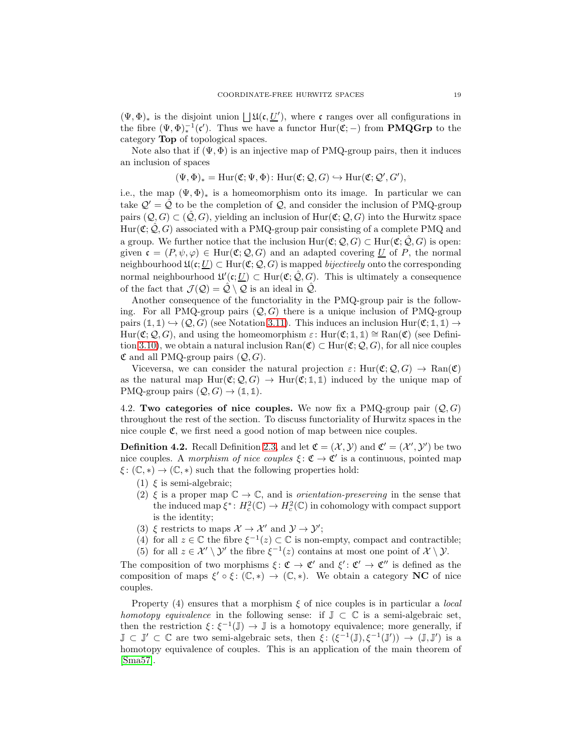$(\Psi,\Phi)_*$ is the disjoint union $\bigsqcup \mathfrak{U}(\mathfrak{c},\underline{U'})$, where $\mathfrak{c}$ ranges over all configurations in the fibre $(\Psi,\Phi)_*^{-1}(\mathfrak{c}')$. Thus we have a functor $\mathrm{Hur}(\mathfrak{C};-)$ from **PMQGrp** to the category **Top** of topological spaces.

Note also that if $(\Psi,\Phi)$ is an injective map of PMQ-group pairs, then it induces an inclusion of spaces

$$(\Psi,\Phi)_* = \mathrm{Hur}(\mathfrak{C};\Psi,\Phi)\colon \mathrm{Hur}(\mathfrak{C};\mathcal{Q},G) \hookrightarrow \mathrm{Hur}(\mathfrak{C};\mathcal{Q}',G'),$$

i.e., the map $(\Psi,\Phi)_*$ is a homeomorphism onto its image. In particular we can take $\mathcal{Q}' = \hat{\mathcal{Q}}$ to be the completion of $\mathcal{Q}$, and consider the inclusion of PMQ-group pairs $(\mathcal{Q},G) \subset (\hat{\mathcal{Q}},G)$, yielding an inclusion of $\mathrm{Hur}(\mathfrak{C};\mathcal{Q},G)$ into the Hurwitz space $\mathrm{Hur}(\mathfrak{C};\hat{\mathcal{Q}},G)$ associated with a PMQ-group pair consisting of a complete PMQ and a group. We further notice that the inclusion $\mathrm{Hur}(\mathfrak{C};\mathcal{Q},G) \subset \mathrm{Hur}(\mathfrak{C};\hat{\mathcal{Q}},G)$ is open: given $\mathfrak{c} = (P,\psi,\varphi) \in \mathrm{Hur}(\mathfrak{C};\mathcal{Q},G)$ and an adapted covering $\underline{U}$ of $P$, the normal neighbourhood $\mathfrak{U}(\mathfrak{c};\underline{U}) \subset \mathrm{Hur}(\mathfrak{C};\mathcal{Q},G)$ is mapped *bijectively* onto the corresponding normal neighbourhood $\mathfrak{U}'(\mathfrak{c};\underline{U}) \subset \mathrm{Hur}(\mathfrak{C};\hat{\mathcal{Q}},G)$. This is ultimately a consequence of the fact that $\mathcal{J}(\mathcal{Q}) = \hat{\mathcal{Q}} \setminus \mathcal{Q}$ is an ideal in $\hat{\mathcal{Q}}$.

Another consequence of the functoriality in the PMQ-group pair is the following. For all PMQ-group pairs $(\mathcal{Q},G)$ there is a unique inclusion of PMQ-group pairs $(\mathbb{1},\mathbb{1}) \hookrightarrow (\mathcal{Q},G)$ (see Notation 3.11). This induces an inclusion $\mathrm{Hur}(\mathfrak{C};\mathbb{1},\mathbb{1}) \to \mathrm{Hur}(\mathfrak{C};\mathcal{Q},G)$, and using the homeomorphism $\varepsilon\colon \mathrm{Hur}(\mathfrak{C};\mathbb{1},\mathbb{1}) \cong \mathrm{Ran}(\mathfrak{C})$ (see Definition 3.10), we obtain a natural inclusion $\mathrm{Ran}(\mathfrak{C}) \subset \mathrm{Hur}(\mathfrak{C};\mathcal{Q},G)$, for all nice couples $\mathfrak{C}$ and all PMQ-group pairs $(\mathcal{Q},G)$.

Viceversa, we can consider the natural projection $\varepsilon\colon \mathrm{Hur}(\mathfrak{C};\mathcal{Q},G) \to \mathrm{Ran}(\mathfrak{C})$ as the natural map $\mathrm{Hur}(\mathfrak{C};\mathcal{Q},G) \to \mathrm{Hur}(\mathfrak{C};\mathbb{1},\mathbb{1})$ induced by the unique map of PMQ-group pairs $(\mathcal{Q},G) \to (\mathbb{1},\mathbb{1})$.

## 4.2. Two categories of nice couples.

We now fix a PMQ-group pair $(\mathcal{Q},G)$ throughout the rest of the section. To discuss functoriality of Hurwitz spaces in the nice couple $\mathfrak{C}$, we first need a good notion of map between nice couples.

**Definition 4.2.** Recall Definition 2.3, and let $\mathfrak{C} = (\mathcal{X},\mathcal{Y})$ and $\mathfrak{C}' = (\mathcal{X}',\mathcal{Y}')$ be two nice couples. A *morphism of nice couples* $\xi\colon \mathfrak{C} \to \mathfrak{C}'$ is a continuous, pointed map $\xi\colon (\mathbb{C},*) \to (\mathbb{C},*)$ such that the following properties hold:

1. $\xi$ is semi-algebraic;
2. $\xi$ is a proper map $\mathbb{C} \to \mathbb{C}$, and is *orientation-preserving* in the sense that the induced map $\xi^*\colon H^2_c(\mathbb{C}) \to H^2_c(\mathbb{C})$ in cohomology with compact support is the identity;
3. $\xi$ restricts to maps $\mathcal{X} \to \mathcal{X}'$ and $\mathcal{Y} \to \mathcal{Y}'$;
4. for all $z \in \mathbb{C}$ the fibre $\xi^{-1}(z) \subset \mathbb{C}$ is non-empty, compact and contractible;
5. for all $z \in \mathcal{X}' \setminus \mathcal{Y}'$ the fibre $\xi^{-1}(z)$ contains at most one point of $\mathcal{X} \setminus \mathcal{Y}$.

The composition of two morphisms $\xi\colon \mathfrak{C} \to \mathfrak{C}'$ and $\xi'\colon \mathfrak{C}' \to \mathfrak{C}''$ is defined as the composition of maps $\xi' \circ \xi\colon (\mathbb{C},*) \to (\mathbb{C},*)$. We obtain a category **NC** of nice couples.

Property (4) ensures that a morphism $\xi$ of nice couples is in particular a *local homotopy equivalence* in the following sense: if $\mathbb{J} \subset \mathbb{C}$ is a semi-algebraic set, then the restriction $\xi\colon \xi^{-1}(\mathbb{J}) \to \mathbb{J}$ is a homotopy equivalence; more generally, if $\mathbb{J} \subset \mathbb{J}' \subset \mathbb{C}$ are two semi-algebraic sets, then $\xi\colon (\xi^{-1}(\mathbb{J}),\xi^{-1}(\mathbb{J}')) \to (\mathbb{J},\mathbb{J}')$ is a homotopy equivalence of couples. This is an application of the main theorem of [Sma57].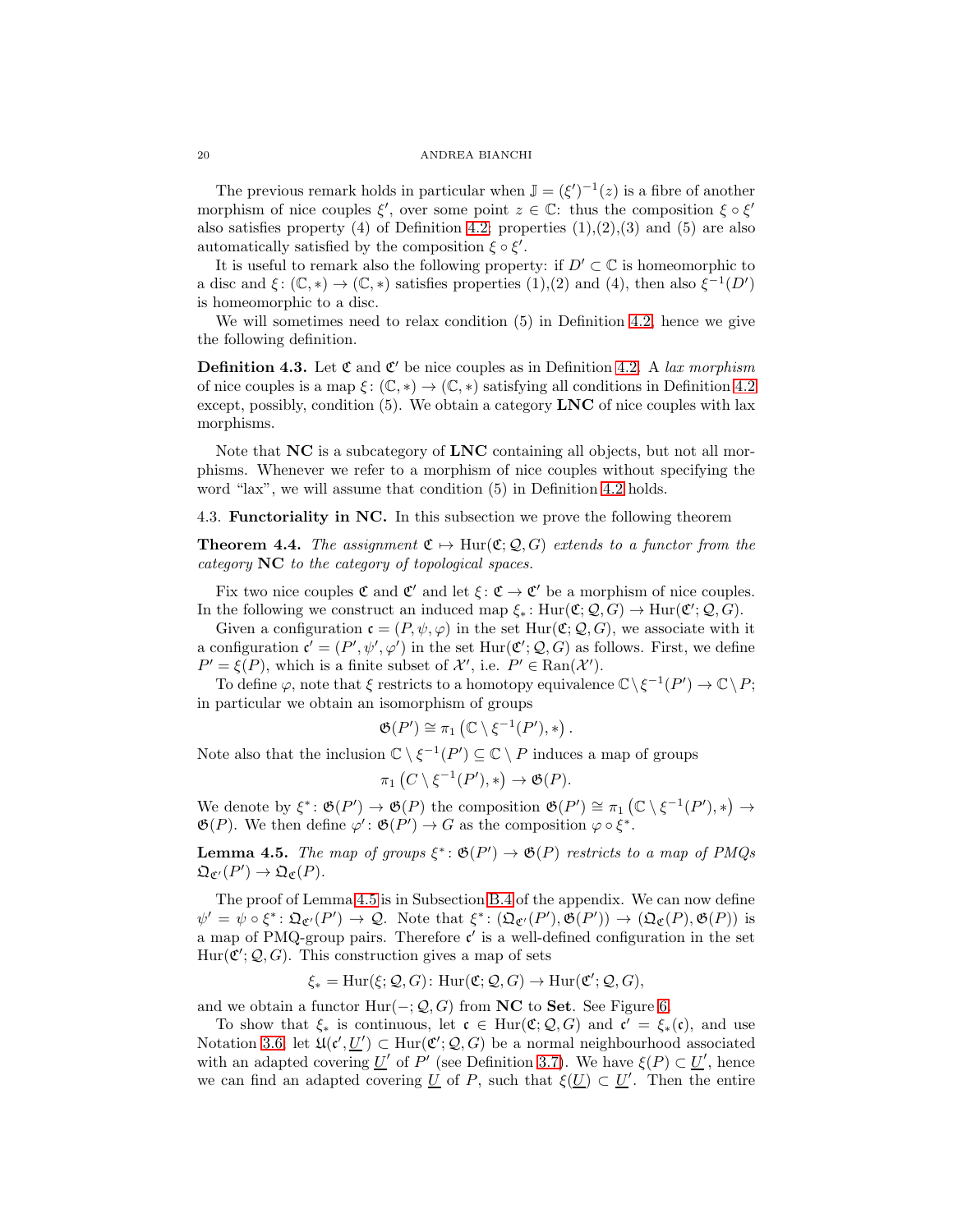The previous remark holds in particular when $\mathbb{J} = (\xi')^{-1}(z)$ is a fibre of another morphism of nice couples $\xi'$, over some point $z \in \mathbb{C}$: thus the composition $\xi \circ \xi'$ also satisfies property (4) of Definition 4.2; properties (1),(2),(3) and (5) are also automatically satisfied by the composition $\xi \circ \xi'$.

It is useful to remark also the following property: if $D' \subset \mathbb{C}$ is homeomorphic to a disc and $\xi\colon (\mathbb{C}, *) \to (\mathbb{C}, *)$ satisfies properties (1),(2) and (4), then also $\xi^{-1}(D')$ is homeomorphic to a disc.

We will sometimes need to relax condition (5) in Definition 4.2, hence we give the following definition.

**Definition 4.3.** Let $\mathfrak{C}$ and $\mathfrak{C}'$ be nice couples as in Definition 4.2. A *lax morphism* of nice couples is a map $\xi\colon (\mathbb{C}, *) \to (\mathbb{C}, *)$ satisfying all conditions in Definition 4.2 except, possibly, condition (5). We obtain a category **LNC** of nice couples with lax morphisms.

Note that **NC** is a subcategory of **LNC** containing all objects, but not all morphisms. Whenever we refer to a morphism of nice couples without specifying the word "lax", we will assume that condition (5) in Definition 4.2 holds.

### 4.3. Functoriality in NC.

In this subsection we prove the following theorem

**Theorem 4.4.** *The assignment $\mathfrak{C} \mapsto \mathrm{Hur}(\mathfrak{C}; \mathcal{Q}, G)$ extends to a functor from the category* **NC** *to the category of topological spaces.*

Fix two nice couples $\mathfrak{C}$ and $\mathfrak{C}'$ and let $\xi\colon \mathfrak{C} \to \mathfrak{C}'$ be a morphism of nice couples. In the following we construct an induced map $\xi_*\colon \mathrm{Hur}(\mathfrak{C}; \mathcal{Q}, G) \to \mathrm{Hur}(\mathfrak{C}'; \mathcal{Q}, G)$.

Given a configuration $\mathfrak{c} = (P, \psi, \varphi)$ in the set $\mathrm{Hur}(\mathfrak{C}; \mathcal{Q}, G)$, we associate with it a configuration $\mathfrak{c}' = (P', \psi', \varphi')$ in the set $\mathrm{Hur}(\mathfrak{C}'; \mathcal{Q}, G)$ as follows. First, we define $P' = \xi(P)$, which is a finite subset of $\mathcal{X}'$, i.e. $P' \in \mathrm{Ran}(\mathcal{X}')$.

To define $\varphi$, note that $\xi$ restricts to a homotopy equivalence $\mathbb{C} \setminus \xi^{-1}(P') \to \mathbb{C} \setminus P$; in particular we obtain an isomorphism of groups

$$\mathfrak{G}(P') \cong \pi_1\left(\mathbb{C} \setminus \xi^{-1}(P'), *\right).$$

Note also that the inclusion $\mathbb{C} \setminus \xi^{-1}(P') \subseteq \mathbb{C} \setminus P$ induces a map of groups

$$\pi_1\left(C \setminus \xi^{-1}(P'), *\right) \to \mathfrak{G}(P).$$

We denote by $\xi^*\colon \mathfrak{G}(P') \to \mathfrak{G}(P)$ the composition $\mathfrak{G}(P') \cong \pi_1\left(\mathbb{C} \setminus \xi^{-1}(P'), *\right) \to \mathfrak{G}(P)$. We then define $\varphi'\colon \mathfrak{G}(P') \to G$ as the composition $\varphi \circ \xi^*$.

**Lemma 4.5.** *The map of groups $\xi^*\colon \mathfrak{G}(P') \to \mathfrak{G}(P)$ restricts to a map of PMQs $\mathfrak{Q}_{\mathfrak{C}'}(P') \to \mathfrak{Q}_{\mathfrak{C}}(P)$.*

The proof of Lemma 4.5 is in Subsection B.4 of the appendix. We can now define $\psi' = \psi \circ \xi^*\colon \mathfrak{Q}_{\mathfrak{C}'}(P') \to \mathcal{Q}$. Note that $\xi^*\colon (\mathfrak{Q}_{\mathfrak{C}'}(P'), \mathfrak{G}(P')) \to (\mathfrak{Q}_{\mathfrak{C}}(P), \mathfrak{G}(P))$ is a map of PMQ-group pairs. Therefore $\mathfrak{c}'$ is a well-defined configuration in the set $\mathrm{Hur}(\mathfrak{C}'; \mathcal{Q}, G)$. This construction gives a map of sets

$$\xi_* = \mathrm{Hur}(\xi; \mathcal{Q}, G)\colon \mathrm{Hur}(\mathfrak{C}; \mathcal{Q}, G) \to \mathrm{Hur}(\mathfrak{C}'; \mathcal{Q}, G),$$

and we obtain a functor $\mathrm{Hur}(-; \mathcal{Q}, G)$ from **NC** to **Set**. See Figure 6.

To show that $\xi_*$ is continuous, let $\mathfrak{c} \in \mathrm{Hur}(\mathfrak{C}; \mathcal{Q}, G)$ and $\mathfrak{c}' = \xi_*(\mathfrak{c})$, and use Notation 3.6: let $\mathfrak{U}(\mathfrak{c}', \underline{U}') \subset \mathrm{Hur}(\mathfrak{C}'; \mathcal{Q}, G)$ be a normal neighbourhood associated with an adapted covering $\underline{U}'$ of $P'$ (see Definition 3.7). We have $\xi(P) \subset \underline{U}'$, hence we can find an adapted covering $\underline{U}$ of $P$, such that $\xi(\underline{U}) \subset \underline{U}'$. Then the entire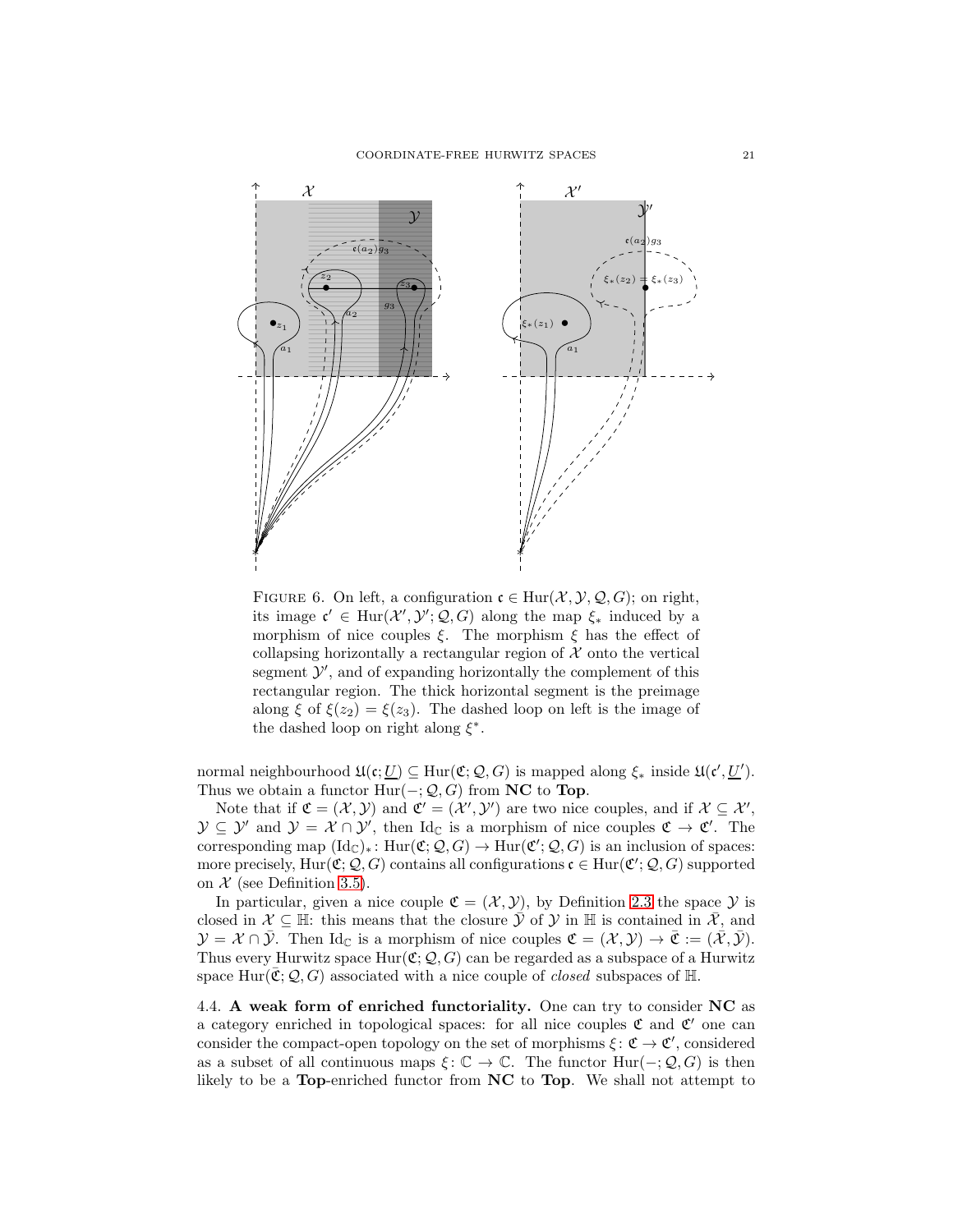FIGURE 6. On left, a configuration $\mathfrak{c} \in \mathrm{Hur}(\mathcal{X}, \mathcal{Y}, \mathcal{Q}, G)$; on right, its image $\mathfrak{c}' \in \mathrm{Hur}(\mathcal{X}', \mathcal{Y}'; \mathcal{Q}, G)$ along the map $\xi_*$ induced by a morphism of nice couples $\xi$. The morphism $\xi$ has the effect of collapsing horizontally a rectangular region of $\mathcal{X}$ onto the vertical segment $\mathcal{Y}'$, and of expanding horizontally the complement of this rectangular region. The thick horizontal segment is the preimage along $\xi$ of $\xi(z_2) = \xi(z_3)$. The dashed loop on left is the image of the dashed loop on right along $\xi^*$.

normal neighbourhood $\mathfrak{U}(\mathfrak{c}; \underline{U}) \subseteq \mathrm{Hur}(\mathfrak{C}; \mathcal{Q}, G)$ is mapped along $\xi_*$ inside $\mathfrak{U}(\mathfrak{c}', \underline{U}')$. Thus we obtain a functor $\mathrm{Hur}(-; \mathcal{Q}, G)$ from **NC** to **Top**.

Note that if $\mathfrak{C} = (\mathcal{X}, \mathcal{Y})$ and $\mathfrak{C}' = (\mathcal{X}', \mathcal{Y}')$ are two nice couples, and if $\mathcal{X} \subseteq \mathcal{X}'$, $\mathcal{Y} \subseteq \mathcal{Y}'$ and $\mathcal{Y} = \mathcal{X} \cap \mathcal{Y}'$, then $\mathrm{Id}_{\mathbb{C}}$ is a morphism of nice couples $\mathfrak{C} \to \mathfrak{C}'$. The corresponding map $(\mathrm{Id}_{\mathbb{C}})_* \colon \mathrm{Hur}(\mathfrak{C}; \mathcal{Q}, G) \to \mathrm{Hur}(\mathfrak{C}'; \mathcal{Q}, G)$ is an inclusion of spaces: more precisely, $\mathrm{Hur}(\mathfrak{C}; \mathcal{Q}, G)$ contains all configurations $\mathfrak{c} \in \mathrm{Hur}(\mathfrak{C}'; \mathcal{Q}, G)$ supported on $\mathcal{X}$ (see Definition 3.5).

In particular, given a nice couple $\mathfrak{C} = (\mathcal{X}, \mathcal{Y})$, by Definition 2.3 the space $\mathcal{Y}$ is closed in $\mathcal{X} \subseteq \mathbb{H}$: this means that the closure $\bar{\mathcal{Y}}$ of $\mathcal{Y}$ in $\mathbb{H}$ is contained in $\bar{\mathcal{X}}$, and $\mathcal{Y} = \mathcal{X} \cap \bar{\mathcal{Y}}$. Then $\mathrm{Id}_{\mathbb{C}}$ is a morphism of nice couples $\mathfrak{C} = (\mathcal{X}, \mathcal{Y}) \to \bar{\mathfrak{C}} := (\bar{\mathcal{X}}, \bar{\mathcal{Y}})$. Thus every Hurwitz space $\mathrm{Hur}(\mathfrak{C}; \mathcal{Q}, G)$ can be regarded as a subspace of a Hurwitz space $\mathrm{Hur}(\bar{\mathfrak{C}}; \mathcal{Q}, G)$ associated with a nice couple of *closed* subspaces of $\mathbb{H}$.

4.4. **A weak form of enriched functoriality.** One can try to consider **NC** as a category enriched in topological spaces: for all nice couples $\mathfrak{C}$ and $\mathfrak{C}'$ one can consider the compact-open topology on the set of morphisms $\xi \colon \mathfrak{C} \to \mathfrak{C}'$, considered as a subset of all continuous maps $\xi \colon \mathbb{C} \to \mathbb{C}$. The functor $\mathrm{Hur}(-; \mathcal{Q}, G)$ is then likely to be a **Top**-enriched functor from **NC** to **Top**. We shall not attempt to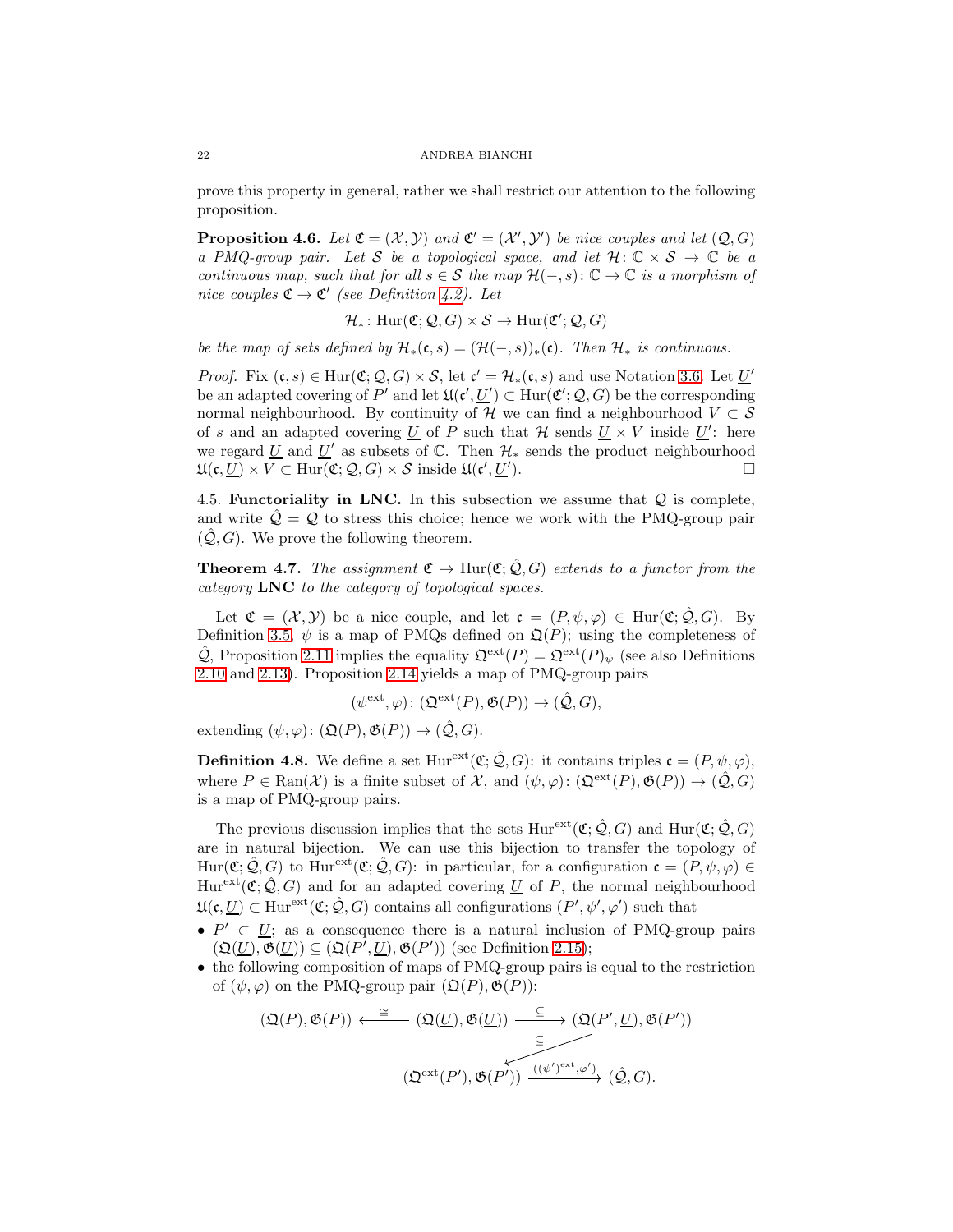prove this property in general, rather we shall restrict our attention to the following proposition.

**Proposition 4.6.** *Let $\mathfrak{C} = (\mathcal{X}, \mathcal{Y})$ and $\mathfrak{C}' = (\mathcal{X}', \mathcal{Y}')$ be nice couples and let $(\mathcal{Q}, G)$ a PMQ-group pair. Let $\mathcal{S}$ be a topological space, and let $\mathcal{H} \colon \mathbb{C} \times \mathcal{S} \to \mathbb{C}$ be a continuous map, such that for all $s \in \mathcal{S}$ the map $\mathcal{H}(-, s) \colon \mathbb{C} \to \mathbb{C}$ is a morphism of nice couples $\mathfrak{C} \to \mathfrak{C}'$ (see Definition 4.2). Let*

$$\mathcal{H}_* \colon \mathrm{Hur}(\mathfrak{C}; \mathcal{Q}, G) \times \mathcal{S} \to \mathrm{Hur}(\mathfrak{C}'; \mathcal{Q}, G)$$

*be the map of sets defined by $\mathcal{H}_*(\mathfrak{c}, s) = (\mathcal{H}(-, s))_*(\mathfrak{c})$. Then $\mathcal{H}_*$ is continuous.*

*Proof.* Fix $(\mathfrak{c}, s) \in \mathrm{Hur}(\mathfrak{C}; \mathcal{Q}, G) \times \mathcal{S}$, let $\mathfrak{c}' = \mathcal{H}_*(\mathfrak{c}, s)$ and use Notation 3.6. Let $\underline{U}'$ be an adapted covering of $P'$ and let $\mathfrak{U}(\mathfrak{c}', \underline{U}') \subset \mathrm{Hur}(\mathfrak{C}'; \mathcal{Q}, G)$ be the corresponding normal neighbourhood. By continuity of $\mathcal{H}$ we can find a neighbourhood $V \subset \mathcal{S}$ of $s$ and an adapted covering $\underline{U}$ of $P$ such that $\mathcal{H}$ sends $\underline{U} \times V$ inside $\underline{U}'$: here we regard $\underline{U}$ and $\underline{U}'$ as subsets of $\mathbb{C}$. Then $\mathcal{H}_*$ sends the product neighbourhood $\mathfrak{U}(\mathfrak{c}, \underline{U}) \times V \subset \mathrm{Hur}(\mathfrak{C}; \mathcal{Q}, G) \times \mathcal{S}$ inside $\mathfrak{U}(\mathfrak{c}', \underline{U}')$. $\square$

4.5. **Functoriality in LNC.** In this subsection we assume that $\mathcal{Q}$ is complete, and write $\hat{\mathcal{Q}} = \mathcal{Q}$ to stress this choice; hence we work with the PMQ-group pair $(\hat{\mathcal{Q}}, G)$. We prove the following theorem.

**Theorem 4.7.** *The assignment $\mathfrak{C} \mapsto \mathrm{Hur}(\mathfrak{C}; \hat{\mathcal{Q}}, G)$ extends to a functor from the category* **LNC** *to the category of topological spaces.*

Let $\mathfrak{C} = (\mathcal{X}, \mathcal{Y})$ be a nice couple, and let $\mathfrak{c} = (P, \psi, \varphi) \in \mathrm{Hur}(\mathfrak{C}; \hat{\mathcal{Q}}, G)$. By Definition 3.5, $\psi$ is a map of PMQs defined on $\mathfrak{Q}(P)$; using the completeness of $\hat{\mathcal{Q}}$, Proposition 2.11 implies the equality $\mathfrak{Q}^{\mathrm{ext}}(P) = \mathfrak{Q}^{\mathrm{ext}}(P)_\psi$ (see also Definitions 2.10 and 2.13). Proposition 2.14 yields a map of PMQ-group pairs

$$(\psi^{\mathrm{ext}}, \varphi) \colon (\mathfrak{Q}^{\mathrm{ext}}(P), \mathfrak{G}(P)) \to (\hat{\mathcal{Q}}, G),$$

extending $(\psi, \varphi) \colon (\mathfrak{Q}(P), \mathfrak{G}(P)) \to (\hat{\mathcal{Q}}, G)$.

**Definition 4.8.** We define a set $\mathrm{Hur}^{\mathrm{ext}}(\mathfrak{C}; \hat{\mathcal{Q}}, G)$: it contains triples $\mathfrak{c} = (P, \psi, \varphi)$, where $P \in \mathrm{Ran}(\mathcal{X})$ is a finite subset of $\mathcal{X}$, and $(\psi, \varphi) \colon (\mathfrak{Q}^{\mathrm{ext}}(P), \mathfrak{G}(P)) \to (\hat{\mathcal{Q}}, G)$ is a map of PMQ-group pairs.

The previous discussion implies that the sets $\mathrm{Hur}^{\mathrm{ext}}(\mathfrak{C}; \hat{\mathcal{Q}}, G)$ and $\mathrm{Hur}(\mathfrak{C}; \hat{\mathcal{Q}}, G)$ are in natural bijection. We can use this bijection to transfer the topology of $\mathrm{Hur}(\mathfrak{C}; \hat{\mathcal{Q}}, G)$ to $\mathrm{Hur}^{\mathrm{ext}}(\mathfrak{C}; \hat{\mathcal{Q}}, G)$: in particular, for a configuration $\mathfrak{c} = (P, \psi, \varphi) \in \mathrm{Hur}^{\mathrm{ext}}(\mathfrak{C}; \hat{\mathcal{Q}}, G)$ and for an adapted covering $\underline{U}$ of $P$, the normal neighbourhood $\mathfrak{U}(\mathfrak{c}, \underline{U}) \subset \mathrm{Hur}^{\mathrm{ext}}(\mathfrak{C}; \hat{\mathcal{Q}}, G)$ contains all configurations $(P', \psi', \varphi')$ such that

- $P' \subset \underline{U}$; as a consequence there is a natural inclusion of PMQ-group pairs $(\mathfrak{Q}(\underline{U}), \mathfrak{G}(\underline{U})) \subseteq (\mathfrak{Q}(P', \underline{U}), \mathfrak{G}(P'))$ (see Definition 2.15);
- the following composition of maps of PMQ-group pairs is equal to the restriction of $(\psi, \varphi)$ on the PMQ-group pair $(\mathfrak{Q}(P), \mathfrak{G}(P))$:

$$\begin{array}{ccccc} (\mathfrak{Q}(P), \mathfrak{G}(P)) & \xleftarrow{\cong} & (\mathfrak{Q}(\underline{U}), \mathfrak{G}(\underline{U})) & \xrightarrow{\subseteq} & (\mathfrak{Q}(P', \underline{U}), \mathfrak{G}(P')) \\ & & & \swarrow_{\subseteq} & \\ & & (\mathfrak{Q}^{\mathrm{ext}}(P'), \mathfrak{G}(P')) & \xrightarrow{((\psi')^{\mathrm{ext}}, \varphi')} & (\hat{\mathcal{Q}}, G). \end{array}$$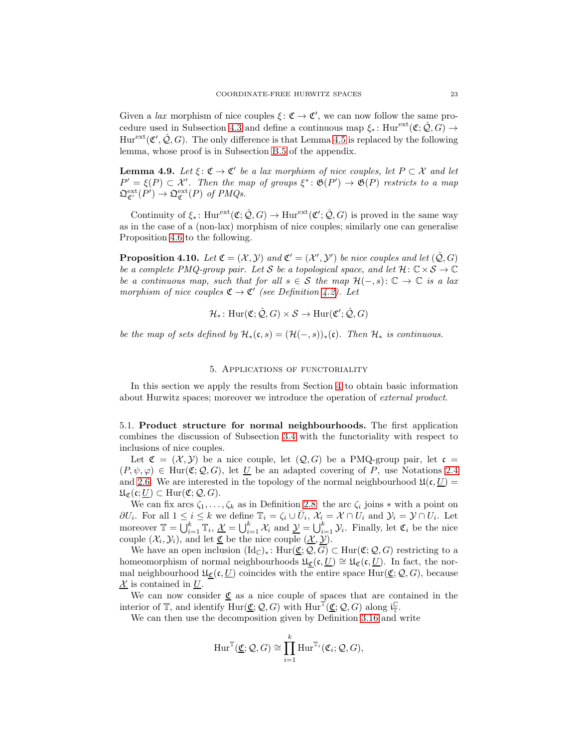Given a *lax* morphism of nice couples $\xi\colon \mathfrak{C} \to \mathfrak{C}'$, we can now follow the same procedure used in Subsection 4.3 and define a continuous map $\xi_*\colon \mathrm{Hur}^{\mathrm{ext}}(\mathfrak{C}; \hat{\mathcal{Q}}, G) \to \mathrm{Hur}^{\mathrm{ext}}(\mathfrak{C}', \hat{\mathcal{Q}}, G)$. The only difference is that Lemma 4.5 is replaced by the following lemma, whose proof is in Subsection B.5 of the appendix.

**Lemma 4.9.** *Let $\xi\colon \mathfrak{C} \to \mathfrak{C}'$ be a lax morphism of nice couples, let $P \subset \mathcal{X}$ and let $P' = \xi(P) \subset \mathcal{X}'$. Then the map of groups $\xi^*\colon \mathfrak{G}(P') \to \mathfrak{G}(P)$ restricts to a map $\mathfrak{Q}^{\mathrm{ext}}_{\mathfrak{C}'}(P') \to \mathfrak{Q}^{\mathrm{ext}}_{\mathfrak{C}}(P)$ of PMQs.*

Continuity of $\xi_*\colon \mathrm{Hur}^{\mathrm{ext}}(\mathfrak{C}; \hat{\mathcal{Q}}, G) \to \mathrm{Hur}^{\mathrm{ext}}(\mathfrak{C}'; \hat{\mathcal{Q}}, G)$ is proved in the same way as in the case of a (non-lax) morphism of nice couples; similarly one can generalise Proposition 4.6 to the following.

**Proposition 4.10.** *Let $\mathfrak{C} = (\mathcal{X}, \mathcal{Y})$ and $\mathfrak{C}' = (\mathcal{X}', \mathcal{Y}')$ be nice couples and let $(\hat{\mathcal{Q}}, G)$ be a complete PMQ-group pair. Let $\mathcal{S}$ be a topological space, and let $\mathcal{H}\colon \mathbb{C} \times \mathcal{S} \to \mathbb{C}$ be a continuous map, such that for all $s \in \mathcal{S}$ the map $\mathcal{H}(-, s)\colon \mathbb{C} \to \mathbb{C}$ is a lax morphism of nice couples $\mathfrak{C} \to \mathfrak{C}'$ (see Definition 4.2). Let*

$$\mathcal{H}_*\colon \mathrm{Hur}(\mathfrak{C}; \hat{\mathcal{Q}}, G) \times \mathcal{S} \to \mathrm{Hur}(\mathfrak{C}'; \hat{\mathcal{Q}}, G)$$

*be the map of sets defined by $\mathcal{H}_*(\mathfrak{c}, s) = (\mathcal{H}(-, s))_*(\mathfrak{c})$. Then $\mathcal{H}_*$ is continuous.*

## 5. Applications of functoriality

In this section we apply the results from Section 4 to obtain basic information about Hurwitz spaces; moreover we introduce the operation of *external product*.

### 5.1. Product structure for normal neighbourhoods.

The first application combines the discussion of Subsection 3.4 with the functoriality with respect to inclusions of nice couples.

Let $\mathfrak{C} = (\mathcal{X}, \mathcal{Y})$ be a nice couple, let $(\mathcal{Q}, G)$ be a PMQ-group pair, let $\mathfrak{c} = (P, \psi, \varphi) \in \mathrm{Hur}(\mathfrak{C}; \mathcal{Q}, G)$, let $\underline{U}$ be an adapted covering of $P$, use Notations 2.4 and 2.6. We are interested in the topology of the normal neighbourhood $\mathfrak{U}(\mathfrak{c}, \underline{U}) = \mathfrak{U}_{\mathfrak{C}}(\mathfrak{c}; \underline{U}) \subset \mathrm{Hur}(\mathfrak{C}; \mathcal{Q}, G)$.

We can fix arcs $\zeta_1, \dots, \zeta_k$ as in Definition 2.8: the arc $\zeta_i$ joins $*$ with a point on $\partial U_i$. For all $1 \le i \le k$ we define $\mathbb{T}_i = \zeta_i \cup \bar{U}_i$, $\mathcal{X}_i = \mathcal{X} \cap U_i$ and $\mathcal{Y}_i = \mathcal{Y} \cap U_i$. Let moreover $\mathbb{T} = \bigcup_{i=1}^k \mathbb{T}_i$, $\underline{\mathcal{X}} = \bigcup_{i=1}^k \mathcal{X}_i$ and $\underline{\mathcal{Y}} = \bigcup_{i=1}^k \mathcal{Y}_i$. Finally, let $\mathfrak{C}_i$ be the nice couple $(\mathcal{X}_i, \mathcal{Y}_i)$, and let $\underline{\mathfrak{C}}$ be the nice couple $(\underline{\mathcal{X}}, \underline{\mathcal{Y}})$.

We have an open inclusion $(\mathrm{Id}_{\mathbb{C}})_*\colon \mathrm{Hur}(\underline{\mathfrak{C}}; \mathcal{Q}, G) \subset \mathrm{Hur}(\mathfrak{C}; \mathcal{Q}, G)$ restricting to a homeomorphism of normal neighbourhoods $\mathfrak{U}_{\underline{\mathfrak{C}}}(\mathfrak{c}, \underline{U}) \cong \mathfrak{U}_{\mathfrak{C}}(\mathfrak{c}, \underline{U})$. In fact, the normal neighbourhood $\mathfrak{U}_{\underline{\mathfrak{C}}}(\mathfrak{c}, \underline{U})$ coincides with the entire space $\mathrm{Hur}(\underline{\mathfrak{C}}; \mathcal{Q}, G)$, because $\underline{\mathcal{X}}$ is contained in $\underline{U}$.

We can now consider $\underline{\mathfrak{C}}$ as a nice couple of spaces that are contained in the interior of $\mathbb{T}$, and identify $\mathrm{Hur}(\underline{\mathfrak{C}}; \mathcal{Q}, G)$ with $\mathrm{Hur}^{\mathbb{T}}(\underline{\mathfrak{C}}; \mathcal{Q}, G)$ along $\mathfrak{i}^{\mathbb{C}}_{\mathbb{T}}$.

We can then use the decomposition given by Definition 3.16 and write

$$\mathrm{Hur}^{\mathbb{T}}(\underline{\mathfrak{C}}; \mathcal{Q}, G) \cong \prod_{i=1}^k \mathrm{Hur}^{\mathbb{T}_i}(\mathfrak{C}_i; \mathcal{Q}, G),$$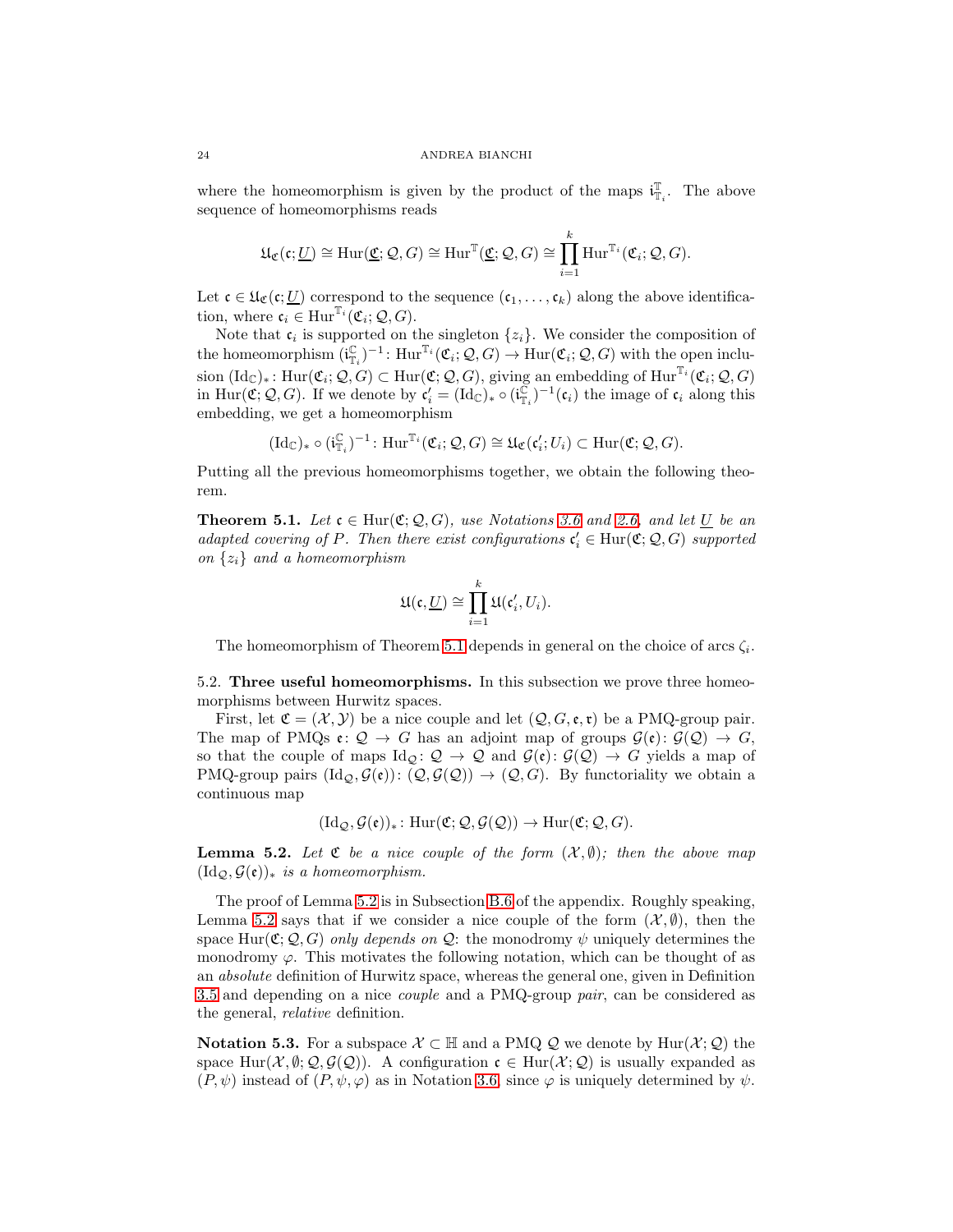where the homeomorphism is given by the product of the maps $\mathfrak{i}^{\mathbb{T}}_{\mathbb{T}_i}$. The above sequence of homeomorphisms reads

$$\mathfrak{U}_{\mathfrak{C}}(\mathfrak{c};\underline{U}) \cong \mathrm{Hur}(\underline{\mathfrak{C}};\mathcal{Q},G) \cong \mathrm{Hur}^{\mathbb{T}}(\underline{\mathfrak{C}};\mathcal{Q},G) \cong \prod_{i=1}^{k} \mathrm{Hur}^{\mathbb{T}_i}(\mathfrak{C}_i;\mathcal{Q},G).$$

Let $\mathfrak{c} \in \mathfrak{U}_{\mathfrak{C}}(\mathfrak{c};\underline{U})$ correspond to the sequence $(\mathfrak{c}_1,\dots,\mathfrak{c}_k)$ along the above identification, where $\mathfrak{c}_i \in \mathrm{Hur}^{\mathbb{T}_i}(\mathfrak{C}_i;\mathcal{Q},G)$.

Note that $\mathfrak{c}_i$ is supported on the singleton $\{z_i\}$. We consider the composition of the homeomorphism $(\mathfrak{i}^{\mathbb{C}}_{\mathbb{T}_i})^{-1}\colon \mathrm{Hur}^{\mathbb{T}_i}(\mathfrak{C}_i;\mathcal{Q},G) \to \mathrm{Hur}(\mathfrak{C}_i;\mathcal{Q},G)$ with the open inclusion $(\mathrm{Id}_{\mathbb{C}})_*\colon \mathrm{Hur}(\mathfrak{C}_i;\mathcal{Q},G) \subset \mathrm{Hur}(\mathfrak{C};\mathcal{Q},G)$, giving an embedding of $\mathrm{Hur}^{\mathbb{T}_i}(\mathfrak{C}_i;\mathcal{Q},G)$ in $\mathrm{Hur}(\mathfrak{C};\mathcal{Q},G)$. If we denote by $\mathfrak{c}'_i = (\mathrm{Id}_{\mathbb{C}})_* \circ (\mathfrak{i}^{\mathbb{C}}_{\mathbb{T}_i})^{-1}(\mathfrak{c}_i)$ the image of $\mathfrak{c}_i$ along this embedding, we get a homeomorphism

$$(\mathrm{Id}_{\mathbb{C}})_* \circ (\mathfrak{i}^{\mathbb{C}}_{\mathbb{T}_i})^{-1}\colon \mathrm{Hur}^{\mathbb{T}_i}(\mathfrak{C}_i;\mathcal{Q},G) \cong \mathfrak{U}_{\mathfrak{C}}(\mathfrak{c}'_i;U_i) \subset \mathrm{Hur}(\mathfrak{C};\mathcal{Q},G).$$

Putting all the previous homeomorphisms together, we obtain the following theorem.

**Theorem 5.1.** *Let $\mathfrak{c} \in \mathrm{Hur}(\mathfrak{C};\mathcal{Q},G)$, use Notations 3.6 and 2.6, and let $\underline{U}$ be an adapted covering of $P$. Then there exist configurations $\mathfrak{c}'_i \in \mathrm{Hur}(\mathfrak{C};\mathcal{Q},G)$ supported on $\{z_i\}$ and a homeomorphism*

$$\mathfrak{U}(\mathfrak{c},\underline{U}) \cong \prod_{i=1}^{k} \mathfrak{U}(\mathfrak{c}'_i,U_i).$$

The homeomorphism of Theorem 5.1 depends in general on the choice of arcs $\zeta_i$.

5.2. **Three useful homeomorphisms.** In this subsection we prove three homeomorphisms between Hurwitz spaces.

First, let $\mathfrak{C} = (\mathcal{X},\mathcal{Y})$ be a nice couple and let $(\mathcal{Q},G,\mathfrak{e},\mathfrak{r})$ be a PMQ-group pair. The map of PMQs $\mathfrak{e}\colon \mathcal{Q} \to G$ has an adjoint map of groups $\mathcal{G}(\mathfrak{e})\colon \mathcal{G}(\mathcal{Q}) \to G$, so that the couple of maps $\mathrm{Id}_{\mathcal{Q}}\colon \mathcal{Q} \to \mathcal{Q}$ and $\mathcal{G}(\mathfrak{e})\colon \mathcal{G}(\mathcal{Q}) \to G$ yields a map of PMQ-group pairs $(\mathrm{Id}_{\mathcal{Q}},\mathcal{G}(\mathfrak{e}))\colon (\mathcal{Q},\mathcal{G}(\mathcal{Q})) \to (\mathcal{Q},G)$. By functoriality we obtain a continuous map

$$(\mathrm{Id}_{\mathcal{Q}},\mathcal{G}(\mathfrak{e}))_*\colon \mathrm{Hur}(\mathfrak{C};\mathcal{Q},\mathcal{G}(\mathcal{Q})) \to \mathrm{Hur}(\mathfrak{C};\mathcal{Q},G).$$

**Lemma 5.2.** *Let $\mathfrak{C}$ be a nice couple of the form $(\mathcal{X},\emptyset)$; then the above map $(\mathrm{Id}_{\mathcal{Q}},\mathcal{G}(\mathfrak{e}))_*$ is a homeomorphism.*

The proof of Lemma 5.2 is in Subsection B.6 of the appendix. Roughly speaking, Lemma 5.2 says that if we consider a nice couple of the form $(\mathcal{X},\emptyset)$, then the space $\mathrm{Hur}(\mathfrak{C};\mathcal{Q},G)$ *only depends on* $\mathcal{Q}$: the monodromy $\psi$ uniquely determines the monodromy $\varphi$. This motivates the following notation, which can be thought of as an *absolute* definition of Hurwitz space, whereas the general one, given in Definition 3.5 and depending on a nice *couple* and a PMQ-group *pair*, can be considered as the general, *relative* definition.

**Notation 5.3.** For a subspace $\mathcal{X} \subset \mathbb{H}$ and a PMQ $\mathcal{Q}$ we denote by $\mathrm{Hur}(\mathcal{X};\mathcal{Q})$ the space $\mathrm{Hur}(\mathcal{X},\emptyset;\mathcal{Q},\mathcal{G}(\mathcal{Q}))$. A configuration $\mathfrak{c} \in \mathrm{Hur}(\mathcal{X};\mathcal{Q})$ is usually expanded as $(P,\psi)$ instead of $(P,\psi,\varphi)$ as in Notation 3.6, since $\varphi$ is uniquely determined by $\psi$.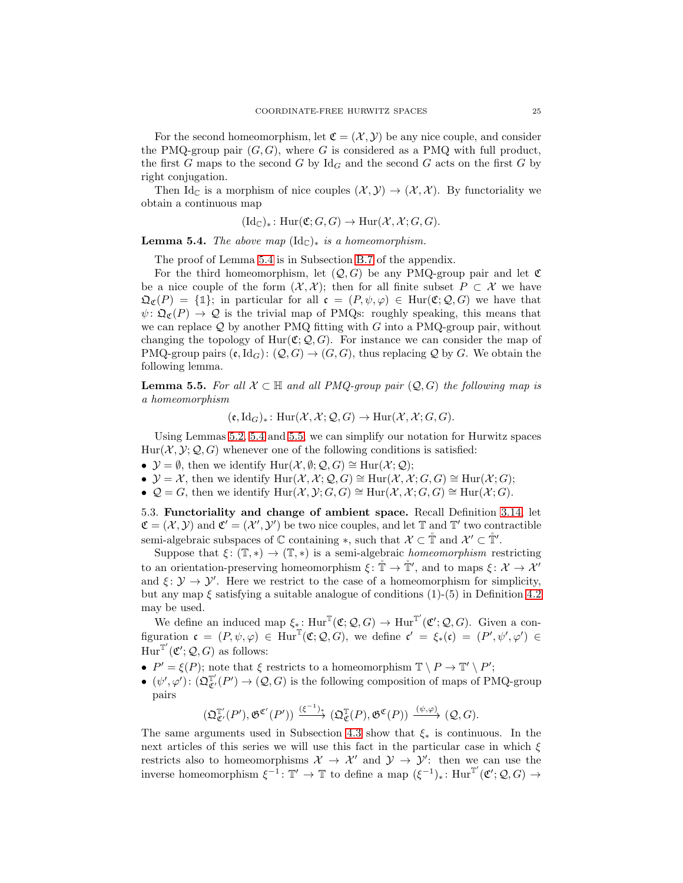For the second homeomorphism, let $\mathfrak{C} = (\mathcal{X}, \mathcal{Y})$ be any nice couple, and consider the PMQ-group pair $(G, G)$, where $G$ is considered as a PMQ with full product, the first $G$ maps to the second $G$ by $\mathrm{Id}_G$ and the second $G$ acts on the first $G$ by right conjugation.

Then $\mathrm{Id}_{\mathbb{C}}$ is a morphism of nice couples $(\mathcal{X}, \mathcal{Y}) \to (\mathcal{X}, \mathcal{X})$. By functoriality we obtain a continuous map

$$(\mathrm{Id}_{\mathbb{C}})_* \colon \mathrm{Hur}(\mathfrak{C}; G, G) \to \mathrm{Hur}(\mathcal{X}, \mathcal{X}; G, G).$$

**Lemma 5.4.** *The above map* $(\mathrm{Id}_{\mathbb{C}})_*$ *is a homeomorphism.*

The proof of Lemma 5.4 is in Subsection B.7 of the appendix.

For the third homeomorphism, let $(\mathcal{Q}, G)$ be any PMQ-group pair and let $\mathfrak{C}$ be a nice couple of the form $(\mathcal{X}, \mathcal{X})$; then for all finite subset $P \subset \mathcal{X}$ we have $\mathfrak{Q}_{\mathfrak{C}}(P) = \{\mathbb{1}\}$; in particular for all $\mathfrak{c} = (P, \psi, \varphi) \in \mathrm{Hur}(\mathfrak{C}; \mathcal{Q}, G)$ we have that $\psi \colon \mathfrak{Q}_{\mathfrak{C}}(P) \to \mathcal{Q}$ is the trivial map of PMQs: roughly speaking, this means that we can replace $\mathcal{Q}$ by another PMQ fitting with $G$ into a PMQ-group pair, without changing the topology of $\mathrm{Hur}(\mathfrak{C}; \mathcal{Q}, G)$. For instance we can consider the map of PMQ-group pairs $(\mathfrak{e}, \mathrm{Id}_G) \colon (\mathcal{Q}, G) \to (G, G)$, thus replacing $\mathcal{Q}$ by $G$. We obtain the following lemma.

**Lemma 5.5.** *For all* $\mathcal{X} \subset \mathbb{H}$ *and all PMQ-group pair* $(\mathcal{Q}, G)$ *the following map is a homeomorphism*

$$(\mathfrak{e}, \mathrm{Id}_G)_* \colon \mathrm{Hur}(\mathcal{X}, \mathcal{X}; \mathcal{Q}, G) \to \mathrm{Hur}(\mathcal{X}, \mathcal{X}; G, G).$$

Using Lemmas 5.2, 5.4 and 5.5, we can simplify our notation for Hurwitz spaces $\mathrm{Hur}(\mathcal{X}, \mathcal{Y}; \mathcal{Q}, G)$ whenever one of the following conditions is satisfied:

- $\mathcal{Y} = \emptyset$, then we identify $\mathrm{Hur}(\mathcal{X}, \emptyset; \mathcal{Q}, G) \cong \mathrm{Hur}(\mathcal{X}; \mathcal{Q})$;
- $\mathcal{Y} = \mathcal{X}$, then we identify $\mathrm{Hur}(\mathcal{X}, \mathcal{X}; \mathcal{Q}, G) \cong \mathrm{Hur}(\mathcal{X}, \mathcal{X}; G, G) \cong \mathrm{Hur}(\mathcal{X}; G)$;
- $\mathcal{Q} = G$, then we identify $\mathrm{Hur}(\mathcal{X}, \mathcal{Y}; G, G) \cong \mathrm{Hur}(\mathcal{X}, \mathcal{X}; G, G) \cong \mathrm{Hur}(\mathcal{X}; G)$.

5.3. **Functoriality and change of ambient space.** Recall Definition 3.14, let $\mathfrak{C} = (\mathcal{X}, \mathcal{Y})$ and $\mathfrak{C}' = (\mathcal{X}', \mathcal{Y}')$ be two nice couples, and let $\mathbb{T}$ and $\mathbb{T}'$ two contractible semi-algebraic subspaces of $\mathbb{C}$ containing $*$, such that $\mathcal{X} \subset \mathring{\mathbb{T}}$ and $\mathcal{X}' \subset \mathring{\mathbb{T}}'$.

Suppose that $\xi \colon (\mathbb{T}, *) \to (\mathbb{T}, *)$ is a semi-algebraic *homeomorphism* restricting to an orientation-preserving homeomorphism $\xi \colon \mathring{\mathbb{T}} \to \mathring{\mathbb{T}}'$, and to maps $\xi \colon \mathcal{X} \to \mathcal{X}'$ and $\xi \colon \mathcal{Y} \to \mathcal{Y}'$. Here we restrict to the case of a homeomorphism for simplicity, but any map $\xi$ satisfying a suitable analogue of conditions (1)-(5) in Definition 4.2 may be used.

We define an induced map $\xi_* \colon \mathrm{Hur}^{\mathbb{T}}(\mathfrak{C}; \mathcal{Q}, G) \to \mathrm{Hur}^{\mathbb{T}'}(\mathfrak{C}'; \mathcal{Q}, G)$. Given a configuration $\mathfrak{c} = (P, \psi, \varphi) \in \mathrm{Hur}^{\mathbb{T}}(\mathfrak{C}; \mathcal{Q}, G)$, we define $\mathfrak{c}' = \xi_*(\mathfrak{c}) = (P', \psi', \varphi') \in \mathrm{Hur}^{\mathbb{T}'}(\mathfrak{C}'; \mathcal{Q}, G)$ as follows:

- $P' = \xi(P)$; note that $\xi$ restricts to a homeomorphism $\mathbb{T} \setminus P \to \mathbb{T}' \setminus P'$;
- $(\psi', \varphi') \colon (\mathfrak{Q}^{\mathbb{T}'}_{\mathfrak{C}'}(P') \to (\mathcal{Q}, G)$ is the following composition of maps of PMQ-group pairs

$$(\mathfrak{Q}^{\mathbb{T}'}_{\mathfrak{C}'}(P'), \mathfrak{G}^{\mathfrak{C}'}(P')) \xrightarrow{(\xi^{-1})_*} (\mathfrak{Q}^{\mathbb{T}}_{\mathfrak{C}}(P), \mathfrak{G}^{\mathfrak{C}}(P)) \xrightarrow{(\psi, \varphi)} (\mathcal{Q}, G).$$

The same arguments used in Subsection 4.3 show that $\xi_*$ is continuous. In the next articles of this series we will use this fact in the particular case in which $\xi$ restricts also to homeomorphisms $\mathcal{X} \to \mathcal{X}'$ and $\mathcal{Y} \to \mathcal{Y}'$: then we can use the inverse homeomorphism $\xi^{-1} \colon \mathbb{T}' \to \mathbb{T}$ to define a map $(\xi^{-1})_* \colon \mathrm{Hur}^{\mathbb{T}'}(\mathfrak{C}'; \mathcal{Q}, G) \to$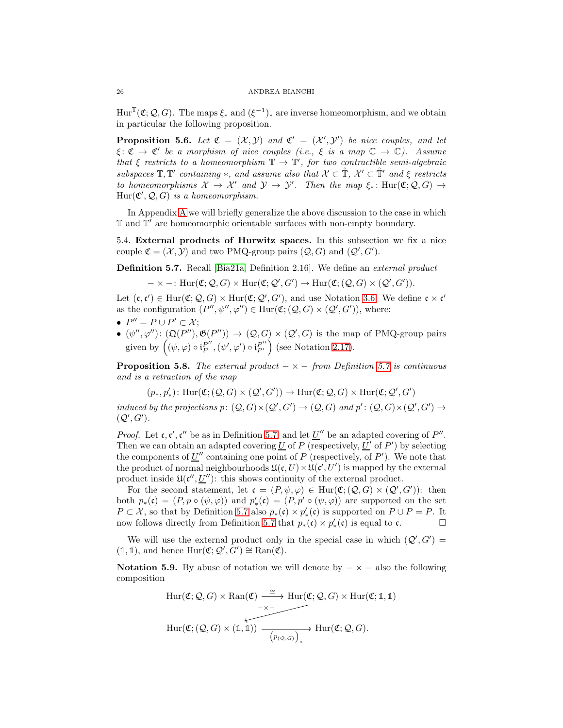$\mathrm{Hur}^{\mathbb{T}}(\mathfrak{C};\mathcal{Q},G)$. The maps $\xi_*$ and $(\xi^{-1})_*$ are inverse homeomorphism, and we obtain in particular the following proposition.

**Proposition 5.6.** *Let $\mathfrak{C} = (\mathcal{X},\mathcal{Y})$ and $\mathfrak{C}' = (\mathcal{X}',\mathcal{Y}')$ be nice couples, and let $\xi\colon \mathfrak{C} \to \mathfrak{C}'$ be a morphism of nice couples (i.e., $\xi$ is a map $\mathbb{C} \to \mathbb{C}$). Assume that $\xi$ restricts to a homeomorphism $\mathbb{T} \to \mathbb{T}'$, for two contractible semi-algebraic subspaces $\mathbb{T},\mathbb{T}'$ containing $*$, and assume also that $\mathcal{X} \subset \mathring{\mathbb{T}}$, $\mathcal{X}' \subset \mathring{\mathbb{T}}'$ and $\xi$ restricts to homeomorphisms $\mathcal{X} \to \mathcal{X}'$ and $\mathcal{Y} \to \mathcal{Y}'$. Then the map $\xi_*\colon \mathrm{Hur}(\mathfrak{C};\mathcal{Q},G) \to \mathrm{Hur}(\mathfrak{C}',\mathcal{Q},G)$ is a homeomorphism.*

In Appendix A we will briefly generalize the above discussion to the case in which $\mathbb{T}$ and $\mathbb{T}'$ are homeomorphic orientable surfaces with non-empty boundary.

5.4. **External products of Hurwitz spaces.** In this subsection we fix a nice couple $\mathfrak{C} = (\mathcal{X},\mathcal{Y})$ and two PMQ-group pairs $(\mathcal{Q},G)$ and $(\mathcal{Q}',G')$.

**Definition 5.7.** Recall [Bia21a, Definition 2.16]. We define an *external product*

$$-\times -\colon \mathrm{Hur}(\mathfrak{C};\mathcal{Q},G)\times \mathrm{Hur}(\mathfrak{C};\mathcal{Q}',G') \to \mathrm{Hur}(\mathfrak{C};(\mathcal{Q},G)\times(\mathcal{Q}',G')).$$

Let $(\mathfrak{c},\mathfrak{c}') \in \mathrm{Hur}(\mathfrak{C};\mathcal{Q},G)\times \mathrm{Hur}(\mathfrak{C};\mathcal{Q}',G')$, and use Notation 3.6. We define $\mathfrak{c}\times\mathfrak{c}'$ as the configuration $(P'',\psi'',\varphi'') \in \mathrm{Hur}(\mathfrak{C};(\mathcal{Q},G)\times(\mathcal{Q}',G'))$, where:

- $P'' = P\cup P' \subset \mathcal{X}$;
- $(\psi'',\varphi'')\colon (\mathfrak{Q}(P''),\mathfrak{G}(P'')) \to (\mathcal{Q},G)\times(\mathcal{Q}',G)$ is the map of PMQ-group pairs given by $\left((\psi,\varphi)\circ \mathfrak{i}_P^{P''}, (\psi',\varphi')\circ\mathfrak{i}_{P'}^{P''}\right)$ (see Notation 2.17).

**Proposition 5.8.** *The external product $-\times-$ from Definition 5.7 is continuous and is a retraction of the map*

$$(p_*,p'_*)\colon \mathrm{Hur}(\mathfrak{C};(\mathcal{Q},G)\times(\mathcal{Q}',G')) \to \mathrm{Hur}(\mathfrak{C};\mathcal{Q},G)\times\mathrm{Hur}(\mathfrak{C};\mathcal{Q}',G')$$

*induced by the projections $p\colon (\mathcal{Q},G)\times(\mathcal{Q}',G') \to (\mathcal{Q},G)$ and $p'\colon (\mathcal{Q},G)\times(\mathcal{Q}',G') \to (\mathcal{Q}',G')$.*

*Proof.* Let $\mathfrak{c},\mathfrak{c}',\mathfrak{c}''$ be as in Definition 5.7 and let $\underline{U}''$ be an adapted covering of $P''$. Then we can obtain an adapted covering $\underline{U}$ of $P$ (respectively, $\underline{U}'$ of $P'$) by selecting the components of $\underline{U}''$ containing one point of $P$ (respectively, of $P'$). We note that the product of normal neighbourhoods $\mathfrak{U}(\mathfrak{c},\underline{U})\times\mathfrak{U}(\mathfrak{c}',\underline{U}')$ is mapped by the external product inside $\mathfrak{U}(\mathfrak{c}'',\underline{U}'')$: this shows continuity of the external product.

For the second statement, let $\mathfrak{c} = (P,\psi,\varphi) \in \mathrm{Hur}(\mathfrak{C};(\mathcal{Q},G)\times(\mathcal{Q}',G'))$: then both $p_*(\mathfrak{c}) = (P,p\circ(\psi,\varphi))$ and $p'_*(\mathfrak{c}) = (P,p'\circ(\psi,\varphi))$ are supported on the set $P\subset\mathcal{X}$, so that by Definition 5.7 also $p_*(\mathfrak{c})\times p'_*(\mathfrak{c})$ is supported on $P\cup P = P$. It now follows directly from Definition 5.7 that $p_*(\mathfrak{c})\times p'_*(\mathfrak{c})$ is equal to $\mathfrak{c}$. $\square$

We will use the external product only in the special case in which $(\mathcal{Q}',G') = (\mathbb{1},\mathbb{1})$, and hence $\mathrm{Hur}(\mathfrak{C};\mathcal{Q}',G') \cong \mathrm{Ran}(\mathfrak{C})$.

**Notation 5.9.** By abuse of notation we will denote by $-\times-$ also the following composition

$$\mathrm{Hur}(\mathfrak{C};\mathcal{Q},G)\times\mathrm{Ran}(\mathfrak{C}) \xrightarrow{\cong} \mathrm{Hur}(\mathfrak{C};\mathcal{Q},G)\times\mathrm{Hur}(\mathfrak{C};\mathbb{1},\mathbb{1}) \xrightarrow{-\times-} \mathrm{Hur}(\mathfrak{C};(\mathcal{Q},G)\times(\mathbb{1},\mathbb{1})) \xrightarrow{\left(p_{(\mathcal{Q},G)}\right)_*} \mathrm{Hur}(\mathfrak{C};\mathcal{Q},G).$$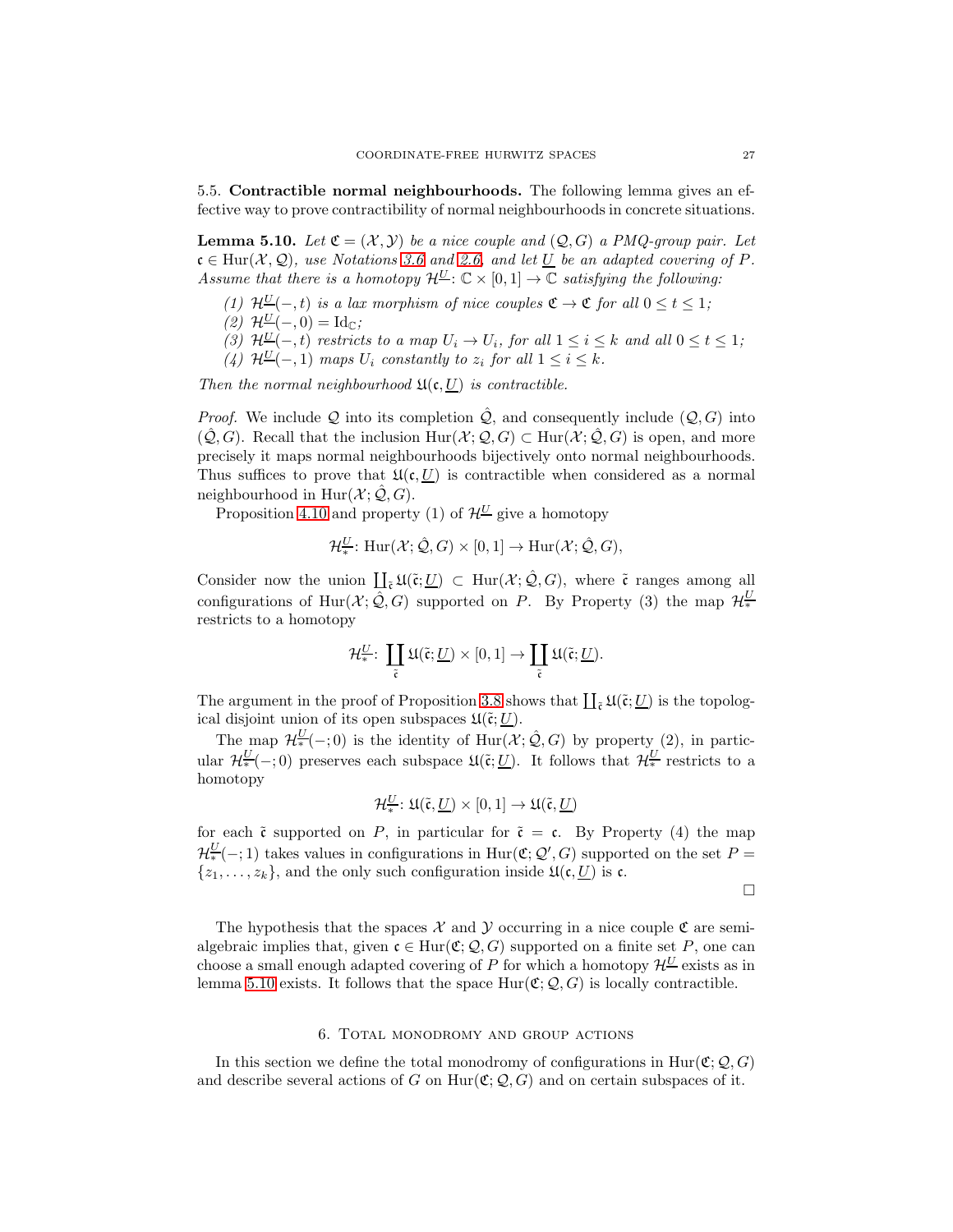### 5.5. Contractible normal neighbourhoods.

The following lemma gives an effective way to prove contractibility of normal neighbourhoods in concrete situations.

**Lemma 5.10.** *Let $\mathfrak{C} = (\mathcal{X}, \mathcal{Y})$ be a nice couple and $(\mathcal{Q}, G)$ a PMQ-group pair. Let $\mathfrak{c} \in \mathrm{Hur}(\mathcal{X}, \mathcal{Q})$, use Notations 3.6 and 2.6, and let $\underline{U}$ be an adapted covering of $P$. Assume that there is a homotopy $\mathcal{H}^{\underline{U}} \colon \mathbb{C} \times [0, 1] \to \mathbb{C}$ satisfying the following:*

1. *$\mathcal{H}^{\underline{U}}(-, t)$ is a lax morphism of nice couples $\mathfrak{C} \to \mathfrak{C}$ for all $0 \le t \le 1$;*
2. *$\mathcal{H}^{\underline{U}}(-, 0) = \mathrm{Id}_{\mathbb{C}}$;*
3. *$\mathcal{H}^{\underline{U}}(-, t)$ restricts to a map $U_i \to U_i$, for all $1 \le i \le k$ and all $0 \le t \le 1$;*
4. *$\mathcal{H}^{\underline{U}}(-, 1)$ maps $U_i$ constantly to $z_i$ for all $1 \le i \le k$.*

*Then the normal neighbourhood $\mathfrak{U}(\mathfrak{c}, \underline{U})$ is contractible.*

*Proof.* We include $\mathcal{Q}$ into its completion $\hat{\mathcal{Q}}$, and consequently include $(\mathcal{Q}, G)$ into $(\hat{\mathcal{Q}}, G)$. Recall that the inclusion $\mathrm{Hur}(\mathcal{X}; \mathcal{Q}, G) \subset \mathrm{Hur}(\mathcal{X}; \hat{\mathcal{Q}}, G)$ is open, and more precisely it maps normal neighbourhoods bijectively onto normal neighbourhoods. Thus suffices to prove that $\mathfrak{U}(\mathfrak{c}, \underline{U})$ is contractible when considered as a normal neighbourhood in $\mathrm{Hur}(\mathcal{X}; \hat{\mathcal{Q}}, G)$.

Proposition 4.10 and property (1) of $\mathcal{H}^{\underline{U}}$ give a homotopy

$$\mathcal{H}^{\underline{U}}_* \colon \mathrm{Hur}(\mathcal{X}; \hat{\mathcal{Q}}, G) \times [0, 1] \to \mathrm{Hur}(\mathcal{X}; \hat{\mathcal{Q}}, G),$$

Consider now the union $\coprod_{\tilde{\mathfrak{c}}} \mathfrak{U}(\tilde{\mathfrak{c}}; \underline{U}) \subset \mathrm{Hur}(\mathcal{X}; \hat{\mathcal{Q}}, G)$, where $\tilde{\mathfrak{c}}$ ranges among all configurations of $\mathrm{Hur}(\mathcal{X}; \hat{\mathcal{Q}}, G)$ supported on $P$. By Property (3) the map $\mathcal{H}^{\underline{U}}_*$ restricts to a homotopy

$$\mathcal{H}^{\underline{U}}_* \colon \coprod_{\tilde{\mathfrak{c}}} \mathfrak{U}(\tilde{\mathfrak{c}}; \underline{U}) \times [0, 1] \to \coprod_{\tilde{\mathfrak{c}}} \mathfrak{U}(\tilde{\mathfrak{c}}; \underline{U}).$$

The argument in the proof of Proposition 3.8 shows that $\coprod_{\tilde{\mathfrak{c}}} \mathfrak{U}(\tilde{\mathfrak{c}}; \underline{U})$ is the topological disjoint union of its open subspaces $\mathfrak{U}(\tilde{\mathfrak{c}}; \underline{U})$.

The map $\mathcal{H}^{\underline{U}}_*(-; 0)$ is the identity of $\mathrm{Hur}(\mathcal{X}; \hat{\mathcal{Q}}, G)$ by property (2), in particular $\mathcal{H}^{\underline{U}}_*(-; 0)$ preserves each subspace $\mathfrak{U}(\tilde{\mathfrak{c}}; \underline{U})$. It follows that $\mathcal{H}^{\underline{U}}_*$ restricts to a homotopy

$$\mathcal{H}^{\underline{U}}_* \colon \mathfrak{U}(\tilde{\mathfrak{c}}, \underline{U}) \times [0, 1] \to \mathfrak{U}(\tilde{\mathfrak{c}}, \underline{U})$$

for each $\tilde{\mathfrak{c}}$ supported on $P$, in particular for $\tilde{\mathfrak{c}} = \mathfrak{c}$. By Property (4) the map $\mathcal{H}^{\underline{U}}_*(-; 1)$ takes values in configurations in $\mathrm{Hur}(\mathfrak{C}; \mathcal{Q}', G)$ supported on the set $P = \{z_1, \dots, z_k\}$, and the only such configuration inside $\mathfrak{U}(\mathfrak{c}, \underline{U})$ is $\mathfrak{c}$.

□

The hypothesis that the spaces $\mathcal{X}$ and $\mathcal{Y}$ occurring in a nice couple $\mathfrak{C}$ are semi-algebraic implies that, given $\mathfrak{c} \in \mathrm{Hur}(\mathfrak{C}; \mathcal{Q}, G)$ supported on a finite set $P$, one can choose a small enough adapted covering of $P$ for which a homotopy $\mathcal{H}^{\underline{U}}$ exists as in lemma 5.10 exists. It follows that the space $\mathrm{Hur}(\mathfrak{C}; \mathcal{Q}, G)$ is locally contractible.

## 6. Total monodromy and group actions

In this section we define the total monodromy of configurations in $\mathrm{Hur}(\mathfrak{C}; \mathcal{Q}, G)$ and describe several actions of $G$ on $\mathrm{Hur}(\mathfrak{C}; \mathcal{Q}, G)$ and on certain subspaces of it.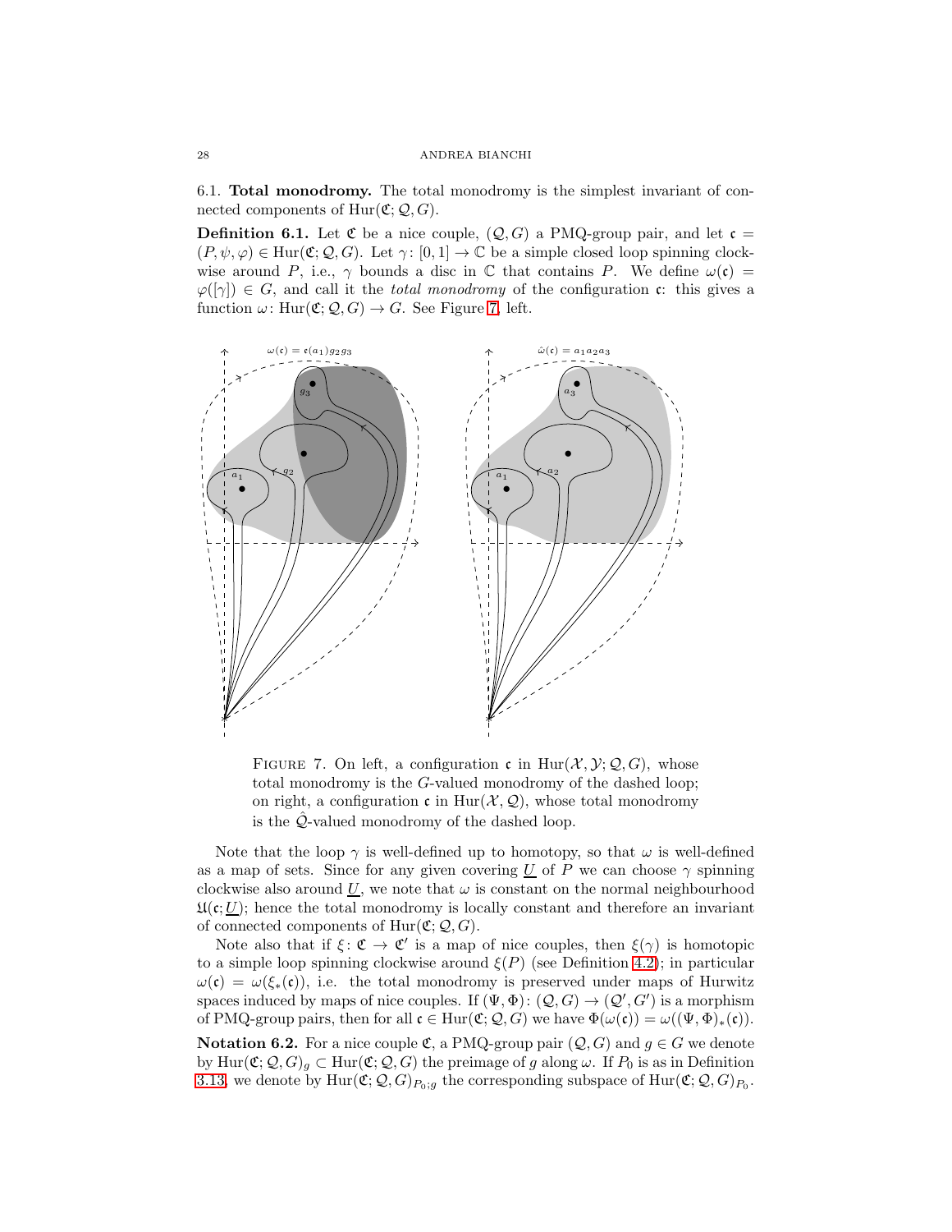### 6.1. Total monodromy.

The total monodromy is the simplest invariant of connected components of $\mathrm{Hur}(\mathfrak{C}; \mathcal{Q}, G)$.

**Definition 6.1.** Let $\mathfrak{C}$ be a nice couple, $(\mathcal{Q}, G)$ a PMQ-group pair, and let $\mathfrak{c} = (P, \psi, \varphi) \in \mathrm{Hur}(\mathfrak{C}; \mathcal{Q}, G)$. Let $\gamma\colon [0,1] \to \mathbb{C}$ be a simple closed loop spinning clockwise around $P$, i.e., $\gamma$ bounds a disc in $\mathbb{C}$ that contains $P$. We define $\omega(\mathfrak{c}) = \varphi([\gamma]) \in G$, and call it the *total monodromy* of the configuration $\mathfrak{c}$: this gives a function $\omega\colon \mathrm{Hur}(\mathfrak{C}; \mathcal{Q}, G) \to G$. See Figure 7, left.

FIGURE 7. On left, a configuration $\mathfrak{c}$ in $\mathrm{Hur}(\mathcal{X}, \mathcal{Y}; \mathcal{Q}, G)$, whose total monodromy is the $G$-valued monodromy of the dashed loop; on right, a configuration $\mathfrak{c}$ in $\mathrm{Hur}(\mathcal{X}, \mathcal{Q})$, whose total monodromy is the $\hat{\mathcal{Q}}$-valued monodromy of the dashed loop.

Note that the loop $\gamma$ is well-defined up to homotopy, so that $\omega$ is well-defined as a map of sets. Since for any given covering $\underline{U}$ of $P$ we can choose $\gamma$ spinning clockwise also around $\underline{U}$, we note that $\omega$ is constant on the normal neighbourhood $\mathfrak{U}(\mathfrak{c}; \underline{U})$; hence the total monodromy is locally constant and therefore an invariant of connected components of $\mathrm{Hur}(\mathfrak{C}; \mathcal{Q}, G)$.

Note also that if $\xi\colon \mathfrak{C} \to \mathfrak{C}'$ is a map of nice couples, then $\xi(\gamma)$ is homotopic to a simple loop spinning clockwise around $\xi(P)$ (see Definition 4.2); in particular $\omega(\mathfrak{c}) = \omega(\xi_*(\mathfrak{c}))$, i.e. the total monodromy is preserved under maps of Hurwitz spaces induced by maps of nice couples. If $(\Psi, \Phi)\colon (\mathcal{Q}, G) \to (\mathcal{Q}', G')$ is a morphism of PMQ-group pairs, then for all $\mathfrak{c} \in \mathrm{Hur}(\mathfrak{C}; \mathcal{Q}, G)$ we have $\Phi(\omega(\mathfrak{c})) = \omega((\Psi, \Phi)_*(\mathfrak{c}))$.

**Notation 6.2.** For a nice couple $\mathfrak{C}$, a PMQ-group pair $(\mathcal{Q}, G)$ and $g \in G$ we denote by $\mathrm{Hur}(\mathfrak{C}; \mathcal{Q}, G)_g \subset \mathrm{Hur}(\mathfrak{C}; \mathcal{Q}, G)$ the preimage of $g$ along $\omega$. If $P_0$ is as in Definition 3.13, we denote by $\mathrm{Hur}(\mathfrak{C}; \mathcal{Q}, G)_{P_0;g}$ the corresponding subspace of $\mathrm{Hur}(\mathfrak{C}; \mathcal{Q}, G)_{P_0}$.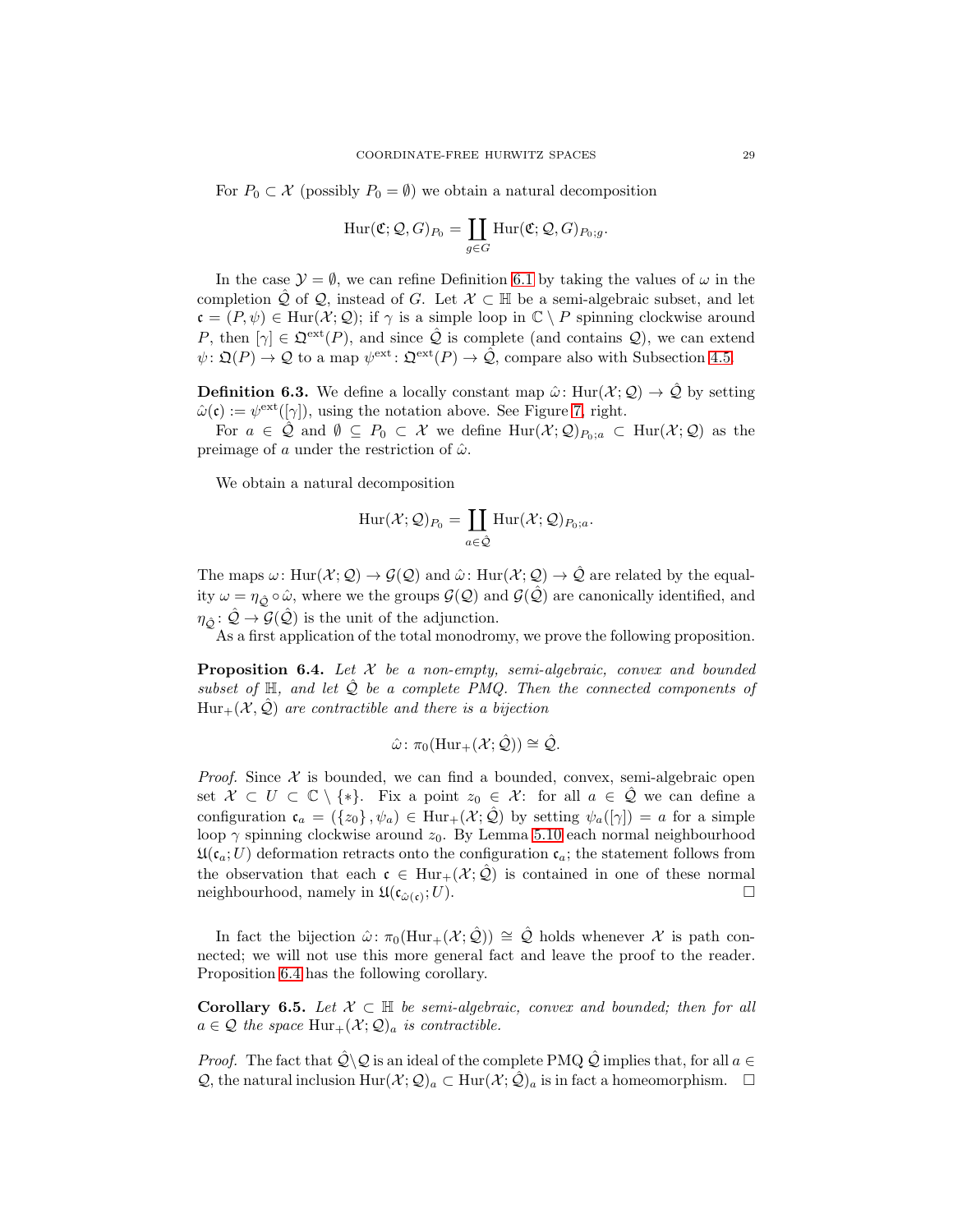For $P_0 \subset \mathcal{X}$ (possibly $P_0 = \emptyset$) we obtain a natural decomposition

$$\mathrm{Hur}(\mathfrak{C}; \mathcal{Q}, G)_{P_0} = \coprod_{g \in G} \mathrm{Hur}(\mathfrak{C}; \mathcal{Q}, G)_{P_0;g}.$$

In the case $\mathcal{Y} = \emptyset$, we can refine Definition 6.1 by taking the values of $\omega$ in the completion $\hat{\mathcal{Q}}$ of $\mathcal{Q}$, instead of $G$. Let $\mathcal{X} \subset \mathbb{H}$ be a semi-algebraic subset, and let $\mathfrak{c} = (P, \psi) \in \mathrm{Hur}(\mathcal{X}; \mathcal{Q})$; if $\gamma$ is a simple loop in $\mathbb{C} \setminus P$ spinning clockwise around $P$, then $[\gamma] \in \mathfrak{Q}^{\mathrm{ext}}(P)$, and since $\hat{\mathcal{Q}}$ is complete (and contains $\mathcal{Q}$), we can extend $\psi \colon \mathfrak{Q}(P) \to \mathcal{Q}$ to a map $\psi^{\mathrm{ext}} \colon \mathfrak{Q}^{\mathrm{ext}}(P) \to \hat{\mathcal{Q}}$, compare also with Subsection 4.5.

**Definition 6.3.** We define a locally constant map $\hat{\omega} \colon \mathrm{Hur}(\mathcal{X}; \mathcal{Q}) \to \hat{\mathcal{Q}}$ by setting $\hat{\omega}(\mathfrak{c}) := \psi^{\mathrm{ext}}([\gamma])$, using the notation above. See Figure 7, right.

For $a \in \hat{\mathcal{Q}}$ and $\emptyset \subseteq P_0 \subset \mathcal{X}$ we define $\mathrm{Hur}(\mathcal{X}; \mathcal{Q})_{P_0;a} \subset \mathrm{Hur}(\mathcal{X}; \mathcal{Q})$ as the preimage of $a$ under the restriction of $\hat{\omega}$.

We obtain a natural decomposition

$$\mathrm{Hur}(\mathcal{X}; \mathcal{Q})_{P_0} = \coprod_{a \in \hat{\mathcal{Q}}} \mathrm{Hur}(\mathcal{X}; \mathcal{Q})_{P_0;a}.$$

The maps $\omega \colon \mathrm{Hur}(\mathcal{X}; \mathcal{Q}) \to \mathcal{G}(\mathcal{Q})$ and $\hat{\omega} \colon \mathrm{Hur}(\mathcal{X}; \mathcal{Q}) \to \hat{\mathcal{Q}}$ are related by the equality $\omega = \eta_{\hat{\mathcal{Q}}} \circ \hat{\omega}$, where we the groups $\mathcal{G}(\mathcal{Q})$ and $\mathcal{G}(\hat{\mathcal{Q}})$ are canonically identified, and $\eta_{\hat{\mathcal{Q}}} \colon \hat{\mathcal{Q}} \to \mathcal{G}(\hat{\mathcal{Q}})$ is the unit of the adjunction.

As a first application of the total monodromy, we prove the following proposition.

**Proposition 6.4.** *Let $\mathcal{X}$ be a non-empty, semi-algebraic, convex and bounded subset of $\mathbb{H}$, and let $\hat{\mathcal{Q}}$ be a complete PMQ. Then the connected components of $\mathrm{Hur}_+(\mathcal{X}, \hat{\mathcal{Q}})$ are contractible and there is a bijection*

$$\hat{\omega} \colon \pi_0(\mathrm{Hur}_+(\mathcal{X}; \hat{\mathcal{Q}})) \cong \hat{\mathcal{Q}}.$$

*Proof.* Since $\mathcal{X}$ is bounded, we can find a bounded, convex, semi-algebraic open set $\mathcal{X} \subset U \subset \mathbb{C} \setminus \{*\}$. Fix a point $z_0 \in \mathcal{X}$: for all $a \in \hat{\mathcal{Q}}$ we can define a configuration $\mathfrak{c}_a = (\{z_0\}, \psi_a) \in \mathrm{Hur}_+(\mathcal{X}; \hat{\mathcal{Q}})$ by setting $\psi_a([\gamma]) = a$ for a simple loop $\gamma$ spinning clockwise around $z_0$. By Lemma 5.10 each normal neighbourhood $\mathfrak{U}(\mathfrak{c}_a; U)$ deformation retracts onto the configuration $\mathfrak{c}_a$; the statement follows from the observation that each $\mathfrak{c} \in \mathrm{Hur}_+(\mathcal{X}; \hat{\mathcal{Q}})$ is contained in one of these normal neighbourhood, namely in $\mathfrak{U}(\mathfrak{c}_{\hat{\omega}(\mathfrak{c})}; U)$. $\square$

In fact the bijection $\hat{\omega} \colon \pi_0(\mathrm{Hur}_+(\mathcal{X}; \hat{\mathcal{Q}})) \cong \hat{\mathcal{Q}}$ holds whenever $\mathcal{X}$ is path connected; we will not use this more general fact and leave the proof to the reader. Proposition 6.4 has the following corollary.

**Corollary 6.5.** *Let $\mathcal{X} \subset \mathbb{H}$ be semi-algebraic, convex and bounded; then for all $a \in \mathcal{Q}$ the space $\mathrm{Hur}_+(\mathcal{X}; \mathcal{Q})_a$ is contractible.*

*Proof.* The fact that $\hat{\mathcal{Q}} \setminus \mathcal{Q}$ is an ideal of the complete PMQ $\hat{\mathcal{Q}}$ implies that, for all $a \in \mathcal{Q}$, the natural inclusion $\mathrm{Hur}(\mathcal{X}; \mathcal{Q})_a \subset \mathrm{Hur}(\mathcal{X}; \hat{\mathcal{Q}})_a$ is in fact a homeomorphism. $\square$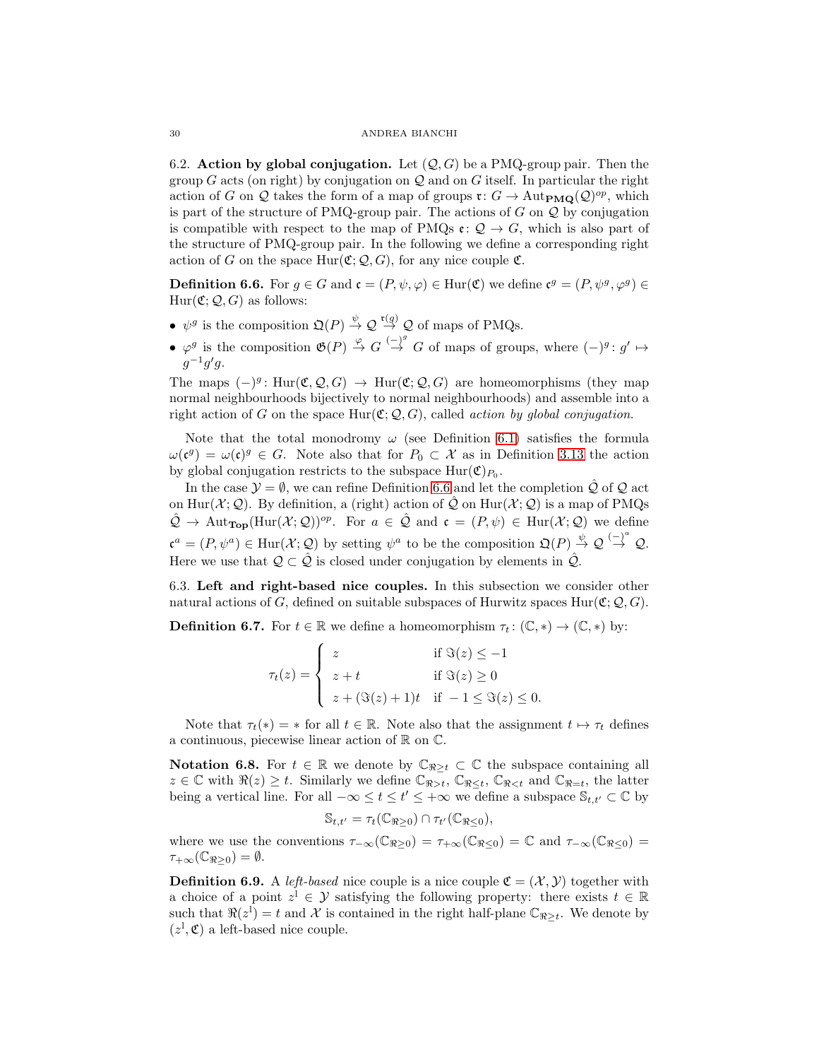6.2. **Action by global conjugation.** Let $(\mathcal{Q}, G)$ be a PMQ-group pair. Then the group $G$ acts (on right) by conjugation on $\mathcal{Q}$ and on $G$ itself. In particular the right action of $G$ on $\mathcal{Q}$ takes the form of a map of groups $\mathfrak{r}\colon G \to \mathrm{Aut}_{\mathbf{PMQ}}(\mathcal{Q})^{op}$, which is part of the structure of PMQ-group pair. The actions of $G$ on $\mathcal{Q}$ by conjugation is compatible with respect to the map of PMQs $\mathfrak{e}\colon \mathcal{Q} \to G$, which is also part of the structure of PMQ-group pair. In the following we define a corresponding right action of $G$ on the space $\mathrm{Hur}(\mathfrak{C}; \mathcal{Q}, G)$, for any nice couple $\mathfrak{C}$.

**Definition 6.6.** For $g \in G$ and $\mathfrak{c} = (P, \psi, \varphi) \in \mathrm{Hur}(\mathfrak{C})$ we define $\mathfrak{c}^g = (P, \psi^g, \varphi^g) \in \mathrm{Hur}(\mathfrak{C}; \mathcal{Q}, G)$ as follows:

- $\psi^g$ is the composition $\mathfrak{Q}(P) \overset{\psi}{\to} \mathcal{Q} \overset{\mathfrak{r}(g)}{\to} \mathcal{Q}$ of maps of PMQs.
- $\varphi^g$ is the composition $\mathfrak{G}(P) \overset{\varphi}{\to} G \overset{(-)^g}{\to} G$ of maps of groups, where $(-)^g\colon g' \mapsto g^{-1}g'g$.

The maps $(-)^g\colon \mathrm{Hur}(\mathfrak{C}, \mathcal{Q}, G) \to \mathrm{Hur}(\mathfrak{C}; \mathcal{Q}, G)$ are homeomorphisms (they map normal neighbourhoods bijectively to normal neighbourhoods) and assemble into a right action of $G$ on the space $\mathrm{Hur}(\mathfrak{C}; \mathcal{Q}, G)$, called *action by global conjugation*.

Note that the total monodromy $\omega$ (see Definition 6.1) satisfies the formula $\omega(\mathfrak{c}^g) = \omega(\mathfrak{c})^g \in G$. Note also that for $P_0 \subset \mathcal{X}$ as in Definition 3.13 the action by global conjugation restricts to the subspace $\mathrm{Hur}(\mathfrak{C})_{P_0}$.

In the case $\mathcal{Y} = \emptyset$, we can refine Definition 6.6 and let the completion $\hat{\mathcal{Q}}$ of $\mathcal{Q}$ act on $\mathrm{Hur}(\mathcal{X}; \mathcal{Q})$. By definition, a (right) action of $\hat{\mathcal{Q}}$ on $\mathrm{Hur}(\mathcal{X}; \mathcal{Q})$ is a map of PMQs $\hat{\mathcal{Q}} \to \mathrm{Aut}_{\mathbf{Top}}(\mathrm{Hur}(\mathcal{X}; \mathcal{Q}))^{op}$. For $a \in \hat{\mathcal{Q}}$ and $\mathfrak{c} = (P, \psi) \in \mathrm{Hur}(\mathcal{X}; \mathcal{Q})$ we define $\mathfrak{c}^a = (P, \psi^a) \in \mathrm{Hur}(\mathcal{X}; \mathcal{Q})$ by setting $\psi^a$ to be the composition $\mathfrak{Q}(P) \overset{\psi}{\to} \mathcal{Q} \overset{(-)^a}{\to} \mathcal{Q}$. Here we use that $\mathcal{Q} \subset \hat{\mathcal{Q}}$ is closed under conjugation by elements in $\hat{\mathcal{Q}}$.

6.3. **Left and right-based nice couples.** In this subsection we consider other natural actions of $G$, defined on suitable subspaces of Hurwitz spaces $\mathrm{Hur}(\mathfrak{C}; \mathcal{Q}, G)$.

**Definition 6.7.** For $t \in \mathbb{R}$ we define a homeomorphism $\tau_t\colon (\mathbb{C}, *) \to (\mathbb{C}, *)$ by:

$$\tau_t(z) = \begin{cases} z & \text{if } \Im(z) \leq -1 \\ z + t & \text{if } \Im(z) \geq 0 \\ z + (\Im(z) + 1)t & \text{if } -1 \leq \Im(z) \leq 0. \end{cases}$$

Note that $\tau_t(*) = *$ for all $t \in \mathbb{R}$. Note also that the assignment $t \mapsto \tau_t$ defines a continuous, piecewise linear action of $\mathbb{R}$ on $\mathbb{C}$.

**Notation 6.8.** For $t \in \mathbb{R}$ we denote by $\mathbb{C}_{\Re \geq t} \subset \mathbb{C}$ the subspace containing all $z \in \mathbb{C}$ with $\Re(z) \geq t$. Similarly we define $\mathbb{C}_{\Re > t}$, $\mathbb{C}_{\Re \leq t}$, $\mathbb{C}_{\Re < t}$ and $\mathbb{C}_{\Re = t}$, the latter being a vertical line. For all $-\infty \leq t \leq t' \leq +\infty$ we define a subspace $\mathbb{S}_{t,t'} \subset \mathbb{C}$ by

$$\mathbb{S}_{t,t'} = \tau_t(\mathbb{C}_{\Re \geq 0}) \cap \tau_{t'}(\mathbb{C}_{\Re \leq 0}),$$

where we use the conventions $\tau_{-\infty}(\mathbb{C}_{\Re \geq 0}) = \tau_{+\infty}(\mathbb{C}_{\Re \leq 0}) = \mathbb{C}$ and $\tau_{-\infty}(\mathbb{C}_{\Re \leq 0}) = \tau_{+\infty}(\mathbb{C}_{\Re \geq 0}) = \emptyset$.

**Definition 6.9.** A *left-based* nice couple is a nice couple $\mathfrak{C} = (\mathcal{X}, \mathcal{Y})$ together with a choice of a point $z^1 \in \mathcal{Y}$ satisfying the following property: there exists $t \in \mathbb{R}$ such that $\Re(z^1) = t$ and $\mathcal{X}$ is contained in the right half-plane $\mathbb{C}_{\Re \geq t}$. We denote by $(z^1, \mathfrak{C})$ a left-based nice couple.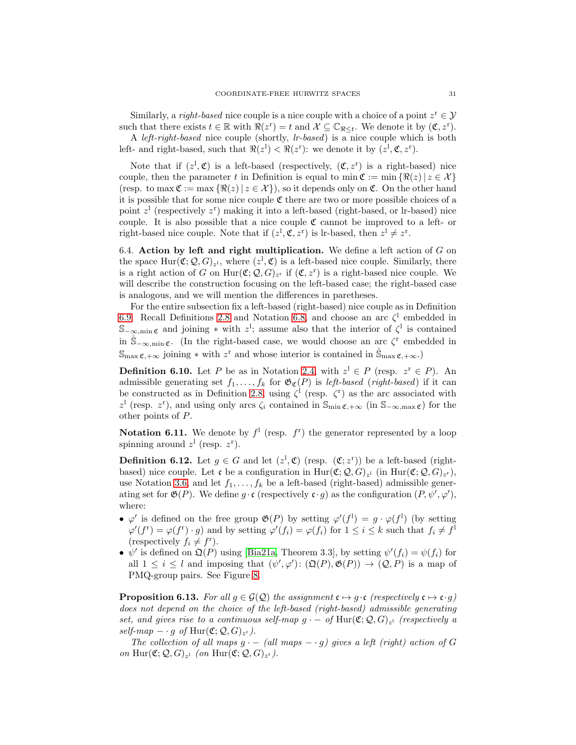Similarly, a *right-based* nice couple is a nice couple with a choice of a point $z^{\mathrm{r}} \in \mathcal{Y}$ such that there exists $t \in \mathbb{R}$ with $\Re(z^{\mathrm{r}}) = t$ and $\mathcal{X} \subseteq \mathbb{C}_{\Re \leq t}$. We denote it by $(\mathfrak{C}, z^{\mathrm{r}})$.

A *left-right-based* nice couple (shortly, *lr-based*) is a nice couple which is both left- and right-based, such that $\Re(z^{\mathrm{l}}) < \Re(z^{\mathrm{r}})$: we denote it by $(z^{\mathrm{l}}, \mathfrak{C}, z^{\mathrm{r}})$.

Note that if $(z^{\mathrm{l}}, \mathfrak{C})$ is a left-based (respectively, $(\mathfrak{C}, z^{\mathrm{r}})$ is a right-based) nice couple, then the parameter $t$ in Definition is equal to $\min \mathfrak{C} := \min \{\Re(z) \,|\, z \in \mathcal{X}\}$ (resp. to $\max \mathfrak{C} := \max \{\Re(z) \,|\, z \in \mathcal{X}\}$), so it depends only on $\mathfrak{C}$. On the other hand it is possible that for some nice couple $\mathfrak{C}$ there are two or more possible choices of a point $z^{\mathrm{l}}$ (respectively $z^{\mathrm{r}}$) making it into a left-based (right-based, or lr-based) nice couple. It is also possible that a nice couple $\mathfrak{C}$ cannot be improved to a left- or right-based nice couple. Note that if $(z^{\mathrm{l}}, \mathfrak{C}, z^{\mathrm{r}})$ is lr-based, then $z^{\mathrm{l}} \neq z^{\mathrm{r}}$.

6.4. **Action by left and right multiplication.** We define a left action of $G$ on the space $\mathrm{Hur}(\mathfrak{C}; \mathcal{Q}, G)_{z^{\mathrm{l}}}$, where $(z^{\mathrm{l}}, \mathfrak{C})$ is a left-based nice couple. Similarly, there is a right action of $G$ on $\mathrm{Hur}(\mathfrak{C}; \mathcal{Q}, G)_{z^{\mathrm{r}}}$ if $(\mathfrak{C}, z^{\mathrm{r}})$ is a right-based nice couple. We will describe the construction focusing on the left-based case; the right-based case is analogous, and we will mention the differences in paretheses.

For the entire subsection fix a left-based (right-based) nice couple as in Definition 6.9. Recall Definitions 2.8 and Notation 6.8, and choose an arc $\zeta^{\mathrm{l}}$ embedded in $\mathbb{S}_{-\infty,\min \mathfrak{C}}$ and joining $*$ with $z^{\mathrm{l}}$; assume also that the interior of $\zeta^{\mathrm{l}}$ is contained in $\mathring{\mathbb{S}}_{-\infty,\min \mathfrak{C}}$. (In the right-based case, we would choose an arc $\zeta^{\mathrm{r}}$ embedded in $\mathbb{S}_{\max \mathfrak{C},+\infty}$ joining $*$ with $z^{\mathrm{r}}$ and whose interior is contained in $\mathring{\mathbb{S}}_{\max \mathfrak{C},+\infty}$.)

**Definition 6.10.** Let $P$ be as in Notation 2.4, with $z^{\mathrm{l}} \in P$ (resp. $z^{\mathrm{r}} \in P$). An admissible generating set $f_1, \dots, f_k$ for $\mathfrak{G}_{\mathfrak{C}}(P)$ is *left-based* (*right-based*) if it can be constructed as in Definition 2.8, using $\zeta^{\mathrm{l}}$ (resp. $\zeta^{\mathrm{r}}$) as the arc associated with $z^{\mathrm{l}}$ (resp. $z^{\mathrm{r}}$), and using only arcs $\zeta_i$ contained in $\mathbb{S}_{\min \mathfrak{C},+\infty}$ (in $\mathbb{S}_{-\infty,\max \mathfrak{C}}$) for the other points of $P$.

**Notation 6.11.** We denote by $f^{\mathrm{l}}$ (resp. $f^{\mathrm{r}}$) the generator represented by a loop spinning around $z^{\mathrm{l}}$ (resp. $z^{\mathrm{r}}$).

**Definition 6.12.** Let $g \in G$ and let $(z^{\mathrm{l}}, \mathfrak{C})$ (resp. $(\mathfrak{C}; z^{\mathrm{r}})$) be a left-based (right-based) nice couple. Let $\mathfrak{c}$ be a configuration in $\mathrm{Hur}(\mathfrak{C}; \mathcal{Q}, G)_{z^{\mathrm{l}}}$ (in $\mathrm{Hur}(\mathfrak{C}; \mathcal{Q}, G)_{z^{\mathrm{r}}}$), use Notation 3.6, and let $f_1, \dots, f_k$ be a left-based (right-based) admissible generating set for $\mathfrak{G}(P)$. We define $g \cdot \mathfrak{c}$ (respectively $\mathfrak{c} \cdot g$) as the configuration $(P, \psi', \varphi')$, where:

- $\varphi'$ is defined on the free group $\mathfrak{G}(P)$ by setting $\varphi'(f^{\mathrm{l}}) = g \cdot \varphi(f^{\mathrm{l}})$ (by setting $\varphi'(f^{\mathrm{r}}) = \varphi(f^{\mathrm{r}}) \cdot g$) and by setting $\varphi'(f_i) = \varphi(f_i)$ for $1 \leq i \leq k$ such that $f_i \neq f^{\mathrm{l}}$ (respectively $f_i \neq f^{\mathrm{r}}$).
- $\psi'$ is defined on $\mathfrak{Q}(P)$ using [Bia21a, Theorem 3.3], by setting $\psi'(f_i) = \psi(f_i)$ for all $1 \leq i \leq l$ and imposing that $(\psi', \varphi') \colon (\mathfrak{Q}(P), \mathfrak{G}(P)) \to (\mathcal{Q}, P)$ is a map of PMQ-group pairs. See Figure 8.

**Proposition 6.13.** *For all $g \in \mathcal{G}(\mathcal{Q})$ the assignment $\mathfrak{c} \mapsto g \cdot \mathfrak{c}$ (respectively $\mathfrak{c} \mapsto \mathfrak{c} \cdot g$) does not depend on the choice of the left-based (right-based) admissible generating set, and gives rise to a continuous self-map $g \cdot -$ of $\mathrm{Hur}(\mathfrak{C}; \mathcal{Q}, G)_{z^{\mathrm{l}}}$ (respectively a self-map $- \cdot g$ of $\mathrm{Hur}(\mathfrak{C}; \mathcal{Q}, G)_{z^{\mathrm{r}}}$).*

*The collection of all maps $g \cdot -$ (all maps $- \cdot g$) gives a left (right) action of $G$ on $\mathrm{Hur}(\mathfrak{C}; \mathcal{Q}, G)_{z^{\mathrm{l}}}$ (on $\mathrm{Hur}(\mathfrak{C}; \mathcal{Q}, G)_{z^{\mathrm{r}}}$).*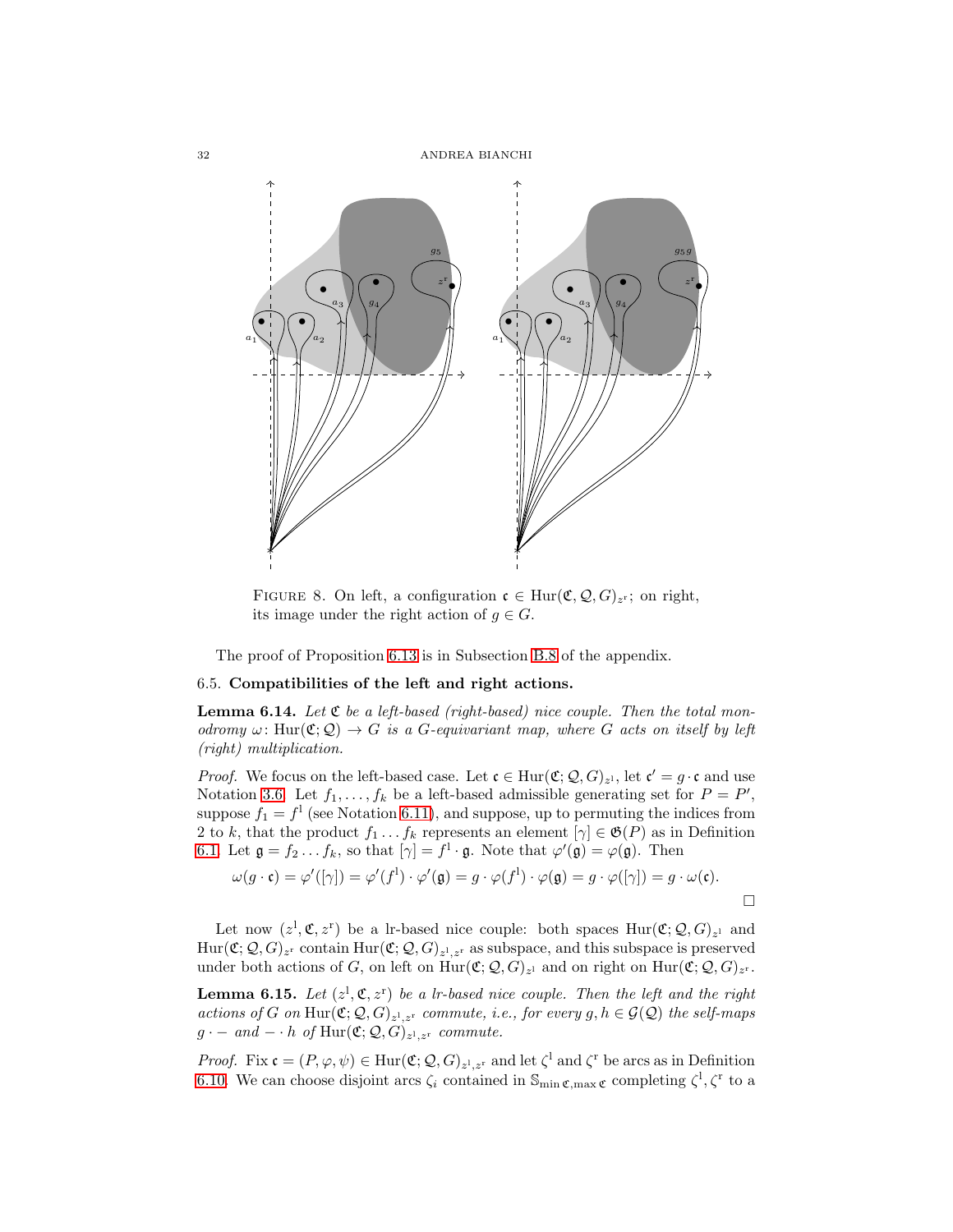FIGURE 8. On left, a configuration $\mathfrak{c} \in \mathrm{Hur}(\mathfrak{C}, \mathcal{Q}, G)_{z^{\mathrm{r}}}$; on right, its image under the right action of $g \in G$.

The proof of Proposition 6.13 is in Subsection B.8 of the appendix.

### 6.5. Compatibilities of the left and right actions.

**Lemma 6.14.** *Let $\mathfrak{C}$ be a left-based (right-based) nice couple. Then the total monodromy $\omega \colon \mathrm{Hur}(\mathfrak{C}; \mathcal{Q}) \to G$ is a $G$-equivariant map, where $G$ acts on itself by left (right) multiplication.*

*Proof.* We focus on the left-based case. Let $\mathfrak{c} \in \mathrm{Hur}(\mathfrak{C}; \mathcal{Q}, G)_{z^{\mathrm{l}}}$, let $\mathfrak{c}' = g \cdot \mathfrak{c}$ and use Notation 3.6. Let $f_1, \dots, f_k$ be a left-based admissible generating set for $P = P'$, suppose $f_1 = f^{\mathrm{l}}$ (see Notation 6.11), and suppose, up to permuting the indices from 2 to $k$, that the product $f_1 \dots f_k$ represents an element $[\gamma] \in \mathfrak{G}(P)$ as in Definition 6.1. Let $\mathfrak{g} = f_2 \dots f_k$, so that $[\gamma] = f^{\mathrm{l}} \cdot \mathfrak{g}$. Note that $\varphi'(\mathfrak{g}) = \varphi(\mathfrak{g})$. Then

$$\omega(g \cdot \mathfrak{c}) = \varphi'([\gamma]) = \varphi'(f^{\mathrm{l}}) \cdot \varphi'(\mathfrak{g}) = g \cdot \varphi(f^{\mathrm{l}}) \cdot \varphi(\mathfrak{g}) = g \cdot \varphi([\gamma]) = g \cdot \omega(\mathfrak{c}).$$

$\square$

Let now $(z^{\mathrm{l}}, \mathfrak{C}, z^{\mathrm{r}})$ be a lr-based nice couple: both spaces $\mathrm{Hur}(\mathfrak{C}; \mathcal{Q}, G)_{z^{\mathrm{l}}}$ and $\mathrm{Hur}(\mathfrak{C}; \mathcal{Q}, G)_{z^{\mathrm{r}}}$ contain $\mathrm{Hur}(\mathfrak{C}; \mathcal{Q}, G)_{z^{\mathrm{l}}, z^{\mathrm{r}}}$ as subspace, and this subspace is preserved under both actions of $G$, on left on $\mathrm{Hur}(\mathfrak{C}; \mathcal{Q}, G)_{z^{\mathrm{l}}}$ and on right on $\mathrm{Hur}(\mathfrak{C}; \mathcal{Q}, G)_{z^{\mathrm{r}}}$.

**Lemma 6.15.** *Let $(z^{\mathrm{l}}, \mathfrak{C}, z^{\mathrm{r}})$ be a lr-based nice couple. Then the left and the right actions of $G$ on $\mathrm{Hur}(\mathfrak{C}; \mathcal{Q}, G)_{z^{\mathrm{l}}, z^{\mathrm{r}}}$ commute, i.e., for every $g, h \in \mathcal{G}(\mathcal{Q})$ the self-maps $g \cdot -$ and $- \cdot h$ of $\mathrm{Hur}(\mathfrak{C}; \mathcal{Q}, G)_{z^{\mathrm{l}}, z^{\mathrm{r}}}$ commute.*

*Proof.* Fix $\mathfrak{c} = (P, \varphi, \psi) \in \mathrm{Hur}(\mathfrak{C}; \mathcal{Q}, G)_{z^{\mathrm{l}}, z^{\mathrm{r}}}$ and let $\zeta^{\mathrm{l}}$ and $\zeta^{\mathrm{r}}$ be arcs as in Definition 6.10. We can choose disjoint arcs $\zeta_i$ contained in $\mathbb{S}_{\min \mathfrak{c}, \max \mathfrak{c}}$ completing $\zeta^{\mathrm{l}}, \zeta^{\mathrm{r}}$ to a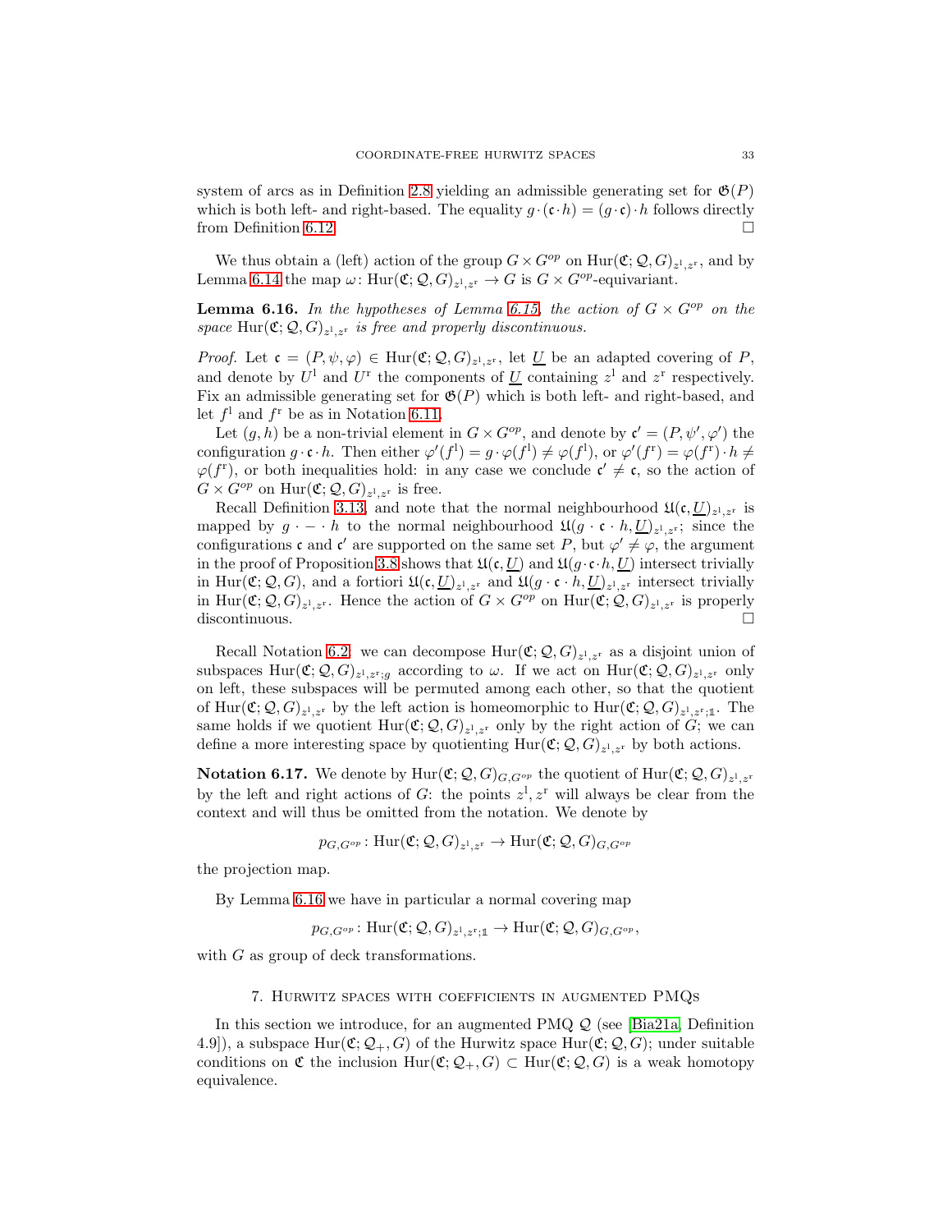system of arcs as in Definition 2.8 yielding an admissible generating set for $\mathfrak{G}(P)$ which is both left- and right-based. The equality $g \cdot (\mathfrak{c} \cdot h) = (g \cdot \mathfrak{c}) \cdot h$ follows directly from Definition 6.12. □

We thus obtain a (left) action of the group $G \times G^{op}$ on $\mathrm{Hur}(\mathfrak{C}; \mathcal{Q}, G)_{z^{\mathrm{l}}, z^{\mathrm{r}}}$, and by Lemma 6.14 the map $\omega \colon \mathrm{Hur}(\mathfrak{C}; \mathcal{Q}, G)_{z^{\mathrm{l}}, z^{\mathrm{r}}} \to G$ is $G \times G^{op}$-equivariant.

**Lemma 6.16.** *In the hypotheses of Lemma 6.15, the action of $G \times G^{op}$ on the space $\mathrm{Hur}(\mathfrak{C}; \mathcal{Q}, G)_{z^{\mathrm{l}}, z^{\mathrm{r}}}$ is free and properly discontinuous.*

*Proof.* Let $\mathfrak{c} = (P, \psi, \varphi) \in \mathrm{Hur}(\mathfrak{C}; \mathcal{Q}, G)_{z^{\mathrm{l}}, z^{\mathrm{r}}}$, let $\underline{U}$ be an adapted covering of $P$, and denote by $U^{\mathrm{l}}$ and $U^{\mathrm{r}}$ the components of $\underline{U}$ containing $z^{\mathrm{l}}$ and $z^{\mathrm{r}}$ respectively. Fix an admissible generating set for $\mathfrak{G}(P)$ which is both left- and right-based, and let $f^{\mathrm{l}}$ and $f^{\mathrm{r}}$ be as in Notation 6.11.

Let $(g, h)$ be a non-trivial element in $G \times G^{op}$, and denote by $\mathfrak{c}' = (P, \psi', \varphi')$ the configuration $g \cdot \mathfrak{c} \cdot h$. Then either $\varphi'(f^{\mathrm{l}}) = g \cdot \varphi(f^{\mathrm{l}}) \neq \varphi(f^{\mathrm{l}})$, or $\varphi'(f^{\mathrm{r}}) = \varphi(f^{\mathrm{r}}) \cdot h \neq \varphi(f^{\mathrm{r}})$, or both inequalities hold: in any case we conclude $\mathfrak{c}' \neq \mathfrak{c}$, so the action of $G \times G^{op}$ on $\mathrm{Hur}(\mathfrak{C}; \mathcal{Q}, G)_{z^{\mathrm{l}}, z^{\mathrm{r}}}$ is free.

Recall Definition 3.13, and note that the normal neighbourhood $\mathfrak{U}(\mathfrak{c}, \underline{U})_{z^{\mathrm{l}}, z^{\mathrm{r}}}$ is mapped by $g \cdot - \cdot h$ to the normal neighbourhood $\mathfrak{U}(g \cdot \mathfrak{c} \cdot h, \underline{U})_{z^{\mathrm{l}}, z^{\mathrm{r}}}$; since the configurations $\mathfrak{c}$ and $\mathfrak{c}'$ are supported on the same set $P$, but $\varphi' \neq \varphi$, the argument in the proof of Proposition 3.8 shows that $\mathfrak{U}(\mathfrak{c}, \underline{U})$ and $\mathfrak{U}(g \cdot \mathfrak{c} \cdot h, \underline{U})$ intersect trivially in $\mathrm{Hur}(\mathfrak{C}; \mathcal{Q}, G)$, and a fortiori $\mathfrak{U}(\mathfrak{c}, \underline{U})_{z^{\mathrm{l}}, z^{\mathrm{r}}}$ and $\mathfrak{U}(g \cdot \mathfrak{c} \cdot h, \underline{U})_{z^{\mathrm{l}}, z^{\mathrm{r}}}$ intersect trivially in $\mathrm{Hur}(\mathfrak{C}; \mathcal{Q}, G)_{z^{\mathrm{l}}, z^{\mathrm{r}}}$. Hence the action of $G \times G^{op}$ on $\mathrm{Hur}(\mathfrak{C}; \mathcal{Q}, G)_{z^{\mathrm{l}}, z^{\mathrm{r}}}$ is properly discontinuous. □

Recall Notation 6.2: we can decompose $\mathrm{Hur}(\mathfrak{C}; \mathcal{Q}, G)_{z^{\mathrm{l}}, z^{\mathrm{r}}}$ as a disjoint union of subspaces $\mathrm{Hur}(\mathfrak{C}; \mathcal{Q}, G)_{z^{\mathrm{l}}, z^{\mathrm{r}}; g}$ according to $\omega$. If we act on $\mathrm{Hur}(\mathfrak{C}; \mathcal{Q}, G)_{z^{\mathrm{l}}, z^{\mathrm{r}}}$ only on left, these subspaces will be permuted among each other, so that the quotient of $\mathrm{Hur}(\mathfrak{C}; \mathcal{Q}, G)_{z^{\mathrm{l}}, z^{\mathrm{r}}}$ by the left action is homeomorphic to $\mathrm{Hur}(\mathfrak{C}; \mathcal{Q}, G)_{z^{\mathrm{l}}, z^{\mathrm{r}}; \mathbb{1}}$. The same holds if we quotient $\mathrm{Hur}(\mathfrak{C}; \mathcal{Q}, G)_{z^{\mathrm{l}}, z^{\mathrm{r}}}$ only by the right action of $G$; we can define a more interesting space by quotienting $\mathrm{Hur}(\mathfrak{C}; \mathcal{Q}, G)_{z^{\mathrm{l}}, z^{\mathrm{r}}}$ by both actions.

**Notation 6.17.** We denote by $\mathrm{Hur}(\mathfrak{C}; \mathcal{Q}, G)_{G, G^{op}}$ the quotient of $\mathrm{Hur}(\mathfrak{C}; \mathcal{Q}, G)_{z^{\mathrm{l}}, z^{\mathrm{r}}}$ by the left and right actions of $G$: the points $z^{\mathrm{l}}, z^{\mathrm{r}}$ will always be clear from the context and will thus be omitted from the notation. We denote by

$$p_{G, G^{op}} \colon \mathrm{Hur}(\mathfrak{C}; \mathcal{Q}, G)_{z^{\mathrm{l}}, z^{\mathrm{r}}} \to \mathrm{Hur}(\mathfrak{C}; \mathcal{Q}, G)_{G, G^{op}}$$

the projection map.

By Lemma 6.16 we have in particular a normal covering map

$$p_{G, G^{op}} \colon \mathrm{Hur}(\mathfrak{C}; \mathcal{Q}, G)_{z^{\mathrm{l}}, z^{\mathrm{r}}; \mathbb{1}} \to \mathrm{Hur}(\mathfrak{C}; \mathcal{Q}, G)_{G, G^{op}},$$

with $G$ as group of deck transformations.

## 7. Hurwitz spaces with coefficients in augmented PMQs

In this section we introduce, for an augmented PMQ $\mathcal{Q}$ (see [Bia21a, Definition 4.9]), a subspace $\mathrm{Hur}(\mathfrak{C}; \mathcal{Q}_+, G)$ of the Hurwitz space $\mathrm{Hur}(\mathfrak{C}; \mathcal{Q}, G)$; under suitable conditions on $\mathfrak{C}$ the inclusion $\mathrm{Hur}(\mathfrak{C}; \mathcal{Q}_+, G) \subset \mathrm{Hur}(\mathfrak{C}; \mathcal{Q}, G)$ is a weak homotopy equivalence.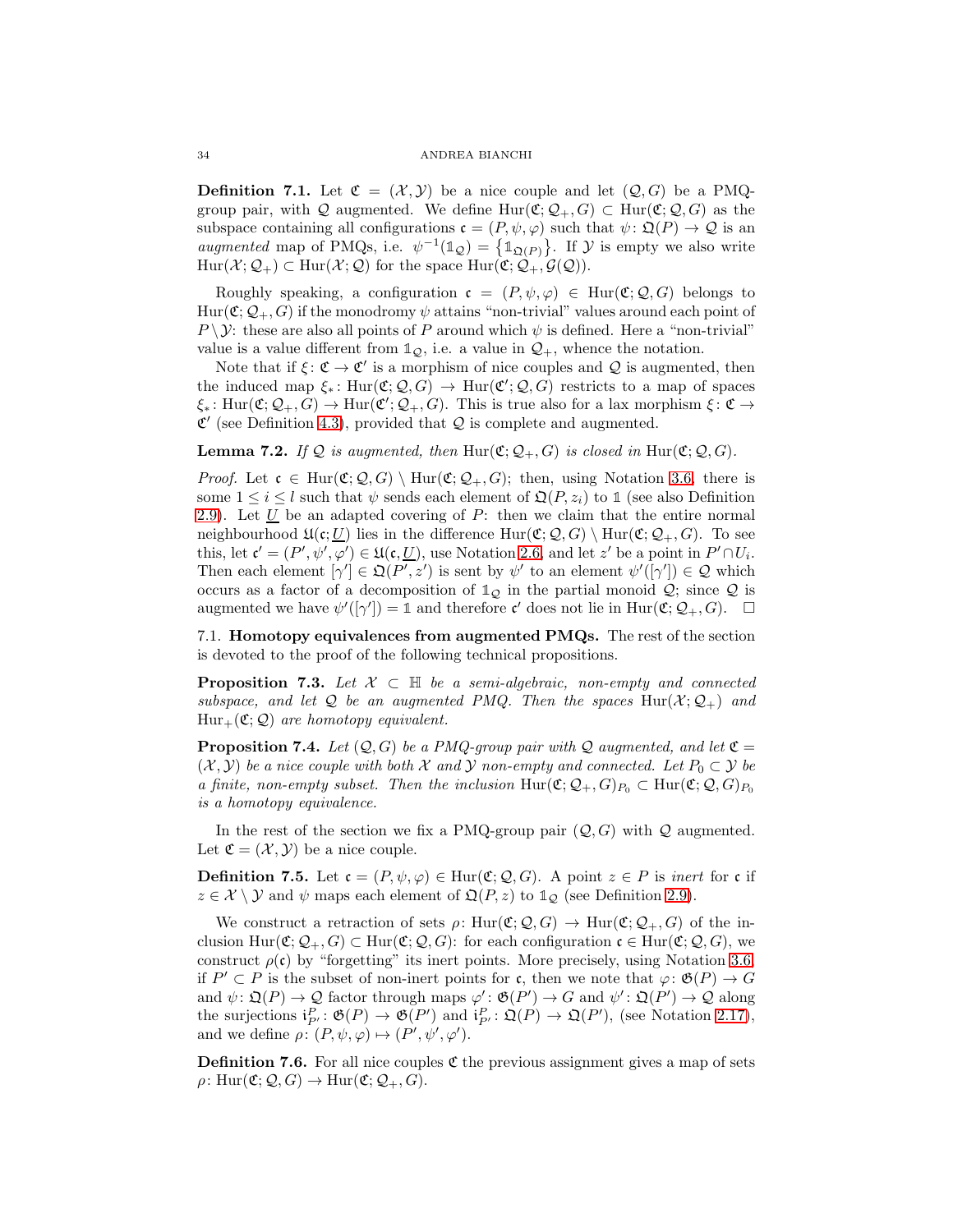**Definition 7.1.** Let $\mathfrak{C} = (\mathcal{X}, \mathcal{Y})$ be a nice couple and let $(\mathcal{Q}, G)$ be a PMQ-group pair, with $\mathcal{Q}$ augmented. We define $\mathrm{Hur}(\mathfrak{C}; \mathcal{Q}_+, G) \subset \mathrm{Hur}(\mathfrak{C}; \mathcal{Q}, G)$ as the subspace containing all configurations $\mathfrak{c} = (P, \psi, \varphi)$ such that $\psi \colon \mathfrak{Q}(P) \to \mathcal{Q}$ is an *augmented* map of PMQs, i.e. $\psi^{-1}(\mathbb{1}_{\mathcal{Q}}) = \{\mathbb{1}_{\mathfrak{Q}(P)}\}$. If $\mathcal{Y}$ is empty we also write $\mathrm{Hur}(\mathcal{X}; \mathcal{Q}_+) \subset \mathrm{Hur}(\mathcal{X}; \mathcal{Q})$ for the space $\mathrm{Hur}(\mathfrak{C}; \mathcal{Q}_+, \mathcal{G}(\mathcal{Q}))$.

Roughly speaking, a configuration $\mathfrak{c} = (P, \psi, \varphi) \in \mathrm{Hur}(\mathfrak{C}; \mathcal{Q}, G)$ belongs to $\mathrm{Hur}(\mathfrak{C}; \mathcal{Q}_+, G)$ if the monodromy $\psi$ attains "non-trivial" values around each point of $P \setminus \mathcal{Y}$: these are also all points of $P$ around which $\psi$ is defined. Here a "non-trivial" value is a value different from $\mathbb{1}_{\mathcal{Q}}$, i.e. a value in $\mathcal{Q}_+$, whence the notation.

Note that if $\xi \colon \mathfrak{C} \to \mathfrak{C}'$ is a morphism of nice couples and $\mathcal{Q}$ is augmented, then the induced map $\xi_* \colon \mathrm{Hur}(\mathfrak{C}; \mathcal{Q}, G) \to \mathrm{Hur}(\mathfrak{C}'; \mathcal{Q}, G)$ restricts to a map of spaces $\xi_* \colon \mathrm{Hur}(\mathfrak{C}; \mathcal{Q}_+, G) \to \mathrm{Hur}(\mathfrak{C}'; \mathcal{Q}_+, G)$. This is true also for a lax morphism $\xi \colon \mathfrak{C} \to \mathfrak{C}'$ (see Definition 4.3), provided that $\mathcal{Q}$ is complete and augmented.

**Lemma 7.2.** *If $\mathcal{Q}$ is augmented, then $\mathrm{Hur}(\mathfrak{C}; \mathcal{Q}_+, G)$ is closed in $\mathrm{Hur}(\mathfrak{C}; \mathcal{Q}, G)$.*

*Proof.* Let $\mathfrak{c} \in \mathrm{Hur}(\mathfrak{C}; \mathcal{Q}, G) \setminus \mathrm{Hur}(\mathfrak{C}; \mathcal{Q}_+, G)$; then, using Notation 3.6, there is some $1 \le i \le l$ such that $\psi$ sends each element of $\mathfrak{Q}(P, z_i)$ to $\mathbb{1}$ (see also Definition 2.9). Let $\underline{U}$ be an adapted covering of $P$: then we claim that the entire normal neighbourhood $\mathfrak{U}(\mathfrak{c}; \underline{U})$ lies in the difference $\mathrm{Hur}(\mathfrak{C}; \mathcal{Q}, G) \setminus \mathrm{Hur}(\mathfrak{C}; \mathcal{Q}_+, G)$. To see this, let $\mathfrak{c}' = (P', \psi', \varphi') \in \mathfrak{U}(\mathfrak{c}, \underline{U})$, use Notation 2.6, and let $z'$ be a point in $P' \cap U_i$. Then each element $[\gamma'] \in \mathfrak{Q}(P', z')$ is sent by $\psi'$ to an element $\psi'([\gamma']) \in \mathcal{Q}$ which occurs as a factor of a decomposition of $\mathbb{1}_{\mathcal{Q}}$ in the partial monoid $\mathcal{Q}$; since $\mathcal{Q}$ is augmented we have $\psi'([\gamma']) = \mathbb{1}$ and therefore $\mathfrak{c}'$ does not lie in $\mathrm{Hur}(\mathfrak{C}; \mathcal{Q}_+, G)$. $\square$

7.1. **Homotopy equivalences from augmented PMQs.** The rest of the section is devoted to the proof of the following technical propositions.

**Proposition 7.3.** *Let $\mathcal{X} \subset \mathbb{H}$ be a semi-algebraic, non-empty and connected subspace, and let $\mathcal{Q}$ be an augmented PMQ. Then the spaces $\mathrm{Hur}(\mathcal{X}; \mathcal{Q}_+)$ and $\mathrm{Hur}_+(\mathfrak{C}; \mathcal{Q})$ are homotopy equivalent.*

**Proposition 7.4.** *Let $(\mathcal{Q}, G)$ be a PMQ-group pair with $\mathcal{Q}$ augmented, and let $\mathfrak{C} = (\mathcal{X}, \mathcal{Y})$ be a nice couple with both $\mathcal{X}$ and $\mathcal{Y}$ non-empty and connected. Let $P_0 \subset \mathcal{Y}$ be a finite, non-empty subset. Then the inclusion $\mathrm{Hur}(\mathfrak{C}; \mathcal{Q}_+, G)_{P_0} \subset \mathrm{Hur}(\mathfrak{C}; \mathcal{Q}, G)_{P_0}$ is a homotopy equivalence.*

In the rest of the section we fix a PMQ-group pair $(\mathcal{Q}, G)$ with $\mathcal{Q}$ augmented. Let $\mathfrak{C} = (\mathcal{X}, \mathcal{Y})$ be a nice couple.

**Definition 7.5.** Let $\mathfrak{c} = (P, \psi, \varphi) \in \mathrm{Hur}(\mathfrak{C}; \mathcal{Q}, G)$. A point $z \in P$ is *inert* for $\mathfrak{c}$ if $z \in \mathcal{X} \setminus \mathcal{Y}$ and $\psi$ maps each element of $\mathfrak{Q}(P, z)$ to $\mathbb{1}_{\mathcal{Q}}$ (see Definition 2.9).

We construct a retraction of sets $\rho \colon \mathrm{Hur}(\mathfrak{C}; \mathcal{Q}, G) \to \mathrm{Hur}(\mathfrak{C}; \mathcal{Q}_+, G)$ of the inclusion $\mathrm{Hur}(\mathfrak{C}; \mathcal{Q}_+, G) \subset \mathrm{Hur}(\mathfrak{C}; \mathcal{Q}, G)$: for each configuration $\mathfrak{c} \in \mathrm{Hur}(\mathfrak{C}; \mathcal{Q}, G)$, we construct $\rho(\mathfrak{c})$ by "forgetting" its inert points. More precisely, using Notation 3.6, if $P' \subset P$ is the subset of non-inert points for $\mathfrak{c}$, then we note that $\varphi \colon \mathfrak{G}(P) \to G$ and $\psi \colon \mathfrak{Q}(P) \to \mathcal{Q}$ factor through maps $\varphi' \colon \mathfrak{G}(P') \to G$ and $\psi' \colon \mathfrak{Q}(P') \to \mathcal{Q}$ along the surjections $\mathfrak{i}^P_{P'} \colon \mathfrak{G}(P) \to \mathfrak{G}(P')$ and $\mathfrak{i}^P_{P'} \colon \mathfrak{Q}(P) \to \mathfrak{Q}(P')$, (see Notation 2.17), and we define $\rho \colon (P, \psi, \varphi) \mapsto (P', \psi', \varphi')$.

**Definition 7.6.** For all nice couples $\mathfrak{C}$ the previous assignment gives a map of sets $\rho \colon \mathrm{Hur}(\mathfrak{C}; \mathcal{Q}, G) \to \mathrm{Hur}(\mathfrak{C}; \mathcal{Q}_+, G)$.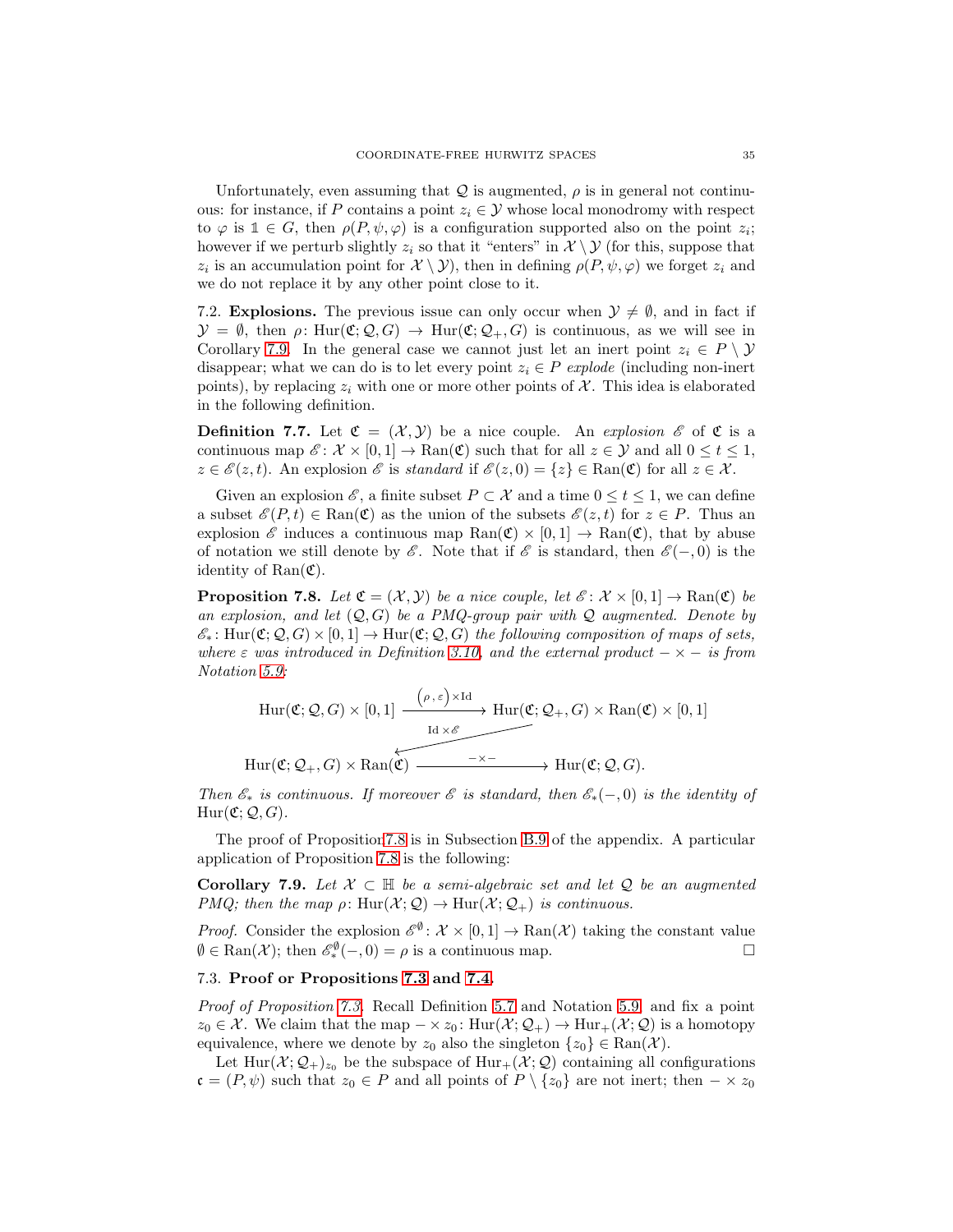Unfortunately, even assuming that $\mathcal{Q}$ is augmented, $\rho$ is in general not continuous: for instance, if $P$ contains a point $z_i \in \mathcal{Y}$ whose local monodromy with respect to $\varphi$ is $\mathbb{1} \in G$, then $\rho(P,\psi,\varphi)$ is a configuration supported also on the point $z_i$; however if we perturb slightly $z_i$ so that it "enters" in $\mathcal{X} \setminus \mathcal{Y}$ (for this, suppose that $z_i$ is an accumulation point for $\mathcal{X} \setminus \mathcal{Y}$), then in defining $\rho(P,\psi,\varphi)$ we forget $z_i$ and we do not replace it by any other point close to it.

7.2. **Explosions.** The previous issue can only occur when $\mathcal{Y} \neq \emptyset$, and in fact if $\mathcal{Y} = \emptyset$, then $\rho\colon \mathrm{Hur}(\mathfrak{C};\mathcal{Q},G) \to \mathrm{Hur}(\mathfrak{C};\mathcal{Q}_+,G)$ is continuous, as we will see in Corollary 7.9. In the general case we cannot just let an inert point $z_i \in P \setminus \mathcal{Y}$ disappear; what we can do is to let every point $z_i \in P$ *explode* (including non-inert points), by replacing $z_i$ with one or more other points of $\mathcal{X}$. This idea is elaborated in the following definition.

**Definition 7.7.** Let $\mathfrak{C} = (\mathcal{X},\mathcal{Y})$ be a nice couple. An *explosion* $\mathscr{E}$ of $\mathfrak{C}$ is a continuous map $\mathscr{E}\colon \mathcal{X} \times [0,1] \to \mathrm{Ran}(\mathfrak{C})$ such that for all $z \in \mathcal{Y}$ and all $0 \le t \le 1$, $z \in \mathscr{E}(z,t)$. An explosion $\mathscr{E}$ is *standard* if $\mathscr{E}(z,0) = \{z\} \in \mathrm{Ran}(\mathfrak{C})$ for all $z \in \mathcal{X}$.

Given an explosion $\mathscr{E}$, a finite subset $P \subset \mathcal{X}$ and a time $0 \le t \le 1$, we can define a subset $\mathscr{E}(P,t) \in \mathrm{Ran}(\mathfrak{C})$ as the union of the subsets $\mathscr{E}(z,t)$ for $z \in P$. Thus an explosion $\mathscr{E}$ induces a continuous map $\mathrm{Ran}(\mathfrak{C}) \times [0,1] \to \mathrm{Ran}(\mathfrak{C})$, that by abuse of notation we still denote by $\mathscr{E}$. Note that if $\mathscr{E}$ is standard, then $\mathscr{E}(-,0)$ is the identity of $\mathrm{Ran}(\mathfrak{C})$.

**Proposition 7.8.** *Let $\mathfrak{C} = (\mathcal{X},\mathcal{Y})$ be a nice couple, let $\mathscr{E}\colon \mathcal{X} \times [0,1] \to \mathrm{Ran}(\mathfrak{C})$ be an explosion, and let $(\mathcal{Q},G)$ be a PMQ-group pair with $\mathcal{Q}$ augmented. Denote by $\mathscr{E}_*\colon \mathrm{Hur}(\mathfrak{C};\mathcal{Q},G) \times [0,1] \to \mathrm{Hur}(\mathfrak{C};\mathcal{Q},G)$ the following composition of maps of sets, where $\varepsilon$ was introduced in Definition 3.10, and the external product $- \times -$ is from Notation 5.9:*

$$\mathrm{Hur}(\mathfrak{C};\mathcal{Q},G) \times [0,1] \xrightarrow{(\rho,\varepsilon)\times \mathrm{Id}} \mathrm{Hur}(\mathfrak{C};\mathcal{Q}_+,G) \times \mathrm{Ran}(\mathfrak{C}) \times [0,1]$$

$$\xrightarrow{\mathrm{Id}\times\mathscr{E}} \mathrm{Hur}(\mathfrak{C};\mathcal{Q}_+,G) \times \mathrm{Ran}(\mathfrak{C}) \xrightarrow{-\times-} \mathrm{Hur}(\mathfrak{C};\mathcal{Q},G).$$

*Then $\mathscr{E}_*$ is continuous. If moreover $\mathscr{E}$ is standard, then $\mathscr{E}_*(-,0)$ is the identity of $\mathrm{Hur}(\mathfrak{C};\mathcal{Q},G)$.*

The proof of Proposition 7.8 is in Subsection B.9 of the appendix. A particular application of Proposition 7.8 is the following:

**Corollary 7.9.** *Let $\mathcal{X} \subset \mathbb{H}$ be a semi-algebraic set and let $\mathcal{Q}$ be an augmented PMQ; then the map $\rho\colon \mathrm{Hur}(\mathcal{X};\mathcal{Q}) \to \mathrm{Hur}(\mathcal{X};\mathcal{Q}_+)$ is continuous.*

*Proof.* Consider the explosion $\mathscr{E}^{\emptyset}\colon \mathcal{X} \times [0,1] \to \mathrm{Ran}(\mathcal{X})$ taking the constant value $\emptyset \in \mathrm{Ran}(\mathcal{X})$; then $\mathscr{E}^{\emptyset}_*(-,0) = \rho$ is a continuous map. $\square$

7.3. **Proof or Propositions 7.3 and 7.4.**

*Proof of Proposition 7.3.* Recall Definition 5.7 and Notation 5.9, and fix a point $z_0 \in \mathcal{X}$. We claim that the map $- \times z_0\colon \mathrm{Hur}(\mathcal{X};\mathcal{Q}_+) \to \mathrm{Hur}_+(\mathcal{X};\mathcal{Q})$ is a homotopy equivalence, where we denote by $z_0$ also the singleton $\{z_0\} \in \mathrm{Ran}(\mathcal{X})$.

Let $\mathrm{Hur}(\mathcal{X};\mathcal{Q}_+)_{z_0}$ be the subspace of $\mathrm{Hur}_+(\mathcal{X};\mathcal{Q})$ containing all configurations $\mathfrak{c} = (P,\psi)$ such that $z_0 \in P$ and all points of $P \setminus \{z_0\}$ are not inert; then $- \times z_0$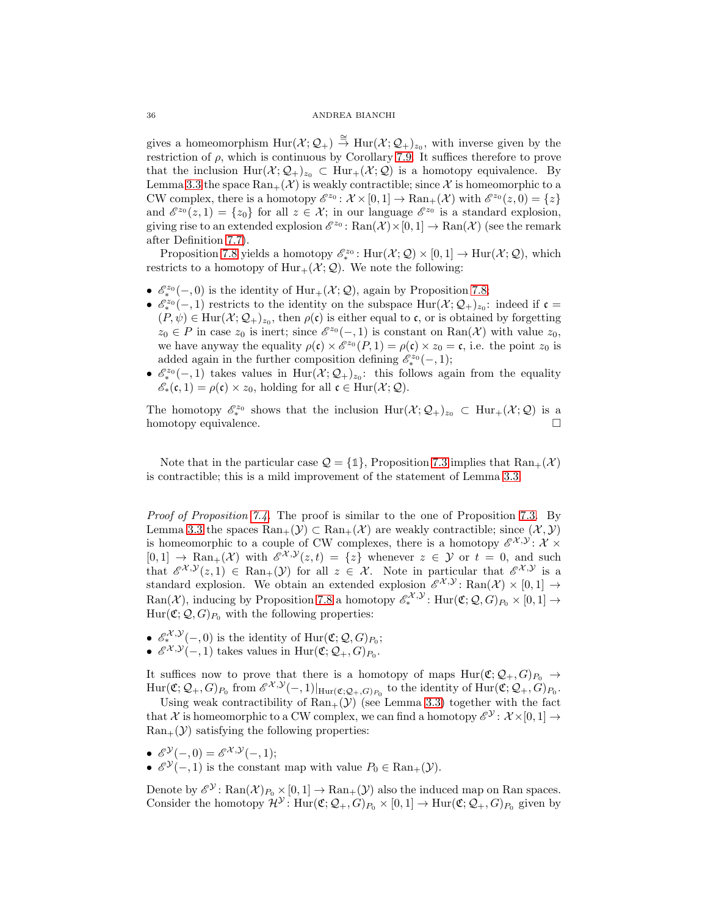gives a homeomorphism $\mathrm{Hur}(\mathcal{X};\mathcal{Q}_+) \xrightarrow{\cong} \mathrm{Hur}(\mathcal{X};\mathcal{Q}_+)_{z_0}$, with inverse given by the restriction of $\rho$, which is continuous by Corollary 7.9. It suffices therefore to prove that the inclusion $\mathrm{Hur}(\mathcal{X};\mathcal{Q}_+)_{z_0} \subset \mathrm{Hur}_+(\mathcal{X};\mathcal{Q})$ is a homotopy equivalence. By Lemma 3.3 the space $\mathrm{Ran}_+(\mathcal{X})$ is weakly contractible; since $\mathcal{X}$ is homeomorphic to a CW complex, there is a homotopy $\mathscr{E}^{z_0}\colon \mathcal{X}\times[0,1]\to \mathrm{Ran}_+(\mathcal{X})$ with $\mathscr{E}^{z_0}(z,0)=\{z\}$ and $\mathscr{E}^{z_0}(z,1)=\{z_0\}$ for all $z\in\mathcal{X}$; in our language $\mathscr{E}^{z_0}$ is a standard explosion, giving rise to an extended explosion $\mathscr{E}^{z_0}\colon \mathrm{Ran}(\mathcal{X})\times[0,1]\to\mathrm{Ran}(\mathcal{X})$ (see the remark after Definition 7.7).

Proposition 7.8 yields a homotopy $\mathscr{E}^{z_0}_*\colon \mathrm{Hur}(\mathcal{X};\mathcal{Q})\times[0,1]\to \mathrm{Hur}(\mathcal{X};\mathcal{Q})$, which restricts to a homotopy of $\mathrm{Hur}_+(\mathcal{X};\mathcal{Q})$. We note the following:

- $\mathscr{E}^{z_0}_*(-,0)$ is the identity of $\mathrm{Hur}_+(\mathcal{X};\mathcal{Q})$, again by Proposition 7.8;
- $\mathscr{E}^{z_0}_*(-,1)$ restricts to the identity on the subspace $\mathrm{Hur}(\mathcal{X};\mathcal{Q}_+)_{z_0}$: indeed if $\mathfrak{c}=(P,\psi)\in\mathrm{Hur}(\mathcal{X};\mathcal{Q}_+)_{z_0}$, then $\rho(\mathfrak{c})$ is either equal to $\mathfrak{c}$, or is obtained by forgetting $z_0\in P$ in case $z_0$ is inert; since $\mathscr{E}^{z_0}(-,1)$ is constant on $\mathrm{Ran}(\mathcal{X})$ with value $z_0$, we have anyway the equality $\rho(\mathfrak{c})\times\mathscr{E}^{z_0}(P,1)=\rho(\mathfrak{c})\times z_0=\mathfrak{c}$, i.e. the point $z_0$ is added again in the further composition defining $\mathscr{E}^{z_0}_*(-,1)$;
- $\mathscr{E}^{z_0}_*(-,1)$ takes values in $\mathrm{Hur}(\mathcal{X};\mathcal{Q}_+)_{z_0}$: this follows again from the equality $\mathscr{E}_*(\mathfrak{c},1)=\rho(\mathfrak{c})\times z_0$, holding for all $\mathfrak{c}\in\mathrm{Hur}(\mathcal{X};\mathcal{Q})$.

The homotopy $\mathscr{E}^{z_0}_*$ shows that the inclusion $\mathrm{Hur}(\mathcal{X};\mathcal{Q}_+)_{z_0}\subset\mathrm{Hur}_+(\mathcal{X};\mathcal{Q})$ is a homotopy equivalence. □

Note that in the particular case $\mathcal{Q}=\{\mathbb{1}\}$, Proposition 7.3 implies that $\mathrm{Ran}_+(\mathcal{X})$ is contractible; this is a mild improvement of the statement of Lemma 3.3.

*Proof of Proposition 7.4.* The proof is similar to the one of Proposition 7.3. By Lemma 3.3 the spaces $\mathrm{Ran}_+(\mathcal{Y})\subset\mathrm{Ran}_+(\mathcal{X})$ are weakly contractible; since $(\mathcal{X},\mathcal{Y})$ is homeomorphic to a couple of CW complexes, there is a homotopy $\mathscr{E}^{\mathcal{X},\mathcal{Y}}\colon\mathcal{X}\times[0,1]\to\mathrm{Ran}_+(\mathcal{X})$ with $\mathscr{E}^{\mathcal{X},\mathcal{Y}}(z,t)=\{z\}$ whenever $z\in\mathcal{Y}$ or $t=0$, and such that $\mathscr{E}^{\mathcal{X},\mathcal{Y}}(z,1)\in\mathrm{Ran}_+(\mathcal{Y})$ for all $z\in\mathcal{X}$. Note in particular that $\mathscr{E}^{\mathcal{X},\mathcal{Y}}$ is a standard explosion. We obtain an extended explosion $\mathscr{E}^{\mathcal{X},\mathcal{Y}}\colon\mathrm{Ran}(\mathcal{X})\times[0,1]\to\mathrm{Ran}(\mathcal{X})$, inducing by Proposition 7.8 a homotopy $\mathscr{E}^{\mathcal{X},\mathcal{Y}}_*\colon\mathrm{Hur}(\mathfrak{C};\mathcal{Q},G)_{P_0}\times[0,1]\to\mathrm{Hur}(\mathfrak{C};\mathcal{Q},G)_{P_0}$ with the following properties:

- $\mathscr{E}^{\mathcal{X},\mathcal{Y}}_*(-,0)$ is the identity of $\mathrm{Hur}(\mathfrak{C};\mathcal{Q},G)_{P_0}$;
- $\mathscr{E}^{\mathcal{X},\mathcal{Y}}(-,1)$ takes values in $\mathrm{Hur}(\mathfrak{C};\mathcal{Q}_+,G)_{P_0}$.

It suffices now to prove that there is a homotopy of maps $\mathrm{Hur}(\mathfrak{C};\mathcal{Q}_+,G)_{P_0}\to\mathrm{Hur}(\mathfrak{C};\mathcal{Q}_+,G)_{P_0}$ from $\mathscr{E}^{\mathcal{X},\mathcal{Y}}(-,1)|_{\mathrm{Hur}(\mathfrak{C};\mathcal{Q}_+,G)_{P_0}}$ to the identity of $\mathrm{Hur}(\mathfrak{C};\mathcal{Q}_+,G)_{P_0}$.

Using weak contractibility of $\mathrm{Ran}_+(\mathcal{Y})$ (see Lemma 3.3) together with the fact that $\mathcal{X}$ is homeomorphic to a CW complex, we can find a homotopy $\mathscr{E}^{\mathcal{Y}}\colon\mathcal{X}\times[0,1]\to\mathrm{Ran}_+(\mathcal{Y})$ satisfying the following properties:

- $\mathscr{E}^{\mathcal{Y}}(-,0)=\mathscr{E}^{\mathcal{X},\mathcal{Y}}(-,1)$;
- $\mathscr{E}^{\mathcal{Y}}(-,1)$ is the constant map with value $P_0\in\mathrm{Ran}_+(\mathcal{Y})$.

Denote by $\mathscr{E}^{\mathcal{Y}}\colon\mathrm{Ran}(\mathcal{X})_{P_0}\times[0,1]\to\mathrm{Ran}_+(\mathcal{Y})$ also the induced map on Ran spaces. Consider the homotopy $\mathcal{H}^{\mathcal{Y}}\colon\mathrm{Hur}(\mathfrak{C};\mathcal{Q}_+,G)_{P_0}\times[0,1]\to\mathrm{Hur}(\mathfrak{C};\mathcal{Q}_+,G)_{P_0}$ given by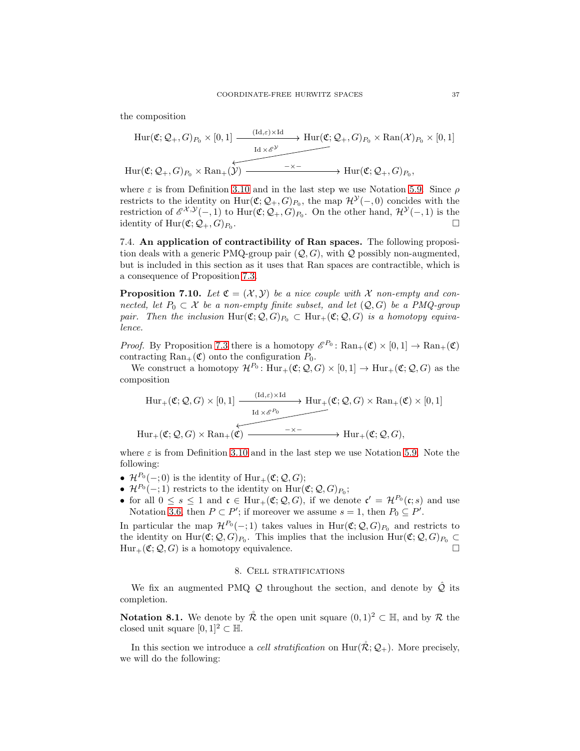the composition

$$\begin{array}{ccc}
\mathrm{Hur}(\mathfrak{C};\mathcal{Q}_+,G)_{P_0}\times[0,1] & \xrightarrow{(\mathrm{Id},\varepsilon)\times\mathrm{Id}} & \mathrm{Hur}(\mathfrak{C};\mathcal{Q}_+,G)_{P_0}\times\mathrm{Ran}(\mathcal{X})_{P_0}\times[0,1] \\
& \swarrow_{\mathrm{Id}\times\mathscr{E}^{\mathcal{Y}}} & \\
\mathrm{Hur}(\mathfrak{C};\mathcal{Q}_+,G)_{P_0}\times\mathrm{Ran}_+(\mathcal{Y}) & \xrightarrow{-\times-} & \mathrm{Hur}(\mathfrak{C};\mathcal{Q}_+,G)_{P_0},
\end{array}$$

where $\varepsilon$ is from Definition 3.10 and in the last step we use Notation 5.9. Since $\rho$ restricts to the identity on $\mathrm{Hur}(\mathfrak{C};\mathcal{Q}_+,G)_{P_0}$, the map $\mathcal{H}^{\mathcal{Y}}(-,0)$ concides with the restriction of $\mathscr{E}^{\mathcal{X},\mathcal{Y}}(-,1)$ to $\mathrm{Hur}(\mathfrak{C};\mathcal{Q}_+,G)_{P_0}$. On the other hand, $\mathcal{H}^{\mathcal{Y}}(-,1)$ is the identity of $\mathrm{Hur}(\mathfrak{C};\mathcal{Q}_+,G)_{P_0}$. □

7.4. **An application of contractibility of Ran spaces.** The following proposition deals with a generic PMQ-group pair $(\mathcal{Q},G)$, with $\mathcal{Q}$ possibly non-augmented, but is included in this section as it uses that Ran spaces are contractible, which is a consequence of Proposition 7.3.

**Proposition 7.10.** *Let $\mathfrak{C}=(\mathcal{X},\mathcal{Y})$ be a nice couple with $\mathcal{X}$ non-empty and connected, let $P_0\subset\mathcal{X}$ be a non-empty finite subset, and let $(\mathcal{Q},G)$ be a PMQ-group pair. Then the inclusion $\mathrm{Hur}(\mathfrak{C};\mathcal{Q},G)_{P_0}\subset\mathrm{Hur}_+(\mathfrak{C};\mathcal{Q},G)$ is a homotopy equivalence.*

*Proof.* By Proposition 7.3 there is a homotopy $\mathscr{E}^{P_0}\colon\mathrm{Ran}_+(\mathfrak{C})\times[0,1]\to\mathrm{Ran}_+(\mathfrak{C})$ contracting $\mathrm{Ran}_+(\mathfrak{C})$ onto the configuration $P_0$.

We construct a homotopy $\mathcal{H}^{P_0}\colon\mathrm{Hur}_+(\mathfrak{C};\mathcal{Q},G)\times[0,1]\to\mathrm{Hur}_+(\mathfrak{C};\mathcal{Q},G)$ as the composition

$$\begin{array}{ccc}
\mathrm{Hur}_+(\mathfrak{C};\mathcal{Q},G)\times[0,1] & \xrightarrow{(\mathrm{Id},\varepsilon)\times\mathrm{Id}} & \mathrm{Hur}_+(\mathfrak{C};\mathcal{Q},G)\times\mathrm{Ran}_+(\mathfrak{C})\times[0,1] \\
& \swarrow_{\mathrm{Id}\times\mathscr{E}^{P_0}} & \\
\mathrm{Hur}_+(\mathfrak{C};\mathcal{Q},G)\times\mathrm{Ran}_+(\mathfrak{C}) & \xrightarrow{-\times-} & \mathrm{Hur}_+(\mathfrak{C};\mathcal{Q},G),
\end{array}$$

where $\varepsilon$ is from Definition 3.10 and in the last step we use Notation 5.9. Note the following:

- $\mathcal{H}^{P_0}(-;0)$ is the identity of $\mathrm{Hur}_+(\mathfrak{C};\mathcal{Q},G)$;
- $\mathcal{H}^{P_0}(-;1)$ restricts to the identity on $\mathrm{Hur}(\mathfrak{C};\mathcal{Q},G)_{P_0}$;
- for all $0\le s\le 1$ and $\mathfrak{c}\in\mathrm{Hur}_+(\mathfrak{C};\mathcal{Q},G)$, if we denote $\mathfrak{c}'=\mathcal{H}^{P_0}(\mathfrak{c};s)$ and use Notation 3.6, then $P\subset P'$; if moreover we assume $s=1$, then $P_0\subseteq P'$.

In particular the map $\mathcal{H}^{P_0}(-;1)$ takes values in $\mathrm{Hur}(\mathfrak{C};\mathcal{Q},G)_{P_0}$ and restricts to the identity on $\mathrm{Hur}(\mathfrak{C};\mathcal{Q},G)_{P_0}$. This implies that the inclusion $\mathrm{Hur}(\mathfrak{C};\mathcal{Q},G)_{P_0}\subset\mathrm{Hur}_+(\mathfrak{C};\mathcal{Q},G)$ is a homotopy equivalence. □

## 8. Cell stratifications

We fix an augmented PMQ $\mathcal{Q}$ throughout the section, and denote by $\hat{\mathcal{Q}}$ its completion.

**Notation 8.1.** We denote by $\mathring{\mathcal{R}}$ the open unit square $(0,1)^2\subset\mathbb{H}$, and by $\mathcal{R}$ the closed unit square $[0,1]^2\subset\mathbb{H}$.

In this section we introduce a *cell stratification* on $\mathrm{Hur}(\mathring{\mathcal{R}};\mathcal{Q}_+)$. More precisely, we will do the following: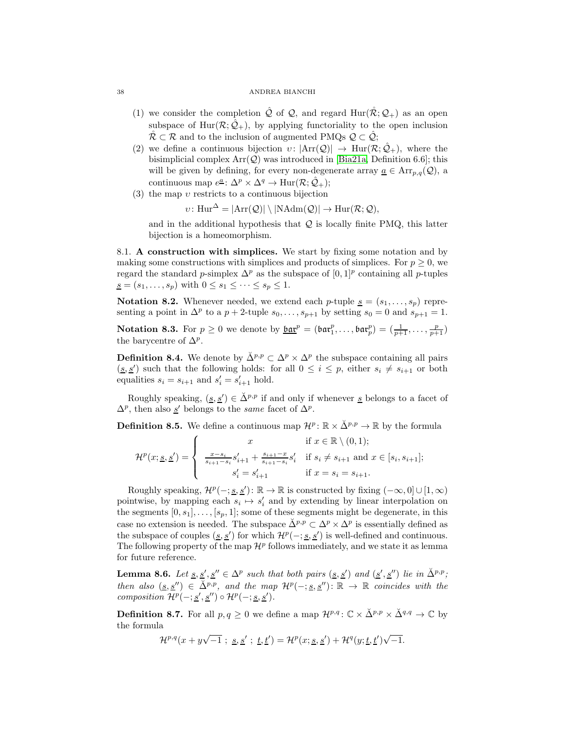(1) we consider the completion $\hat{\mathcal{Q}}$ of $\mathcal{Q}$, and regard $\mathrm{Hur}(\mathring{\mathcal{R}};\mathcal{Q}_+)$ as an open subspace of $\mathrm{Hur}(\mathcal{R};\hat{\mathcal{Q}}_+)$, by applying functoriality to the open inclusion $\mathring{\mathcal{R}} \subset \mathcal{R}$ and to the inclusion of augmented PMQs $\mathcal{Q} \subset \hat{\mathcal{Q}}$;

(2) we define a continuous bijection $\upsilon\colon |\mathrm{Arr}(\mathcal{Q})| \to \mathrm{Hur}(\mathcal{R};\hat{\mathcal{Q}}_+)$, where the bisimplicial complex $\mathrm{Arr}(\mathcal{Q})$ was introduced in [Bia21a, Definition 6.6]; this will be given by defining, for every non-degenerate array $\underline{a} \in \mathrm{Arr}_{p,q}(\mathcal{Q})$, a continuous map $e^{\underline{a}}\colon \Delta^p \times \Delta^q \to \mathrm{Hur}(\mathcal{R};\hat{\mathcal{Q}}_+)$;

(3) the map $\upsilon$ restricts to a continuous bijection

$$\upsilon\colon \mathrm{Hur}^{\Delta} = |\mathrm{Arr}(\mathcal{Q})| \setminus |\mathrm{NAdm}(\mathcal{Q})| \to \mathrm{Hur}(\mathcal{R};\mathcal{Q}),$$

and in the additional hypothesis that $\mathcal{Q}$ is locally finite PMQ, this latter bijection is a homeomorphism.

8.1. **A construction with simplices.** We start by fixing some notation and by making some constructions with simplices and products of simplices. For $p \geq 0$, we regard the standard $p$-simplex $\Delta^p$ as the subspace of $[0,1]^p$ containing all $p$-tuples $\underline{s} = (s_1,\dots,s_p)$ with $0 \leq s_1 \leq \dots \leq s_p \leq 1$.

**Notation 8.2.** Whenever needed, we extend each $p$-tuple $\underline{s} = (s_1,\dots,s_p)$ representing a point in $\Delta^p$ to a $p+2$-tuple $s_0,\dots,s_{p+1}$ by setting $s_0 = 0$ and $s_{p+1} = 1$.

**Notation 8.3.** For $p \geq 0$ we denote by $\underline{\mathfrak{bar}}^p = (\mathfrak{bar}^p_1,\dots,\mathfrak{bar}^p_p) = (\frac{1}{p+1},\dots,\frac{p}{p+1})$ the barycentre of $\Delta^p$.

**Definition 8.4.** We denote by $\check{\Delta}^{p,p} \subset \Delta^p \times \Delta^p$ the subspace containing all pairs $(\underline{s},\underline{s}')$ such that the following holds: for all $0 \leq i \leq p$, either $s_i \neq s_{i+1}$ or both equalities $s_i = s_{i+1}$ and $s'_i = s'_{i+1}$ hold.

Roughly speaking, $(\underline{s},\underline{s}') \in \check{\Delta}^{p,p}$ if and only if whenever $\underline{s}$ belongs to a facet of $\Delta^p$, then also $\underline{s}'$ belongs to the *same* facet of $\Delta^p$.

**Definition 8.5.** We define a continuous map $\mathcal{H}^p\colon \mathbb{R} \times \check{\Delta}^{p,p} \to \mathbb{R}$ by the formula

$$\mathcal{H}^p(x;\underline{s},\underline{s}') = \begin{cases} x & \text{if } x \in \mathbb{R} \setminus (0,1); \\ \frac{x-s_i}{s_{i+1}-s_i} s'_{i+1} + \frac{s_{i+1}-x}{s_{i+1}-s_i} s'_i & \text{if } s_i \neq s_{i+1} \text{ and } x \in [s_i,s_{i+1}]; \\ s'_i = s'_{i+1} & \text{if } x = s_i = s_{i+1}. \end{cases}$$

Roughly speaking, $\mathcal{H}^p(-;\underline{s},\underline{s}')\colon \mathbb{R} \to \mathbb{R}$ is constructed by fixing $(-\infty,0] \cup [1,\infty)$ pointwise, by mapping each $s_i \mapsto s'_i$ and by extending by linear interpolation on the segments $[0,s_1],\dots,[s_p,1]$; some of these segments might be degenerate, in this case no extension is needed. The subspace $\check{\Delta}^{p,p} \subset \Delta^p \times \Delta^p$ is essentially defined as the subspace of couples $(\underline{s},\underline{s}')$ for which $\mathcal{H}^p(-;\underline{s},\underline{s}')$ is well-defined and continuous. The following property of the map $\mathcal{H}^p$ follows immediately, and we state it as lemma for future reference.

**Lemma 8.6.** *Let $\underline{s},\underline{s}',\underline{s}'' \in \Delta^p$ such that both pairs $(\underline{s},\underline{s}')$ and $(\underline{s}',\underline{s}'')$ lie in $\check{\Delta}^{p,p}$; then also $(\underline{s},\underline{s}'') \in \check{\Delta}^{p,p}$, and the map $\mathcal{H}^p(-;\underline{s},\underline{s}'')\colon \mathbb{R} \to \mathbb{R}$ coincides with the composition $\mathcal{H}^p(-;\underline{s}',\underline{s}'') \circ \mathcal{H}^p(-;\underline{s},\underline{s}')$.*

**Definition 8.7.** For all $p,q \geq 0$ we define a map $\mathcal{H}^{p,q}\colon \mathbb{C} \times \check{\Delta}^{p,p} \times \check{\Delta}^{q,q} \to \mathbb{C}$ by the formula

$$\mathcal{H}^{p,q}(x+y\sqrt{-1}\ ;\ \underline{s},\underline{s}'\ ;\ \underline{t},\underline{t}') = \mathcal{H}^p(x;\underline{s},\underline{s}') + \mathcal{H}^q(y;\underline{t},\underline{t}')\sqrt{-1}.$$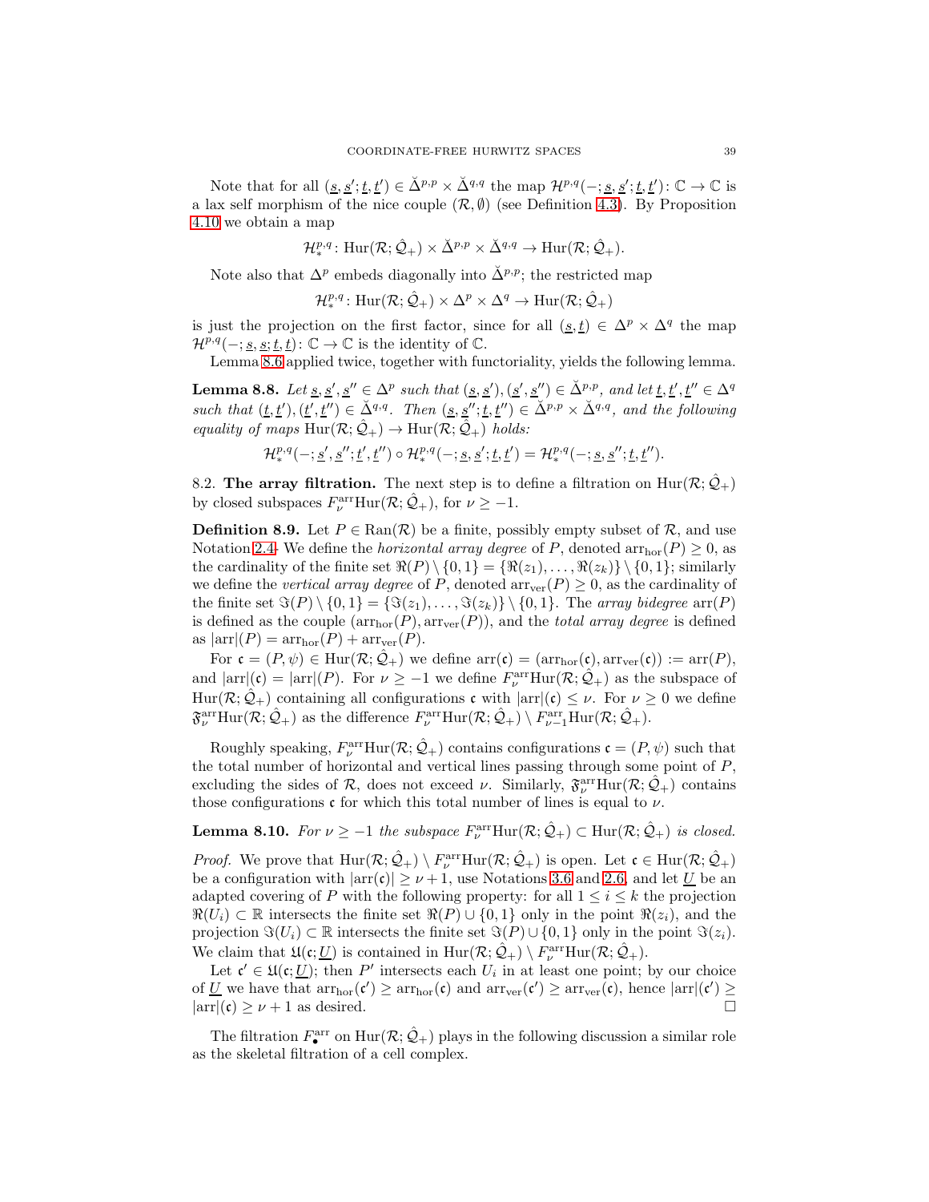Note that for all $(\underline{s}, \underline{s}'; \underline{t}, \underline{t}') \in \breve{\Delta}^{p,p} \times \breve{\Delta}^{q,q}$ the map $\mathcal{H}^{p,q}(-; \underline{s}, \underline{s}'; \underline{t}, \underline{t}') \colon \mathbb{C} \to \mathbb{C}$ is a lax self morphism of the nice couple $(\mathcal{R}, \emptyset)$ (see Definition 4.3). By Proposition 4.10 we obtain a map

$$\mathcal{H}^{p,q}_* \colon \mathrm{Hur}(\mathcal{R}; \hat{\mathcal{Q}}_+) \times \breve{\Delta}^{p,p} \times \breve{\Delta}^{q,q} \to \mathrm{Hur}(\mathcal{R}; \hat{\mathcal{Q}}_+).$$

Note also that $\Delta^p$ embeds diagonally into $\breve{\Delta}^{p,p}$; the restricted map

$$\mathcal{H}^{p,q}_* \colon \mathrm{Hur}(\mathcal{R}; \hat{\mathcal{Q}}_+) \times \Delta^p \times \Delta^q \to \mathrm{Hur}(\mathcal{R}; \hat{\mathcal{Q}}_+)$$

is just the projection on the first factor, since for all $(\underline{s}, \underline{t}) \in \Delta^p \times \Delta^q$ the map $\mathcal{H}^{p,q}(-; \underline{s}, \underline{s}; \underline{t}, \underline{t}) \colon \mathbb{C} \to \mathbb{C}$ is the identity of $\mathbb{C}$.

Lemma 8.6 applied twice, together with functoriality, yields the following lemma.

**Lemma 8.8.** *Let $\underline{s}, \underline{s}', \underline{s}'' \in \Delta^p$ such that $(\underline{s}, \underline{s}'), (\underline{s}', \underline{s}'') \in \breve{\Delta}^{p,p}$, and let $\underline{t}, \underline{t}', \underline{t}'' \in \Delta^q$ such that $(\underline{t}, \underline{t}'), (\underline{t}', \underline{t}'') \in \breve{\Delta}^{q,q}$. Then $(\underline{s}, \underline{s}''; \underline{t}, \underline{t}'') \in \breve{\Delta}^{p,p} \times \breve{\Delta}^{q,q}$, and the following equality of maps $\mathrm{Hur}(\mathcal{R}; \hat{\mathcal{Q}}_+) \to \mathrm{Hur}(\mathcal{R}; \hat{\mathcal{Q}}_+)$ holds:*

$$\mathcal{H}^{p,q}_*(-; \underline{s}', \underline{s}''; \underline{t}', \underline{t}'') \circ \mathcal{H}^{p,q}_*(-; \underline{s}, \underline{s}'; \underline{t}, \underline{t}') = \mathcal{H}^{p,q}_*(-; \underline{s}, \underline{s}''; \underline{t}, \underline{t}'').$$

8.2. **The array filtration.** The next step is to define a filtration on $\mathrm{Hur}(\mathcal{R}; \hat{\mathcal{Q}}_+)$ by closed subspaces $F^{\mathrm{arr}}_\nu \mathrm{Hur}(\mathcal{R}; \hat{\mathcal{Q}}_+)$, for $\nu \geq -1$.

**Definition 8.9.** Let $P \in \mathrm{Ran}(\mathcal{R})$ be a finite, possibly empty subset of $\mathcal{R}$, and use Notation 2.4. We define the *horizontal array degree* of $P$, denoted $\mathrm{arr}_{\mathrm{hor}}(P) \geq 0$, as the cardinality of the finite set $\Re(P) \setminus \{0, 1\} = \{\Re(z_1), \dots, \Re(z_k)\} \setminus \{0, 1\}$; similarly we define the *vertical array degree* of $P$, denoted $\mathrm{arr}_{\mathrm{ver}}(P) \geq 0$, as the cardinality of the finite set $\Im(P) \setminus \{0, 1\} = \{\Im(z_1), \dots, \Im(z_k)\} \setminus \{0, 1\}$. The *array bidegree* $\mathrm{arr}(P)$ is defined as the couple $(\mathrm{arr}_{\mathrm{hor}}(P), \mathrm{arr}_{\mathrm{ver}}(P))$, and the *total array degree* is defined as $|\mathrm{arr}|(P) = \mathrm{arr}_{\mathrm{hor}}(P) + \mathrm{arr}_{\mathrm{ver}}(P)$.

For $\mathfrak{c} = (P, \psi) \in \mathrm{Hur}(\mathcal{R}; \hat{\mathcal{Q}}_+)$ we define $\mathrm{arr}(\mathfrak{c}) = (\mathrm{arr}_{\mathrm{hor}}(\mathfrak{c}), \mathrm{arr}_{\mathrm{ver}}(\mathfrak{c})) := \mathrm{arr}(P)$, and $|\mathrm{arr}|(\mathfrak{c}) = |\mathrm{arr}|(P)$. For $\nu \geq -1$ we define $F^{\mathrm{arr}}_\nu \mathrm{Hur}(\mathcal{R}; \hat{\mathcal{Q}}_+)$ as the subspace of $\mathrm{Hur}(\mathcal{R}; \hat{\mathcal{Q}}_+)$ containing all configurations $\mathfrak{c}$ with $|\mathrm{arr}|(\mathfrak{c}) \leq \nu$. For $\nu \geq 0$ we define $\mathfrak{F}^{\mathrm{arr}}_\nu \mathrm{Hur}(\mathcal{R}; \hat{\mathcal{Q}}_+)$ as the difference $F^{\mathrm{arr}}_\nu \mathrm{Hur}(\mathcal{R}; \hat{\mathcal{Q}}_+) \setminus F^{\mathrm{arr}}_{\nu-1} \mathrm{Hur}(\mathcal{R}; \hat{\mathcal{Q}}_+)$.

Roughly speaking, $F^{\mathrm{arr}}_\nu \mathrm{Hur}(\mathcal{R}; \hat{\mathcal{Q}}_+)$ contains configurations $\mathfrak{c} = (P, \psi)$ such that the total number of horizontal and vertical lines passing through some point of $P$, excluding the sides of $\mathcal{R}$, does not exceed $\nu$. Similarly, $\mathfrak{F}^{\mathrm{arr}}_\nu \mathrm{Hur}(\mathcal{R}; \hat{\mathcal{Q}}_+)$ contains those configurations $\mathfrak{c}$ for which this total number of lines is equal to $\nu$.

**Lemma 8.10.** *For $\nu \geq -1$ the subspace $F^{\mathrm{arr}}_\nu \mathrm{Hur}(\mathcal{R}; \hat{\mathcal{Q}}_+) \subset \mathrm{Hur}(\mathcal{R}; \hat{\mathcal{Q}}_+)$ is closed.*

*Proof.* We prove that $\mathrm{Hur}(\mathcal{R}; \hat{\mathcal{Q}}_+) \setminus F^{\mathrm{arr}}_\nu \mathrm{Hur}(\mathcal{R}; \hat{\mathcal{Q}}_+)$ is open. Let $\mathfrak{c} \in \mathrm{Hur}(\mathcal{R}; \hat{\mathcal{Q}}_+)$ be a configuration with $|\mathrm{arr}(\mathfrak{c})| \geq \nu + 1$, use Notations 3.6 and 2.6, and let $\underline{U}$ be an adapted covering of $P$ with the following property: for all $1 \leq i \leq k$ the projection $\Re(U_i) \subset \mathbb{R}$ intersects the finite set $\Re(P) \cup \{0, 1\}$ only in the point $\Re(z_i)$, and the projection $\Im(U_i) \subset \mathbb{R}$ intersects the finite set $\Im(P) \cup \{0, 1\}$ only in the point $\Im(z_i)$. We claim that $\mathfrak{U}(\mathfrak{c}; \underline{U})$ is contained in $\mathrm{Hur}(\mathcal{R}; \hat{\mathcal{Q}}_+) \setminus F^{\mathrm{arr}}_\nu \mathrm{Hur}(\mathcal{R}; \hat{\mathcal{Q}}_+)$.

Let $\mathfrak{c}' \in \mathfrak{U}(\mathfrak{c}; \underline{U})$; then $P'$ intersects each $U_i$ in at least one point; by our choice of $\underline{U}$ we have that $\mathrm{arr}_{\mathrm{hor}}(\mathfrak{c}') \geq \mathrm{arr}_{\mathrm{hor}}(\mathfrak{c})$ and $\mathrm{arr}_{\mathrm{ver}}(\mathfrak{c}') \geq \mathrm{arr}_{\mathrm{ver}}(\mathfrak{c})$, hence $|\mathrm{arr}|(\mathfrak{c}') \geq |\mathrm{arr}|(\mathfrak{c}) \geq \nu + 1$ as desired. □

The filtration $F^{\mathrm{arr}}_\bullet$ on $\mathrm{Hur}(\mathcal{R}; \hat{\mathcal{Q}}_+)$ plays in the following discussion a similar role as the skeletal filtration of a cell complex.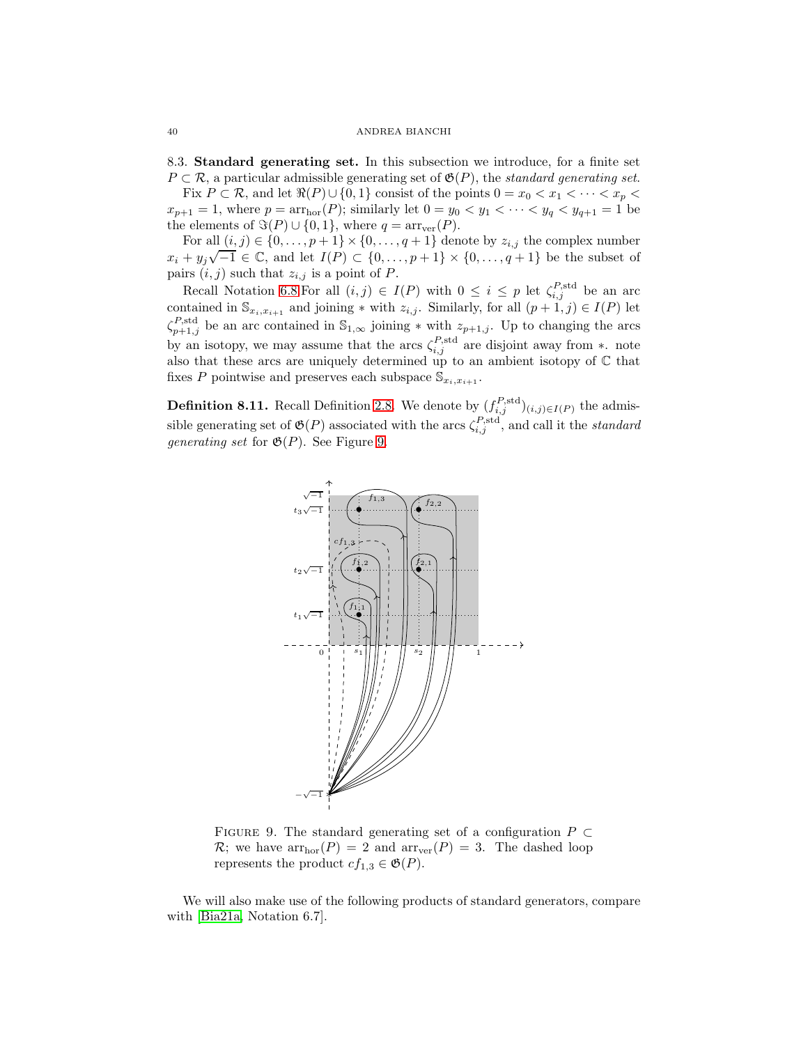8.3. **Standard generating set.** In this subsection we introduce, for a finite set $P \subset \mathcal{R}$, a particular admissible generating set of $\mathfrak{G}(P)$, the *standard generating set*.

Fix $P \subset \mathcal{R}$, and let $\Re(P) \cup \{0,1\}$ consist of the points $0 = x_0 < x_1 < \cdots < x_p < x_{p+1} = 1$, where $p = \mathrm{arr}_{\mathrm{hor}}(P)$; similarly let $0 = y_0 < y_1 < \cdots < y_q < y_{q+1} = 1$ be the elements of $\Im(P) \cup \{0,1\}$, where $q = \mathrm{arr}_{\mathrm{ver}}(P)$.

For all $(i,j) \in \{0,\dots,p+1\} \times \{0,\dots,q+1\}$ denote by $z_{i,j}$ the complex number $x_i + y_j\sqrt{-1} \in \mathbb{C}$, and let $I(P) \subset \{0,\dots,p+1\} \times \{0,\dots,q+1\}$ be the subset of pairs $(i,j)$ such that $z_{i,j}$ is a point of $P$.

Recall Notation 6.8.For all $(i,j) \in I(P)$ with $0 \le i \le p$ let $\zeta^{P,\mathrm{std}}_{i,j}$ be an arc contained in $\mathbb{S}_{x_i,x_{i+1}}$ and joining $*$ with $z_{i,j}$. Similarly, for all $(p+1,j) \in I(P)$ let $\zeta^{P,\mathrm{std}}_{p+1,j}$ be an arc contained in $\mathbb{S}_{1,\infty}$ joining $*$ with $z_{p+1,j}$. Up to changing the arcs by an isotopy, we may assume that the arcs $\zeta^{P,\mathrm{std}}_{i,j}$ are disjoint away from $*$. note also that these arcs are uniquely determined up to an ambient isotopy of $\mathbb{C}$ that fixes $P$ pointwise and preserves each subspace $\mathbb{S}_{x_i,x_{i+1}}$.

**Definition 8.11.** Recall Definition 2.8. We denote by $(f^{P,\mathrm{std}}_{i,j})_{(i,j)\in I(P)}$ the admissible generating set of $\mathfrak{G}(P)$ associated with the arcs $\zeta^{P,\mathrm{std}}_{i,j}$, and call it the *standard generating set* for $\mathfrak{G}(P)$. See Figure 9.

Figure 9. The standard generating set of a configuration $P \subset \mathcal{R}$; we have $\mathrm{arr}_{\mathrm{hor}}(P) = 2$ and $\mathrm{arr}_{\mathrm{ver}}(P) = 3$. The dashed loop represents the product $cf_{1,3} \in \mathfrak{G}(P)$.

We will also make use of the following products of standard generators, compare with [Bia21a, Notation 6.7].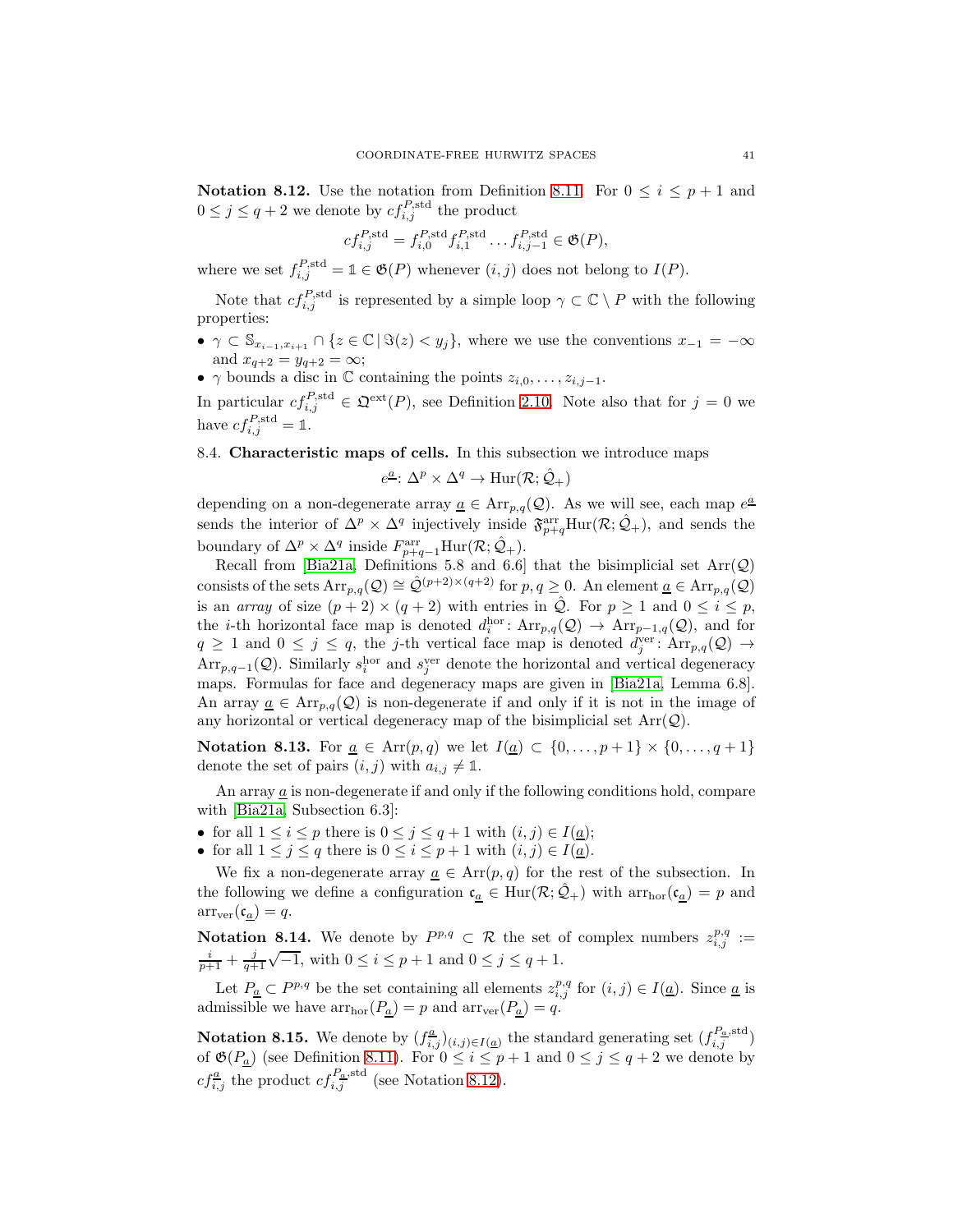**Notation 8.12.** Use the notation from Definition 8.11. For $0 \le i \le p+1$ and $0 \le j \le q+2$ we denote by $cf_{i,j}^{P,\mathrm{std}}$ the product

$$cf_{i,j}^{P,\mathrm{std}} = f_{i,0}^{P,\mathrm{std}} f_{i,1}^{P,\mathrm{std}} \dots f_{i,j-1}^{P,\mathrm{std}} \in \mathfrak{G}(P),$$

where we set $f_{i,j}^{P,\mathrm{std}} = \mathbb{1} \in \mathfrak{G}(P)$ whenever $(i,j)$ does not belong to $I(P)$.

Note that $cf_{i,j}^{P,\mathrm{std}}$ is represented by a simple loop $\gamma \subset \mathbb{C} \setminus P$ with the following properties:

- $\gamma \subset \mathbb{S}_{x_{i-1},x_{i+1}} \cap \{z \in \mathbb{C} \,|\, \Im(z) < y_j\}$, where we use the conventions $x_{-1} = -\infty$ and $x_{q+2} = y_{q+2} = \infty$;
- $\gamma$ bounds a disc in $\mathbb{C}$ containing the points $z_{i,0}, \dots, z_{i,j-1}$.

In particular $cf_{i,j}^{P,\mathrm{std}} \in \mathfrak{Q}^{\mathrm{ext}}(P)$, see Definition 2.10. Note also that for $j = 0$ we have $cf_{i,j}^{P,\mathrm{std}} = \mathbb{1}$.

8.4. **Characteristic maps of cells.** In this subsection we introduce maps

$$e^{\underline{a}} \colon \Delta^p \times \Delta^q \to \mathrm{Hur}(\mathcal{R}; \hat{\mathcal{Q}}_+)$$

depending on a non-degenerate array $\underline{a} \in \mathrm{Arr}_{p,q}(\mathcal{Q})$. As we will see, each map $e^{\underline{a}}$ sends the interior of $\Delta^p \times \Delta^q$ injectively inside $\mathfrak{F}^{\mathrm{arr}}_{p+q}\mathrm{Hur}(\mathcal{R}; \hat{\mathcal{Q}}_+)$, and sends the boundary of $\Delta^p \times \Delta^q$ inside $F^{\mathrm{arr}}_{p+q-1}\mathrm{Hur}(\mathcal{R}; \hat{\mathcal{Q}}_+)$.

Recall from [Bia21a, Definitions 5.8 and 6.6] that the bisimplicial set $\mathrm{Arr}(\mathcal{Q})$ consists of the sets $\mathrm{Arr}_{p,q}(\mathcal{Q}) \cong \hat{\mathcal{Q}}^{(p+2)\times(q+2)}$ for $p, q \ge 0$. An element $\underline{a} \in \mathrm{Arr}_{p,q}(\mathcal{Q})$ is an *array* of size $(p+2) \times (q+2)$ with entries in $\hat{\mathcal{Q}}$. For $p \ge 1$ and $0 \le i \le p$, the $i$-th horizontal face map is denoted $d_i^{\mathrm{hor}} \colon \mathrm{Arr}_{p,q}(\mathcal{Q}) \to \mathrm{Arr}_{p-1,q}(\mathcal{Q})$, and for $q \ge 1$ and $0 \le j \le q$, the $j$-th vertical face map is denoted $d_j^{\mathrm{ver}} \colon \mathrm{Arr}_{p,q}(\mathcal{Q}) \to \mathrm{Arr}_{p,q-1}(\mathcal{Q})$. Similarly $s_i^{\mathrm{hor}}$ and $s_j^{\mathrm{ver}}$ denote the horizontal and vertical degeneracy maps. Formulas for face and degeneracy maps are given in [Bia21a, Lemma 6.8]. An array $\underline{a} \in \mathrm{Arr}_{p,q}(\mathcal{Q})$ is non-degenerate if and only if it is not in the image of any horizontal or vertical degeneracy map of the bisimplicial set $\mathrm{Arr}(\mathcal{Q})$.

**Notation 8.13.** For $\underline{a} \in \mathrm{Arr}(p,q)$ we let $I(\underline{a}) \subset \{0, \dots, p+1\} \times \{0, \dots, q+1\}$ denote the set of pairs $(i,j)$ with $a_{i,j} \ne \mathbb{1}$.

An array $\underline{a}$ is non-degenerate if and only if the following conditions hold, compare with [Bia21a, Subsection 6.3]:

- for all $1 \le i \le p$ there is $0 \le j \le q+1$ with $(i,j) \in I(\underline{a})$;
- for all $1 \le j \le q$ there is $0 \le i \le p+1$ with $(i,j) \in I(\underline{a})$.

We fix a non-degenerate array $\underline{a} \in \mathrm{Arr}(p,q)$ for the rest of the subsection. In the following we define a configuration $\mathfrak{c}_{\underline{a}} \in \mathrm{Hur}(\mathcal{R}; \hat{\mathcal{Q}}_+)$ with $\mathrm{arr}_{\mathrm{hor}}(\mathfrak{c}_{\underline{a}}) = p$ and $\mathrm{arr}_{\mathrm{ver}}(\mathfrak{c}_{\underline{a}}) = q$.

**Notation 8.14.** We denote by $P^{p,q} \subset \mathcal{R}$ the set of complex numbers $z_{i,j}^{p,q} := \frac{i}{p+1} + \frac{j}{q+1}\sqrt{-1}$, with $0 \le i \le p+1$ and $0 \le j \le q+1$.

Let $P_{\underline{a}} \subset P^{p,q}$ be the set containing all elements $z_{i,j}^{p,q}$ for $(i,j) \in I(\underline{a})$. Since $\underline{a}$ is admissible we have $\mathrm{arr}_{\mathrm{hor}}(P_{\underline{a}}) = p$ and $\mathrm{arr}_{\mathrm{ver}}(P_{\underline{a}}) = q$.

**Notation 8.15.** We denote by $(f_{i,j}^{\underline{a}})_{(i,j)\in I(\underline{a})}$ the standard generating set $(f_{i,j}^{P_{\underline{a}},\mathrm{std}})$ of $\mathfrak{G}(P_{\underline{a}})$ (see Definition 8.11). For $0 \le i \le p+1$ and $0 \le j \le q+2$ we denote by $cf_{i,j}^{\underline{a}}$ the product $cf_{i,j}^{P_{\underline{a}},\mathrm{std}}$ (see Notation 8.12).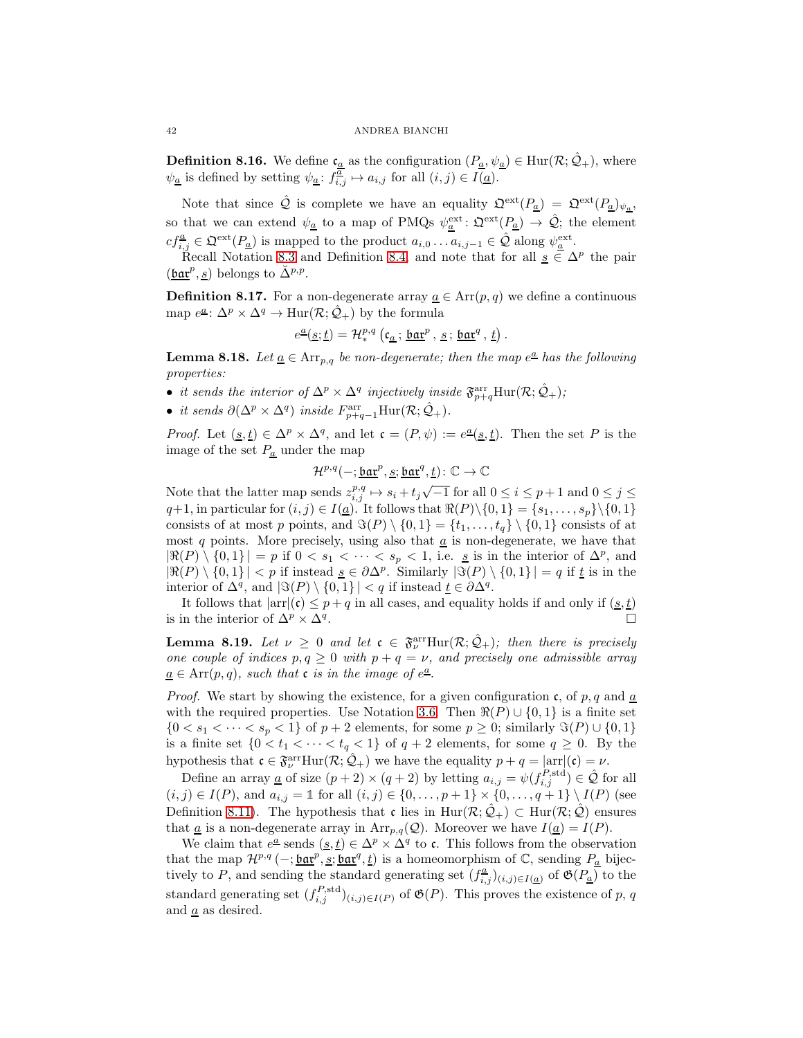**Definition 8.16.** We define $\mathfrak{c}_{\underline{a}}$ as the configuration $(P_{\underline{a}}, \psi_{\underline{a}}) \in \mathrm{Hur}(\mathcal{R}; \hat{\mathcal{Q}}_+)$, where $\psi_{\underline{a}}$ is defined by setting $\psi_{\underline{a}} \colon f^{\underline{a}}_{i,j} \mapsto a_{i,j}$ for all $(i,j) \in I(\underline{a})$.

Note that since $\hat{\mathcal{Q}}$ is complete we have an equality $\mathfrak{Q}^{\mathrm{ext}}(P_{\underline{a}}) = \mathfrak{Q}^{\mathrm{ext}}(P_{\underline{a}})_{\psi_{\underline{a}}}$, so that we can extend $\psi_{\underline{a}}$ to a map of PMQs $\psi^{\mathrm{ext}}_{\underline{a}} \colon \mathfrak{Q}^{\mathrm{ext}}(P_{\underline{a}}) \to \hat{\mathcal{Q}}$; the element $cf^{\underline{a}}_{i,j} \in \mathfrak{Q}^{\mathrm{ext}}(P_{\underline{a}})$ is mapped to the product $a_{i,0} \dots a_{i,j-1} \in \hat{\mathcal{Q}}$ along $\psi^{\mathrm{ext}}_{\underline{a}}$.

Recall Notation 8.3 and Definition 8.4, and note that for all $\underline{s} \in \Delta^p$ the pair $(\underline{\mathfrak{bar}}^p, \underline{s})$ belongs to $\breve{\Delta}^{p,p}$.

**Definition 8.17.** For a non-degenerate array $\underline{a} \in \mathrm{Arr}(p,q)$ we define a continuous map $e^{\underline{a}} \colon \Delta^p \times \Delta^q \to \mathrm{Hur}(\mathcal{R}; \hat{\mathcal{Q}}_+)$ by the formula

$$e^{\underline{a}}(\underline{s}; \underline{t}) = \mathcal{H}^{p,q}_* \left( \mathfrak{c}_{\underline{a}} \,;\, \underline{\mathfrak{bar}}^p \,,\, \underline{s} \,;\, \underline{\mathfrak{bar}}^q \,,\, \underline{t} \right).$$

**Lemma 8.18.** *Let $\underline{a} \in \mathrm{Arr}_{p,q}$ be non-degenerate; then the map $e^{\underline{a}}$ has the following properties:*

- *it sends the interior of $\Delta^p \times \Delta^q$ injectively inside $\mathfrak{F}^{\mathrm{arr}}_{p+q}\mathrm{Hur}(\mathcal{R}; \hat{\mathcal{Q}}_+)$;*
- *it sends $\partial(\Delta^p \times \Delta^q)$ inside $F^{\mathrm{arr}}_{p+q-1}\mathrm{Hur}(\mathcal{R}; \hat{\mathcal{Q}}_+)$.*

*Proof.* Let $(\underline{s}, \underline{t}) \in \Delta^p \times \Delta^q$, and let $\mathfrak{c} = (P, \psi) := e^{\underline{a}}(\underline{s}, \underline{t})$. Then the set $P$ is the image of the set $P_{\underline{a}}$ under the map

$$\mathcal{H}^{p,q}(-; \underline{\mathfrak{bar}}^p, \underline{s}; \underline{\mathfrak{bar}}^q, \underline{t}) \colon \mathbb{C} \to \mathbb{C}$$

Note that the latter map sends $z^{p,q}_{i,j} \mapsto s_i + t_j\sqrt{-1}$ for all $0 \le i \le p+1$ and $0 \le j \le q+1$, in particular for $(i,j) \in I(\underline{a})$. It follows that $\Re(P) \setminus \{0,1\} = \{s_1, \dots, s_p\} \setminus \{0,1\}$ consists of at most $p$ points, and $\Im(P) \setminus \{0,1\} = \{t_1, \dots, t_q\} \setminus \{0,1\}$ consists of at most $q$ points. More precisely, using also that $\underline{a}$ is non-degenerate, we have that $|\Re(P) \setminus \{0,1\}| = p$ if $0 < s_1 < \dots < s_p < 1$, i.e. $\underline{s}$ is in the interior of $\Delta^p$, and $|\Re(P) \setminus \{0,1\}| < p$ if instead $\underline{s} \in \partial\Delta^p$. Similarly $|\Im(P) \setminus \{0,1\}| = q$ if $\underline{t}$ is in the interior of $\Delta^q$, and $|\Im(P) \setminus \{0,1\}| < q$ if instead $\underline{t} \in \partial\Delta^q$.

It follows that $|\mathrm{arr}|(\mathfrak{c}) \le p+q$ in all cases, and equality holds if and only if $(\underline{s}, \underline{t})$ is in the interior of $\Delta^p \times \Delta^q$. □

**Lemma 8.19.** *Let $\nu \ge 0$ and let $\mathfrak{c} \in \mathfrak{F}^{\mathrm{arr}}_\nu\mathrm{Hur}(\mathcal{R}; \hat{\mathcal{Q}}_+)$; then there is precisely one couple of indices $p, q \ge 0$ with $p+q = \nu$, and precisely one admissible array $\underline{a} \in \mathrm{Arr}(p,q)$, such that $\mathfrak{c}$ is in the image of $e^{\underline{a}}$.*

*Proof.* We start by showing the existence, for a given configuration $\mathfrak{c}$, of $p, q$ and $\underline{a}$ with the required properties. Use Notation 3.6. Then $\Re(P) \cup \{0,1\}$ is a finite set $\{0 < s_1 < \dots < s_p < 1\}$ of $p+2$ elements, for some $p \ge 0$; similarly $\Im(P) \cup \{0,1\}$ is a finite set $\{0 < t_1 < \dots < t_q < 1\}$ of $q+2$ elements, for some $q \ge 0$. By the hypothesis that $\mathfrak{c} \in \mathfrak{F}^{\mathrm{arr}}_\nu\mathrm{Hur}(\mathcal{R}; \hat{\mathcal{Q}}_+)$ we have the equality $p+q = |\mathrm{arr}|(\mathfrak{c}) = \nu$.

Define an array $\underline{a}$ of size $(p+2) \times (q+2)$ by letting $a_{i,j} = \psi(f^{P,\mathrm{std}}_{i,j}) \in \hat{\mathcal{Q}}$ for all $(i,j) \in I(P)$, and $a_{i,j} = \mathbb{1}$ for all $(i,j) \in \{0, \dots, p+1\} \times \{0, \dots, q+1\} \setminus I(P)$ (see Definition 8.11). The hypothesis that $\mathfrak{c}$ lies in $\mathrm{Hur}(\mathcal{R}; \hat{\mathcal{Q}}_+) \subset \mathrm{Hur}(\mathcal{R}; \hat{\mathcal{Q}})$ ensures that $\underline{a}$ is a non-degenerate array in $\mathrm{Arr}_{p,q}(\mathcal{Q})$. Moreover we have $I(\underline{a}) = I(P)$.

We claim that $e^{\underline{a}}$ sends $(\underline{s}, \underline{t}) \in \Delta^p \times \Delta^q$ to $\mathfrak{c}$. This follows from the observation that the map $\mathcal{H}^{p,q}(-; \underline{\mathfrak{bar}}^p, \underline{s}; \underline{\mathfrak{bar}}^q, \underline{t})$ is a homeomorphism of $\mathbb{C}$, sending $P_{\underline{a}}$ bijectively to $P$, and sending the standard generating set $(f^{\underline{a}}_{i,j})_{(i,j) \in I(\underline{a})}$ of $\mathfrak{G}(P_{\underline{a}})$ to the standard generating set $(f^{P,\mathrm{std}}_{i,j})_{(i,j) \in I(P)}$ of $\mathfrak{G}(P)$. This proves the existence of $p$, $q$ and $\underline{a}$ as desired.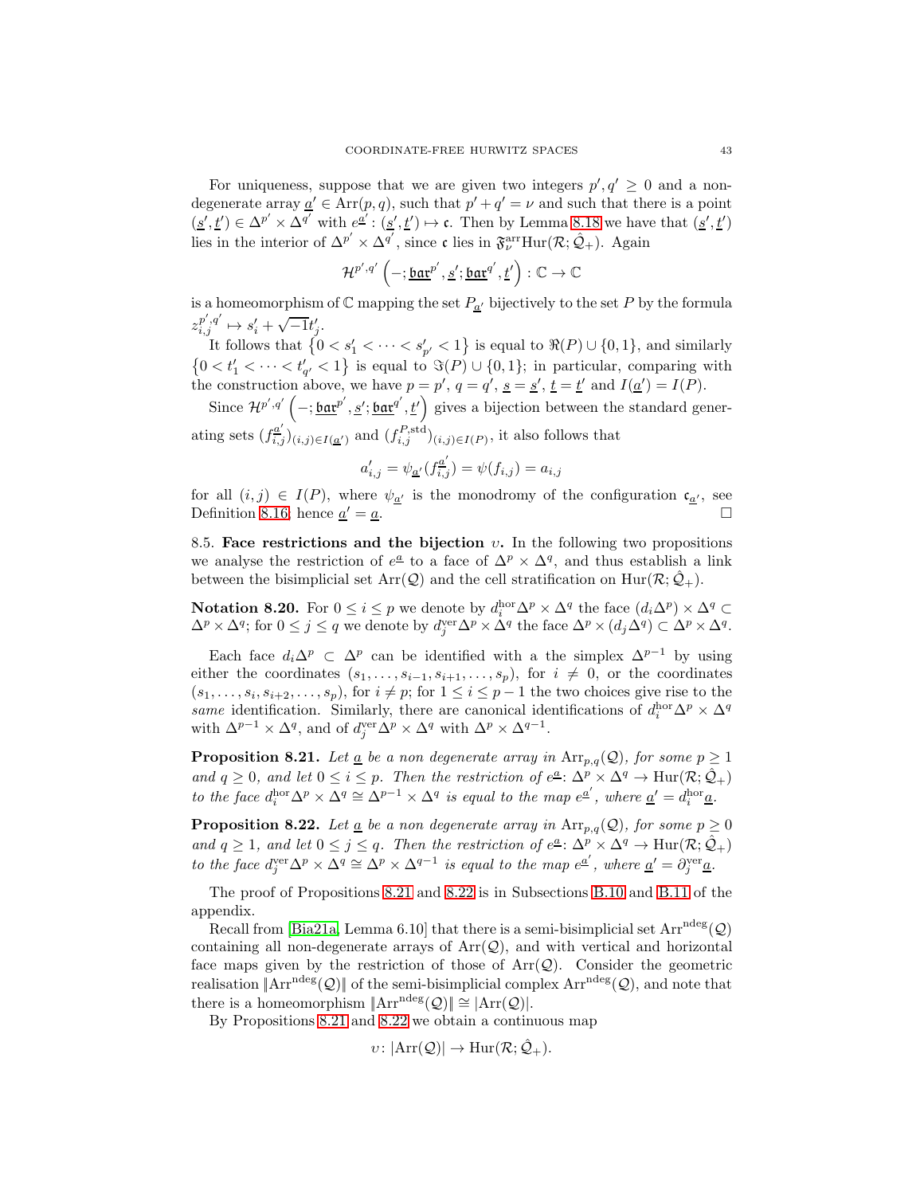For uniqueness, suppose that we are given two integers $p', q' \geq 0$ and a non-degenerate array $\underline{a}' \in \mathrm{Arr}(p,q)$, such that $p'+q' = \nu$ and such that there is a point $(\underline{s}', \underline{t}') \in \Delta^{p'} \times \Delta^{q'}$ with $e^{\underline{a}'} : (\underline{s}', \underline{t}') \mapsto \mathfrak{c}$. Then by Lemma 8.18 we have that $(\underline{s}', \underline{t}')$ lies in the interior of $\Delta^{p'} \times \Delta^{q'}$, since $\mathfrak{c}$ lies in $\mathfrak{F}^{\mathrm{arr}}_\nu \mathrm{Hur}(\mathcal{R}; \hat{\mathcal{Q}}_+)$. Again

$$\mathcal{H}^{p',q'}\left(-; \mathfrak{bar}^{p'}, \underline{s}'; \mathfrak{bar}^{q'}, \underline{t}'\right) : \mathbb{C} \to \mathbb{C}$$

is a homeomorphism of $\mathbb{C}$ mapping the set $P_{\underline{a}'}$ bijectively to the set $P$ by the formula $z^{p',q'}_{i,j} \mapsto s'_i + \sqrt{-1} t'_j$.

It follows that $\left\{0 < s'_1 < \cdots < s'_{p'} < 1\right\}$ is equal to $\Re(P) \cup \{0,1\}$, and similarly $\left\{0 < t'_1 < \cdots < t'_{q'} < 1\right\}$ is equal to $\Im(P) \cup \{0,1\}$; in particular, comparing with the construction above, we have $p = p'$, $q = q'$, $\underline{s} = \underline{s}'$, $\underline{t} = \underline{t}'$ and $I(\underline{a}') = I(P)$.

Since $\mathcal{H}^{p',q'}\left(-; \mathfrak{bar}^{p'}, \underline{s}'; \mathfrak{bar}^{q'}, \underline{t}'\right)$ gives a bijection between the standard generating sets $(f^{\underline{a}'}_{i,j})_{(i,j) \in I(\underline{a}')}$ and $(f^{P,\mathrm{std}}_{i,j})_{(i,j) \in I(P)}$, it also follows that

$$a'_{i,j} = \psi_{\underline{a}'}(f^{\underline{a}'}_{i,j}) = \psi(f_{i,j}) = a_{i,j}$$

for all $(i,j) \in I(P)$, where $\psi_{\underline{a}'}$ is the monodromy of the configuration $\mathfrak{c}_{\underline{a}'}$, see Definition 8.16; hence $\underline{a}' = \underline{a}$. $\square$

**8.5. Face restrictions and the bijection $\upsilon$.** In the following two propositions we analyse the restriction of $e^{\underline{a}}$ to a face of $\Delta^p \times \Delta^q$, and thus establish a link between the bisimplicial set $\mathrm{Arr}(\mathcal{Q})$ and the cell stratification on $\mathrm{Hur}(\mathcal{R}; \hat{\mathcal{Q}}_+)$.

**Notation 8.20.** For $0 \leq i \leq p$ we denote by $d^{\mathrm{hor}}_i \Delta^p \times \Delta^q$ the face $(d_i \Delta^p) \times \Delta^q \subset \Delta^p \times \Delta^q$; for $0 \leq j \leq q$ we denote by $d^{\mathrm{ver}}_j \Delta^p \times \Delta^q$ the face $\Delta^p \times (d_j \Delta^q) \subset \Delta^p \times \Delta^q$.

Each face $d_i \Delta^p \subset \Delta^p$ can be identified with a the simplex $\Delta^{p-1}$ by using either the coordinates $(s_1, \dots, s_{i-1}, s_{i+1}, \dots, s_p)$, for $i \neq 0$, or the coordinates $(s_1, \dots, s_i, s_{i+2}, \dots, s_p)$, for $i \neq p$; for $1 \leq i \leq p-1$ the two choices give rise to the *same* identification. Similarly, there are canonical identifications of $d^{\mathrm{hor}}_i \Delta^p \times \Delta^q$ with $\Delta^{p-1} \times \Delta^q$, and of $d^{\mathrm{ver}}_j \Delta^p \times \Delta^q$ with $\Delta^p \times \Delta^{q-1}$.

**Proposition 8.21.** *Let $\underline{a}$ be a non degenerate array in $\mathrm{Arr}_{p,q}(\mathcal{Q})$, for some $p \geq 1$ and $q \geq 0$, and let $0 \leq i \leq p$. Then the restriction of $e^{\underline{a}} \colon \Delta^p \times \Delta^q \to \mathrm{Hur}(\mathcal{R}; \hat{\mathcal{Q}}_+)$ to the face $d^{\mathrm{hor}}_i \Delta^p \times \Delta^q \cong \Delta^{p-1} \times \Delta^q$ is equal to the map $e^{\underline{a}'}$, where $\underline{a}' = d^{\mathrm{hor}}_i \underline{a}$.*

**Proposition 8.22.** *Let $\underline{a}$ be a non degenerate array in $\mathrm{Arr}_{p,q}(\mathcal{Q})$, for some $p \geq 0$ and $q \geq 1$, and let $0 \leq j \leq q$. Then the restriction of $e^{\underline{a}} \colon \Delta^p \times \Delta^q \to \mathrm{Hur}(\mathcal{R}; \hat{\mathcal{Q}}_+)$ to the face $d^{\mathrm{ver}}_j \Delta^p \times \Delta^q \cong \Delta^p \times \Delta^{q-1}$ is equal to the map $e^{\underline{a}'}$, where $\underline{a}' = \partial^{\mathrm{ver}}_j \underline{a}$.*

The proof of Propositions 8.21 and 8.22 is in Subsections B.10 and B.11 of the appendix.

Recall from [Bia21a, Lemma 6.10] that there is a semi-bisimplicial set $\mathrm{Arr}^{\mathrm{ndeg}}(\mathcal{Q})$ containing all non-degenerate arrays of $\mathrm{Arr}(\mathcal{Q})$, and with vertical and horizontal face maps given by the restriction of those of $\mathrm{Arr}(\mathcal{Q})$. Consider the geometric realisation $\|\mathrm{Arr}^{\mathrm{ndeg}}(\mathcal{Q})\|$ of the semi-bisimplicial complex $\mathrm{Arr}^{\mathrm{ndeg}}(\mathcal{Q})$, and note that there is a homeomorphism $\|\mathrm{Arr}^{\mathrm{ndeg}}(\mathcal{Q})\| \cong |\mathrm{Arr}(\mathcal{Q})|$.

By Propositions 8.21 and 8.22 we obtain a continuous map

$$\upsilon \colon |\mathrm{Arr}(\mathcal{Q})| \to \mathrm{Hur}(\mathcal{R}; \hat{\mathcal{Q}}_+).$$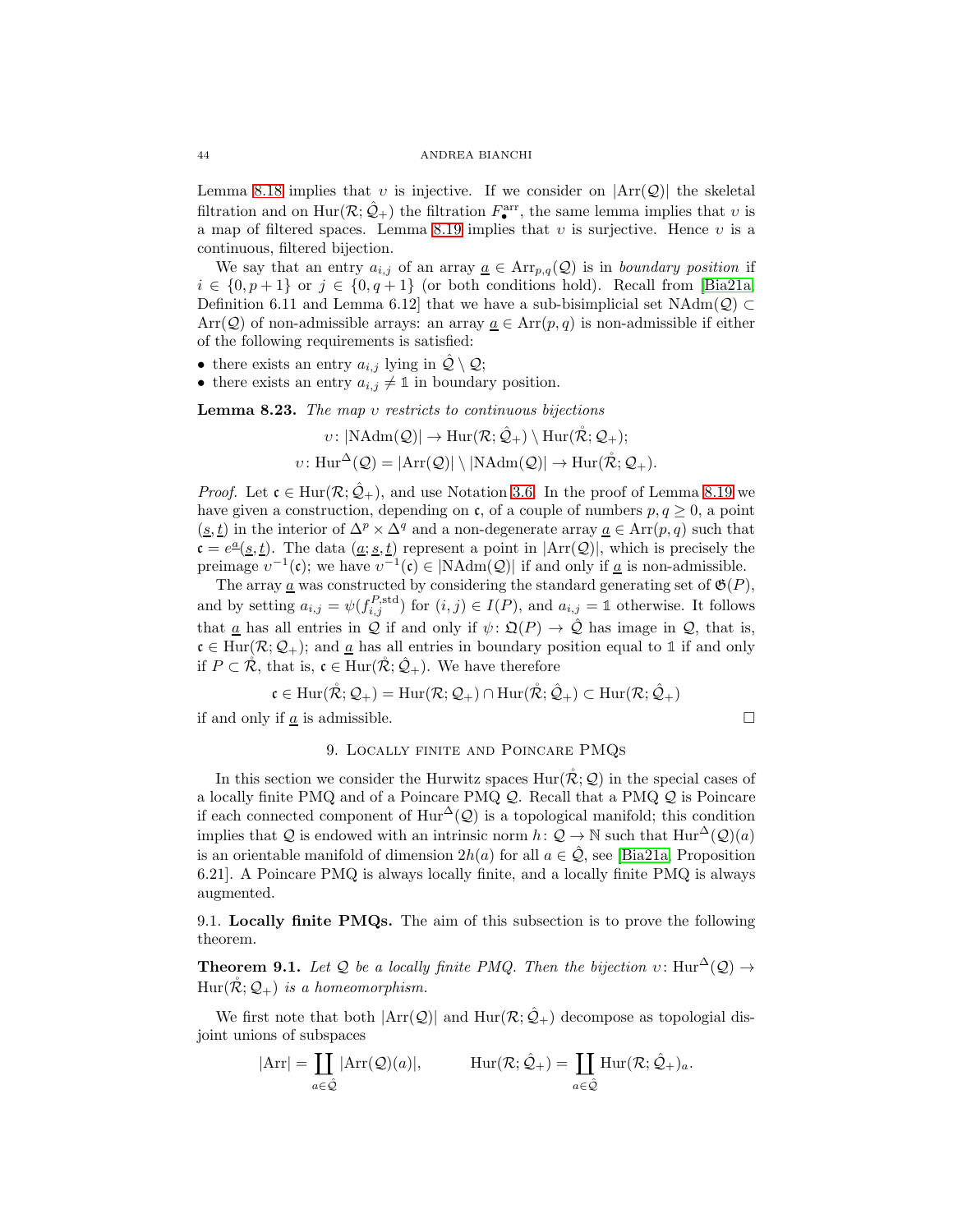Lemma 8.18 implies that $\upsilon$ is injective. If we consider on $|\mathrm{Arr}(\mathcal{Q})|$ the skeletal filtration and on $\mathrm{Hur}(\mathcal{R};\hat{\mathcal{Q}}_+)$ the filtration $F^{\mathrm{arr}}_\bullet$, the same lemma implies that $\upsilon$ is a map of filtered spaces. Lemma 8.19 implies that $\upsilon$ is surjective. Hence $\upsilon$ is a continuous, filtered bijection.

We say that an entry $a_{i,j}$ of an array $\underline{a} \in \mathrm{Arr}_{p,q}(\mathcal{Q})$ is in *boundary position* if $i \in \{0, p+1\}$ or $j \in \{0, q+1\}$ (or both conditions hold). Recall from [Bia21a, Definition 6.11 and Lemma 6.12] that we have a sub-bisimplicial set $\mathrm{NAdm}(\mathcal{Q}) \subset \mathrm{Arr}(\mathcal{Q})$ of non-admissible arrays: an array $\underline{a} \in \mathrm{Arr}(p,q)$ is non-admissible if either of the following requirements is satisfied:

- there exists an entry $a_{i,j}$ lying in $\hat{\mathcal{Q}} \setminus \mathcal{Q}$;
- there exists an entry $a_{i,j} \neq \mathbb{1}$ in boundary position.

**Lemma 8.23.** *The map $\upsilon$ restricts to continuous bijections*

$$\upsilon\colon |\mathrm{NAdm}(\mathcal{Q})| \to \mathrm{Hur}(\mathcal{R};\hat{\mathcal{Q}}_+) \setminus \mathrm{Hur}(\mathring{\mathcal{R}};\mathcal{Q}_+);$$
$$\upsilon\colon \mathrm{Hur}^{\Delta}(\mathcal{Q}) = |\mathrm{Arr}(\mathcal{Q})| \setminus |\mathrm{NAdm}(\mathcal{Q})| \to \mathrm{Hur}(\mathring{\mathcal{R}};\mathcal{Q}_+).$$

*Proof.* Let $\mathfrak{c} \in \mathrm{Hur}(\mathcal{R};\hat{\mathcal{Q}}_+)$, and use Notation 3.6. In the proof of Lemma 8.19 we have given a construction, depending on $\mathfrak{c}$, of a couple of numbers $p, q \geq 0$, a point $(\underline{s}, \underline{t})$ in the interior of $\Delta^p \times \Delta^q$ and a non-degenerate array $\underline{a} \in \mathrm{Arr}(p,q)$ such that $\mathfrak{c} = e^{\underline{a}}(\underline{s}, \underline{t})$. The data $(\underline{a}; \underline{s}, \underline{t})$ represent a point in $|\mathrm{Arr}(\mathcal{Q})|$, which is precisely the preimage $\upsilon^{-1}(\mathfrak{c})$; we have $\upsilon^{-1}(\mathfrak{c}) \in |\mathrm{NAdm}(\mathcal{Q})|$ if and only if $\underline{a}$ is non-admissible.

The array $\underline{a}$ was constructed by considering the standard generating set of $\mathfrak{G}(P)$, and by setting $a_{i,j} = \psi(f^{P,\mathrm{std}}_{i,j})$ for $(i,j) \in I(P)$, and $a_{i,j} = \mathbb{1}$ otherwise. It follows that $\underline{a}$ has all entries in $\mathcal{Q}$ if and only if $\psi\colon \mathfrak{Q}(P) \to \hat{\mathcal{Q}}$ has image in $\mathcal{Q}$, that is, $\mathfrak{c} \in \mathrm{Hur}(\mathcal{R};\mathcal{Q}_+)$; and $\underline{a}$ has all entries in boundary position equal to $\mathbb{1}$ if and only if $P \subset \mathring{\mathcal{R}}$, that is, $\mathfrak{c} \in \mathrm{Hur}(\mathring{\mathcal{R}};\hat{\mathcal{Q}}_+)$. We have therefore

$$\mathfrak{c} \in \mathrm{Hur}(\mathring{\mathcal{R}};\mathcal{Q}_+) = \mathrm{Hur}(\mathcal{R};\mathcal{Q}_+) \cap \mathrm{Hur}(\mathring{\mathcal{R}};\hat{\mathcal{Q}}_+) \subset \mathrm{Hur}(\mathcal{R};\hat{\mathcal{Q}}_+)$$

if and only if $\underline{a}$ is admissible. $\square$

## 9. Locally finite and Poincare PMQs

In this section we consider the Hurwitz spaces $\mathrm{Hur}(\mathring{\mathcal{R}};\mathcal{Q})$ in the special cases of a locally finite PMQ and of a Poincare PMQ $\mathcal{Q}$. Recall that a PMQ $\mathcal{Q}$ is Poincare if each connected component of $\mathrm{Hur}^{\Delta}(\mathcal{Q})$ is a topological manifold; this condition implies that $\mathcal{Q}$ is endowed with an intrinsic norm $h\colon \mathcal{Q} \to \mathbb{N}$ such that $\mathrm{Hur}^{\Delta}(\mathcal{Q})(a)$ is an orientable manifold of dimension $2h(a)$ for all $a \in \hat{\mathcal{Q}}$, see [Bia21a, Proposition 6.21]. A Poincare PMQ is always locally finite, and a locally finite PMQ is always augmented.

### 9.1. Locally finite PMQs.

The aim of this subsection is to prove the following theorem.

**Theorem 9.1.** *Let $\mathcal{Q}$ be a locally finite PMQ. Then the bijection $\upsilon\colon \mathrm{Hur}^{\Delta}(\mathcal{Q}) \to \mathrm{Hur}(\mathring{\mathcal{R}};\mathcal{Q}_+)$ is a homeomorphism.*

We first note that both $|\mathrm{Arr}(\mathcal{Q})|$ and $\mathrm{Hur}(\mathcal{R};\hat{\mathcal{Q}}_+)$ decompose as topologial disjoint unions of subspaces

$$|\mathrm{Arr}| = \coprod_{a \in \hat{\mathcal{Q}}} |\mathrm{Arr}(\mathcal{Q})(a)|, \qquad \mathrm{Hur}(\mathcal{R};\hat{\mathcal{Q}}_+) = \coprod_{a \in \hat{\mathcal{Q}}} \mathrm{Hur}(\mathcal{R};\hat{\mathcal{Q}}_+)_a.$$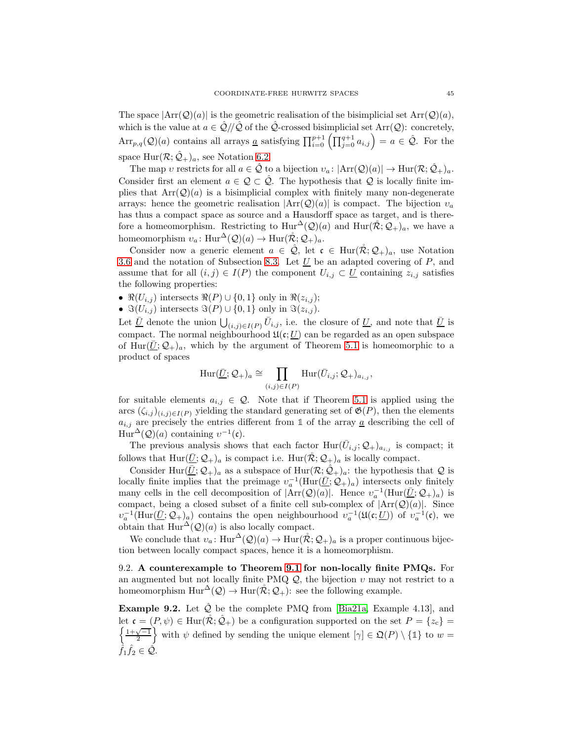The space $|\mathrm{Arr}(\mathcal{Q})(a)|$ is the geometric realisation of the bisimplicial set $\mathrm{Arr}(\mathcal{Q})(a)$, which is the value at $a \in \hat{\mathcal{Q}}//\hat{\mathcal{Q}}$ of the $\hat{\mathcal{Q}}$-crossed bisimplicial set $\mathrm{Arr}(\mathcal{Q})$: concretely, $\mathrm{Arr}_{p,q}(\mathcal{Q})(a)$ contains all arrays $\underline{a}$ satisfying $\prod_{i=0}^{p+1}\left(\prod_{j=0}^{q+1} a_{i,j}\right) = a \in \hat{\mathcal{Q}}$. For the space $\mathrm{Hur}(\mathcal{R}; \hat{\mathcal{Q}}_+)_a$, see Notation 6.2.

The map $\upsilon$ restricts for all $a \in \hat{\mathcal{Q}}$ to a bijection $\upsilon_a \colon |\mathrm{Arr}(\mathcal{Q})(a)| \to \mathrm{Hur}(\mathcal{R}; \hat{\mathcal{Q}}_+)_a$. Consider first an element $a \in \mathcal{Q} \subset \hat{\mathcal{Q}}$. The hypothesis that $\mathcal{Q}$ is locally finite implies that $\mathrm{Arr}(\mathcal{Q})(a)$ is a bisimplicial complex with finitely many non-degenerate arrays: hence the geometric realisation $|\mathrm{Arr}(\mathcal{Q})(a)|$ is compact. The bijection $\upsilon_a$ has thus a compact space as source and a Hausdorff space as target, and is therefore a homeomorphism. Restricting to $\mathrm{Hur}^{\Delta}(\mathcal{Q})(a)$ and $\mathrm{Hur}(\mathring{\mathcal{R}}; \mathcal{Q}_+)_a$, we have a homeomorphism $\upsilon_a \colon \mathrm{Hur}^{\Delta}(\mathcal{Q})(a) \to \mathrm{Hur}(\mathring{\mathcal{R}}; \mathcal{Q}_+)_a$.

Consider now a generic element $a \in \hat{\mathcal{Q}}$, let $\mathfrak{c} \in \mathrm{Hur}(\mathring{\mathcal{R}}; \mathcal{Q}_+)_a$, use Notation 3.6 and the notation of Subsection 8.3. Let $\underline{U}$ be an adapted covering of $P$, and assume that for all $(i,j) \in I(P)$ the component $U_{i,j} \subset \underline{U}$ containing $z_{i,j}$ satisfies the following properties:

- $\Re(U_{i,j})$ intersects $\Re(P) \cup \{0,1\}$ only in $\Re(z_{i,j})$;
- $\Im(U_{i,j})$ intersects $\Im(P) \cup \{0,1\}$ only in $\Im(z_{i,j})$.

Let $\underline{\bar{U}}$ denote the union $\bigcup_{(i,j)\in I(P)} \bar{U}_{i,j}$, i.e. the closure of $\underline{U}$, and note that $\underline{\bar{U}}$ is compact. The normal neighbourhood $\mathfrak{U}(\mathfrak{c}; \underline{U})$ can be regarded as an open subspace of $\mathrm{Hur}(\underline{\bar{U}}; \mathcal{Q}_+)_a$, which by the argument of Theorem 5.1 is homeomorphic to a product of spaces

$$\mathrm{Hur}(\underline{\bar{U}}; \mathcal{Q}_+)_a \cong \prod_{(i,j)\in I(P)} \mathrm{Hur}(\bar{U}_{i,j}; \mathcal{Q}_+)_{a_{i,j}},$$

for suitable elements $a_{i,j} \in \mathcal{Q}$. Note that if Theorem 5.1 is applied using the arcs $(\zeta_{i,j})_{(i,j)\in I(P)}$ yielding the standard generating set of $\mathfrak{G}(P)$, then the elements $a_{i,j}$ are precisely the entries different from $\mathbb{1}$ of the array $\underline{a}$ describing the cell of $\mathrm{Hur}^{\Delta}(\mathcal{Q})(a)$ containing $\upsilon^{-1}(\mathfrak{c})$.

The previous analysis shows that each factor $\mathrm{Hur}(\bar{U}_{i,j}; \mathcal{Q}_+)_{a_{i,j}}$ is compact; it follows that $\mathrm{Hur}(\underline{\bar{U}}; \mathcal{Q}_+)_a$ is compact i.e. $\mathrm{Hur}(\mathring{\mathcal{R}}; \mathcal{Q}_+)_a$ is locally compact.

Consider $\mathrm{Hur}(\underline{\bar{U}}; \mathcal{Q}_+)_a$ as a subspace of $\mathrm{Hur}(\mathcal{R}; \hat{\mathcal{Q}}_+)_a$: the hypothesis that $\mathcal{Q}$ is locally finite implies that the preimage $\upsilon_a^{-1}(\mathrm{Hur}(\underline{\bar{U}}; \mathcal{Q}_+)_a)$ intersects only finitely many cells in the cell decomposition of $|\mathrm{Arr}(\mathcal{Q})(a)|$. Hence $\upsilon_a^{-1}(\mathrm{Hur}(\underline{\bar{U}}; \mathcal{Q}_+)_a)$ is compact, being a closed subset of a finite cell sub-complex of $|\mathrm{Arr}(\mathcal{Q})(a)|$. Since $\upsilon_a^{-1}(\mathrm{Hur}(\underline{\bar{U}}; \mathcal{Q}_+)_a)$ contains the open neighbourhood $\upsilon_a^{-1}(\mathfrak{U}(\mathfrak{c}; \underline{U}))$ of $\upsilon_a^{-1}(\mathfrak{c})$, we obtain that $\mathrm{Hur}^{\Delta}(\mathcal{Q})(a)$ is also locally compact.

We conclude that $\upsilon_a \colon \mathrm{Hur}^{\Delta}(\mathcal{Q})(a) \to \mathrm{Hur}(\mathring{\mathcal{R}}; \mathcal{Q}_+)_a$ is a proper continuous bijection between locally compact spaces, hence it is a homeomorphism.

## 9.2. A counterexample to Theorem 9.1 for non-locally finite PMQs.

For an augmented but not locally finite PMQ $\mathcal{Q}$, the bijection $\upsilon$ may not restrict to a homeomorphism $\mathrm{Hur}^{\Delta}(\mathcal{Q}) \to \mathrm{Hur}(\mathring{\mathcal{R}}; \mathcal{Q}_+)$: see the following example.

**Example 9.2.** Let $\hat{\mathcal{Q}}$ be the complete PMQ from [Bia21a, Example 4.13], and let $\mathfrak{c} = (P, \psi) \in \mathrm{Hur}(\mathring{\mathcal{R}}; \hat{\mathcal{Q}}_+)$ be a configuration supported on the set $P = \{z_c\} = \left\{\frac{1+\sqrt{-1}}{2}\right\}$ with $\psi$ defined by sending the unique element $[\gamma] \in \mathfrak{Q}(P) \setminus \{\mathbb{1}\}$ to $w = \hat{f}_1\hat{f}_2 \in \hat{\mathcal{Q}}$.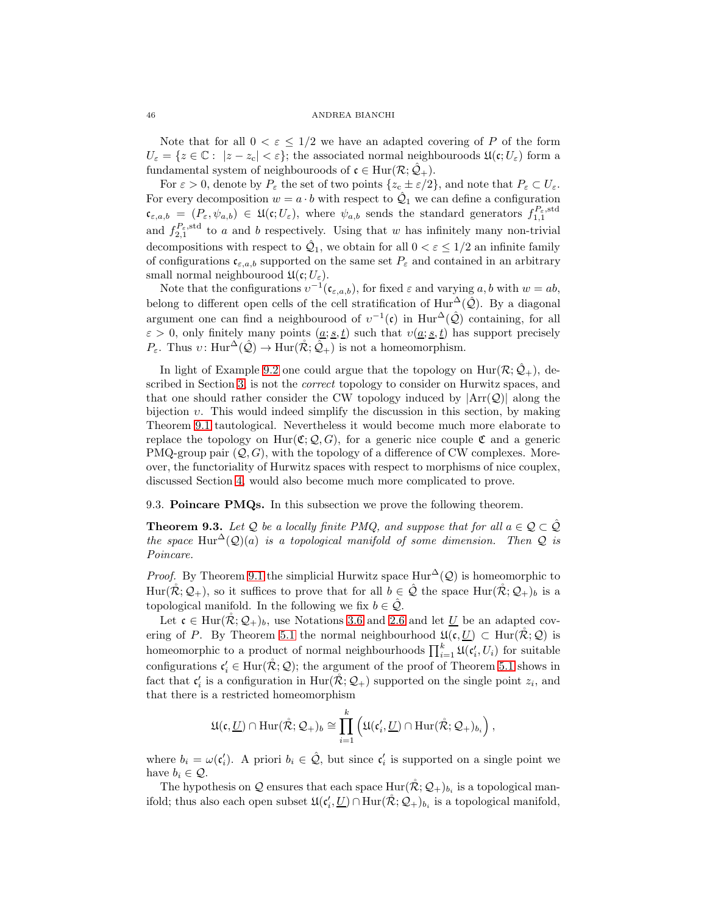Note that for all $0 < \varepsilon \leq 1/2$ we have an adapted covering of $P$ of the form $U_\varepsilon = \{z \in \mathbb{C} : |z - z_c| < \varepsilon\}$; the associated normal neighbouroods $\mathfrak{U}(\mathfrak{c}; U_\varepsilon)$ form a fundamental system of neighbouroods of $\mathfrak{c} \in \mathrm{Hur}(\mathcal{R}; \hat{\mathcal{Q}}_+)$.

For $\varepsilon > 0$, denote by $P_\varepsilon$ the set of two points $\{z_c \pm \varepsilon/2\}$, and note that $P_\varepsilon \subset U_\varepsilon$. For every decomposition $w = a \cdot b$ with respect to $\hat{\mathcal{Q}}_1$ we can define a configuration $\mathfrak{c}_{\varepsilon,a,b} = (P_\varepsilon, \psi_{a,b}) \in \mathfrak{U}(\mathfrak{c}; U_\varepsilon)$, where $\psi_{a,b}$ sends the standard generators $f_{1,1}^{P_\varepsilon,\mathrm{std}}$ and $f_{2,1}^{P_\varepsilon,\mathrm{std}}$ to $a$ and $b$ respectively. Using that $w$ has infinitely many non-trivial decompositions with respect to $\hat{\mathcal{Q}}_1$, we obtain for all $0 < \varepsilon \leq 1/2$ an infinite family of configurations $\mathfrak{c}_{\varepsilon,a,b}$ supported on the same set $P_\varepsilon$ and contained in an arbitrary small normal neighbourood $\mathfrak{U}(\mathfrak{c}; U_\varepsilon)$.

Note that the configurations $\upsilon^{-1}(\mathfrak{c}_{\varepsilon,a,b})$, for fixed $\varepsilon$ and varying $a, b$ with $w = ab$, belong to different open cells of the cell stratification of $\mathrm{Hur}^\Delta(\hat{\mathcal{Q}})$. By a diagonal argument one can find a neighbourood of $\upsilon^{-1}(\mathfrak{c})$ in $\mathrm{Hur}^\Delta(\hat{\mathcal{Q}})$ containing, for all $\varepsilon > 0$, only finitely many points $(\underline{a}; \underline{s}, \underline{t})$ such that $\upsilon(\underline{a}; \underline{s}, \underline{t})$ has support precisely $P_\varepsilon$. Thus $\upsilon \colon \mathrm{Hur}^\Delta(\hat{\mathcal{Q}}) \to \mathrm{Hur}(\mathring{\mathcal{R}}; \hat{\mathcal{Q}}_+)$ is not a homeomorphism.

In light of Example 9.2 one could argue that the topology on $\mathrm{Hur}(\mathcal{R}; \hat{\mathcal{Q}}_+)$, described in Section 3, is not the *correct* topology to consider on Hurwitz spaces, and that one should rather consider the CW topology induced by $|\mathrm{Arr}(\mathcal{Q})|$ along the bijection $\upsilon$. This would indeed simplify the discussion in this section, by making Theorem 9.1 tautological. Nevertheless it would become much more elaborate to replace the topology on $\mathrm{Hur}(\mathfrak{C}; \mathcal{Q}, G)$, for a generic nice couple $\mathfrak{C}$ and a generic PMQ-group pair $(\mathcal{Q}, G)$, with the topology of a difference of CW complexes. Moreover, the functoriality of Hurwitz spaces with respect to morphisms of nice couplex, discussed Section 4, would also become much more complicated to prove.

### 9.3. Poincare PMQs.

In this subsection we prove the following theorem.

**Theorem 9.3.** *Let $\mathcal{Q}$ be a locally finite PMQ, and suppose that for all $a \in \mathcal{Q} \subset \hat{\mathcal{Q}}$ the space $\mathrm{Hur}^\Delta(\mathcal{Q})(a)$ is a topological manifold of some dimension. Then $\mathcal{Q}$ is Poincare.*

*Proof.* By Theorem 9.1 the simplicial Hurwitz space $\mathrm{Hur}^\Delta(\mathcal{Q})$ is homeomorphic to $\mathrm{Hur}(\mathring{\mathcal{R}}; \mathcal{Q}_+)$, so it suffices to prove that for all $b \in \hat{\mathcal{Q}}$ the space $\mathrm{Hur}(\mathring{\mathcal{R}}; \mathcal{Q}_+)_b$ is a topological manifold. In the following we fix $b \in \hat{\mathcal{Q}}$.

Let $\mathfrak{c} \in \mathrm{Hur}(\mathring{\mathcal{R}}; \mathcal{Q}_+)_b$, use Notations 3.6 and 2.6 and let $\underline{U}$ be an adapted covering of $P$. By Theorem 5.1 the normal neighbourhood $\mathfrak{U}(\mathfrak{c}, \underline{U}) \subset \mathrm{Hur}(\mathring{\mathcal{R}}; \mathcal{Q})$ is homeomorphic to a product of normal neighbourhoods $\prod_{i=1}^k \mathfrak{U}(\mathfrak{c}'_i, U_i)$ for suitable configurations $\mathfrak{c}'_i \in \mathrm{Hur}(\mathring{\mathcal{R}}; \mathcal{Q})$; the argument of the proof of Theorem 5.1 shows in fact that $\mathfrak{c}'_i$ is a configuration in $\mathrm{Hur}(\mathring{\mathcal{R}}; \mathcal{Q}_+)$ supported on the single point $z_i$, and that there is a restricted homeomorphism

$$\mathfrak{U}(\mathfrak{c}, \underline{U}) \cap \mathrm{Hur}(\mathring{\mathcal{R}}; \mathcal{Q}_+)_b \cong \prod_{i=1}^k \left( \mathfrak{U}(\mathfrak{c}'_i, \underline{U}) \cap \mathrm{Hur}(\mathring{\mathcal{R}}; \mathcal{Q}_+)_{b_i} \right),$$

where $b_i = \omega(\mathfrak{c}'_i)$. A priori $b_i \in \hat{\mathcal{Q}}$, but since $\mathfrak{c}'_i$ is supported on a single point we have $b_i \in \mathcal{Q}$.

The hypothesis on $\mathcal{Q}$ ensures that each space $\mathrm{Hur}(\mathring{\mathcal{R}}; \mathcal{Q}_+)_{b_i}$ is a topological manifold; thus also each open subset $\mathfrak{U}(\mathfrak{c}'_i, \underline{U}) \cap \mathrm{Hur}(\mathring{\mathcal{R}}; \mathcal{Q}_+)_{b_i}$ is a topological manifold,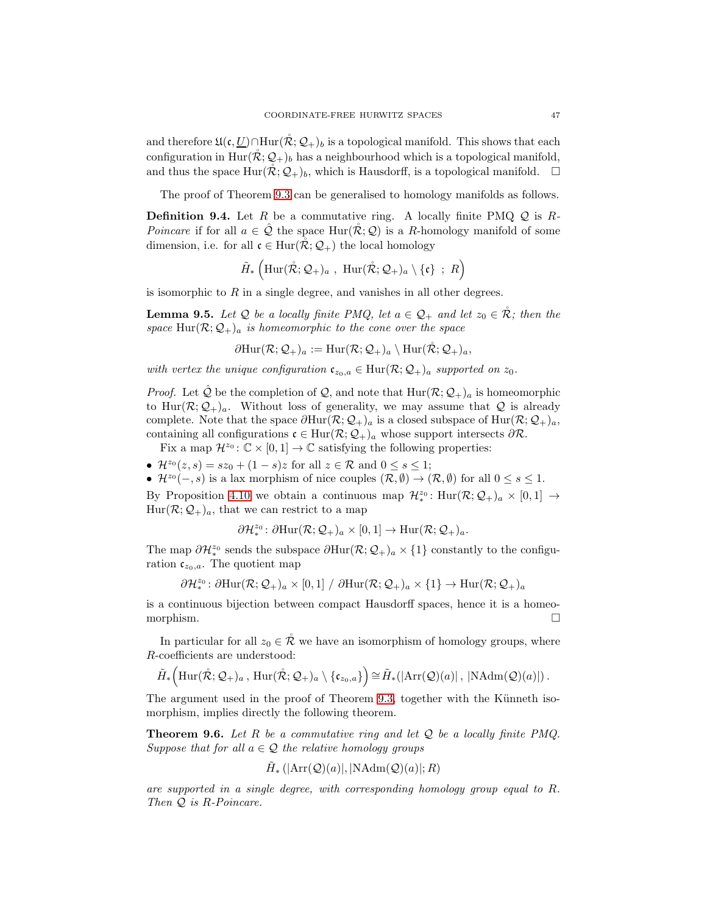and therefore $\mathfrak{U}(\mathfrak{c}, \underline{U}) \cap \mathrm{Hur}(\mathring{\mathcal{R}}; \mathcal{Q}_+)_b$ is a topological manifold. This shows that each configuration in $\mathrm{Hur}(\mathring{\mathcal{R}}; \mathcal{Q}_+)_b$ has a neighbourhood which is a topological manifold, and thus the space $\mathrm{Hur}(\mathring{\mathcal{R}}; \mathcal{Q}_+)_b$, which is Hausdorff, is a topological manifold. $\square$

The proof of Theorem 9.3 can be generalised to homology manifolds as follows.

**Definition 9.4.** Let $R$ be a commutative ring. A locally finite PMQ $\mathcal{Q}$ is *$R$-Poincare* if for all $a \in \hat{\mathcal{Q}}$ the space $\mathrm{Hur}(\mathring{\mathcal{R}}; \mathcal{Q})$ is a $R$-homology manifold of some dimension, i.e. for all $\mathfrak{c} \in \mathrm{Hur}(\mathring{\mathcal{R}}; \mathcal{Q}_+)$ the local homology

$$\tilde{H}_*\left(\mathrm{Hur}(\mathring{\mathcal{R}}; \mathcal{Q}_+)_a \ , \ \mathrm{Hur}(\mathring{\mathcal{R}}; \mathcal{Q}_+)_a \setminus \{\mathfrak{c}\} \ ; \ R\right)$$

is isomorphic to $R$ in a single degree, and vanishes in all other degrees.

**Lemma 9.5.** *Let $\mathcal{Q}$ be a locally finite PMQ, let $a \in \mathcal{Q}_+$ and let $z_0 \in \mathring{\mathcal{R}}$; then the space $\mathrm{Hur}(\mathcal{R}; \mathcal{Q}_+)_a$ is homeomorphic to the cone over the space*

$$\partial\mathrm{Hur}(\mathcal{R}; \mathcal{Q}_+)_a := \mathrm{Hur}(\mathcal{R}; \mathcal{Q}_+)_a \setminus \mathrm{Hur}(\mathring{\mathcal{R}}; \mathcal{Q}_+)_a,$$

*with vertex the unique configuration $\mathfrak{c}_{z_0,a} \in \mathrm{Hur}(\mathcal{R}; \mathcal{Q}_+)_a$ supported on $z_0$.*

*Proof.* Let $\hat{\mathcal{Q}}$ be the completion of $\mathcal{Q}$, and note that $\mathrm{Hur}(\mathcal{R}; \mathcal{Q}_+)_a$ is homeomorphic to $\mathrm{Hur}(\mathcal{R}; \mathcal{Q}_+)_a$. Without loss of generality, we may assume that $\mathcal{Q}$ is already complete. Note that the space $\partial\mathrm{Hur}(\mathcal{R}; \mathcal{Q}_+)_a$ is a closed subspace of $\mathrm{Hur}(\mathcal{R}; \mathcal{Q}_+)_a$, containing all configurations $\mathfrak{c} \in \mathrm{Hur}(\mathcal{R}; \mathcal{Q}_+)_a$ whose support intersects $\partial\mathcal{R}$.

Fix a map $\mathcal{H}^{z_0} \colon \mathbb{C} \times [0,1] \to \mathbb{C}$ satisfying the following properties:

- $\mathcal{H}^{z_0}(z, s) = sz_0 + (1-s)z$ for all $z \in \mathcal{R}$ and $0 \le s \le 1$;
- $\mathcal{H}^{z_0}(-, s)$ is a lax morphism of nice couples $(\mathcal{R}, \emptyset) \to (\mathcal{R}, \emptyset)$ for all $0 \le s \le 1$.

By Proposition 4.10 we obtain a continuous map $\mathcal{H}^{z_0}_* \colon \mathrm{Hur}(\mathcal{R}; \mathcal{Q}_+)_a \times [0,1] \to \mathrm{Hur}(\mathcal{R}; \mathcal{Q}_+)_a$, that we can restrict to a map

$$\partial\mathcal{H}^{z_0}_* \colon \partial\mathrm{Hur}(\mathcal{R}; \mathcal{Q}_+)_a \times [0,1] \to \mathrm{Hur}(\mathcal{R}; \mathcal{Q}_+)_a.$$

The map $\partial\mathcal{H}^{z_0}_*$ sends the subspace $\partial\mathrm{Hur}(\mathcal{R}; \mathcal{Q}_+)_a \times \{1\}$ constantly to the configuration $\mathfrak{c}_{z_0,a}$. The quotient map

$$\partial\mathcal{H}^{z_0}_* \colon \partial\mathrm{Hur}(\mathcal{R}; \mathcal{Q}_+)_a \times [0,1] \ / \ \partial\mathrm{Hur}(\mathcal{R}; \mathcal{Q}_+)_a \times \{1\} \to \mathrm{Hur}(\mathcal{R}; \mathcal{Q}_+)_a$$

is a continuous bijection between compact Hausdorff spaces, hence it is a homeomorphism. $\square$

In particular for all $z_0 \in \mathring{\mathcal{R}}$ we have an isomorphism of homology groups, where $R$-coefficients are understood:

$$\tilde{H}_*\Big(\mathrm{Hur}(\mathring{\mathcal{R}}; \mathcal{Q}_+)_a \, , \, \mathrm{Hur}(\mathring{\mathcal{R}}; \mathcal{Q}_+)_a \setminus \{\mathfrak{c}_{z_0,a}\}\Big) \cong \tilde{H}_*(|\mathrm{Arr}(\mathcal{Q})(a)| \, , \, |\mathrm{NAdm}(\mathcal{Q})(a)|)\,.$$

The argument used in the proof of Theorem 9.3, together with the Künneth isomorphism, implies directly the following theorem.

**Theorem 9.6.** *Let $R$ be a commutative ring and let $\mathcal{Q}$ be a locally finite PMQ. Suppose that for all $a \in \mathcal{Q}$ the relative homology groups*

$$\tilde{H}_*\left(|\mathrm{Arr}(\mathcal{Q})(a)|, |\mathrm{NAdm}(\mathcal{Q})(a)|; R\right)$$

*are supported in a single degree, with corresponding homology group equal to $R$. Then $\mathcal{Q}$ is $R$-Poincare.*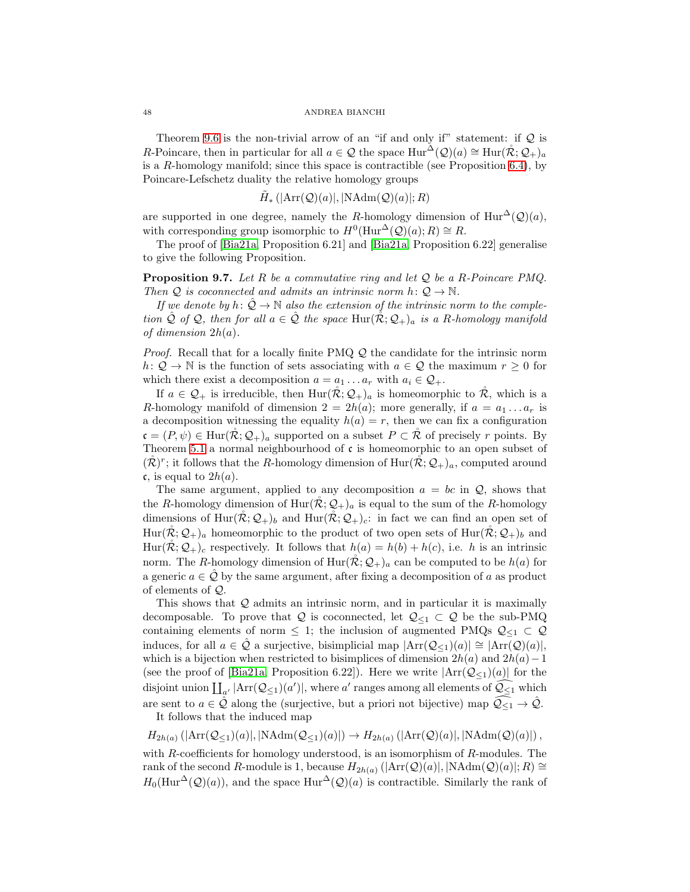Theorem 9.6 is the non-trivial arrow of an "if and only if" statement: if $\mathcal{Q}$ is $R$-Poincare, then in particular for all $a \in \mathcal{Q}$ the space $\mathrm{Hur}^{\Delta}(\mathcal{Q})(a) \cong \mathrm{Hur}(\mathring{\mathcal{R}}; \mathcal{Q}_+)_a$ is a $R$-homology manifold; since this space is contractible (see Proposition 6.4), by Poincare-Lefschetz duality the relative homology groups

$$\tilde{H}_*\left(|\mathrm{Arr}(\mathcal{Q})(a)|, |\mathrm{NAdm}(\mathcal{Q})(a)|; R\right)$$

are supported in one degree, namely the $R$-homology dimension of $\mathrm{Hur}^{\Delta}(\mathcal{Q})(a)$, with corresponding group isomorphic to $H^0(\mathrm{Hur}^{\Delta}(\mathcal{Q})(a); R) \cong R$.

The proof of [Bia21a, Proposition 6.21] and [Bia21a, Proposition 6.22] generalise to give the following Proposition.

**Proposition 9.7.** *Let $R$ be a commutative ring and let $\mathcal{Q}$ be a $R$-Poincare PMQ. Then $\mathcal{Q}$ is coconnected and admits an intrinsic norm $h \colon \mathcal{Q} \to \mathbb{N}$.*

*If we denote by $h \colon \hat{\mathcal{Q}} \to \mathbb{N}$ also the extension of the intrinsic norm to the completion $\hat{\mathcal{Q}}$ of $\mathcal{Q}$, then for all $a \in \hat{\mathcal{Q}}$ the space $\mathrm{Hur}(\mathring{\mathcal{R}}; \mathcal{Q}_+)_a$ is a $R$-homology manifold of dimension $2h(a)$.*

*Proof.* Recall that for a locally finite PMQ $\mathcal{Q}$ the candidate for the intrinsic norm $h \colon \mathcal{Q} \to \mathbb{N}$ is the function of sets associating with $a \in \mathcal{Q}$ the maximum $r \geq 0$ for which there exist a decomposition $a = a_1 \dots a_r$ with $a_i \in \mathcal{Q}_+$.

If $a \in \mathcal{Q}_+$ is irreducible, then $\mathrm{Hur}(\mathring{\mathcal{R}}; \mathcal{Q}_+)_a$ is homeomorphic to $\mathring{\mathcal{R}}$, which is a $R$-homology manifold of dimension $2 = 2h(a)$; more generally, if $a = a_1 \dots a_r$ is a decomposition witnessing the equality $h(a) = r$, then we can fix a configuration $\mathfrak{c} = (P, \psi) \in \mathrm{Hur}(\mathring{\mathcal{R}}; \mathcal{Q}_+)_a$ supported on a subset $P \subset \mathring{\mathcal{R}}$ of precisely $r$ points. By Theorem 5.1 a normal neighbourhood of $\mathfrak{c}$ is homeomorphic to an open subset of $(\mathring{\mathcal{R}})^r$; it follows that the $R$-homology dimension of $\mathrm{Hur}(\mathring{\mathcal{R}}; \mathcal{Q}_+)_a$, computed around $\mathfrak{c}$, is equal to $2h(a)$.

The same argument, applied to any decomposition $a = bc$ in $\mathcal{Q}$, shows that the $R$-homology dimension of $\mathrm{Hur}(\mathring{\mathcal{R}}; \mathcal{Q}_+)_a$ is equal to the sum of the $R$-homology dimensions of $\mathrm{Hur}(\mathring{\mathcal{R}}; \mathcal{Q}_+)_b$ and $\mathrm{Hur}(\mathring{\mathcal{R}}; \mathcal{Q}_+)_c$: in fact we can find an open set of $\mathrm{Hur}(\mathring{\mathcal{R}}; \mathcal{Q}_+)_a$ homeomorphic to the product of two open sets of $\mathrm{Hur}(\mathring{\mathcal{R}}; \mathcal{Q}_+)_b$ and $\mathrm{Hur}(\mathring{\mathcal{R}}; \mathcal{Q}_+)_c$ respectively. It follows that $h(a) = h(b) + h(c)$, i.e. $h$ is an intrinsic norm. The $R$-homology dimension of $\mathrm{Hur}(\mathring{\mathcal{R}}; \mathcal{Q}_+)_a$ can be computed to be $h(a)$ for a generic $a \in \hat{\mathcal{Q}}$ by the same argument, after fixing a decomposition of $a$ as product of elements of $\mathcal{Q}$.

This shows that $\mathcal{Q}$ admits an intrinsic norm, and in particular it is maximally decomposable. To prove that $\mathcal{Q}$ is coconnected, let $\mathcal{Q}_{\leq 1} \subset \mathcal{Q}$ be the sub-PMQ containing elements of norm $\leq 1$; the inclusion of augmented PMQs $\mathcal{Q}_{\leq 1} \subset \mathcal{Q}$ induces, for all $a \in \hat{\mathcal{Q}}$ a surjective, bisimplicial map $|\mathrm{Arr}(\mathcal{Q}_{\leq 1})(a)| \cong |\mathrm{Arr}(\mathcal{Q})(a)|$, which is a bijection when restricted to bisimplices of dimension $2h(a)$ and $2h(a) - 1$ (see the proof of [Bia21a, Proposition 6.22]). Here we write $|\mathrm{Arr}(\mathcal{Q}_{\leq 1})(a)|$ for the disjoint union $\coprod_{a'} |\mathrm{Arr}(\mathcal{Q}_{\leq 1})(a')|$, where $a'$ ranges among all elements of $\widehat{\mathcal{Q}_{\leq 1}}$ which are sent to $a \in \hat{\mathcal{Q}}$ along the (surjective, but a priori not bijective) map $\widehat{\mathcal{Q}_{\leq 1}} \to \hat{\mathcal{Q}}$.

It follows that the induced map

$$H_{2h(a)}\left(|\mathrm{Arr}(\mathcal{Q}_{\leq 1})(a)|, |\mathrm{NAdm}(\mathcal{Q}_{\leq 1})(a)|\right) \to H_{2h(a)}\left(|\mathrm{Arr}(\mathcal{Q})(a)|, |\mathrm{NAdm}(\mathcal{Q})(a)|\right),$$

with $R$-coefficients for homology understood, is an isomorphism of $R$-modules. The rank of the second $R$-module is 1, because $H_{2h(a)}\left(|\mathrm{Arr}(\mathcal{Q})(a)|, |\mathrm{NAdm}(\mathcal{Q})(a)|; R\right) \cong H_0(\mathrm{Hur}^{\Delta}(\mathcal{Q})(a))$, and the space $\mathrm{Hur}^{\Delta}(\mathcal{Q})(a)$ is contractible. Similarly the rank of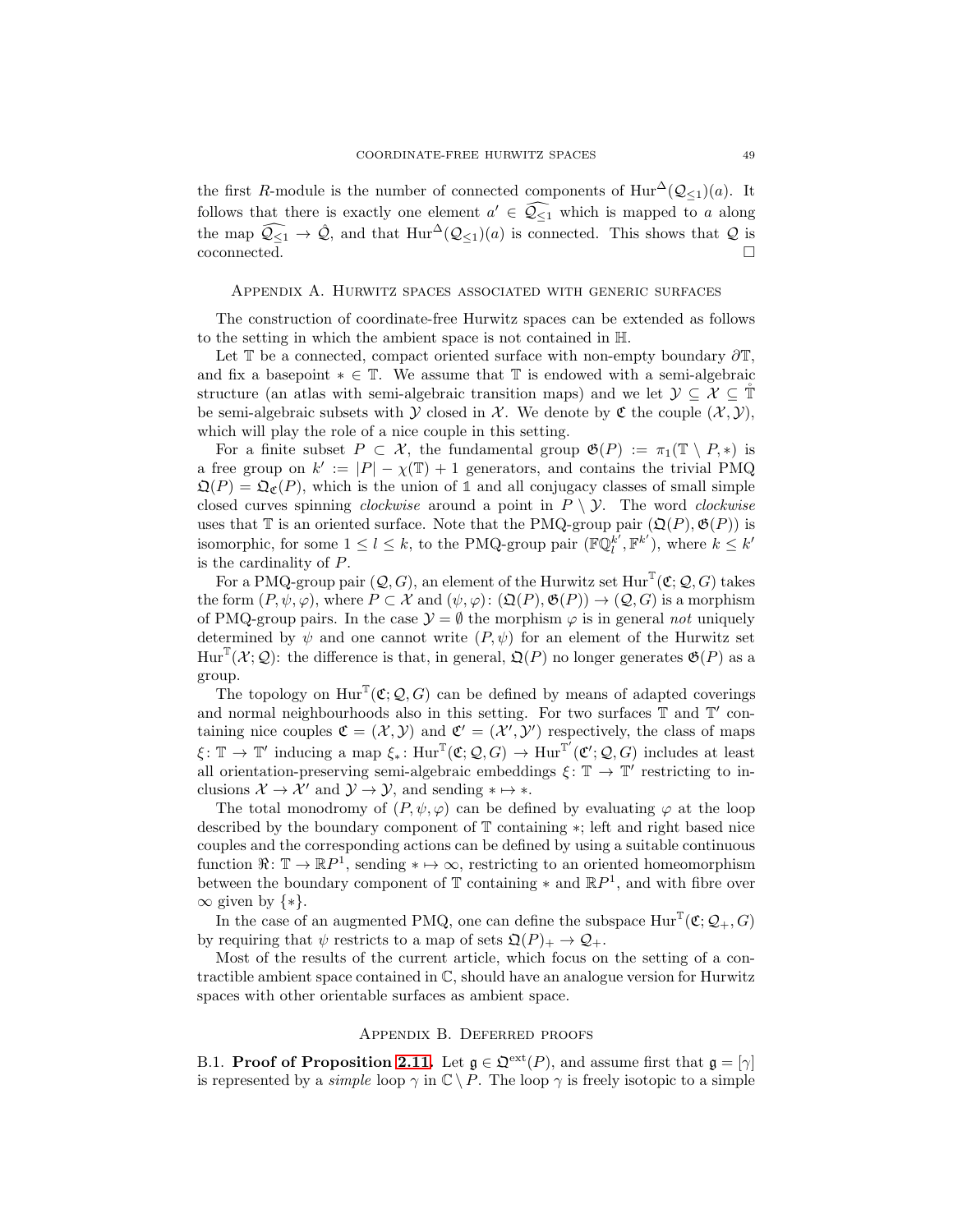the first $R$-module is the number of connected components of $\mathrm{Hur}^{\Delta}(\mathcal{Q}_{\le 1})(a)$. It follows that there is exactly one element $a' \in \widehat{\mathcal{Q}_{\le 1}}$ which is mapped to $a$ along the map $\widehat{\mathcal{Q}_{\le 1}} \to \hat{\mathcal{Q}}$, and that $\mathrm{Hur}^{\Delta}(\mathcal{Q}_{\le 1})(a)$ is connected. This shows that $\mathcal{Q}$ is coconnected. □

## Appendix A. Hurwitz spaces associated with generic surfaces

The construction of coordinate-free Hurwitz spaces can be extended as follows to the setting in which the ambient space is not contained in $\mathbb{H}$.

Let $\mathbb{T}$ be a connected, compact oriented surface with non-empty boundary $\partial\mathbb{T}$, and fix a basepoint $* \in \mathbb{T}$. We assume that $\mathbb{T}$ is endowed with a semi-algebraic structure (an atlas with semi-algebraic transition maps) and we let $\mathcal{Y} \subseteq \mathcal{X} \subseteq \mathring{\mathbb{T}}$ be semi-algebraic subsets with $\mathcal{Y}$ closed in $\mathcal{X}$. We denote by $\mathfrak{C}$ the couple $(\mathcal{X}, \mathcal{Y})$, which will play the role of a nice couple in this setting.

For a finite subset $P \subset \mathcal{X}$, the fundamental group $\mathfrak{G}(P) := \pi_1(\mathbb{T} \setminus P, *)$ is a free group on $k' := |P| - \chi(\mathbb{T}) + 1$ generators, and contains the trivial PMQ $\mathfrak{Q}(P) = \mathfrak{Q}_{\mathfrak{C}}(P)$, which is the union of $\mathbb{1}$ and all conjugacy classes of small simple closed curves spinning *clockwise* around a point in $P \setminus \mathcal{Y}$. The word *clockwise* uses that $\mathbb{T}$ is an oriented surface. Note that the PMQ-group pair $(\mathfrak{Q}(P), \mathfrak{G}(P))$ is isomorphic, for some $1 \le l \le k$, to the PMQ-group pair $(\mathbb{FQ}_l^{k'}, \mathbb{F}^{k'})$, where $k \le k'$ is the cardinality of $P$.

For a PMQ-group pair $(\mathcal{Q}, G)$, an element of the Hurwitz set $\mathrm{Hur}^{\mathbb{T}}(\mathfrak{C}; \mathcal{Q}, G)$ takes the form $(P, \psi, \varphi)$, where $P \subset \mathcal{X}$ and $(\psi, \varphi)\colon (\mathfrak{Q}(P), \mathfrak{G}(P)) \to (\mathcal{Q}, G)$ is a morphism of PMQ-group pairs. In the case $\mathcal{Y} = \emptyset$ the morphism $\varphi$ is in general *not* uniquely determined by $\psi$ and one cannot write $(P, \psi)$ for an element of the Hurwitz set $\mathrm{Hur}^{\mathbb{T}}(\mathcal{X}; \mathcal{Q})$: the difference is that, in general, $\mathfrak{Q}(P)$ no longer generates $\mathfrak{G}(P)$ as a group.

The topology on $\mathrm{Hur}^{\mathbb{T}}(\mathfrak{C}; \mathcal{Q}, G)$ can be defined by means of adapted coverings and normal neighbourhoods also in this setting. For two surfaces $\mathbb{T}$ and $\mathbb{T}'$ containing nice couples $\mathfrak{C} = (\mathcal{X}, \mathcal{Y})$ and $\mathfrak{C}' = (\mathcal{X}', \mathcal{Y}')$ respectively, the class of maps $\xi\colon \mathbb{T} \to \mathbb{T}'$ inducing a map $\xi_*\colon \mathrm{Hur}^{\mathbb{T}}(\mathfrak{C}; \mathcal{Q}, G) \to \mathrm{Hur}^{\mathbb{T}'}(\mathfrak{C}'; \mathcal{Q}, G)$ includes at least all orientation-preserving semi-algebraic embeddings $\xi\colon \mathbb{T} \to \mathbb{T}'$ restricting to inclusions $\mathcal{X} \to \mathcal{X}'$ and $\mathcal{Y} \to \mathcal{Y}$, and sending $* \mapsto *$.

The total monodromy of $(P, \psi, \varphi)$ can be defined by evaluating $\varphi$ at the loop described by the boundary component of $\mathbb{T}$ containing $*$; left and right based nice couples and the corresponding actions can be defined by using a suitable continuous function $\Re\colon \mathbb{T} \to \mathbb{R}P^1$, sending $* \mapsto \infty$, restricting to an oriented homeomorphism between the boundary component of $\mathbb{T}$ containing $*$ and $\mathbb{R}P^1$, and with fibre over $\infty$ given by $\{*\}$.

In the case of an augmented PMQ, one can define the subspace $\mathrm{Hur}^{\mathbb{T}}(\mathfrak{C}; \mathcal{Q}_+, G)$ by requiring that $\psi$ restricts to a map of sets $\mathfrak{Q}(P)_+ \to \mathcal{Q}_+$.

Most of the results of the current article, which focus on the setting of a contractible ambient space contained in $\mathbb{C}$, should have an analogue version for Hurwitz spaces with other orientable surfaces as ambient space.

## Appendix B. Deferred proofs

B.1. **Proof of Proposition 2.11.** Let $\mathfrak{g} \in \mathfrak{Q}^{\mathrm{ext}}(P)$, and assume first that $\mathfrak{g} = [\gamma]$ is represented by a *simple* loop $\gamma$ in $\mathbb{C} \setminus P$. The loop $\gamma$ is freely isotopic to a simple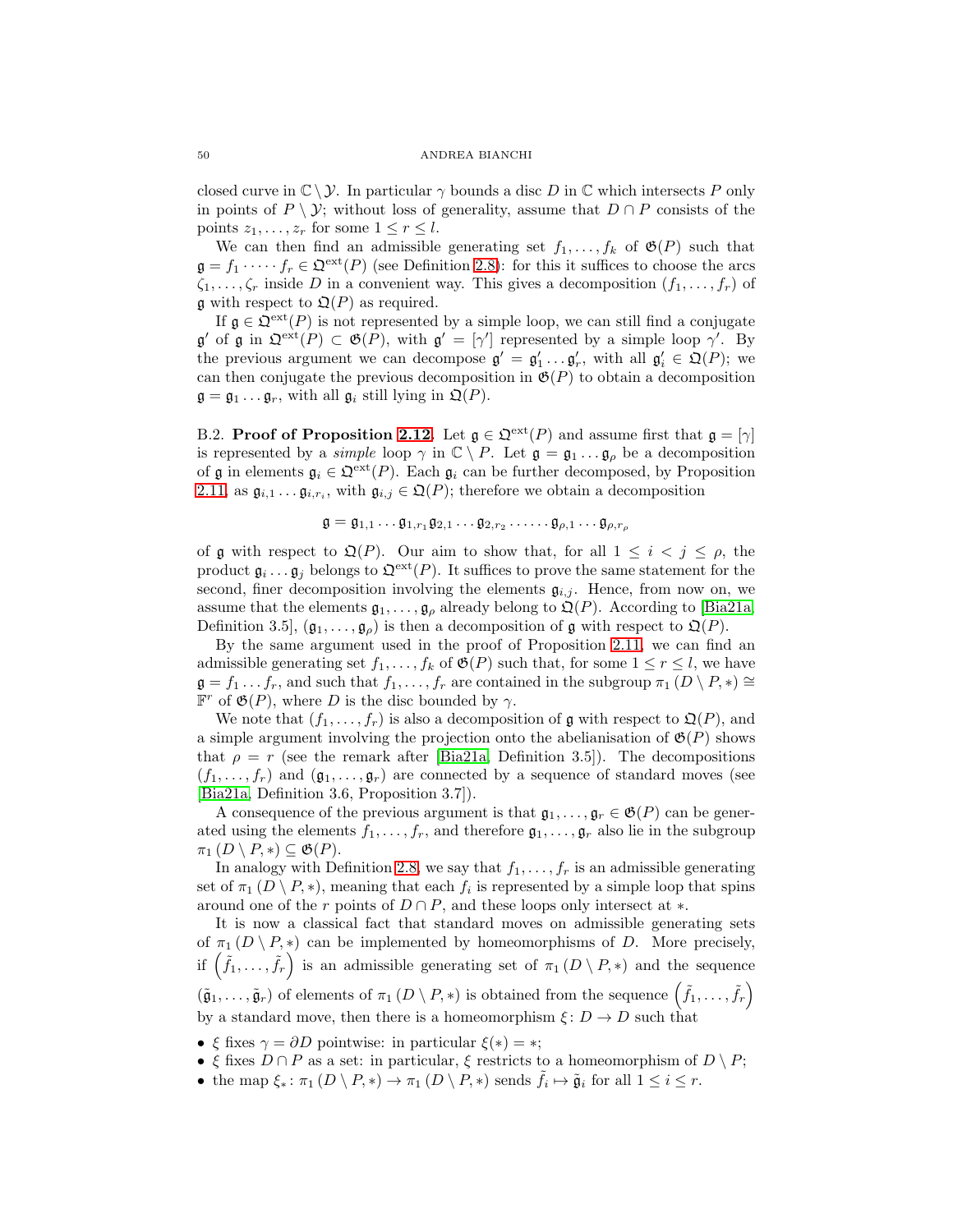closed curve in $\mathbb{C} \setminus \mathcal{Y}$. In particular $\gamma$ bounds a disc $D$ in $\mathbb{C}$ which intersects $P$ only in points of $P \setminus \mathcal{Y}$; without loss of generality, assume that $D \cap P$ consists of the points $z_1, \ldots, z_r$ for some $1 \le r \le l$.

We can then find an admissible generating set $f_1, \ldots, f_k$ of $\mathfrak{G}(P)$ such that $\mathfrak{g} = f_1 \cdot \cdots \cdot f_r \in \mathfrak{Q}^{\mathrm{ext}}(P)$ (see Definition 2.8): for this it suffices to choose the arcs $\zeta_1, \ldots, \zeta_r$ inside $D$ in a convenient way. This gives a decomposition $(f_1, \ldots, f_r)$ of $\mathfrak{g}$ with respect to $\mathfrak{Q}(P)$ as required.

If $\mathfrak{g} \in \mathfrak{Q}^{\mathrm{ext}}(P)$ is not represented by a simple loop, we can still find a conjugate $\mathfrak{g}'$ of $\mathfrak{g}$ in $\mathfrak{Q}^{\mathrm{ext}}(P) \subset \mathfrak{G}(P)$, with $\mathfrak{g}' = [\gamma']$ represented by a simple loop $\gamma'$. By the previous argument we can decompose $\mathfrak{g}' = \mathfrak{g}'_1 \ldots \mathfrak{g}'_r$, with all $\mathfrak{g}'_i \in \mathfrak{Q}(P)$; we can then conjugate the previous decomposition in $\mathfrak{G}(P)$ to obtain a decomposition $\mathfrak{g} = \mathfrak{g}_1 \ldots \mathfrak{g}_r$, with all $\mathfrak{g}_i$ still lying in $\mathfrak{Q}(P)$.

B.2. **Proof of Proposition 2.12.** Let $\mathfrak{g} \in \mathfrak{Q}^{\mathrm{ext}}(P)$ and assume first that $\mathfrak{g} = [\gamma]$ is represented by a *simple* loop $\gamma$ in $\mathbb{C} \setminus P$. Let $\mathfrak{g} = \mathfrak{g}_1 \ldots \mathfrak{g}_\rho$ be a decomposition of $\mathfrak{g}$ in elements $\mathfrak{g}_i \in \mathfrak{Q}^{\mathrm{ext}}(P)$. Each $\mathfrak{g}_i$ can be further decomposed, by Proposition 2.11, as $\mathfrak{g}_{i,1} \ldots \mathfrak{g}_{i,r_i}$, with $\mathfrak{g}_{i,j} \in \mathfrak{Q}(P)$; therefore we obtain a decomposition

$$\mathfrak{g} = \mathfrak{g}_{1,1} \ldots \mathfrak{g}_{1,r_1} \mathfrak{g}_{2,1} \ldots \mathfrak{g}_{2,r_2} \cdot \cdots \cdot \mathfrak{g}_{\rho,1} \ldots \mathfrak{g}_{\rho,r_\rho}$$

of $\mathfrak{g}$ with respect to $\mathfrak{Q}(P)$. Our aim to show that, for all $1 \le i < j \le \rho$, the product $\mathfrak{g}_i \ldots \mathfrak{g}_j$ belongs to $\mathfrak{Q}^{\mathrm{ext}}(P)$. It suffices to prove the same statement for the second, finer decomposition involving the elements $\mathfrak{g}_{i,j}$. Hence, from now on, we assume that the elements $\mathfrak{g}_1, \ldots, \mathfrak{g}_\rho$ already belong to $\mathfrak{Q}(P)$. According to [Bia21a, Definition 3.5], $(\mathfrak{g}_1, \ldots, \mathfrak{g}_\rho)$ is then a decomposition of $\mathfrak{g}$ with respect to $\mathfrak{Q}(P)$.

By the same argument used in the proof of Proposition 2.11, we can find an admissible generating set $f_1, \ldots, f_k$ of $\mathfrak{G}(P)$ such that, for some $1 \le r \le l$, we have $\mathfrak{g} = f_1 \ldots f_r$, and such that $f_1, \ldots, f_r$ are contained in the subgroup $\pi_1(D \setminus P, *) \cong \mathbb{F}^r$ of $\mathfrak{G}(P)$, where $D$ is the disc bounded by $\gamma$.

We note that $(f_1, \ldots, f_r)$ is also a decomposition of $\mathfrak{g}$ with respect to $\mathfrak{Q}(P)$, and a simple argument involving the projection onto the abelianisation of $\mathfrak{G}(P)$ shows that $\rho = r$ (see the remark after [Bia21a, Definition 3.5]). The decompositions $(f_1, \ldots, f_r)$ and $(\mathfrak{g}_1, \ldots, \mathfrak{g}_r)$ are connected by a sequence of standard moves (see [Bia21a, Definition 3.6, Proposition 3.7]).

A consequence of the previous argument is that $\mathfrak{g}_1, \ldots, \mathfrak{g}_r \in \mathfrak{G}(P)$ can be generated using the elements $f_1, \ldots, f_r$, and therefore $\mathfrak{g}_1, \ldots, \mathfrak{g}_r$ also lie in the subgroup $\pi_1(D \setminus P, *) \subseteq \mathfrak{G}(P)$.

In analogy with Definition 2.8, we say that $f_1, \ldots, f_r$ is an admissible generating set of $\pi_1(D \setminus P, *)$, meaning that each $f_i$ is represented by a simple loop that spins around one of the $r$ points of $D \cap P$, and these loops only intersect at $*$.

It is now a classical fact that standard moves on admissible generating sets of $\pi_1(D \setminus P, *)$ can be implemented by homeomorphisms of $D$. More precisely, if $\left(\tilde{f}_1, \ldots, \tilde{f}_r\right)$ is an admissible generating set of $\pi_1(D \setminus P, *)$ and the sequence $(\tilde{\mathfrak{g}}_1, \ldots, \tilde{\mathfrak{g}}_r)$ of elements of $\pi_1(D \setminus P, *)$ is obtained from the sequence $\left(\tilde{f}_1, \ldots, \tilde{f}_r\right)$ by a standard move, then there is a homeomorphism $\xi \colon D \to D$ such that

- $\xi$ fixes $\gamma = \partial D$ pointwise: in particular $\xi(*) = *$;
- $\xi$ fixes $D \cap P$ as a set: in particular, $\xi$ restricts to a homeomorphism of $D \setminus P$;
- the map $\xi_* \colon \pi_1(D \setminus P, *) \to \pi_1(D \setminus P, *)$ sends $\tilde{f}_i \mapsto \tilde{\mathfrak{g}}_i$ for all $1 \le i \le r$.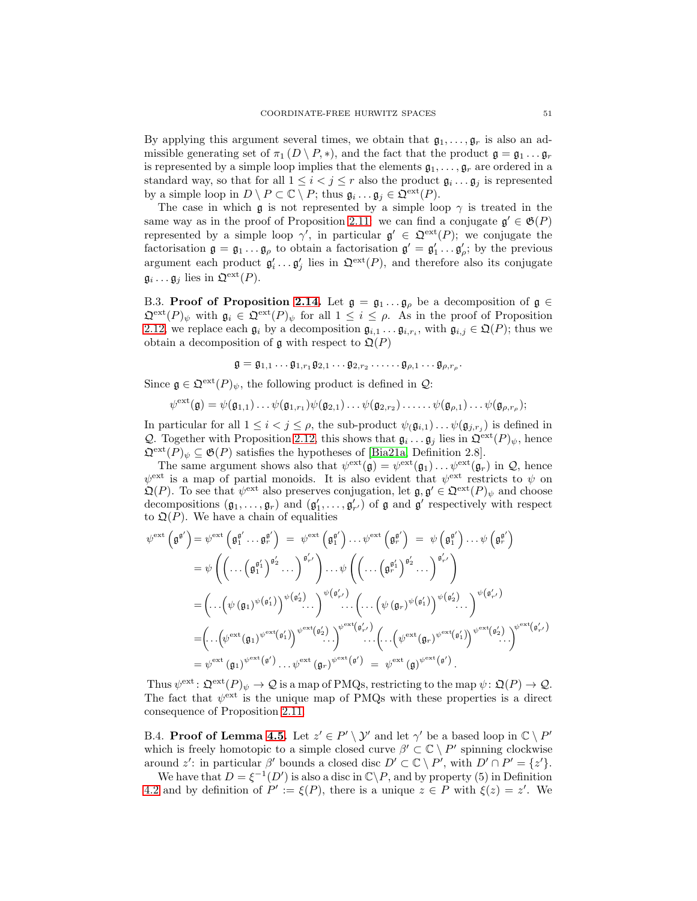By applying this argument several times, we obtain that $\mathfrak{g}_1, \dots, \mathfrak{g}_r$ is also an admissible generating set of $\pi_1(D \setminus P, *)$, and the fact that the product $\mathfrak{g} = \mathfrak{g}_1 \dots \mathfrak{g}_r$ is represented by a simple loop implies that the elements $\mathfrak{g}_1, \dots, \mathfrak{g}_r$ are ordered in a standard way, so that for all $1 \le i < j \le r$ also the product $\mathfrak{g}_i \dots \mathfrak{g}_j$ is represented by a simple loop in $D \setminus P \subset \mathbb{C} \setminus P$; thus $\mathfrak{g}_i \dots \mathfrak{g}_j \in \mathfrak{Q}^{\mathrm{ext}}(P)$.

The case in which $\mathfrak{g}$ is not represented by a simple loop $\gamma$ is treated in the same way as in the proof of Proposition 2.11: we can find a conjugate $\mathfrak{g}' \in \mathfrak{G}(P)$ represented by a simple loop $\gamma'$, in particular $\mathfrak{g}' \in \mathfrak{Q}^{\mathrm{ext}}(P)$; we conjugate the factorisation $\mathfrak{g} = \mathfrak{g}_1 \dots \mathfrak{g}_\rho$ to obtain a factorisation $\mathfrak{g}' = \mathfrak{g}'_1 \dots \mathfrak{g}'_\rho$; by the previous argument each product $\mathfrak{g}'_i \dots \mathfrak{g}'_j$ lies in $\mathfrak{Q}^{\mathrm{ext}}(P)$, and therefore also its conjugate $\mathfrak{g}_i \dots \mathfrak{g}_j$ lies in $\mathfrak{Q}^{\mathrm{ext}}(P)$.

B.3. **Proof of Proposition 2.14.** Let $\mathfrak{g} = \mathfrak{g}_1 \dots \mathfrak{g}_\rho$ be a decomposition of $\mathfrak{g} \in \mathfrak{Q}^{\mathrm{ext}}(P)_\psi$ with $\mathfrak{g}_i \in \mathfrak{Q}^{\mathrm{ext}}(P)_\psi$ for all $1 \le i \le \rho$. As in the proof of Proposition 2.12, we replace each $\mathfrak{g}_i$ by a decomposition $\mathfrak{g}_{i,1} \dots \mathfrak{g}_{i,r_i}$, with $\mathfrak{g}_{i,j} \in \mathfrak{Q}(P)$; thus we obtain a decomposition of $\mathfrak{g}$ with respect to $\mathfrak{Q}(P)$

$$\mathfrak{g} = \mathfrak{g}_{1,1} \dots \mathfrak{g}_{1,r_1} \mathfrak{g}_{2,1} \dots \mathfrak{g}_{2,r_2} \dots \dots \mathfrak{g}_{\rho,1} \dots \mathfrak{g}_{\rho,r_\rho}.$$

Since $\mathfrak{g} \in \mathfrak{Q}^{\mathrm{ext}}(P)_\psi$, the following product is defined in $\mathcal{Q}$:

$$\psi^{\mathrm{ext}}(\mathfrak{g}) = \psi(\mathfrak{g}_{1,1}) \dots \psi(\mathfrak{g}_{1,r_1}) \psi(\mathfrak{g}_{2,1}) \dots \psi(\mathfrak{g}_{2,r_2}) \dots \dots \psi(\mathfrak{g}_{\rho,1}) \dots \psi(\mathfrak{g}_{\rho,r_\rho});$$

In particular for all $1 \le i < j \le \rho$, the sub-product $\psi_(\mathfrak{g}_{i,1}) \dots \psi(\mathfrak{g}_{j,r_j})$ is defined in $\mathcal{Q}$. Together with Proposition 2.12, this shows that $\mathfrak{g}_i \dots \mathfrak{g}_j$ lies in $\mathfrak{Q}^{\mathrm{ext}}(P)_\psi$, hence $\mathfrak{Q}^{\mathrm{ext}}(P)_\psi \subseteq \mathfrak{G}(P)$ satisfies the hypotheses of [Bia21a, Definition 2.8].

The same argument shows also that $\psi^{\mathrm{ext}}(\mathfrak{g}) = \psi^{\mathrm{ext}}(\mathfrak{g}_1) \dots \psi^{\mathrm{ext}}(\mathfrak{g}_r)$ in $\mathcal{Q}$, hence $\psi^{\mathrm{ext}}$ is a map of partial monoids. It is also evident that $\psi^{\mathrm{ext}}$ restricts to $\psi$ on $\mathfrak{Q}(P)$. To see that $\psi^{\mathrm{ext}}$ also preserves conjugation, let $\mathfrak{g}, \mathfrak{g}' \in \mathfrak{Q}^{\mathrm{ext}}(P)_\psi$ and choose decompositions $(\mathfrak{g}_1, \dots, \mathfrak{g}_r)$ and $(\mathfrak{g}'_1, \dots, \mathfrak{g}'_{r'})$ of $\mathfrak{g}$ and $\mathfrak{g}'$ respectively with respect to $\mathfrak{Q}(P)$. We have a chain of equalities

$$\begin{aligned}
\psi^{\mathrm{ext}}\left(\mathfrak{g}^{\mathfrak{g}'}\right) &= \psi^{\mathrm{ext}}\left(\mathfrak{g}_1^{\mathfrak{g}'} \dots \mathfrak{g}_r^{\mathfrak{g}'}\right) = \psi^{\mathrm{ext}}\left(\mathfrak{g}_1^{\mathfrak{g}'}\right) \dots \psi^{\mathrm{ext}}\left(\mathfrak{g}_r^{\mathfrak{g}'}\right) = \psi\left(\mathfrak{g}_1^{\mathfrak{g}'}\right) \dots \psi\left(\mathfrak{g}_r^{\mathfrak{g}'}\right) \\
&= \psi\left(\left(\dots\left(\mathfrak{g}_1^{\mathfrak{g}'_1}\right)^{\mathfrak{g}'_2}\dots\right)^{\mathfrak{g}'_{r'}}\right) \dots \psi\left(\left(\dots\left(\mathfrak{g}_r^{\mathfrak{g}'_1}\right)^{\mathfrak{g}'_2}\dots\right)^{\mathfrak{g}'_{r'}}\right) \\
&= \left(\dots\left(\psi(\mathfrak{g}_1)^{\psi(\mathfrak{g}'_1)}\right)^{\psi(\mathfrak{g}'_2)}\dots\right)^{\psi(\mathfrak{g}'_{r'})} \dots \left(\dots\left(\psi(\mathfrak{g}_r)^{\psi(\mathfrak{g}'_1)}\right)^{\psi(\mathfrak{g}'_2)}\dots\right)^{\psi(\mathfrak{g}'_{r'})} \\
&= \left(\dots\left(\psi^{\mathrm{ext}}(\mathfrak{g}_1)^{\psi^{\mathrm{ext}}(\mathfrak{g}'_1)}\right)^{\psi^{\mathrm{ext}}(\mathfrak{g}'_2)}\dots\right)^{\psi^{\mathrm{ext}}(\mathfrak{g}'_{r'})} \dots \left(\dots\left(\psi^{\mathrm{ext}}(\mathfrak{g}_r)^{\psi^{\mathrm{ext}}(\mathfrak{g}'_1)}\right)^{\psi^{\mathrm{ext}}(\mathfrak{g}'_2)}\dots\right)^{\psi^{\mathrm{ext}}(\mathfrak{g}'_{r'})} \\
&= \psi^{\mathrm{ext}}(\mathfrak{g}_1)^{\psi^{\mathrm{ext}}(\mathfrak{g}')} \dots \psi^{\mathrm{ext}}(\mathfrak{g}_r)^{\psi^{\mathrm{ext}}(\mathfrak{g}')} = \psi^{\mathrm{ext}}(\mathfrak{g})^{\psi^{\mathrm{ext}}(\mathfrak{g}')}.
\end{aligned}$$

Thus $\psi^{\mathrm{ext}} \colon \mathfrak{Q}^{\mathrm{ext}}(P)_\psi \to \mathcal{Q}$ is a map of PMQs, restricting to the map $\psi \colon \mathfrak{Q}(P) \to \mathcal{Q}$. The fact that $\psi^{\mathrm{ext}}$ is the unique map of PMQs with these properties is a direct consequence of Proposition 2.11.

B.4. **Proof of Lemma 4.5.** Let $z' \in P' \setminus \mathfrak{Y}'$ and let $\gamma'$ be a based loop in $\mathbb{C} \setminus P'$ which is freely homotopic to a simple closed curve $\beta' \subset \mathbb{C} \setminus P'$ spinning clockwise around $z'$: in particular $\beta'$ bounds a closed disc $D' \subset \mathbb{C} \setminus P'$, with $D' \cap P' = \{z'\}$.

We have that $D = \xi^{-1}(D')$ is also a disc in $\mathbb{C} \setminus P$, and by property (5) in Definition 4.2 and by definition of $P' := \xi(P)$, there is a unique $z \in P$ with $\xi(z) = z'$. We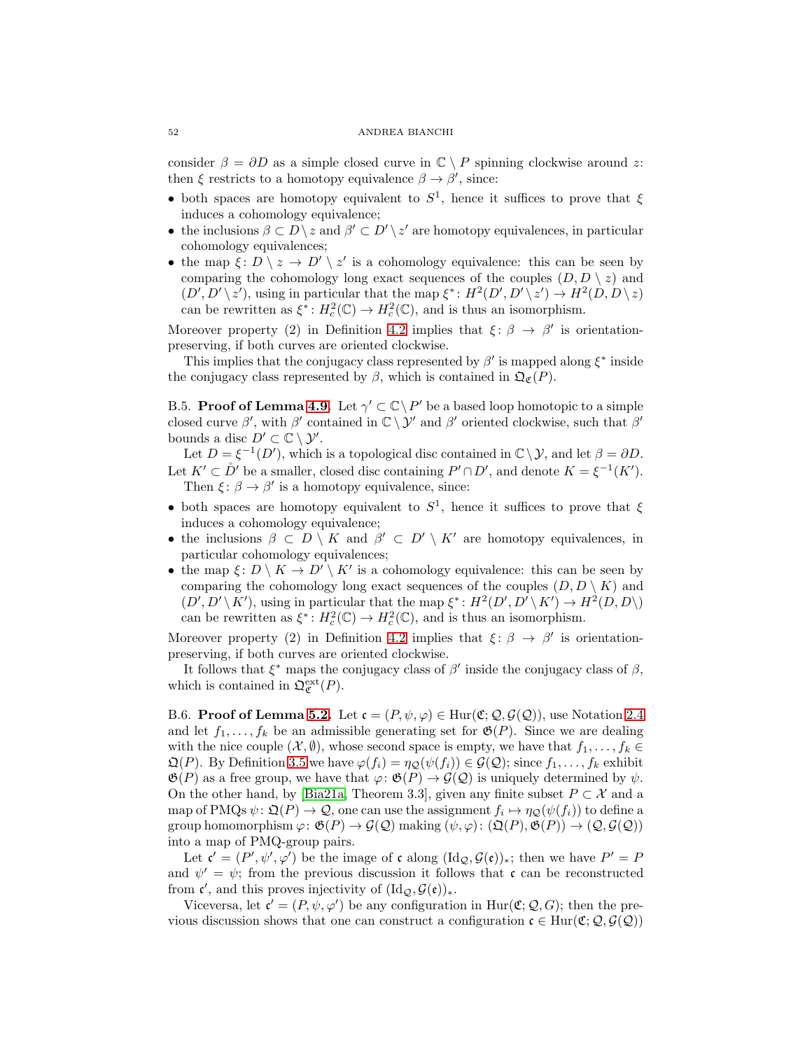consider $\beta = \partial D$ as a simple closed curve in $\mathbb{C} \setminus P$ spinning clockwise around $z$: then $\xi$ restricts to a homotopy equivalence $\beta \to \beta'$, since:

- both spaces are homotopy equivalent to $S^1$, hence it suffices to prove that $\xi$ induces a cohomology equivalence;
- the inclusions $\beta \subset D \setminus z$ and $\beta' \subset D' \setminus z'$ are homotopy equivalences, in particular cohomology equivalences;
- the map $\xi \colon D \setminus z \to D' \setminus z'$ is a cohomology equivalence: this can be seen by comparing the cohomology long exact sequences of the couples $(D, D \setminus z)$ and $(D', D' \setminus z')$, using in particular that the map $\xi^* \colon H^2(D', D' \setminus z') \to H^2(D, D \setminus z)$ can be rewritten as $\xi^* \colon H^2_c(\mathbb{C}) \to H^2_c(\mathbb{C})$, and is thus an isomorphism.

Moreover property (2) in Definition 4.2 implies that $\xi \colon \beta \to \beta'$ is orientation-preserving, if both curves are oriented clockwise.

This implies that the conjugacy class represented by $\beta'$ is mapped along $\xi^*$ inside the conjugacy class represented by $\beta$, which is contained in $\mathfrak{Q}_{\mathfrak{C}}(P)$.

B.5. **Proof of Lemma 4.9.** Let $\gamma' \subset \mathbb{C} \setminus P'$ be a based loop homotopic to a simple closed curve $\beta'$, with $\beta'$ contained in $\mathbb{C} \setminus \mathcal{Y}'$ and $\beta'$ oriented clockwise, such that $\beta'$ bounds a disc $D' \subset \mathbb{C} \setminus \mathcal{Y}'$.

Let $D = \xi^{-1}(D')$, which is a topological disc contained in $\mathbb{C} \setminus \mathcal{Y}$, and let $\beta = \partial D$. Let $K' \subset \mathring{D}'$ be a smaller, closed disc containing $P' \cap D'$, and denote $K = \xi^{-1}(K')$.

Then $\xi \colon \beta \to \beta'$ is a homotopy equivalence, since:

- both spaces are homotopy equivalent to $S^1$, hence it suffices to prove that $\xi$ induces a cohomology equivalence;
- the inclusions $\beta \subset D \setminus K$ and $\beta' \subset D' \setminus K'$ are homotopy equivalences, in particular cohomology equivalences;
- the map $\xi \colon D \setminus K \to D' \setminus K'$ is a cohomology equivalence: this can be seen by comparing the cohomology long exact sequences of the couples $(D, D \setminus K)$ and $(D', D' \setminus K')$, using in particular that the map $\xi^* \colon H^2(D', D' \setminus K') \to H^2(D, D\setminus)$ can be rewritten as $\xi^* \colon H^2_c(\mathbb{C}) \to H^2_c(\mathbb{C})$, and is thus an isomorphism.

Moreover property (2) in Definition 4.2 implies that $\xi \colon \beta \to \beta'$ is orientation-preserving, if both curves are oriented clockwise.

It follows that $\xi^*$ maps the conjugacy class of $\beta'$ inside the conjugacy class of $\beta$, which is contained in $\mathfrak{Q}^{\mathrm{ext}}_{\mathfrak{C}}(P)$.

B.6. **Proof of Lemma 5.2.** Let $\mathfrak{c} = (P, \psi, \varphi) \in \mathrm{Hur}(\mathfrak{C}; \mathcal{Q}, \mathcal{G}(\mathcal{Q}))$, use Notation 2.4 and let $f_1, \dots, f_k$ be an admissible generating set for $\mathfrak{G}(P)$. Since we are dealing with the nice couple $(\mathcal{X}, \emptyset)$, whose second space is empty, we have that $f_1, \dots, f_k \in \mathfrak{Q}(P)$. By Definition 3.5 we have $\varphi(f_i) = \eta_{\mathcal{Q}}(\psi(f_i)) \in \mathcal{G}(\mathcal{Q})$; since $f_1, \dots, f_k$ exhibit $\mathfrak{G}(P)$ as a free group, we have that $\varphi \colon \mathfrak{G}(P) \to \mathcal{G}(\mathcal{Q})$ is uniquely determined by $\psi$. On the other hand, by [Bia21a, Theorem 3.3], given any finite subset $P \subset \mathcal{X}$ and a map of PMQs $\psi \colon \mathfrak{Q}(P) \to \mathcal{Q}$, one can use the assignment $f_i \mapsto \eta_{\mathcal{Q}}(\psi(f_i))$ to define a group homomorphism $\varphi \colon \mathfrak{G}(P) \to \mathcal{G}(\mathcal{Q})$ making $(\psi, \varphi) \colon (\mathfrak{Q}(P), \mathfrak{G}(P)) \to (\mathcal{Q}, \mathcal{G}(\mathcal{Q}))$ into a map of PMQ-group pairs.

Let $\mathfrak{c}' = (P', \psi', \varphi')$ be the image of $\mathfrak{c}$ along $(\mathrm{Id}_{\mathcal{Q}}, \mathcal{G}(\mathfrak{e}))_*$; then we have $P' = P$ and $\psi' = \psi$; from the previous discussion it follows that $\mathfrak{c}$ can be reconstructed from $\mathfrak{c}'$, and this proves injectivity of $(\mathrm{Id}_{\mathcal{Q}}, \mathcal{G}(\mathfrak{e}))_*$.

Viceversa, let $\mathfrak{c}' = (P, \psi, \varphi')$ be any configuration in $\mathrm{Hur}(\mathfrak{C}; \mathcal{Q}, G)$; then the previous discussion shows that one can construct a configuration $\mathfrak{c} \in \mathrm{Hur}(\mathfrak{C}; \mathcal{Q}, \mathcal{G}(\mathcal{Q}))$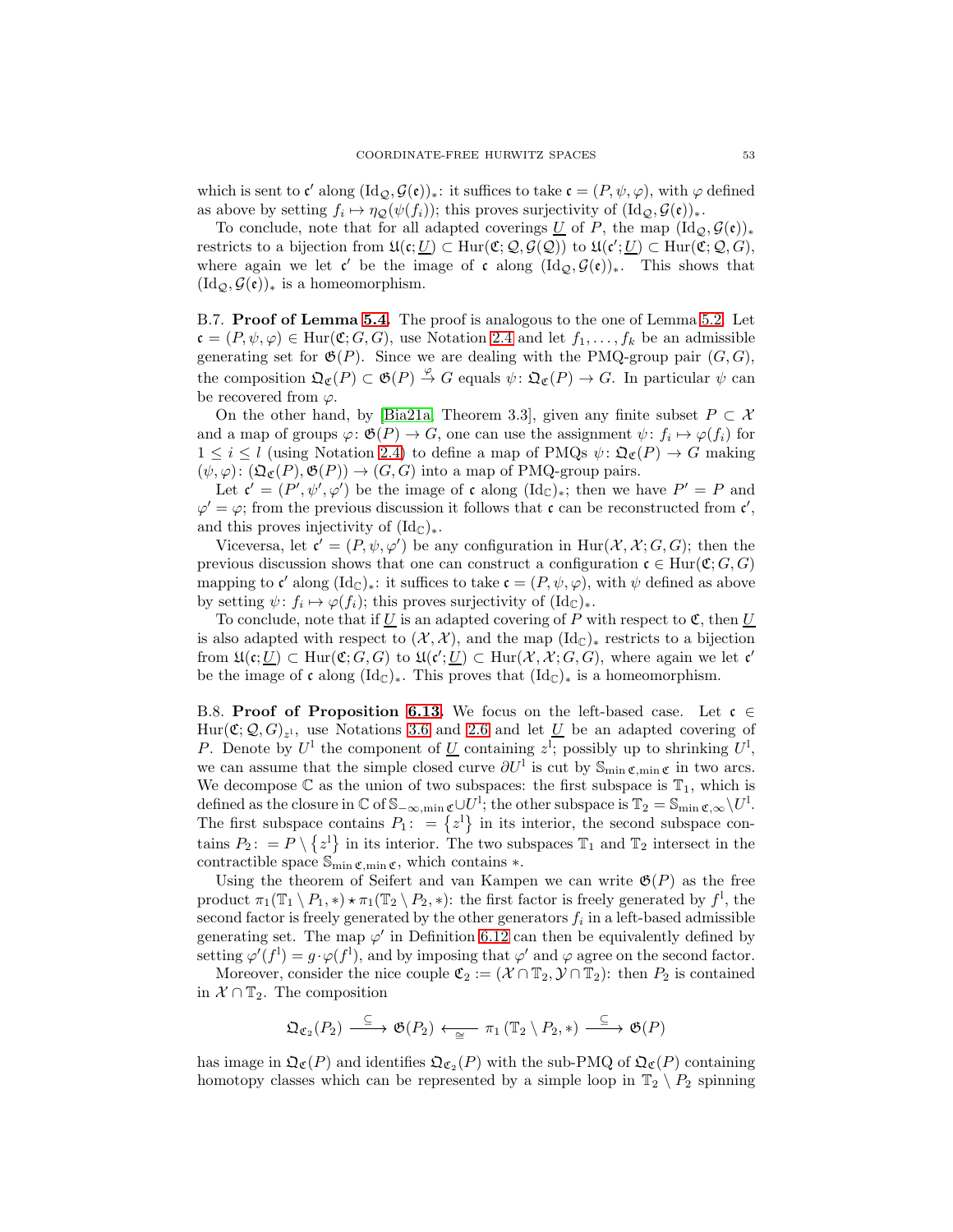which is sent to $\mathfrak{c}'$ along $(\mathrm{Id}_{\mathcal{Q}}, \mathcal{G}(\mathfrak{e}))_*$: it suffices to take $\mathfrak{c} = (P, \psi, \varphi)$, with $\varphi$ defined as above by setting $f_i \mapsto \eta_{\mathcal{Q}}(\psi(f_i))$; this proves surjectivity of $(\mathrm{Id}_{\mathcal{Q}}, \mathcal{G}(\mathfrak{e}))_*$.

To conclude, note that for all adapted coverings $\underline{U}$ of $P$, the map $(\mathrm{Id}_{\mathcal{Q}}, \mathcal{G}(\mathfrak{e}))_*$ restricts to a bijection from $\mathfrak{U}(\mathfrak{c}; \underline{U}) \subset \mathrm{Hur}(\mathfrak{C}; \mathcal{Q}, \mathcal{G}(\mathcal{Q}))$ to $\mathfrak{U}(\mathfrak{c}'; \underline{U}) \subset \mathrm{Hur}(\mathfrak{C}; \mathcal{Q}, G)$, where again we let $\mathfrak{c}'$ be the image of $\mathfrak{c}$ along $(\mathrm{Id}_{\mathcal{Q}}, \mathcal{G}(\mathfrak{e}))_*$. This shows that $(\mathrm{Id}_{\mathcal{Q}}, \mathcal{G}(\mathfrak{e}))_*$ is a homeomorphism.

B.7. **Proof of Lemma 5.4.** The proof is analogous to the one of Lemma 5.2. Let $\mathfrak{c} = (P, \psi, \varphi) \in \mathrm{Hur}(\mathfrak{C}; G, G)$, use Notation 2.4 and let $f_1, \dots, f_k$ be an admissible generating set for $\mathfrak{G}(P)$. Since we are dealing with the PMQ-group pair $(G, G)$, the composition $\mathfrak{Q}_{\mathfrak{C}}(P) \subset \mathfrak{G}(P) \overset{\varphi}{\to} G$ equals $\psi \colon \mathfrak{Q}_{\mathfrak{C}}(P) \to G$. In particular $\psi$ can be recovered from $\varphi$.

On the other hand, by [Bia21a, Theorem 3.3], given any finite subset $P \subset \mathcal{X}$ and a map of groups $\varphi \colon \mathfrak{G}(P) \to G$, one can use the assignment $\psi \colon f_i \mapsto \varphi(f_i)$ for $1 \le i \le l$ (using Notation 2.4) to define a map of PMQs $\psi \colon \mathfrak{Q}_{\mathfrak{C}}(P) \to G$ making $(\psi, \varphi) \colon (\mathfrak{Q}_{\mathfrak{C}}(P), \mathfrak{G}(P)) \to (G, G)$ into a map of PMQ-group pairs.

Let $\mathfrak{c}' = (P', \psi', \varphi')$ be the image of $\mathfrak{c}$ along $(\mathrm{Id}_{\mathbb{C}})_*$; then we have $P' = P$ and $\varphi' = \varphi$; from the previous discussion it follows that $\mathfrak{c}$ can be reconstructed from $\mathfrak{c}'$, and this proves injectivity of $(\mathrm{Id}_{\mathbb{C}})_*$.

Viceversa, let $\mathfrak{c}' = (P, \psi, \varphi')$ be any configuration in $\mathrm{Hur}(\mathcal{X}, \mathcal{X}; G, G)$; then the previous discussion shows that one can construct a configuration $\mathfrak{c} \in \mathrm{Hur}(\mathfrak{C}; G, G)$ mapping to $\mathfrak{c}'$ along $(\mathrm{Id}_{\mathbb{C}})_*$: it suffices to take $\mathfrak{c} = (P, \psi, \varphi)$, with $\psi$ defined as above by setting $\psi \colon f_i \mapsto \varphi(f_i)$; this proves surjectivity of $(\mathrm{Id}_{\mathbb{C}})_*$.

To conclude, note that if $\underline{U}$ is an adapted covering of $P$ with respect to $\mathfrak{C}$, then $\underline{U}$ is also adapted with respect to $(\mathcal{X}, \mathcal{X})$, and the map $(\mathrm{Id}_{\mathbb{C}})_*$ restricts to a bijection from $\mathfrak{U}(\mathfrak{c}; \underline{U}) \subset \mathrm{Hur}(\mathfrak{C}; G, G)$ to $\mathfrak{U}(\mathfrak{c}'; \underline{U}) \subset \mathrm{Hur}(\mathcal{X}, \mathcal{X}; G, G)$, where again we let $\mathfrak{c}'$ be the image of $\mathfrak{c}$ along $(\mathrm{Id}_{\mathbb{C}})_*$. This proves that $(\mathrm{Id}_{\mathbb{C}})_*$ is a homeomorphism.

B.8. **Proof of Proposition 6.13.** We focus on the left-based case. Let $\mathfrak{c} \in \mathrm{Hur}(\mathfrak{C}; \mathcal{Q}, G)_{z^{\mathrm{l}}}$, use Notations 3.6 and 2.6 and let $\underline{U}$ be an adapted covering of $P$. Denote by $U^{\mathrm{l}}$ the component of $\underline{U}$ containing $z^{\mathrm{l}}$; possibly up to shrinking $U^{\mathrm{l}}$, we can assume that the simple closed curve $\partial U^{\mathrm{l}}$ is cut by $\mathbb{S}_{\min \mathfrak{c}, \min \mathfrak{c}}$ in two arcs. We decompose $\mathbb{C}$ as the union of two subspaces: the first subspace is $\mathbb{T}_1$, which is defined as the closure in $\mathbb{C}$ of $\mathbb{S}_{-\infty, \min \mathfrak{c}} \cup U^{\mathrm{l}}$; the other subspace is $\mathbb{T}_2 = \mathbb{S}_{\min \mathfrak{c}, \infty} \setminus U^{\mathrm{l}}$. The first subspace contains $P_1 \colon = \{z^{\mathrm{l}}\}$ in its interior, the second subspace contains $P_2 \colon = P \setminus \{z^{\mathrm{l}}\}$ in its interior. The two subspaces $\mathbb{T}_1$ and $\mathbb{T}_2$ intersect in the contractible space $\mathbb{S}_{\min \mathfrak{c}, \min \mathfrak{c}}$, which contains $*$.

Using the theorem of Seifert and van Kampen we can write $\mathfrak{G}(P)$ as the free product $\pi_1(\mathbb{T}_1 \setminus P_1, *) \star \pi_1(\mathbb{T}_2 \setminus P_2, *)$: the first factor is freely generated by $f^{\mathrm{l}}$, the second factor is freely generated by the other generators $f_i$ in a left-based admissible generating set. The map $\varphi'$ in Definition 6.12 can then be equivalently defined by setting $\varphi'(f^{\mathrm{l}}) = g \cdot \varphi(f^{\mathrm{l}})$, and by imposing that $\varphi'$ and $\varphi$ agree on the second factor.

Moreover, consider the nice couple $\mathfrak{C}_2 := (\mathcal{X} \cap \mathbb{T}_2, \mathcal{Y} \cap \mathbb{T}_2)$: then $P_2$ is contained in $\mathcal{X} \cap \mathbb{T}_2$. The composition

$$\mathfrak{Q}_{\mathfrak{C}_2}(P_2) \xrightarrow{\subseteq} \mathfrak{G}(P_2) \xleftarrow[\cong]{} \pi_1(\mathbb{T}_2 \setminus P_2, *) \xrightarrow{\subseteq} \mathfrak{G}(P)$$

has image in $\mathfrak{Q}_{\mathfrak{C}}(P)$ and identifies $\mathfrak{Q}_{\mathfrak{C}_2}(P)$ with the sub-PMQ of $\mathfrak{Q}_{\mathfrak{C}}(P)$ containing homotopy classes which can be represented by a simple loop in $\mathbb{T}_2 \setminus P_2$ spinning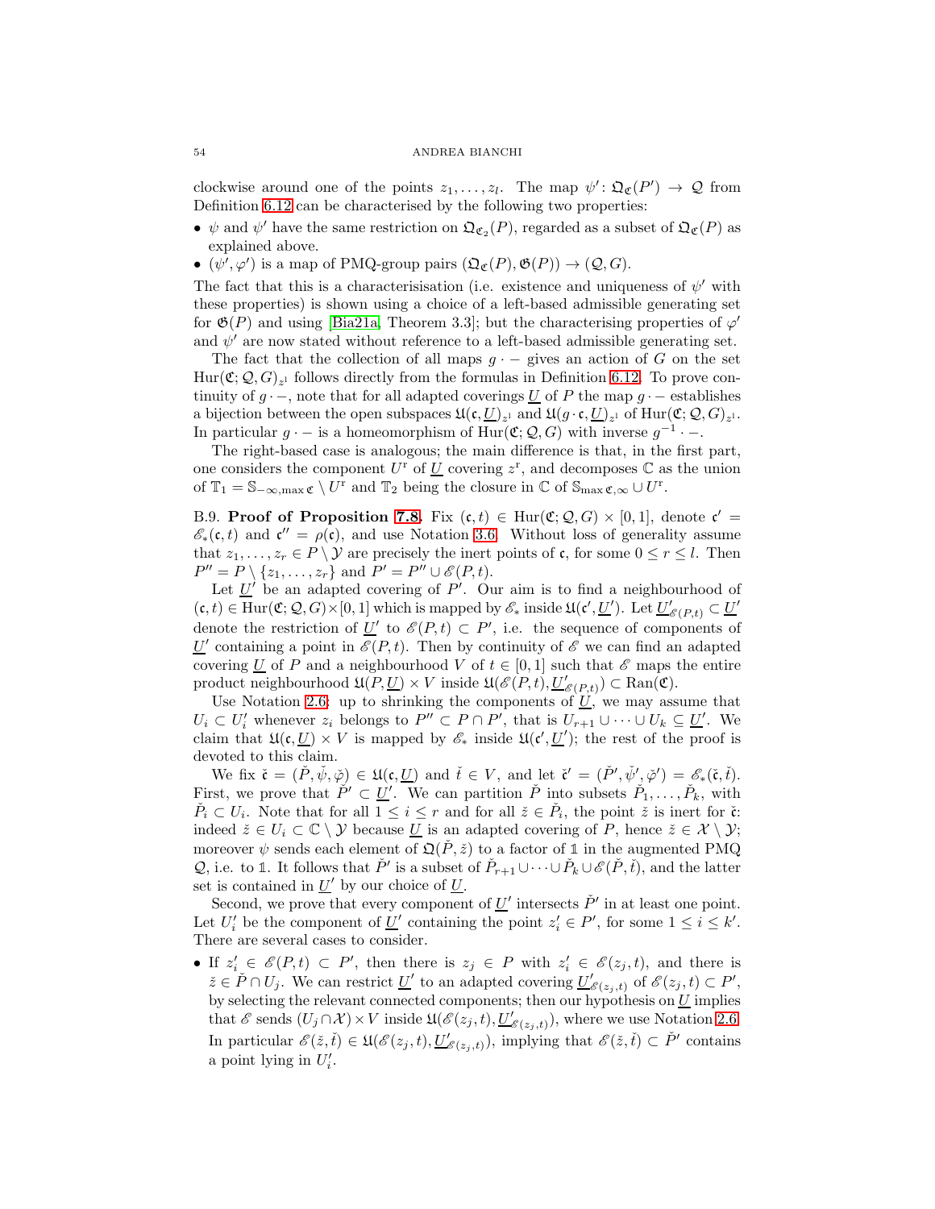clockwise around one of the points $z_1,\dots,z_l$. The map $\psi'\colon \mathfrak{Q}_{\mathfrak{C}}(P') \to \mathcal{Q}$ from Definition 6.12 can be characterised by the following two properties:

- $\psi$ and $\psi'$ have the same restriction on $\mathfrak{Q}_{\mathfrak{C}_2}(P)$, regarded as a subset of $\mathfrak{Q}_{\mathfrak{C}}(P)$ as explained above.
- $(\psi',\varphi')$ is a map of PMQ-group pairs $(\mathfrak{Q}_{\mathfrak{C}}(P),\mathfrak{G}(P)) \to (\mathcal{Q},G)$.

The fact that this is a characterisisation (i.e. existence and uniqueness of $\psi'$ with these properties) is shown using a choice of a left-based admissible generating set for $\mathfrak{G}(P)$ and using [Bia21a, Theorem 3.3]; but the characterising properties of $\varphi'$ and $\psi'$ are now stated without reference to a left-based admissible generating set.

The fact that the collection of all maps $g\cdot -$ gives an action of $G$ on the set $\mathrm{Hur}(\mathfrak{C};\mathcal{Q},G)_{z^{\mathrm{l}}}$ follows directly from the formulas in Definition 6.12. To prove continuity of $g\cdot -$, note that for all adapted coverings $\underline{U}$ of $P$ the map $g\cdot -$ establishes a bijection between the open subspaces $\mathfrak{U}(\mathfrak{c},\underline{U})_{z^{\mathrm{l}}}$ and $\mathfrak{U}(g\cdot\mathfrak{c},\underline{U})_{z^{\mathrm{l}}}$ of $\mathrm{Hur}(\mathfrak{C};\mathcal{Q},G)_{z^{\mathrm{l}}}$. In particular $g\cdot -$ is a homeomorphism of $\mathrm{Hur}(\mathfrak{C};\mathcal{Q},G)$ with inverse $g^{-1}\cdot -$.

The right-based case is analogous; the main difference is that, in the first part, one considers the component $U^{\mathrm{r}}$ of $\underline{U}$ covering $z^{\mathrm{r}}$, and decomposes $\mathbb{C}$ as the union of $\mathbb{T}_1 = \mathbb{S}_{-\infty,\max\mathfrak{c}} \setminus U^{\mathrm{r}}$ and $\mathbb{T}_2$ being the closure in $\mathbb{C}$ of $\mathbb{S}_{\max\mathfrak{c},\infty} \cup U^{\mathrm{r}}$.

B.9. **Proof of Proposition 7.8.** Fix $(\mathfrak{c},t) \in \mathrm{Hur}(\mathfrak{C};\mathcal{Q},G)\times[0,1]$, denote $\mathfrak{c}' = \mathscr{E}_*(\mathfrak{c},t)$ and $\mathfrak{c}'' = \rho(\mathfrak{c})$, and use Notation 3.6. Without loss of generality assume that $z_1,\dots,z_r \in P\setminus\mathcal{Y}$ are precisely the inert points of $\mathfrak{c}$, for some $0\le r\le l$. Then $P'' = P\setminus\{z_1,\dots,z_r\}$ and $P' = P''\cup\mathscr{E}(P,t)$.

Let $\underline{U}'$ be an adapted covering of $P'$. Our aim is to find a neighbourhood of $(\mathfrak{c},t)\in\mathrm{Hur}(\mathfrak{C};\mathcal{Q},G)\times[0,1]$ which is mapped by $\mathscr{E}_*$ inside $\mathfrak{U}(\mathfrak{c}',\underline{U}')$. Let $\underline{U}'_{\mathscr{E}(P,t)}\subset\underline{U}'$ denote the restriction of $\underline{U}'$ to $\mathscr{E}(P,t)\subset P'$, i.e. the sequence of components of $\underline{U}'$ containing a point in $\mathscr{E}(P,t)$. Then by continuity of $\mathscr{E}$ we can find an adapted covering $\underline{U}$ of $P$ and a neighbourhood $V$ of $t\in[0,1]$ such that $\mathscr{E}$ maps the entire product neighbourhood $\mathfrak{U}(P,\underline{U})\times V$ inside $\mathfrak{U}(\mathscr{E}(P,t),\underline{U}'_{\mathscr{E}(P,t)})\subset\mathrm{Ran}(\mathfrak{C})$.

Use Notation 2.6: up to shrinking the components of $\underline{U}$, we may assume that $U_i\subset U'_i$ whenever $z_i$ belongs to $P''\subset P\cap P'$, that is $U_{r+1}\cup\dots\cup U_k\subseteq\underline{U}'$. We claim that $\mathfrak{U}(\mathfrak{c},\underline{U})\times V$ is mapped by $\mathscr{E}_*$ inside $\mathfrak{U}(\mathfrak{c}',\underline{U}')$; the rest of the proof is devoted to this claim.

We fix $\check{\mathfrak{c}} = (\check{P},\check{\psi},\check{\varphi})\in\mathfrak{U}(\mathfrak{c},\underline{U})$ and $\check{t}\in V$, and let $\check{\mathfrak{c}}' = (\check{P}',\check{\psi}',\check{\varphi}') = \mathscr{E}_*(\check{\mathfrak{c}},\check{t})$. First, we prove that $\check{P}'\subset\underline{U}'$. We can partition $\check{P}$ into subsets $\check{P}_1,\dots,\check{P}_k$, with $\check{P}_i\subset U_i$. Note that for all $1\le i\le r$ and for all $\check{z}\in\check{P}_i$, the point $\check{z}$ is inert for $\check{\mathfrak{c}}$: indeed $\check{z}\in U_i\subset\mathbb{C}\setminus\mathcal{Y}$ because $\underline{U}$ is an adapted covering of $P$, hence $\check{z}\in\mathcal{X}\setminus\mathcal{Y}$; moreover $\psi$ sends each element of $\mathfrak{Q}(\check{P},\check{z})$ to a factor of $\mathbb{1}$ in the augmented PMQ $\mathcal{Q}$, i.e. to $\mathbb{1}$. It follows that $\check{P}'$ is a subset of $\check{P}_{r+1}\cup\dots\cup\check{P}_k\cup\mathscr{E}(\check{P},\check{t})$, and the latter set is contained in $\underline{U}'$ by our choice of $\underline{U}$.

Second, we prove that every component of $\underline{U}'$ intersects $\check{P}'$ in at least one point. Let $U'_i$ be the component of $\underline{U}'$ containing the point $z'_i\in P'$, for some $1\le i\le k'$. There are several cases to consider.

- If $z'_i\in\mathscr{E}(P,t)\subset P'$, then there is $z_j\in P$ with $z'_i\in\mathscr{E}(z_j,t)$, and there is $\check{z}\in\check{P}\cap U_j$. We can restrict $\underline{U}'$ to an adapted covering $\underline{U}'_{\mathscr{E}(z_j,t)}$ of $\mathscr{E}(z_j,t)\subset P'$, by selecting the relevant connected components; then our hypothesis on $\underline{U}$ implies that $\mathscr{E}$ sends $(U_j\cap\mathcal{X})\times V$ inside $\mathfrak{U}(\mathscr{E}(z_j,t),\underline{U}'_{\mathscr{E}(z_j,t)})$, where we use Notation 2.6. In particular $\mathscr{E}(\check{z},\check{t})\in\mathfrak{U}(\mathscr{E}(z_j,t),\underline{U}'_{\mathscr{E}(z_j,t)})$, implying that $\mathscr{E}(\check{z},\check{t})\subset\check{P}'$ contains a point lying in $U'_i$.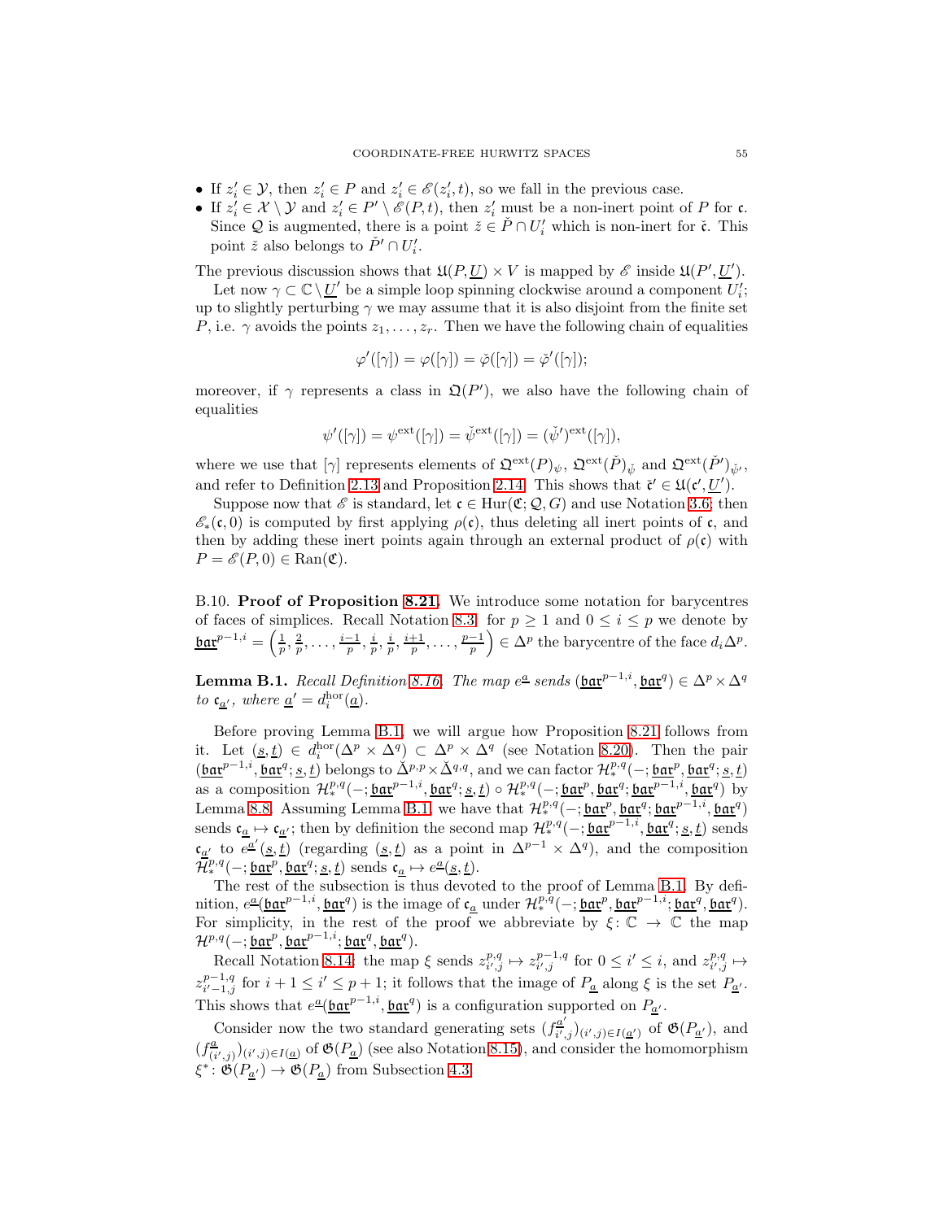- If $z'_i \in \mathcal{Y}$, then $z'_i \in P$ and $z'_i \in \mathscr{E}(z'_i, t)$, so we fall in the previous case.
- If $z'_i \in \mathcal{X} \setminus \mathcal{Y}$ and $z'_i \in P' \setminus \mathscr{E}(P, t)$, then $z'_i$ must be a non-inert point of $P$ for $\mathfrak{c}$. Since $\mathcal{Q}$ is augmented, there is a point $\check{z} \in \check{P} \cap U'_i$ which is non-inert for $\check{\mathfrak{c}}$. This point $\check{z}$ also belongs to $\check{P}' \cap U'_i$.

The previous discussion shows that $\mathfrak{U}(P, \underline{U}) \times V$ is mapped by $\mathscr{E}$ inside $\mathfrak{U}(P', \underline{U}')$.

Let now $\gamma \subset \mathbb{C} \setminus \underline{U}'$ be a simple loop spinning clockwise around a component $U'_i$; up to slightly perturbing $\gamma$ we may assume that it is also disjoint from the finite set $P$, i.e. $\gamma$ avoids the points $z_1, \dots, z_r$. Then we have the following chain of equalities

$$\varphi'([\gamma]) = \varphi([\gamma]) = \check{\varphi}([\gamma]) = \check{\varphi}'([\gamma]);$$

moreover, if $\gamma$ represents a class in $\mathfrak{Q}(P')$, we also have the following chain of equalities

$$\psi'([\gamma]) = \psi^{\mathrm{ext}}([\gamma]) = \check{\psi}^{\mathrm{ext}}([\gamma]) = (\check{\psi}')^{\mathrm{ext}}([\gamma]),$$

where we use that $[\gamma]$ represents elements of $\mathfrak{Q}^{\mathrm{ext}}(P)_{\psi}$, $\mathfrak{Q}^{\mathrm{ext}}(\check{P})_{\check{\psi}}$ and $\mathfrak{Q}^{\mathrm{ext}}(\check{P}')_{\check{\psi}'}$, and refer to Definition 2.13 and Proposition 2.14. This shows that $\check{\mathfrak{c}}' \in \mathfrak{U}(\mathfrak{c}', \underline{U}')$.

Suppose now that $\mathscr{E}$ is standard, let $\mathfrak{c} \in \mathrm{Hur}(\mathfrak{C}; \mathcal{Q}, G)$ and use Notation 3.6; then $\mathscr{E}_*(\mathfrak{c}, 0)$ is computed by first applying $\rho(\mathfrak{c})$, thus deleting all inert points of $\mathfrak{c}$, and then by adding these inert points again through an external product of $\rho(\mathfrak{c})$ with $P = \mathscr{E}(P, 0) \in \mathrm{Ran}(\mathfrak{C})$.

B.10. **Proof of Proposition 8.21.** We introduce some notation for barycentres of faces of simplices. Recall Notation 8.3: for $p \geq 1$ and $0 \leq i \leq p$ we denote by $\underline{\mathfrak{bar}}^{p-1,i} = \left(\frac{1}{p}, \frac{2}{p}, \dots, \frac{i-1}{p}, \frac{i}{p}, \frac{i}{p}, \frac{i+1}{p}, \dots, \frac{p-1}{p}\right) \in \Delta^p$ the barycentre of the face $d_i\Delta^p$.

**Lemma B.1.** *Recall Definition 8.16. The map $e^{\underline{a}}$ sends $(\underline{\mathfrak{bar}}^{p-1,i}, \underline{\mathfrak{bar}}^q) \in \Delta^p \times \Delta^q$ to $\mathfrak{c}_{\underline{a}'}$, where $\underline{a}' = d_i^{\mathrm{hor}}(\underline{a})$.*

Before proving Lemma B.1, we will argue how Proposition 8.21 follows from it. Let $(\underline{s}, \underline{t}) \in d_i^{\mathrm{hor}}(\Delta^p \times \Delta^q) \subset \Delta^p \times \Delta^q$ (see Notation 8.20). Then the pair $(\underline{\mathfrak{bar}}^{p-1,i}, \underline{\mathfrak{bar}}^q; \underline{s}, \underline{t})$ belongs to $\check{\Delta}^{p,p} \times \check{\Delta}^{q,q}$, and we can factor $\mathcal{H}^{p,q}_*(-; \underline{\mathfrak{bar}}^p, \underline{\mathfrak{bar}}^q; \underline{s}, \underline{t})$ as a composition $\mathcal{H}^{p,q}_*(-; \underline{\mathfrak{bar}}^{p-1,i}, \underline{\mathfrak{bar}}^q; \underline{s}, \underline{t}) \circ \mathcal{H}^{p,q}_*(-; \underline{\mathfrak{bar}}^p, \underline{\mathfrak{bar}}^q; \underline{\mathfrak{bar}}^{p-1,i}, \underline{\mathfrak{bar}}^q)$ by Lemma 8.8. Assuming Lemma B.1, we have that $\mathcal{H}^{p,q}_*(-; \underline{\mathfrak{bar}}^p, \underline{\mathfrak{bar}}^q; \underline{\mathfrak{bar}}^{p-1,i}, \underline{\mathfrak{bar}}^q)$ sends $\mathfrak{c}_{\underline{a}} \mapsto \mathfrak{c}_{\underline{a}'}$; then by definition the second map $\mathcal{H}^{p,q}_*(-; \underline{\mathfrak{bar}}^{p-1,i}, \underline{\mathfrak{bar}}^q; \underline{s}, \underline{t})$ sends $\mathfrak{c}_{\underline{a}'}$ to $e^{\underline{a}'}(\underline{s}, \underline{t})$ (regarding $(\underline{s}, \underline{t})$ as a point in $\Delta^{p-1} \times \Delta^q$), and the composition $\mathcal{H}^{p,q}_*(-; \underline{\mathfrak{bar}}^p, \underline{\mathfrak{bar}}^q; \underline{s}, \underline{t})$ sends $\mathfrak{c}_{\underline{a}} \mapsto e^{\underline{a}}(\underline{s}, \underline{t})$.

The rest of the subsection is thus devoted to the proof of Lemma B.1. By definition, $e^{\underline{a}}(\underline{\mathfrak{bar}}^{p-1,i}, \underline{\mathfrak{bar}}^q)$ is the image of $\mathfrak{c}_{\underline{a}}$ under $\mathcal{H}^{p,q}_*(-; \underline{\mathfrak{bar}}^p, \underline{\mathfrak{bar}}^{p-1,i}; \underline{\mathfrak{bar}}^q, \underline{\mathfrak{bar}}^q)$. For simplicity, in the rest of the proof we abbreviate by $\xi \colon \mathbb{C} \to \mathbb{C}$ the map $\mathcal{H}^{p,q}(-; \underline{\mathfrak{bar}}^p, \underline{\mathfrak{bar}}^{p-1,i}; \underline{\mathfrak{bar}}^q, \underline{\mathfrak{bar}}^q)$.

Recall Notation 8.14: the map $\xi$ sends $z^{p,q}_{i',j} \mapsto z^{p-1,q}_{i',j}$ for $0 \leq i' \leq i$, and $z^{p,q}_{i',j} \mapsto z^{p-1,q}_{i'-1,j}$ for $i+1 \leq i' \leq p+1$; it follows that the image of $P_{\underline{a}}$ along $\xi$ is the set $P_{\underline{a}'}$. This shows that $e^{\underline{a}}(\underline{\mathfrak{bar}}^{p-1,i}, \underline{\mathfrak{bar}}^q)$ is a configuration supported on $P_{\underline{a}'}$.

Consider now the two standard generating sets $(f^{\underline{a}'}_{i',j})_{(i',j) \in I(\underline{a}')}$ of $\mathfrak{G}(P_{\underline{a}'})$, and $(f^{\underline{a}}_{(i',j)})_{(i',j) \in I(\underline{a})}$ of $\mathfrak{G}(P_{\underline{a}})$ (see also Notation 8.15), and consider the homomorphism $\xi^* \colon \mathfrak{G}(P_{\underline{a}'}) \to \mathfrak{G}(P_{\underline{a}})$ from Subsection 4.3.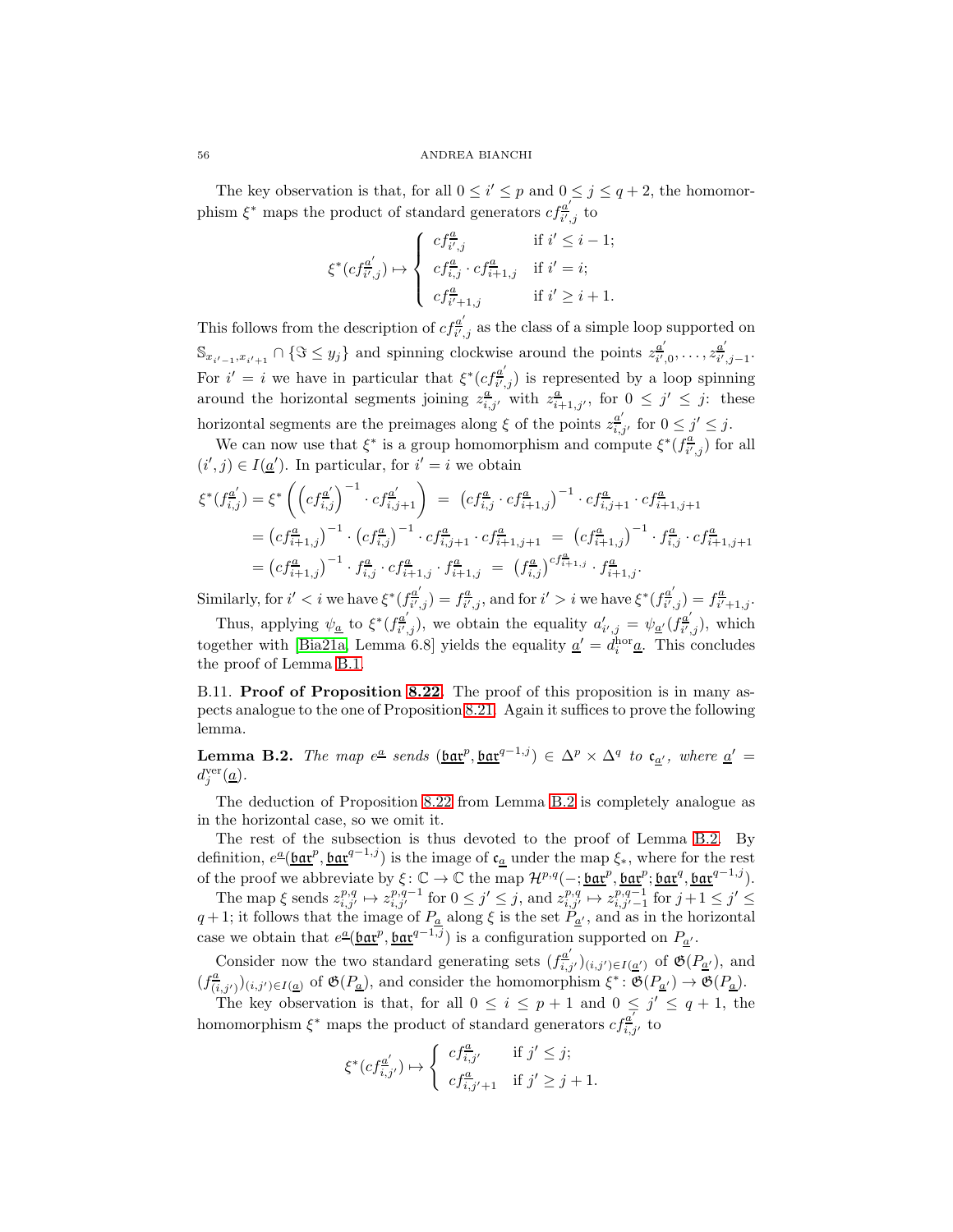The key observation is that, for all $0 \le i' \le p$ and $0 \le j \le q+2$, the homomorphism $\xi^*$ maps the product of standard generators $cf^{\underline{a}'}_{i',j}$ to

$$\xi^*(cf^{\underline{a}'}_{i',j}) \mapsto \begin{cases} cf^{\underline{a}}_{i',j} & \text{if } i' \le i-1; \\ cf^{\underline{a}}_{i,j} \cdot cf^{\underline{a}}_{i+1,j} & \text{if } i' = i; \\ cf^{\underline{a}}_{i'+1,j} & \text{if } i' \ge i+1. \end{cases}$$

This follows from the description of $cf^{\underline{a}'}_{i',j}$ as the class of a simple loop supported on $\mathbb{S}_{x_{i'-1},x_{i'+1}} \cap \{\Im \le y_j\}$ and spinning clockwise around the points $z^{\underline{a}'}_{i',0}, \dots, z^{\underline{a}'}_{i',j-1}$. For $i' = i$ we have in particular that $\xi^*(cf^{\underline{a}'}_{i',j})$ is represented by a loop spinning around the horizontal segments joining $z^{\underline{a}}_{i,j'}$ with $z^{\underline{a}}_{i+1,j'}$, for $0 \le j' \le j$: these horizontal segments are the preimages along $\xi$ of the points $z^{\underline{a}'}_{i,j'}$ for $0 \le j' \le j$.

We can now use that $\xi^*$ is a group homomorphism and compute $\xi^*(f^{\underline{a}}_{i',j})$ for all $(i',j) \in I(\underline{a}')$. In particular, for $i' = i$ we obtain

$$\begin{aligned}
\xi^*(f^{\underline{a}'}_{i,j}) = \xi^*\left(\left(cf^{\underline{a}'}_{i,j}\right)^{-1} \cdot cf^{\underline{a}'}_{i,j+1}\right) &= \left(cf^{\underline{a}}_{i,j} \cdot cf^{\underline{a}}_{i+1,j}\right)^{-1} \cdot cf^{\underline{a}}_{i,j+1} \cdot cf^{\underline{a}}_{i+1,j+1} \\
= \left(cf^{\underline{a}}_{i+1,j}\right)^{-1} \cdot \left(cf^{\underline{a}}_{i,j}\right)^{-1} \cdot cf^{\underline{a}}_{i,j+1} \cdot cf^{\underline{a}}_{i+1,j+1} &= \left(cf^{\underline{a}}_{i+1,j}\right)^{-1} \cdot f^{\underline{a}}_{i,j} \cdot cf^{\underline{a}}_{i+1,j+1} \\
= \left(cf^{\underline{a}}_{i+1,j}\right)^{-1} \cdot f^{\underline{a}}_{i,j} \cdot cf^{\underline{a}}_{i+1,j} \cdot f^{\underline{a}}_{i+1,j} &= \left(f^{\underline{a}}_{i,j}\right)^{cf^{\underline{a}}_{i+1,j}} \cdot f^{\underline{a}}_{i+1,j}.
\end{aligned}$$

Similarly, for $i' < i$ we have $\xi^*(f^{\underline{a}'}_{i',j}) = f^{\underline{a}}_{i',j}$, and for $i' > i$ we have $\xi^*(f^{\underline{a}'}_{i',j}) = f^{\underline{a}}_{i'+1,j}$.

Thus, applying $\psi_{\underline{a}}$ to $\xi^*(f^{\underline{a}'}_{i',j})$, we obtain the equality $a'_{i',j} = \psi_{\underline{a}'}(f^{\underline{a}'}_{i',j})$, which together with [Bia21a, Lemma 6.8] yields the equality $\underline{a}' = d^{\mathrm{hor}}_i \underline{a}$. This concludes the proof of Lemma B.1.

B.11. **Proof of Proposition 8.22.** The proof of this proposition is in many aspects analogue to the one of Proposition 8.21. Again it suffices to prove the following lemma.

**Lemma B.2.** *The map $e^{\underline{a}}$ sends $(\mathfrak{bar}^p, \mathfrak{bar}^{q-1,j}) \in \Delta^p \times \Delta^q$ to $\mathfrak{c}_{\underline{a}'}$, where $\underline{a}' = d^{\mathrm{ver}}_j(\underline{a})$.*

The deduction of Proposition 8.22 from Lemma B.2 is completely analogue as in the horizontal case, so we omit it.

The rest of the subsection is thus devoted to the proof of Lemma B.2. By definition, $e^{\underline{a}}(\mathfrak{bar}^p, \mathfrak{bar}^{q-1,j})$ is the image of $\mathfrak{c}_{\underline{a}}$ under the map $\xi_*$, where for the rest of the proof we abbreviate by $\xi \colon \mathbb{C} \to \mathbb{C}$ the map $\mathcal{H}^{p,q}(-; \mathfrak{bar}^p, \mathfrak{bar}^p; \mathfrak{bar}^q, \mathfrak{bar}^{q-1,j})$.

The map $\xi$ sends $z^{p,q}_{i,j'} \mapsto z^{p,q-1}_{i,j'}$ for $0 \le j' \le j$, and $z^{p,q}_{i,j'} \mapsto z^{p,q-1}_{i,j'-1}$ for $j+1 \le j' \le q+1$; it follows that the image of $P_{\underline{a}}$ along $\xi$ is the set $P_{\underline{a}'}$, and as in the horizontal case we obtain that $e^{\underline{a}}(\mathfrak{bar}^p, \mathfrak{bar}^{q-1,j})$ is a configuration supported on $P_{\underline{a}'}$.

Consider now the two standard generating sets $(f^{\underline{a}'}_{i,j'})_{(i,j') \in I(\underline{a}')}$ of $\mathfrak{G}(P_{\underline{a}'})$, and $(f^{\underline{a}}_{(i,j')})_{(i,j') \in I(\underline{a})}$ of $\mathfrak{G}(P_{\underline{a}})$, and consider the homomorphism $\xi^* \colon \mathfrak{G}(P_{\underline{a}'}) \to \mathfrak{G}(P_{\underline{a}})$.

The key observation is that, for all $0 \le i \le p+1$ and $0 \le j' \le q+1$, the homomorphism $\xi^*$ maps the product of standard generators $cf^{\underline{a}'}_{i,j'}$ to

$$\xi^*(cf^{\underline{a}'}_{i,j'}) \mapsto \begin{cases} cf^{\underline{a}}_{i,j'} & \text{if } j' \le j; \\ cf^{\underline{a}}_{i,j'+1} & \text{if } j' \ge j+1. \end{cases}$$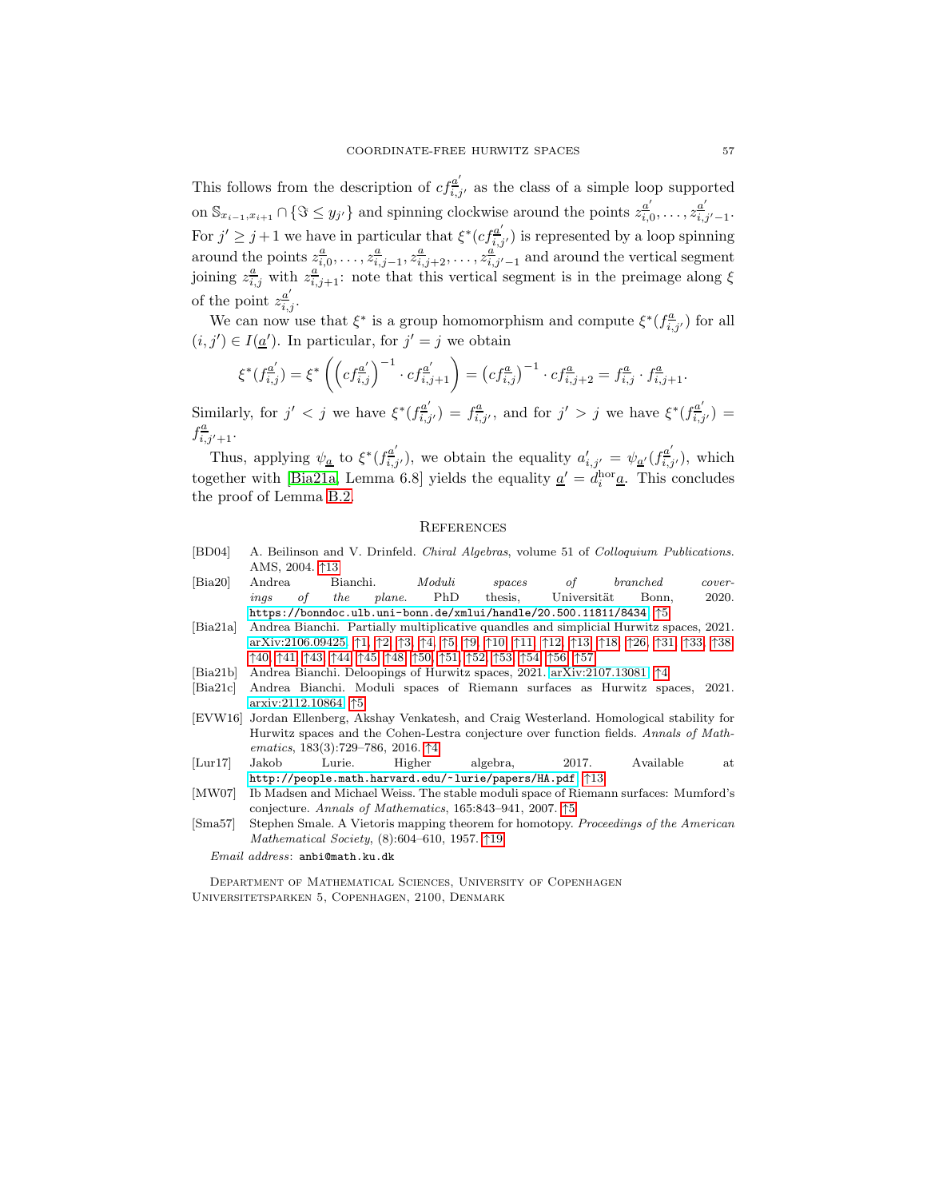This follows from the description of $cf^{\underline{a}'}_{i,j'}$ as the class of a simple loop supported on $\mathbb{S}_{x_{i-1},x_{i+1}} \cap \{\Im \leq y_{j'}\}$ and spinning clockwise around the points $z^{\underline{a}'}_{i,0}, \dots, z^{\underline{a}'}_{i,j'-1}$. For $j' \geq j+1$ we have in particular that $\xi^*(cf^{\underline{a}'}_{i,j'})$ is represented by a loop spinning around the points $z^{\underline{a}}_{i,0}, \dots, z^{\underline{a}}_{i,j-1}, z^{\underline{a}}_{i,j+2}, \dots, z^{\underline{a}}_{i,j'-1}$ and around the vertical segment joining $z^{\underline{a}}_{i,j}$ with $z^{\underline{a}}_{i,j+1}$: note that this vertical segment is in the preimage along $\xi$ of the point $z^{\underline{a}'}_{i,j}$.

We can now use that $\xi^*$ is a group homomorphism and compute $\xi^*(f^{\underline{a}}_{i,j'})$ for all $(i,j') \in I(\underline{a}')$. In particular, for $j' = j$ we obtain

$$\xi^*(f^{\underline{a}'}_{i,j}) = \xi^*\left(\left(cf^{\underline{a}'}_{i,j}\right)^{-1} \cdot cf^{\underline{a}'}_{i,j+1}\right) = \left(cf^{\underline{a}}_{i,j}\right)^{-1} \cdot cf^{\underline{a}}_{i,j+2} = f^{\underline{a}}_{i,j} \cdot f^{\underline{a}}_{i,j+1}.$$

Similarly, for $j' < j$ we have $\xi^*(f^{\underline{a}'}_{i,j'}) = f^{\underline{a}}_{i,j'}$, and for $j' > j$ we have $\xi^*(f^{\underline{a}'}_{i,j'}) = f^{\underline{a}}_{i,j'+1}$.

Thus, applying $\psi_{\underline{a}}$ to $\xi^*(f^{\underline{a}'}_{i,j'})$, we obtain the equality $a'_{i,j'} = \psi_{\underline{a}'}(f^{\underline{a}'}_{i,j'})$, which together with [Bia21a, Lemma 6.8] yields the equality $\underline{a}' = d^{\mathrm{hor}}_i \underline{a}$. This concludes the proof of Lemma B.2.

## References

[BD04] A. Beilinson and V. Drinfeld. *Chiral Algebras*, volume 51 of *Colloquium Publications*. AMS, 2004. ↑13

[Bia20] Andrea Bianchi. *Moduli spaces of branched coverings of the plane*. PhD thesis, Universität Bonn, 2020. https://bonndoc.ulb.uni-bonn.de/xmlui/handle/20.500.11811/8434. ↑5

[Bia21a] Andrea Bianchi. Partially multiplicative quandles and simplicial Hurwitz spaces, 2021. arXiv:2106.09425. ↑1, ↑2, ↑3, ↑4, ↑5, ↑9, ↑10, ↑11, ↑12, ↑13, ↑18, ↑26, ↑31, ↑33, ↑38, ↑40, ↑41, ↑43, ↑44, ↑45, ↑48, ↑50, ↑51, ↑52, ↑53, ↑54, ↑56, ↑57

[Bia21b] Andrea Bianchi. Deloopings of Hurwitz spaces, 2021. arXiv:2107.13081. ↑4

[Bia21c] Andrea Bianchi. Moduli spaces of Riemann surfaces as Hurwitz spaces, 2021. arxiv:2112.10864. ↑5

[EVW16] Jordan Ellenberg, Akshay Venkatesh, and Craig Westerland. Homological stability for Hurwitz spaces and the Cohen-Lestra conjecture over function fields. *Annals of Mathematics*, 183(3):729–786, 2016. ↑4

[Lur17] Jakob Lurie. Higher algebra, 2017. Available at http://people.math.harvard.edu/~lurie/papers/HA.pdf. ↑13

[MW07] Ib Madsen and Michael Weiss. The stable moduli space of Riemann surfaces: Mumford's conjecture. *Annals of Mathematics*, 165:843–941, 2007. ↑5

[Sma57] Stephen Smale. A Vietoris mapping theorem for homotopy. *Proceedings of the American Mathematical Society*, (8):604–610, 1957. ↑19

*Email address*: anbi@math.ku.dk

Department of Mathematical Sciences, University of Copenhagen
Universitetsparken 5, Copenhagen, 2100, Denmark